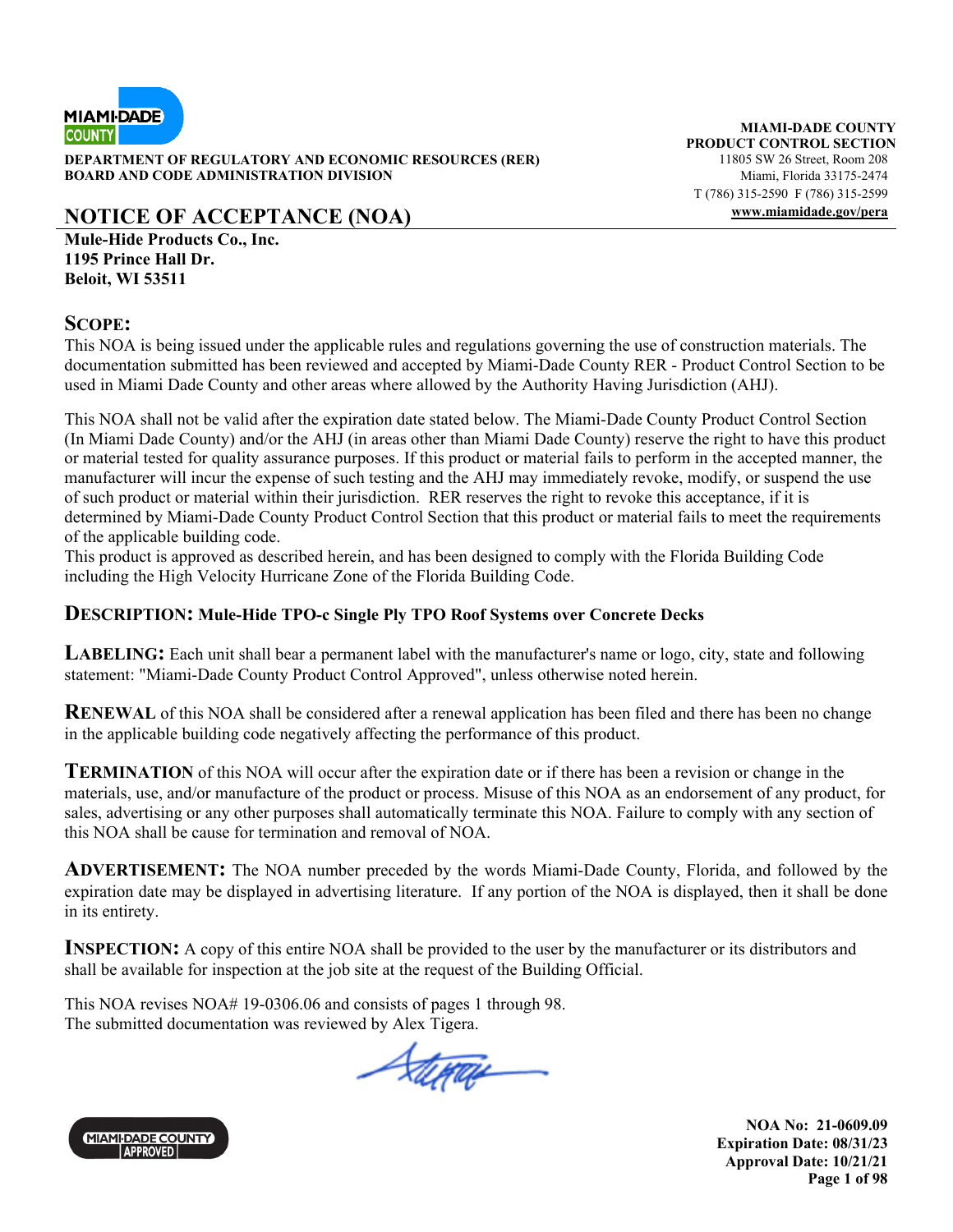MIAMI-DADE COUNTY

**DEPARTMENT OF REGULATORY AND ECONOMIC RESOURCES (RER)**
**BOARD AND CODE ADMINISTRATION DIVISION**

**MIAMI-DADE COUNTY**
**PRODUCT CONTROL SECTION**
11805 SW 26 Street, Room 208
Miami, Florida 33175-2474
T (786) 315-2590 F (786) 315-2599
**www.miamidade.gov/pera**

# NOTICE OF ACCEPTANCE (NOA)

**Mule-Hide Products Co., Inc.**
**1195 Prince Hall Dr.**
**Beloit, WI 53511**

## SCOPE:

This NOA is being issued under the applicable rules and regulations governing the use of construction materials. The documentation submitted has been reviewed and accepted by Miami-Dade County RER - Product Control Section to be used in Miami Dade County and other areas where allowed by the Authority Having Jurisdiction (AHJ).

This NOA shall not be valid after the expiration date stated below. The Miami-Dade County Product Control Section (In Miami Dade County) and/or the AHJ (in areas other than Miami Dade County) reserve the right to have this product or material tested for quality assurance purposes. If this product or material fails to perform in the accepted manner, the manufacturer will incur the expense of such testing and the AHJ may immediately revoke, modify, or suspend the use of such product or material within their jurisdiction. RER reserves the right to revoke this acceptance, if it is determined by Miami-Dade County Product Control Section that this product or material fails to meet the requirements of the applicable building code.
This product is approved as described herein, and has been designed to comply with the Florida Building Code including the High Velocity Hurricane Zone of the Florida Building Code.

**DESCRIPTION: Mule-Hide TPO-c Single Ply TPO Roof Systems over Concrete Decks**

**LABELING:** Each unit shall bear a permanent label with the manufacturer's name or logo, city, state and following statement: "Miami-Dade County Product Control Approved", unless otherwise noted herein.

**RENEWAL** of this NOA shall be considered after a renewal application has been filed and there has been no change in the applicable building code negatively affecting the performance of this product.

**TERMINATION** of this NOA will occur after the expiration date or if there has been a revision or change in the materials, use, and/or manufacture of the product or process. Misuse of this NOA as an endorsement of any product, for sales, advertising or any other purposes shall automatically terminate this NOA. Failure to comply with any section of this NOA shall be cause for termination and removal of NOA.

**ADVERTISEMENT:** The NOA number preceded by the words Miami-Dade County, Florida, and followed by the expiration date may be displayed in advertising literature. If any portion of the NOA is displayed, then it shall be done in its entirety.

**INSPECTION:** A copy of this entire NOA shall be provided to the user by the manufacturer or its distributors and shall be available for inspection at the job site at the request of the Building Official.

This NOA revises NOA# 19-0306.06 and consists of pages 1 through 98.
The submitted documentation was reviewed by Alex Tigera.

MIAMI-DADE COUNTY APPROVED

**NOA No: 21-0609.09**
**Expiration Date: 08/31/23**
**Approval Date: 10/21/21**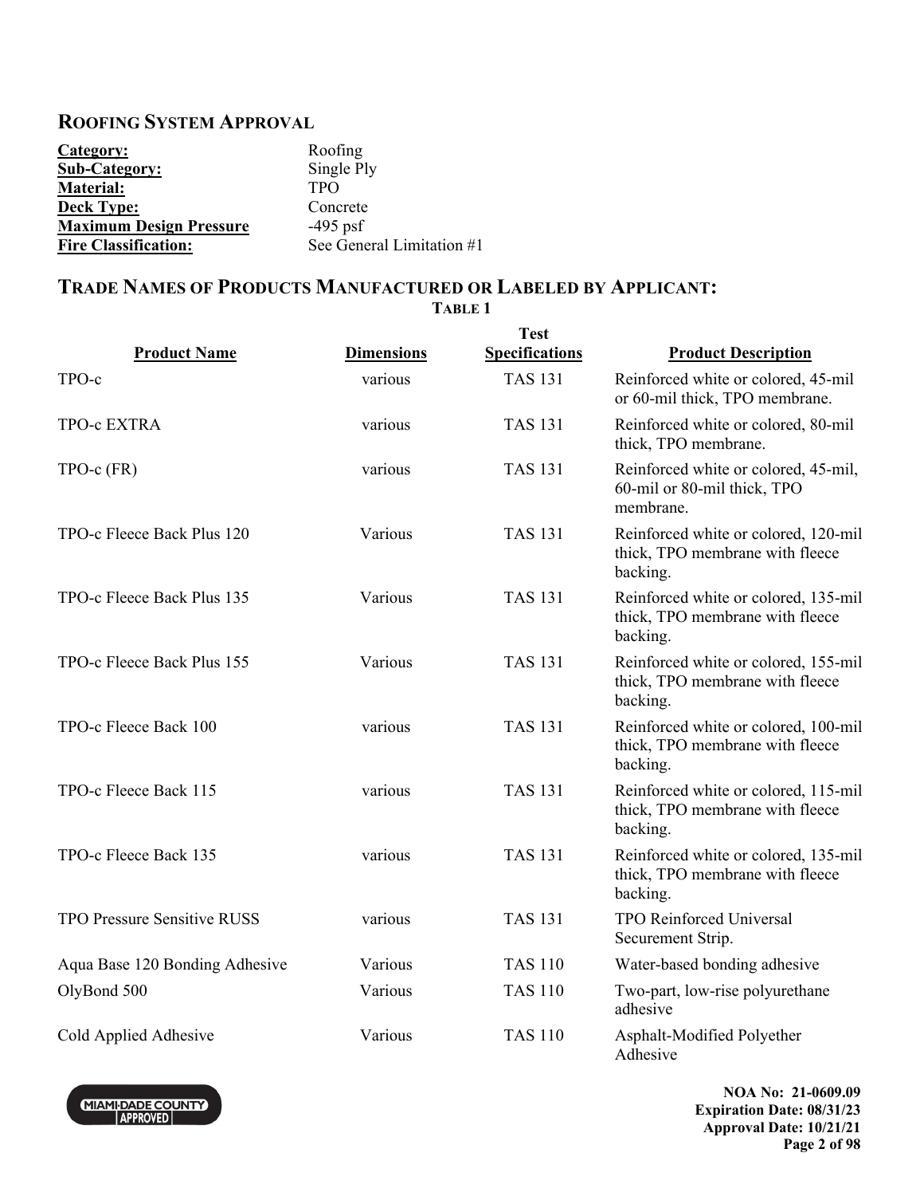## Roofing System Approval

| | |
|---|---|
| **Category:** | Roofing |
| **Sub-Category:** | Single Ply |
| **Material:** | TPO |
| **Deck Type:** | Concrete |
| **Maximum Design Pressure** | -495 psf |
| **Fire Classification:** | See General Limitation #1 |

## Trade Names of Products Manufactured or Labeled by Applicant:

**Table 1**

| Product Name | Dimensions | Test Specifications | Product Description |
|---|---|---|---|
| TPO-c | various | TAS 131 | Reinforced white or colored, 45-mil or 60-mil thick, TPO membrane. |
| TPO-c EXTRA | various | TAS 131 | Reinforced white or colored, 80-mil thick, TPO membrane. |
| TPO-c (FR) | various | TAS 131 | Reinforced white or colored, 45-mil, 60-mil or 80-mil thick, TPO membrane. |
| TPO-c Fleece Back Plus 120 | Various | TAS 131 | Reinforced white or colored, 120-mil thick, TPO membrane with fleece backing. |
| TPO-c Fleece Back Plus 135 | Various | TAS 131 | Reinforced white or colored, 135-mil thick, TPO membrane with fleece backing. |
| TPO-c Fleece Back Plus 155 | Various | TAS 131 | Reinforced white or colored, 155-mil thick, TPO membrane with fleece backing. |
| TPO-c Fleece Back 100 | various | TAS 131 | Reinforced white or colored, 100-mil thick, TPO membrane with fleece backing. |
| TPO-c Fleece Back 115 | various | TAS 131 | Reinforced white or colored, 115-mil thick, TPO membrane with fleece backing. |
| TPO-c Fleece Back 135 | various | TAS 131 | Reinforced white or colored, 135-mil thick, TPO membrane with fleece backing. |
| TPO Pressure Sensitive RUSS | various | TAS 131 | TPO Reinforced Universal Securement Strip. |
| Aqua Base 120 Bonding Adhesive | Various | TAS 110 | Water-based bonding adhesive |
| OlyBond 500 | Various | TAS 110 | Two-part, low-rise polyurethane adhesive |
| Cold Applied Adhesive | Various | TAS 110 | Asphalt-Modified Polyether Adhesive |

**NOA No: 21-0609.09**
**Expiration Date: 08/31/23**
**Approval Date: 10/21/21**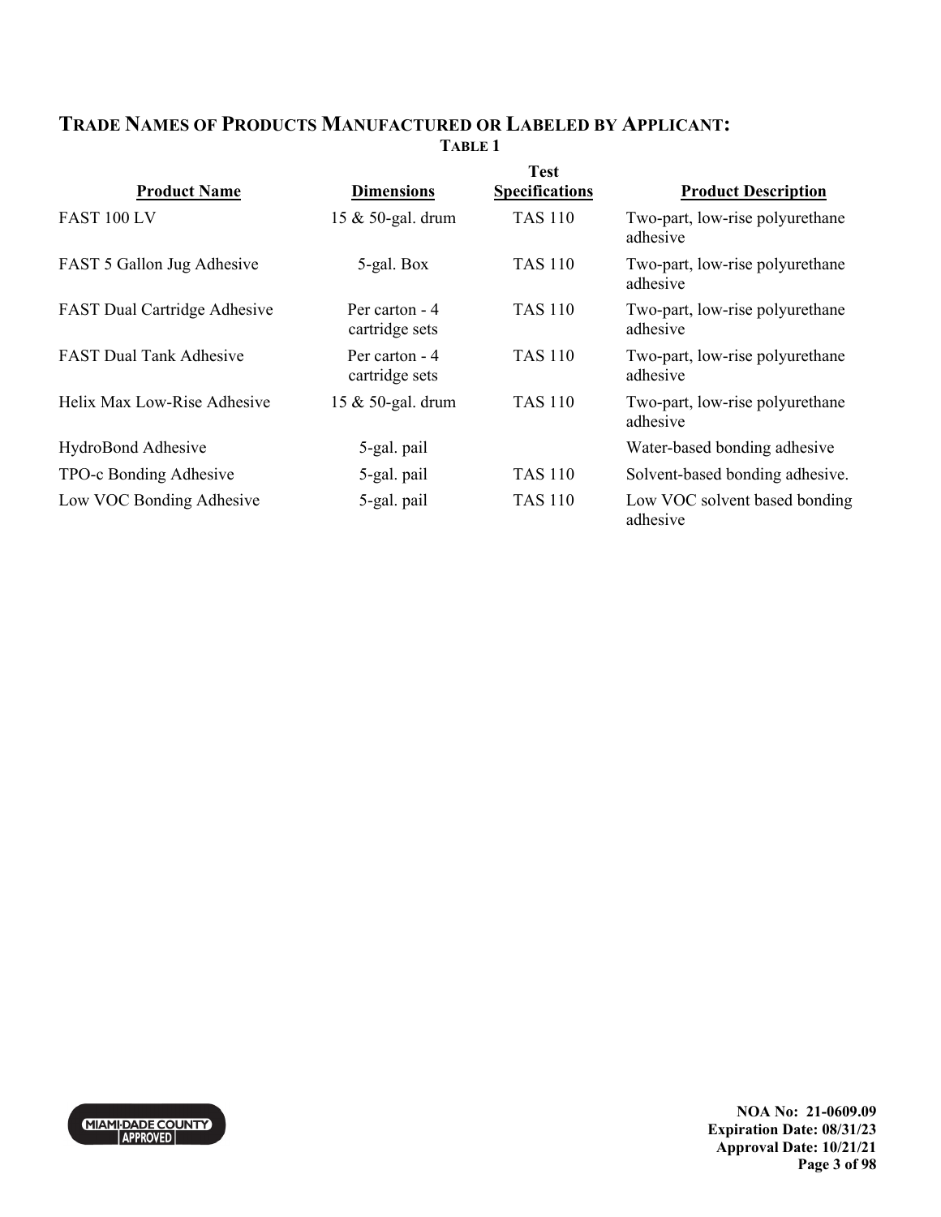## TRADE NAMES OF PRODUCTS MANUFACTURED OR LABELED BY APPLICANT:

**TABLE 1**

| Product Name | Dimensions | Test Specifications | Product Description |
|---|---|---|---|
| FAST 100 LV | 15 & 50-gal. drum | TAS 110 | Two-part, low-rise polyurethane adhesive |
| FAST 5 Gallon Jug Adhesive | 5-gal. Box | TAS 110 | Two-part, low-rise polyurethane adhesive |
| FAST Dual Cartridge Adhesive | Per carton - 4 cartridge sets | TAS 110 | Two-part, low-rise polyurethane adhesive |
| FAST Dual Tank Adhesive | Per carton - 4 cartridge sets | TAS 110 | Two-part, low-rise polyurethane adhesive |
| Helix Max Low-Rise Adhesive | 15 & 50-gal. drum | TAS 110 | Two-part, low-rise polyurethane adhesive |
| HydroBond Adhesive | 5-gal. pail | | Water-based bonding adhesive |
| TPO-c Bonding Adhesive | 5-gal. pail | TAS 110 | Solvent-based bonding adhesive. |
| Low VOC Bonding Adhesive | 5-gal. pail | TAS 110 | Low VOC solvent based bonding adhesive |

**NOA No: 21-0609.09**
**Expiration Date: 08/31/23**
**Approval Date: 10/21/21**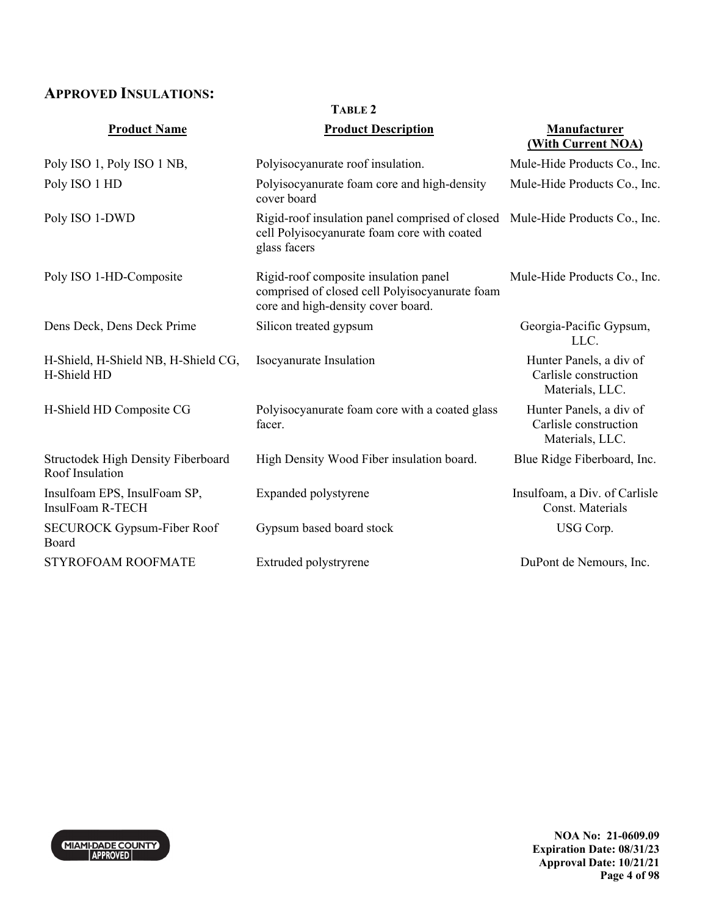## APPROVED INSULATIONS:

**TABLE 2**

| Product Name | Product Description | Manufacturer (With Current NOA) |
|---|---|---|
| Poly ISO 1, Poly ISO 1 NB, | Polyisocyanurate roof insulation. | Mule-Hide Products Co., Inc. |
| Poly ISO 1 HD | Polyisocyanurate foam core and high-density cover board | Mule-Hide Products Co., Inc. |
| Poly ISO 1-DWD | Rigid-roof insulation panel comprised of closed cell Polyisocyanurate foam core with coated glass facers | Mule-Hide Products Co., Inc. |
| Poly ISO 1-HD-Composite | Rigid-roof composite insulation panel comprised of closed cell Polyisocyanurate foam core and high-density cover board. | Mule-Hide Products Co., Inc. |
| Dens Deck, Dens Deck Prime | Silicon treated gypsum | Georgia-Pacific Gypsum, LLC. |
| H-Shield, H-Shield NB, H-Shield CG, H-Shield HD | Isocyanurate Insulation | Hunter Panels, a div of Carlisle construction Materials, LLC. |
| H-Shield HD Composite CG | Polyisocyanurate foam core with a coated glass facer. | Hunter Panels, a div of Carlisle construction Materials, LLC. |
| Structodek High Density Fiberboard Roof Insulation | High Density Wood Fiber insulation board. | Blue Ridge Fiberboard, Inc. |
| Insulfoam EPS, InsulFoam SP, InsulFoam R-TECH | Expanded polystyrene | Insulfoam, a Div. of Carlisle Const. Materials |
| SECUROCK Gypsum-Fiber Roof Board | Gypsum based board stock | USG Corp. |
| STYROFOAM ROOFMATE | Extruded polystryrene | DuPont de Nemours, Inc. |

**NOA No: 21-0609.09**
**Expiration Date: 08/31/23**
**Approval Date: 10/21/21**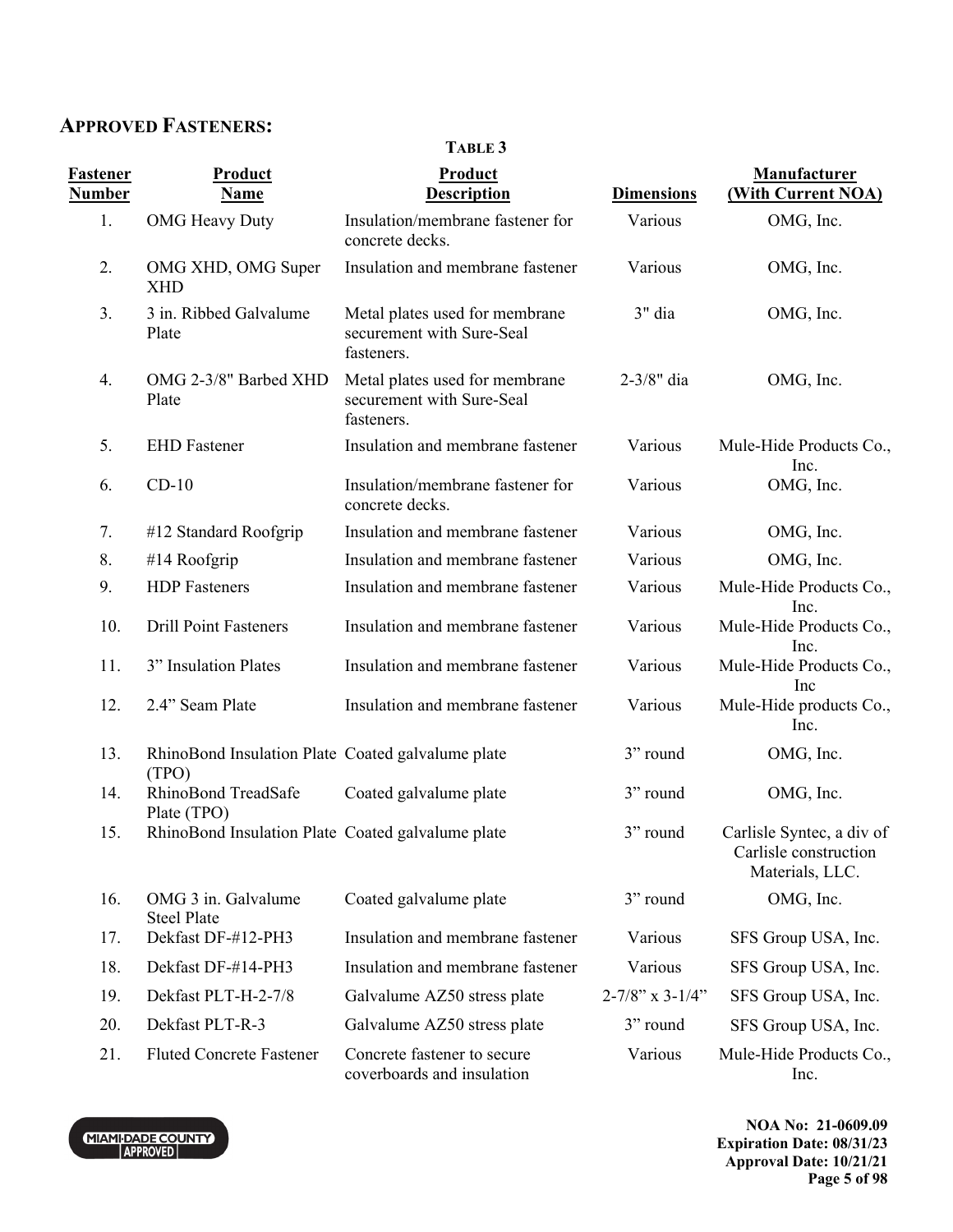## APPROVED FASTENERS:

**TABLE 3**

| Fastener Number | Product Name | Product Description | Dimensions | Manufacturer (With Current NOA) |
|---|---|---|---|---|
| 1. | OMG Heavy Duty | Insulation/membrane fastener for concrete decks. | Various | OMG, Inc. |
| 2. | OMG XHD, OMG Super XHD | Insulation and membrane fastener | Various | OMG, Inc. |
| 3. | 3 in. Ribbed Galvalume Plate | Metal plates used for membrane securement with Sure-Seal fasteners. | 3" dia | OMG, Inc. |
| 4. | OMG 2-3/8" Barbed XHD Plate | Metal plates used for membrane securement with Sure-Seal fasteners. | 2-3/8" dia | OMG, Inc. |
| 5. | EHD Fastener | Insulation and membrane fastener | Various | Mule-Hide Products Co., Inc. |
| 6. | CD-10 | Insulation/membrane fastener for concrete decks. | Various | OMG, Inc. |
| 7. | #12 Standard Roofgrip | Insulation and membrane fastener | Various | OMG, Inc. |
| 8. | #14 Roofgrip | Insulation and membrane fastener | Various | OMG, Inc. |
| 9. | HDP Fasteners | Insulation and membrane fastener | Various | Mule-Hide Products Co., Inc. |
| 10. | Drill Point Fasteners | Insulation and membrane fastener | Various | Mule-Hide Products Co., Inc. |
| 11. | 3” Insulation Plates | Insulation and membrane fastener | Various | Mule-Hide Products Co., Inc |
| 12. | 2.4” Seam Plate | Insulation and membrane fastener | Various | Mule-Hide products Co., Inc. |
| 13. | RhinoBond Insulation Plate (TPO) | Coated galvalume plate | 3” round | OMG, Inc. |
| 14. | RhinoBond TreadSafe Plate (TPO) | Coated galvalume plate | 3” round | OMG, Inc. |
| 15. | RhinoBond Insulation Plate | Coated galvalume plate | 3” round | Carlisle Syntec, a div of Carlisle construction Materials, LLC. |
| 16. | OMG 3 in. Galvalume Steel Plate | Coated galvalume plate | 3” round | OMG, Inc. |
| 17. | Dekfast DF-#12-PH3 | Insulation and membrane fastener | Various | SFS Group USA, Inc. |
| 18. | Dekfast DF-#14-PH3 | Insulation and membrane fastener | Various | SFS Group USA, Inc. |
| 19. | Dekfast PLT-H-2-7/8 | Galvalume AZ50 stress plate | 2-7/8” x 3-1/4” | SFS Group USA, Inc. |
| 20. | Dekfast PLT-R-3 | Galvalume AZ50 stress plate | 3” round | SFS Group USA, Inc. |
| 21. | Fluted Concrete Fastener | Concrete fastener to secure coverboards and insulation | Various | Mule-Hide Products Co., Inc. |

NOA No: 21-0609.09
Expiration Date: 08/31/23
Approval Date: 10/21/21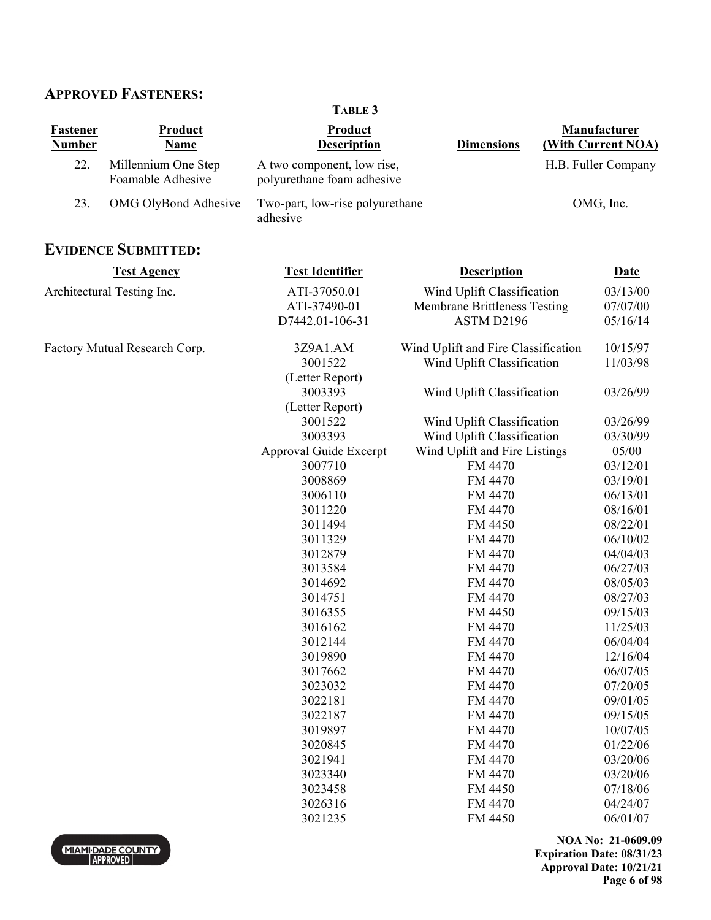## APPROVED FASTENERS:

**TABLE 3**

| Fastener Number | Product Name | Product Description | Dimensions | Manufacturer (With Current NOA) |
|---|---|---|---|---|
| 22. | Millennium One Step Foamable Adhesive | A two component, low rise, polyurethane foam adhesive | | H.B. Fuller Company |
| 23. | OMG OlyBond Adhesive | Two-part, low-rise polyurethane adhesive | | OMG, Inc. |

## EVIDENCE SUBMITTED:

| Test Agency | Test Identifier | Description | Date |
|---|---|---|---|
| Architectural Testing Inc. | ATI-37050.01 | Wind Uplift Classification | 03/13/00 |
| | ATI-37490-01 | Membrane Brittleness Testing | 07/07/00 |
| | D7442.01-106-31 | ASTM D2196 | 05/16/14 |
| Factory Mutual Research Corp. | 3Z9A1.AM | Wind Uplift and Fire Classification | 10/15/97 |
| | 3001522 (Letter Report) | Wind Uplift Classification | 11/03/98 |
| | 3003393 (Letter Report) | Wind Uplift Classification | 03/26/99 |
| | 3001522 | Wind Uplift Classification | 03/26/99 |
| | 3003393 | Wind Uplift Classification | 03/30/99 |
| | Approval Guide Excerpt | Wind Uplift and Fire Listings | 05/00 |
| | 3007710 | FM 4470 | 03/12/01 |
| | 3008869 | FM 4470 | 03/19/01 |
| | 3006110 | FM 4470 | 06/13/01 |
| | 3011220 | FM 4470 | 08/16/01 |
| | 3011494 | FM 4450 | 08/22/01 |
| | 3011329 | FM 4470 | 06/10/02 |
| | 3012879 | FM 4470 | 04/04/03 |
| | 3013584 | FM 4470 | 06/27/03 |
| | 3014692 | FM 4470 | 08/05/03 |
| | 3014751 | FM 4470 | 08/27/03 |
| | 3016355 | FM 4450 | 09/15/03 |
| | 3016162 | FM 4470 | 11/25/03 |
| | 3012144 | FM 4470 | 06/04/04 |
| | 3019890 | FM 4470 | 12/16/04 |
| | 3017662 | FM 4470 | 06/07/05 |
| | 3023032 | FM 4470 | 07/20/05 |
| | 3022181 | FM 4470 | 09/01/05 |
| | 3022187 | FM 4470 | 09/15/05 |
| | 3019897 | FM 4470 | 10/07/05 |
| | 3020845 | FM 4470 | 01/22/06 |
| | 3021941 | FM 4470 | 03/20/06 |
| | 3023340 | FM 4470 | 03/20/06 |
| | 3023458 | FM 4450 | 07/18/06 |
| | 3026316 | FM 4470 | 04/24/07 |
| | 3021235 | FM 4450 | 06/01/07 |

**NOA No: 21-0609.09**
**Expiration Date: 08/31/23**
**Approval Date: 10/21/21**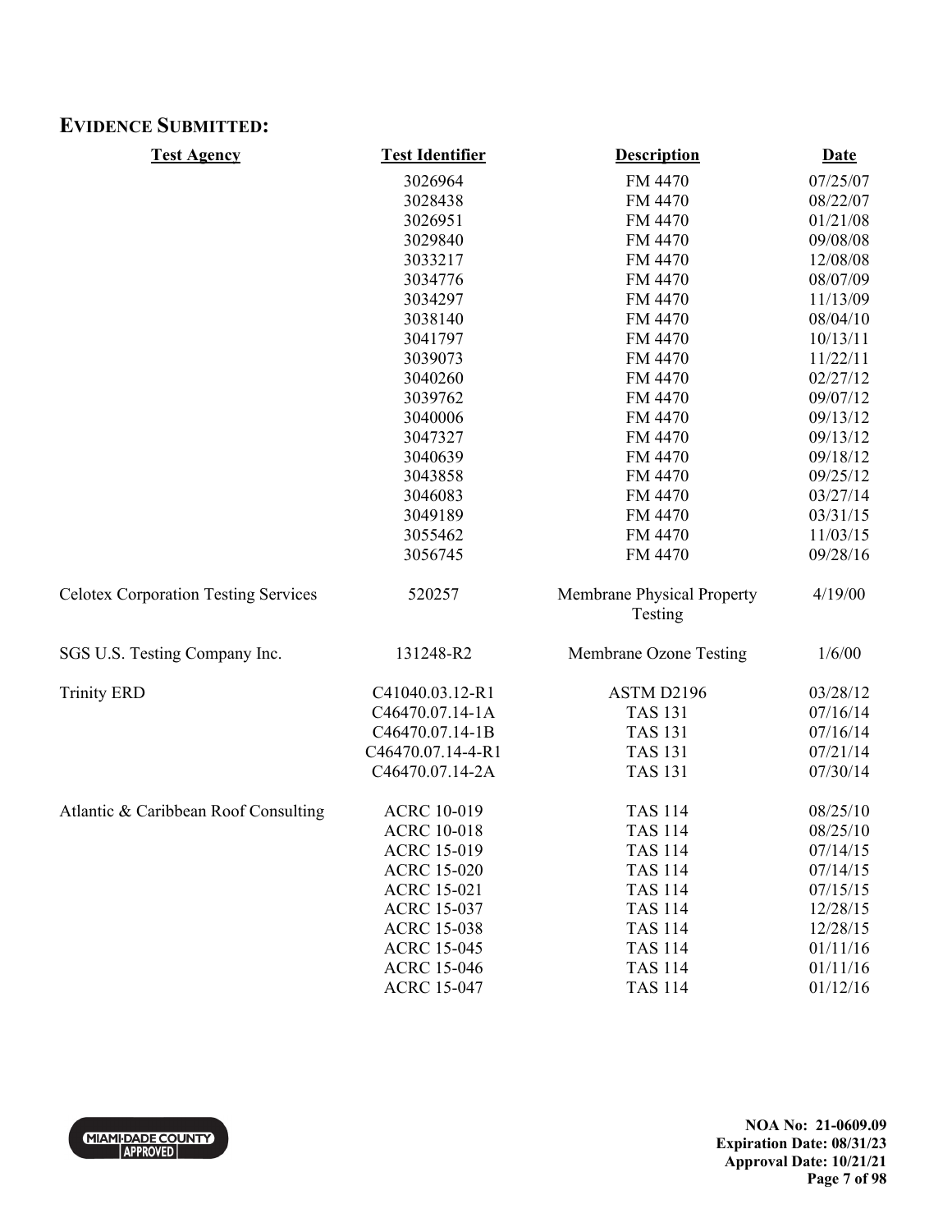## EVIDENCE SUBMITTED:

| Test Agency | Test Identifier | Description | Date |
|---|---|---|---|
| | 3026964 | FM 4470 | 07/25/07 |
| | 3028438 | FM 4470 | 08/22/07 |
| | 3026951 | FM 4470 | 01/21/08 |
| | 3029840 | FM 4470 | 09/08/08 |
| | 3033217 | FM 4470 | 12/08/08 |
| | 3034776 | FM 4470 | 08/07/09 |
| | 3034297 | FM 4470 | 11/13/09 |
| | 3038140 | FM 4470 | 08/04/10 |
| | 3041797 | FM 4470 | 10/13/11 |
| | 3039073 | FM 4470 | 11/22/11 |
| | 3040260 | FM 4470 | 02/27/12 |
| | 3039762 | FM 4470 | 09/07/12 |
| | 3040006 | FM 4470 | 09/13/12 |
| | 3047327 | FM 4470 | 09/13/12 |
| | 3040639 | FM 4470 | 09/18/12 |
| | 3043858 | FM 4470 | 09/25/12 |
| | 3046083 | FM 4470 | 03/27/14 |
| | 3049189 | FM 4470 | 03/31/15 |
| | 3055462 | FM 4470 | 11/03/15 |
| | 3056745 | FM 4470 | 09/28/16 |
| Celotex Corporation Testing Services | 520257 | Membrane Physical Property Testing | 4/19/00 |
| SGS U.S. Testing Company Inc. | 131248-R2 | Membrane Ozone Testing | 1/6/00 |
| Trinity ERD | C41040.03.12-R1 | ASTM D2196 | 03/28/12 |
| | C46470.07.14-1A | TAS 131 | 07/16/14 |
| | C46470.07.14-1B | TAS 131 | 07/16/14 |
| | C46470.07.14-4-R1 | TAS 131 | 07/21/14 |
| | C46470.07.14-2A | TAS 131 | 07/30/14 |
| Atlantic & Caribbean Roof Consulting | ACRC 10-019 | TAS 114 | 08/25/10 |
| | ACRC 10-018 | TAS 114 | 08/25/10 |
| | ACRC 15-019 | TAS 114 | 07/14/15 |
| | ACRC 15-020 | TAS 114 | 07/14/15 |
| | ACRC 15-021 | TAS 114 | 07/15/15 |
| | ACRC 15-037 | TAS 114 | 12/28/15 |
| | ACRC 15-038 | TAS 114 | 12/28/15 |
| | ACRC 15-045 | TAS 114 | 01/11/16 |
| | ACRC 15-046 | TAS 114 | 01/11/16 |
| | ACRC 15-047 | TAS 114 | 01/12/16 |

**NOA No: 21-0609.09**
**Expiration Date: 08/31/23**
**Approval Date: 10/21/21**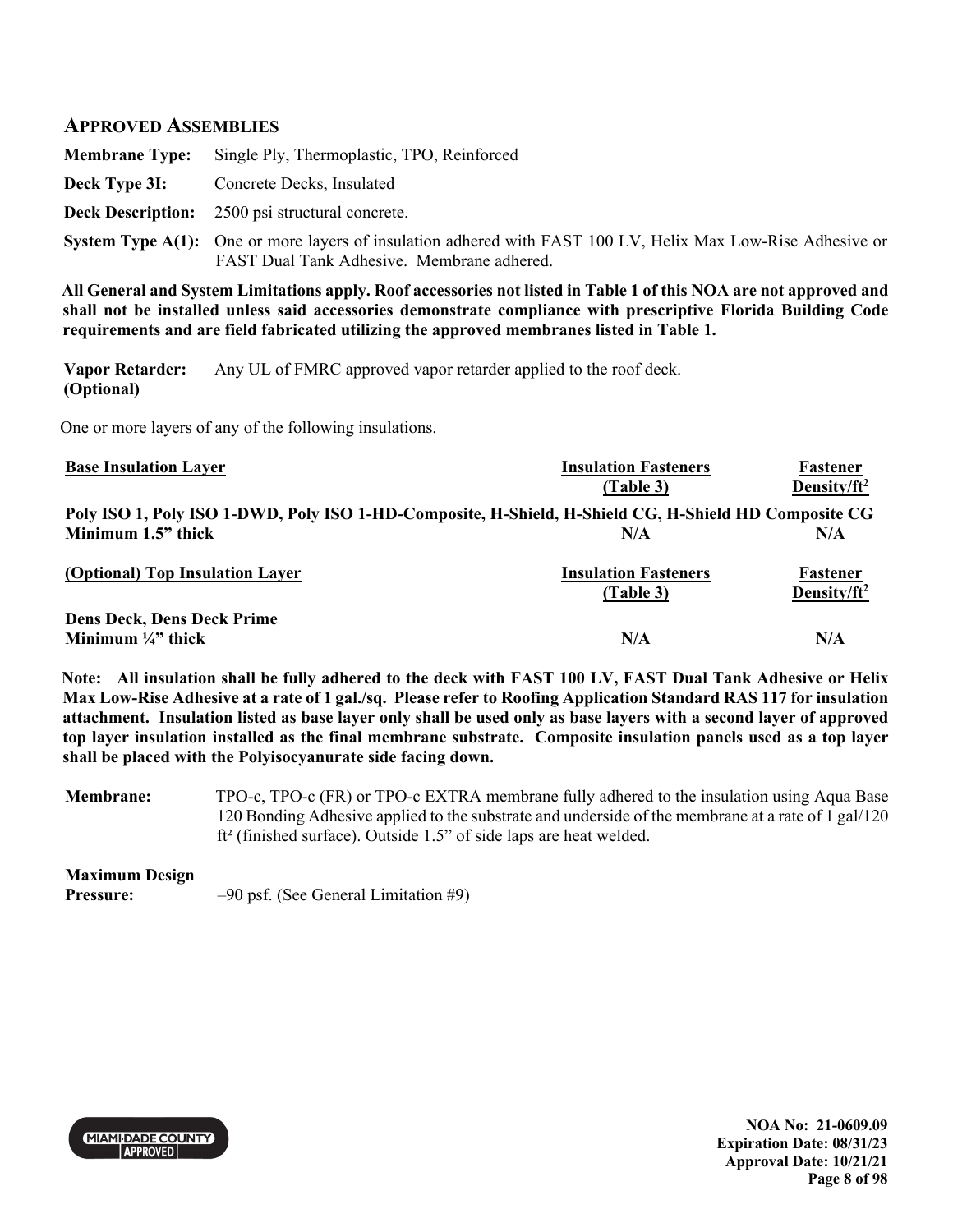## APPROVED ASSEMBLIES

**Membrane Type:** Single Ply, Thermoplastic, TPO, Reinforced

**Deck Type 3I:** Concrete Decks, Insulated

**Deck Description:** 2500 psi structural concrete.

**System Type A(1):** One or more layers of insulation adhered with FAST 100 LV, Helix Max Low-Rise Adhesive or FAST Dual Tank Adhesive. Membrane adhered.

**All General and System Limitations apply. Roof accessories not listed in Table 1 of this NOA are not approved and shall not be installed unless said accessories demonstrate compliance with prescriptive Florida Building Code requirements and are field fabricated utilizing the approved membranes listed in Table 1.**

**Vapor Retarder: (Optional)** Any UL of FMRC approved vapor retarder applied to the roof deck.

One or more layers of any of the following insulations.

| Base Insulation Layer | Insulation Fasteners (Table 3) | Fastener Density/ft$^2$ |
|---|---|---|
| **Poly ISO 1, Poly ISO 1-DWD, Poly ISO 1-HD-Composite, H-Shield, H-Shield CG, H-Shield HD Composite CG** | | |
| **Minimum 1.5" thick** | **N/A** | **N/A** |

| (Optional) Top Insulation Layer | Insulation Fasteners (Table 3) | Fastener Density/ft$^2$ |
|---|---|---|
| **Dens Deck, Dens Deck Prime** | | |
| **Minimum ¼" thick** | **N/A** | **N/A** |

**Note: All insulation shall be fully adhered to the deck with FAST 100 LV, FAST Dual Tank Adhesive or Helix Max Low-Rise Adhesive at a rate of 1 gal./sq. Please refer to Roofing Application Standard RAS 117 for insulation attachment. Insulation listed as base layer only shall be used only as base layers with a second layer of approved top layer insulation installed as the final membrane substrate. Composite insulation panels used as a top layer shall be placed with the Polyisocyanurate side facing down.**

**Membrane:** TPO-c, TPO-c (FR) or TPO-c EXTRA membrane fully adhered to the insulation using Aqua Base 120 Bonding Adhesive applied to the substrate and underside of the membrane at a rate of 1 gal/120 ft² (finished surface). Outside 1.5" of side laps are heat welded.

**Maximum Design Pressure:** –90 psf. (See General Limitation #9)

NOA No: 21-0609.09
Expiration Date: 08/31/23
Approval Date: 10/21/21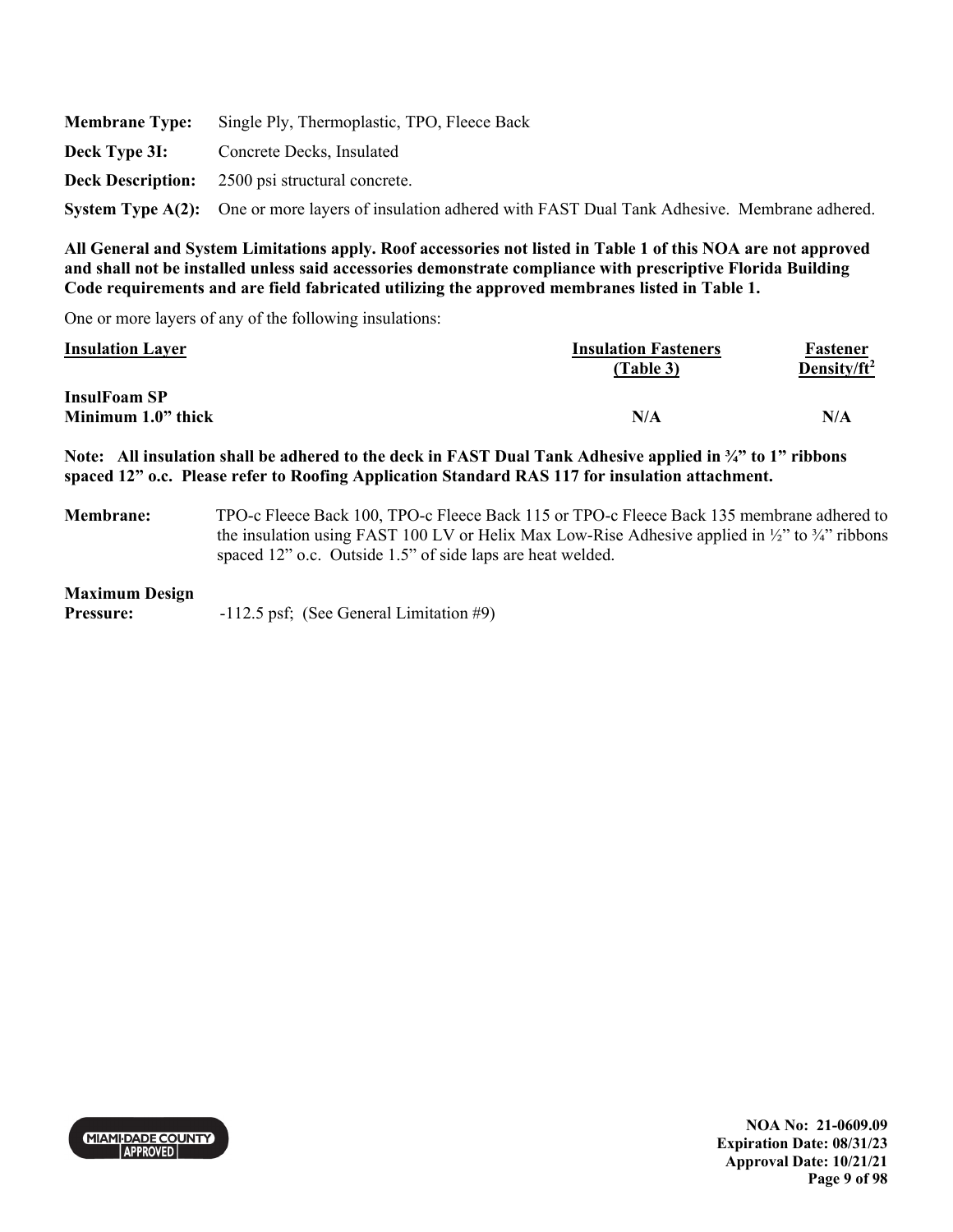**Membrane Type:** Single Ply, Thermoplastic, TPO, Fleece Back

**Deck Type 3I:** Concrete Decks, Insulated

**Deck Description:** 2500 psi structural concrete.

**System Type A(2):** One or more layers of insulation adhered with FAST Dual Tank Adhesive. Membrane adhered.

**All General and System Limitations apply. Roof accessories not listed in Table 1 of this NOA are not approved and shall not be installed unless said accessories demonstrate compliance with prescriptive Florida Building Code requirements and are field fabricated utilizing the approved membranes listed in Table 1.**

One or more layers of any of the following insulations:

| Insulation Layer | Insulation Fasteners (Table 3) | Fastener Density/ft$^2$ |
|---|---|---|
| **InsulFoam SP Minimum 1.0" thick** | **N/A** | **N/A** |

**Note: All insulation shall be adhered to the deck in FAST Dual Tank Adhesive applied in ¾" to 1" ribbons spaced 12" o.c. Please refer to Roofing Application Standard RAS 117 for insulation attachment.**

**Membrane:** TPO-c Fleece Back 100, TPO-c Fleece Back 115 or TPO-c Fleece Back 135 membrane adhered to the insulation using FAST 100 LV or Helix Max Low-Rise Adhesive applied in ½" to ¾" ribbons spaced 12" o.c. Outside 1.5" of side laps are heat welded.

**Maximum Design Pressure:** -112.5 psf; (See General Limitation #9)

NOA No: 21-0609.09
Expiration Date: 08/31/23
Approval Date: 10/21/21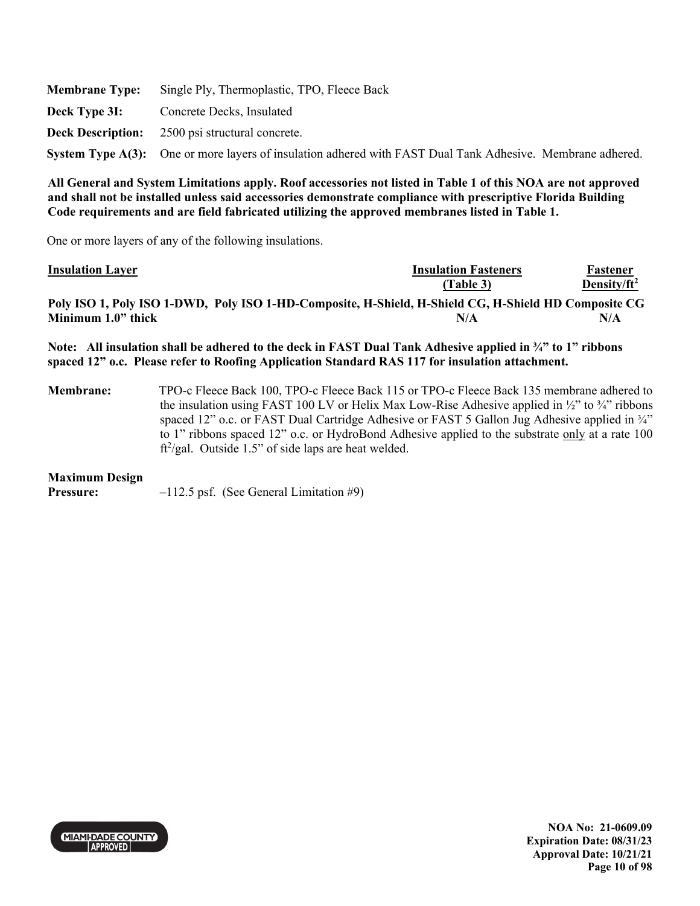**Membrane Type:** Single Ply, Thermoplastic, TPO, Fleece Back

**Deck Type 3I:** Concrete Decks, Insulated

**Deck Description:** 2500 psi structural concrete.

**System Type A(3):** One or more layers of insulation adhered with FAST Dual Tank Adhesive. Membrane adhered.

**All General and System Limitations apply. Roof accessories not listed in Table 1 of this NOA are not approved and shall not be installed unless said accessories demonstrate compliance with prescriptive Florida Building Code requirements and are field fabricated utilizing the approved membranes listed in Table 1.**

One or more layers of any of the following insulations.

| Insulation Layer | Insulation Fasteners (Table 3) | Fastener Density/ft$^2$ |
|---|---|---|
| **Poly ISO 1, Poly ISO 1-DWD, Poly ISO 1-HD-Composite, H-Shield, H-Shield CG, H-Shield HD Composite CG Minimum 1.0" thick** | **N/A** | **N/A** |

**Note: All insulation shall be adhered to the deck in FAST Dual Tank Adhesive applied in ¾" to 1" ribbons spaced 12" o.c. Please refer to Roofing Application Standard RAS 117 for insulation attachment.**

**Membrane:** TPO-c Fleece Back 100, TPO-c Fleece Back 115 or TPO-c Fleece Back 135 membrane adhered to the insulation using FAST 100 LV or Helix Max Low-Rise Adhesive applied in ½" to ¾" ribbons spaced 12" o.c. or FAST Dual Cartridge Adhesive or FAST 5 Gallon Jug Adhesive applied in ¾" to 1" ribbons spaced 12" o.c. or HydroBond Adhesive applied to the substrate <u>only</u> at a rate 100 ft$^2$/gal. Outside 1.5" of side laps are heat welded.

**Maximum Design Pressure:** –112.5 psf. (See General Limitation #9)

NOA No: 21-0609.09
Expiration Date: 08/31/23
Approval Date: 10/21/21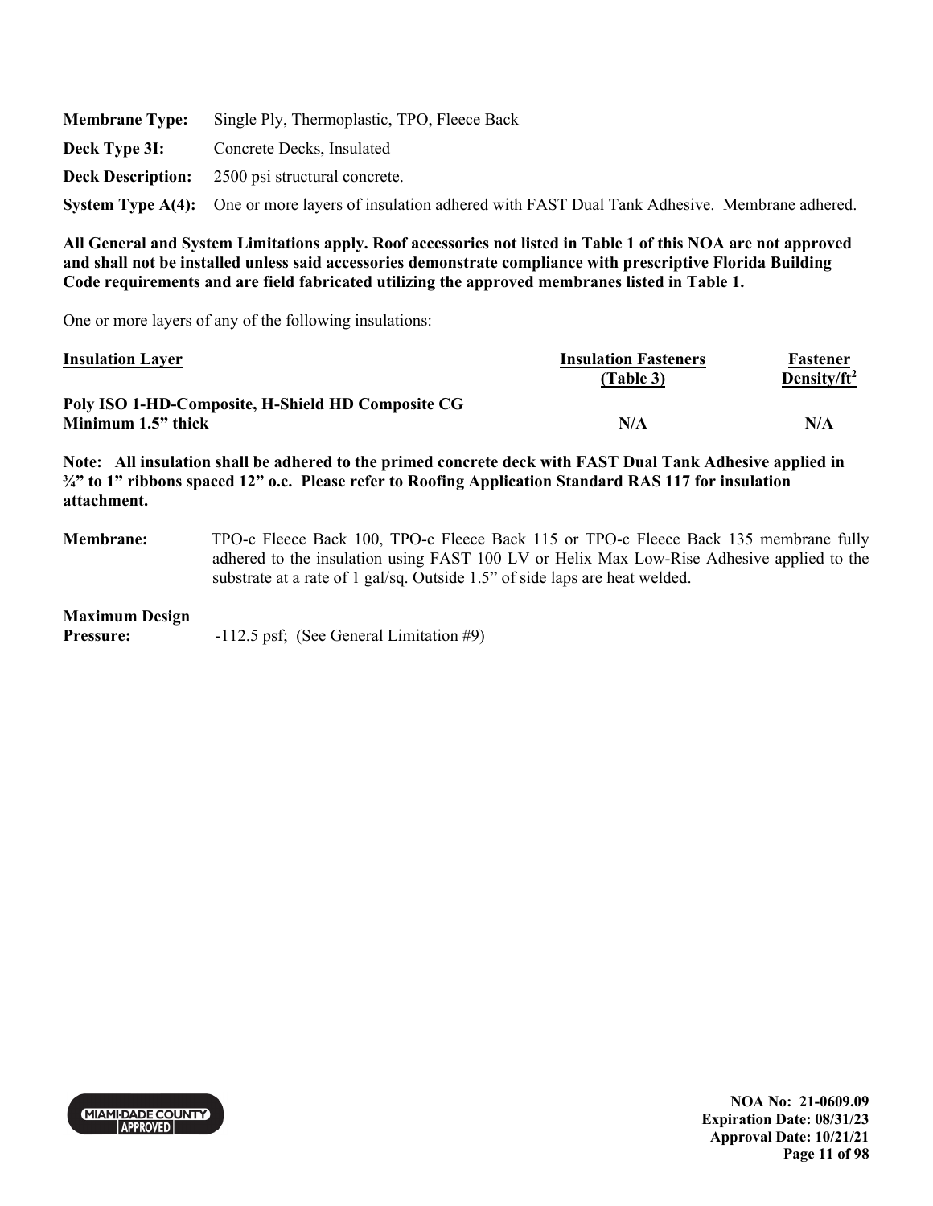**Membrane Type:** Single Ply, Thermoplastic, TPO, Fleece Back

**Deck Type 3I:** Concrete Decks, Insulated

**Deck Description:** 2500 psi structural concrete.

**System Type A(4):** One or more layers of insulation adhered with FAST Dual Tank Adhesive. Membrane adhered.

**All General and System Limitations apply. Roof accessories not listed in Table 1 of this NOA are not approved and shall not be installed unless said accessories demonstrate compliance with prescriptive Florida Building Code requirements and are field fabricated utilizing the approved membranes listed in Table 1.**

One or more layers of any of the following insulations:

| Insulation Layer | Insulation Fasteners (Table 3) | Fastener Density/ft$^2$ |
|---|---|---|
| **Poly ISO 1-HD-Composite, H-Shield HD Composite CG Minimum 1.5" thick** | **N/A** | **N/A** |

**Note: All insulation shall be adhered to the primed concrete deck with FAST Dual Tank Adhesive applied in ¾" to 1" ribbons spaced 12" o.c. Please refer to Roofing Application Standard RAS 117 for insulation attachment.**

**Membrane:** TPO-c Fleece Back 100, TPO-c Fleece Back 115 or TPO-c Fleece Back 135 membrane fully adhered to the insulation using FAST 100 LV or Helix Max Low-Rise Adhesive applied to the substrate at a rate of 1 gal/sq. Outside 1.5" of side laps are heat welded.

**Maximum Design Pressure:** -112.5 psf; (See General Limitation #9)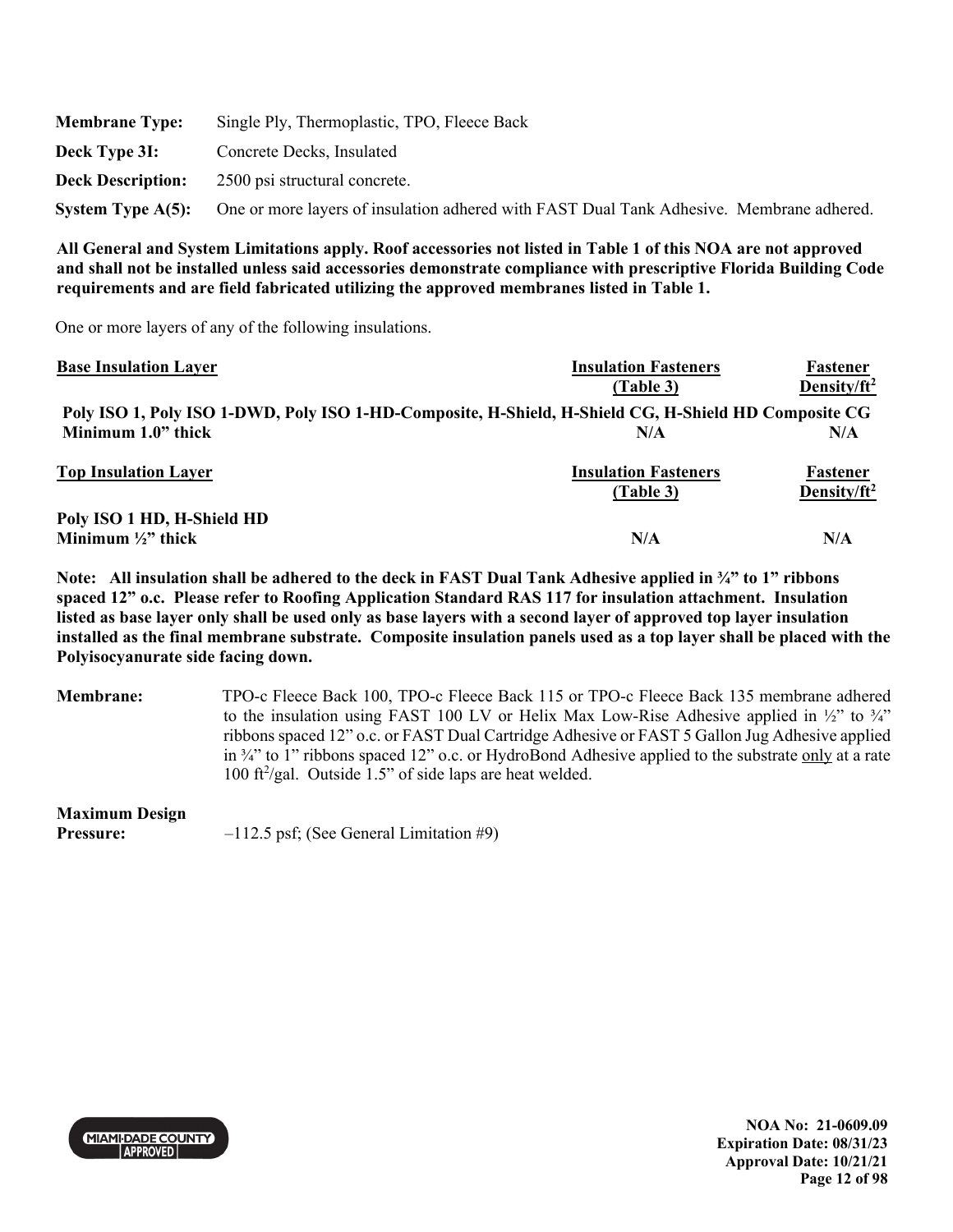**Membrane Type:** Single Ply, Thermoplastic, TPO, Fleece Back

**Deck Type 3I:** Concrete Decks, Insulated

**Deck Description:** 2500 psi structural concrete.

**System Type A(5):** One or more layers of insulation adhered with FAST Dual Tank Adhesive. Membrane adhered.

**All General and System Limitations apply. Roof accessories not listed in Table 1 of this NOA are not approved and shall not be installed unless said accessories demonstrate compliance with prescriptive Florida Building Code requirements and are field fabricated utilizing the approved membranes listed in Table 1.**

One or more layers of any of the following insulations.

| Base Insulation Layer | Insulation Fasteners (Table 3) | Fastener Density/ft² |
|---|---|---|
| **Poly ISO 1, Poly ISO 1-DWD, Poly ISO 1-HD-Composite, H-Shield, H-Shield CG, H-Shield HD Composite CG Minimum 1.0" thick** | **N/A** | **N/A** |

| Top Insulation Layer | Insulation Fasteners (Table 3) | Fastener Density/ft² |
|---|---|---|
| **Poly ISO 1 HD, H-Shield HD Minimum ½" thick** | **N/A** | **N/A** |

**Note: All insulation shall be adhered to the deck in FAST Dual Tank Adhesive applied in ¾" to 1" ribbons spaced 12" o.c. Please refer to Roofing Application Standard RAS 117 for insulation attachment. Insulation listed as base layer only shall be used only as base layers with a second layer of approved top layer insulation installed as the final membrane substrate. Composite insulation panels used as a top layer shall be placed with the Polyisocyanurate side facing down.**

**Membrane:** TPO-c Fleece Back 100, TPO-c Fleece Back 115 or TPO-c Fleece Back 135 membrane adhered to the insulation using FAST 100 LV or Helix Max Low-Rise Adhesive applied in ½" to ¾" ribbons spaced 12" o.c. or FAST Dual Cartridge Adhesive or FAST 5 Gallon Jug Adhesive applied in ¾" to 1" ribbons spaced 12" o.c. or HydroBond Adhesive applied to the substrate only at a rate 100 ft²/gal. Outside 1.5" of side laps are heat welded.

**Maximum Design Pressure:** –112.5 psf; (See General Limitation #9)

NOA No: 21-0609.09
Expiration Date: 08/31/23
Approval Date: 10/21/21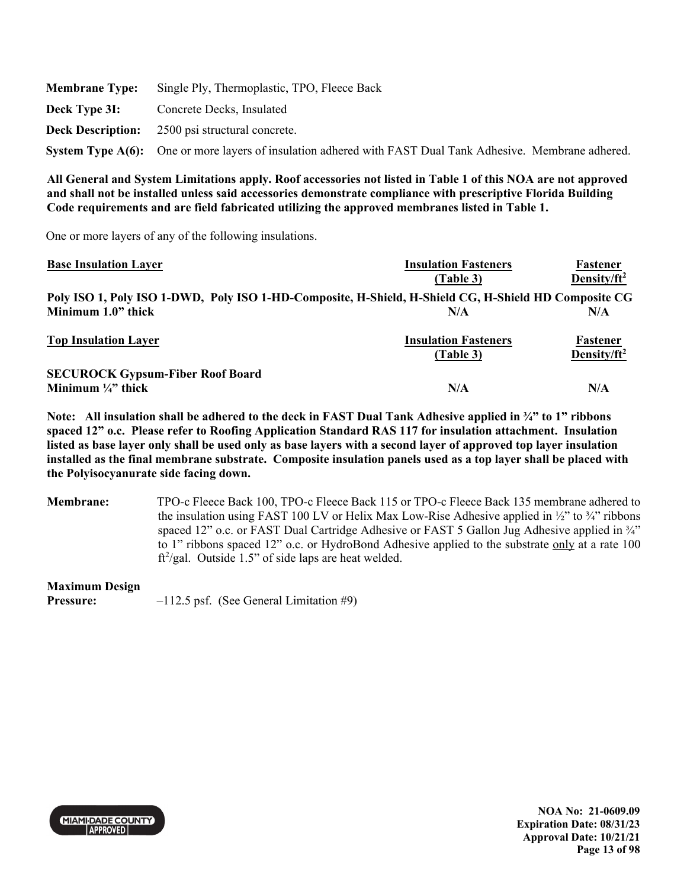**Membrane Type:** Single Ply, Thermoplastic, TPO, Fleece Back

**Deck Type 3I:** Concrete Decks, Insulated

**Deck Description:** 2500 psi structural concrete.

**System Type A(6):** One or more layers of insulation adhered with FAST Dual Tank Adhesive. Membrane adhered.

**All General and System Limitations apply. Roof accessories not listed in Table 1 of this NOA are not approved and shall not be installed unless said accessories demonstrate compliance with prescriptive Florida Building Code requirements and are field fabricated utilizing the approved membranes listed in Table 1.**

One or more layers of any of the following insulations.

| Base Insulation Layer | Insulation Fasteners (Table 3) | Fastener Density/ft$^2$ |
|---|---|---|
| **Poly ISO 1, Poly ISO 1-DWD, Poly ISO 1-HD-Composite, H-Shield, H-Shield CG, H-Shield HD Composite CG** | | |
| **Minimum 1.0" thick** | **N/A** | **N/A** |

| Top Insulation Layer | Insulation Fasteners (Table 3) | Fastener Density/ft$^2$ |
|---|---|---|
| **SECUROCK Gypsum-Fiber Roof Board** | | |
| **Minimum ¼" thick** | **N/A** | **N/A** |

**Note: All insulation shall be adhered to the deck in FAST Dual Tank Adhesive applied in ¾" to 1" ribbons spaced 12" o.c. Please refer to Roofing Application Standard RAS 117 for insulation attachment. Insulation listed as base layer only shall be used only as base layers with a second layer of approved top layer insulation installed as the final membrane substrate. Composite insulation panels used as a top layer shall be placed with the Polyisocyanurate side facing down.**

**Membrane:** TPO-c Fleece Back 100, TPO-c Fleece Back 115 or TPO-c Fleece Back 135 membrane adhered to the insulation using FAST 100 LV or Helix Max Low-Rise Adhesive applied in ½" to ¾" ribbons spaced 12" o.c. or FAST Dual Cartridge Adhesive or FAST 5 Gallon Jug Adhesive applied in ¾" to 1" ribbons spaced 12" o.c. or HydroBond Adhesive applied to the substrate only at a rate 100 ft$^2$/gal. Outside 1.5" of side laps are heat welded.

**Maximum Design Pressure:** –112.5 psf. (See General Limitation #9)

NOA No: 21-0609.09
Expiration Date: 08/31/23
Approval Date: 10/21/21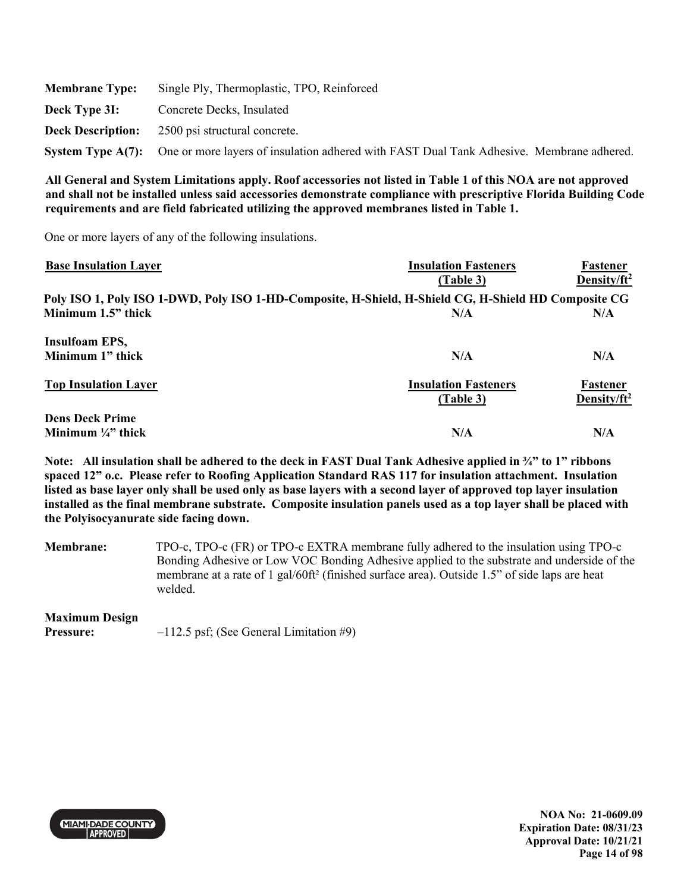**Membrane Type:** Single Ply, Thermoplastic, TPO, Reinforced

**Deck Type 3I:** Concrete Decks, Insulated

**Deck Description:** 2500 psi structural concrete.

**System Type A(7):** One or more layers of insulation adhered with FAST Dual Tank Adhesive. Membrane adhered.

**All General and System Limitations apply. Roof accessories not listed in Table 1 of this NOA are not approved and shall not be installed unless said accessories demonstrate compliance with prescriptive Florida Building Code requirements and are field fabricated utilizing the approved membranes listed in Table 1.**

One or more layers of any of the following insulations.

| Base Insulation Layer | Insulation Fasteners (Table 3) | Fastener Density/ft$^2$ |
|---|---|---|
| **Poly ISO 1, Poly ISO 1-DWD, Poly ISO 1-HD-Composite, H-Shield, H-Shield CG, H-Shield HD Composite CG** | | |
| **Minimum 1.5" thick** | N/A | N/A |
| **Insulfoam EPS, Minimum 1" thick** | N/A | N/A |

| Top Insulation Layer | Insulation Fasteners (Table 3) | Fastener Density/ft$^2$ |
|---|---|---|
| **Dens Deck Prime Minimum ¼" thick** | N/A | N/A |

**Note: All insulation shall be adhered to the deck in FAST Dual Tank Adhesive applied in ¾" to 1" ribbons spaced 12" o.c. Please refer to Roofing Application Standard RAS 117 for insulation attachment. Insulation listed as base layer only shall be used only as base layers with a second layer of approved top layer insulation installed as the final membrane substrate. Composite insulation panels used as a top layer shall be placed with the Polyisocyanurate side facing down.**

**Membrane:** TPO-c, TPO-c (FR) or TPO-c EXTRA membrane fully adhered to the insulation using TPO-c Bonding Adhesive or Low VOC Bonding Adhesive applied to the substrate and underside of the membrane at a rate of 1 gal/60ft² (finished surface area). Outside 1.5" of side laps are heat welded.

**Maximum Design Pressure:** –112.5 psf; (See General Limitation #9)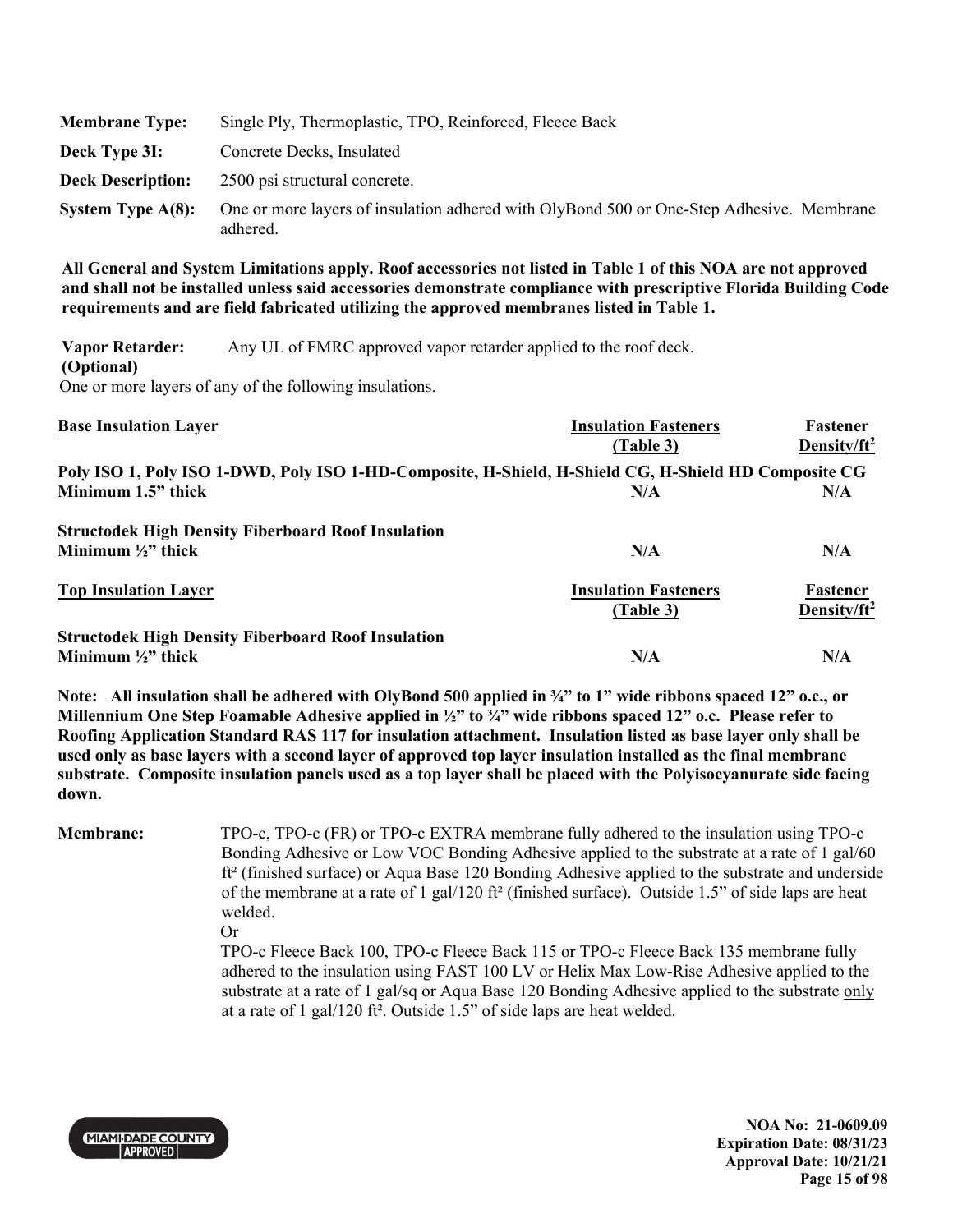**Membrane Type:** Single Ply, Thermoplastic, TPO, Reinforced, Fleece Back

**Deck Type 3I:** Concrete Decks, Insulated

**Deck Description:** 2500 psi structural concrete.

**System Type A(8):** One or more layers of insulation adhered with OlyBond 500 or One-Step Adhesive. Membrane adhered.

**All General and System Limitations apply. Roof accessories not listed in Table 1 of this NOA are not approved and shall not be installed unless said accessories demonstrate compliance with prescriptive Florida Building Code requirements and are field fabricated utilizing the approved membranes listed in Table 1.**

**Vapor Retarder: (Optional)** Any UL of FMRC approved vapor retarder applied to the roof deck.

One or more layers of any of the following insulations.

| Base Insulation Layer | Insulation Fasteners (Table 3) | Fastener Density/ft² |
|---|---|---|
| **Poly ISO 1, Poly ISO 1-DWD, Poly ISO 1-HD-Composite, H-Shield, H-Shield CG, H-Shield HD Composite CG** | | |
| **Minimum 1.5" thick** | **N/A** | **N/A** |
| **Structodek High Density Fiberboard Roof Insulation** | | |
| **Minimum ½" thick** | **N/A** | **N/A** |

| Top Insulation Layer | Insulation Fasteners (Table 3) | Fastener Density/ft² |
|---|---|---|
| **Structodek High Density Fiberboard Roof Insulation** | | |
| **Minimum ½" thick** | **N/A** | **N/A** |

**Note: All insulation shall be adhered with OlyBond 500 applied in ¾" to 1" wide ribbons spaced 12" o.c., or Millennium One Step Foamable Adhesive applied in ½" to ¾" wide ribbons spaced 12" o.c. Please refer to Roofing Application Standard RAS 117 for insulation attachment. Insulation listed as base layer only shall be used only as base layers with a second layer of approved top layer insulation installed as the final membrane substrate. Composite insulation panels used as a top layer shall be placed with the Polyisocyanurate side facing down.**

**Membrane:** TPO-c, TPO-c (FR) or TPO-c EXTRA membrane fully adhered to the insulation using TPO-c Bonding Adhesive or Low VOC Bonding Adhesive applied to the substrate at a rate of 1 gal/60 ft² (finished surface) or Aqua Base 120 Bonding Adhesive applied to the substrate and underside of the membrane at a rate of 1 gal/120 ft² (finished surface). Outside 1.5" of side laps are heat welded.

Or

TPO-c Fleece Back 100, TPO-c Fleece Back 115 or TPO-c Fleece Back 135 membrane fully adhered to the insulation using FAST 100 LV or Helix Max Low-Rise Adhesive applied to the substrate at a rate of 1 gal/sq or Aqua Base 120 Bonding Adhesive applied to the substrate only at a rate of 1 gal/120 ft². Outside 1.5" of side laps are heat welded.

**NOA No: 21-0609.09**
**Expiration Date: 08/31/23**
**Approval Date: 10/21/21**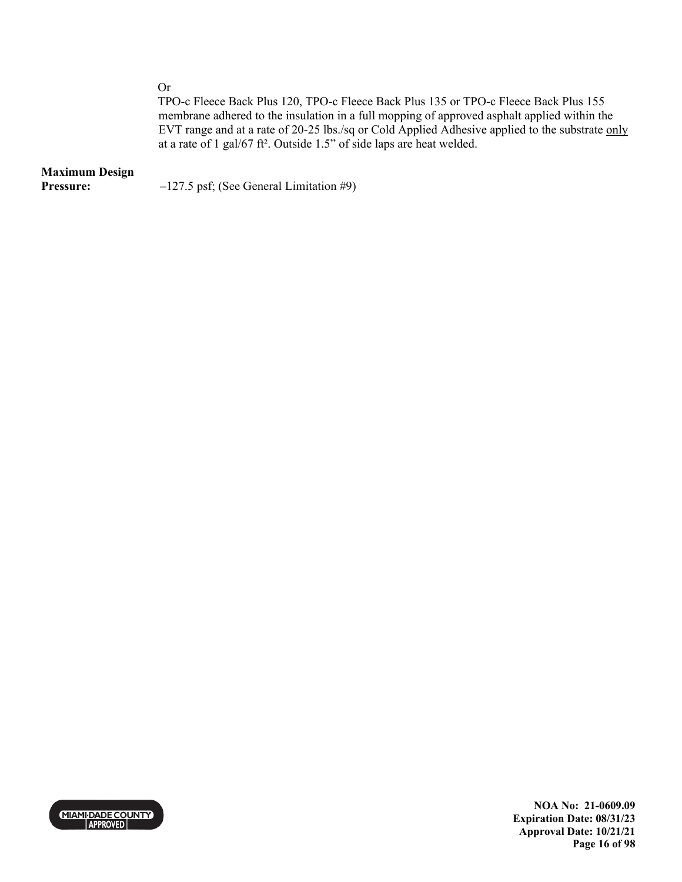Or

TPO-c Fleece Back Plus 120, TPO-c Fleece Back Plus 135 or TPO-c Fleece Back Plus 155 membrane adhered to the insulation in a full mopping of approved asphalt applied within the EVT range and at a rate of 20-25 lbs./sq or Cold Applied Adhesive applied to the substrate only at a rate of 1 gal/67 ft². Outside 1.5" of side laps are heat welded.

**Maximum Design Pressure:** –127.5 psf; (See General Limitation #9)

**NOA No: 21-0609.09**
**Expiration Date: 08/31/23**
**Approval Date: 10/21/21**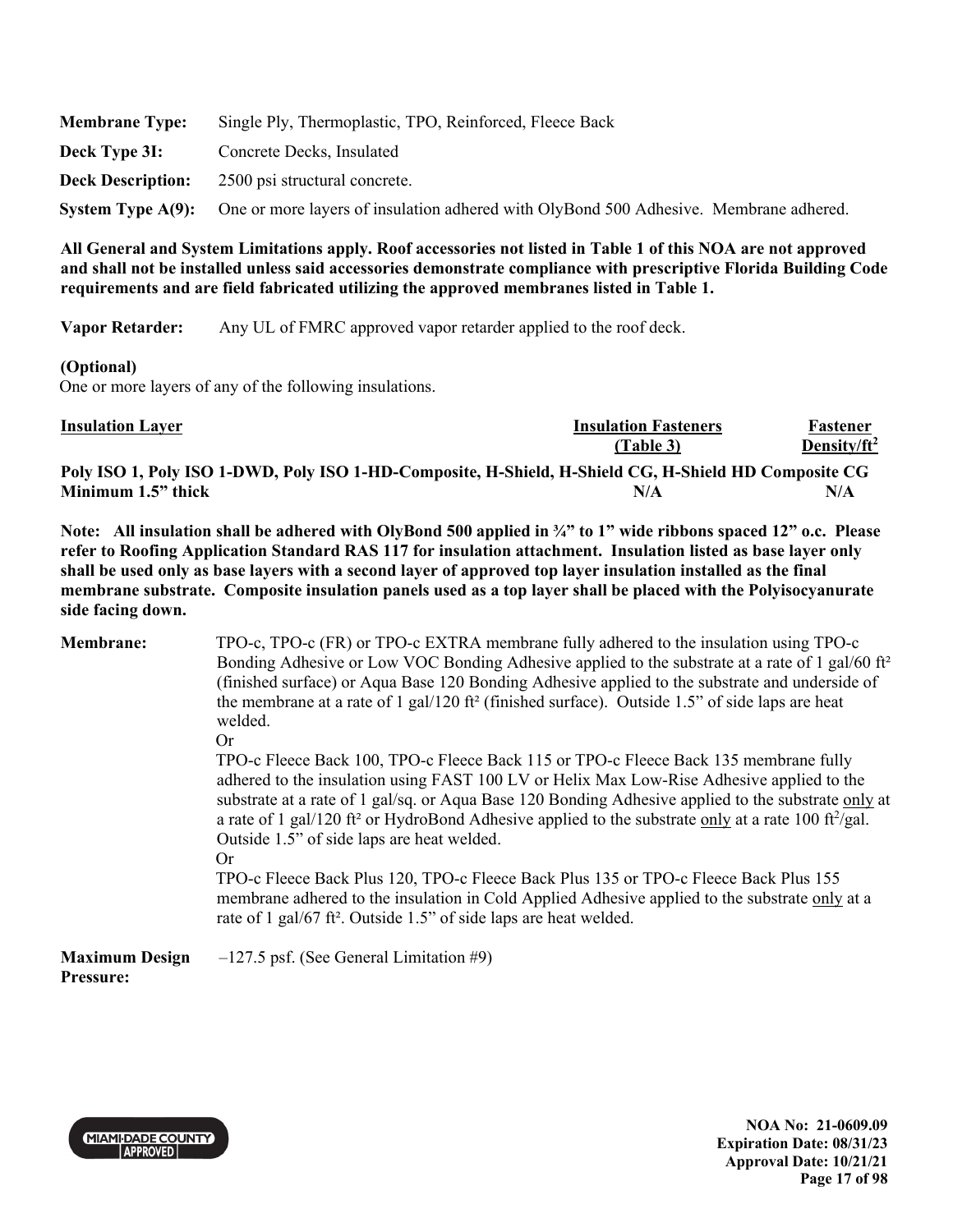**Membrane Type:** Single Ply, Thermoplastic, TPO, Reinforced, Fleece Back

**Deck Type 3I:** Concrete Decks, Insulated

**Deck Description:** 2500 psi structural concrete.

**System Type A(9):** One or more layers of insulation adhered with OlyBond 500 Adhesive. Membrane adhered.

**All General and System Limitations apply. Roof accessories not listed in Table 1 of this NOA are not approved and shall not be installed unless said accessories demonstrate compliance with prescriptive Florida Building Code requirements and are field fabricated utilizing the approved membranes listed in Table 1.**

**Vapor Retarder:** Any UL of FMRC approved vapor retarder applied to the roof deck.

**(Optional)**
One or more layers of any of the following insulations.

| Insulation Layer | Insulation Fasteners (Table 3) | Fastener Density/ft$^2$ |
|---|---|---|
| **Poly ISO 1, Poly ISO 1-DWD, Poly ISO 1-HD-Composite, H-Shield, H-Shield CG, H-Shield HD Composite CG Minimum 1.5" thick** | **N/A** | **N/A** |

**Note: All insulation shall be adhered with OlyBond 500 applied in ¾" to 1" wide ribbons spaced 12" o.c. Please refer to Roofing Application Standard RAS 117 for insulation attachment. Insulation listed as base layer only shall be used only as base layers with a second layer of approved top layer insulation installed as the final membrane substrate. Composite insulation panels used as a top layer shall be placed with the Polyisocyanurate side facing down.**

**Membrane:** TPO-c, TPO-c (FR) or TPO-c EXTRA membrane fully adhered to the insulation using TPO-c Bonding Adhesive or Low VOC Bonding Adhesive applied to the substrate at a rate of 1 gal/60 ft² (finished surface) or Aqua Base 120 Bonding Adhesive applied to the substrate and underside of the membrane at a rate of 1 gal/120 ft² (finished surface). Outside 1.5" of side laps are heat welded.

Or

TPO-c Fleece Back 100, TPO-c Fleece Back 115 or TPO-c Fleece Back 135 membrane fully adhered to the insulation using FAST 100 LV or Helix Max Low-Rise Adhesive applied to the substrate at a rate of 1 gal/sq. or Aqua Base 120 Bonding Adhesive applied to the substrate only at a rate of 1 gal/120 ft² or HydroBond Adhesive applied to the substrate only at a rate 100 ft$^2$/gal. Outside 1.5" of side laps are heat welded.

Or

TPO-c Fleece Back Plus 120, TPO-c Fleece Back Plus 135 or TPO-c Fleece Back Plus 155 membrane adhered to the insulation in Cold Applied Adhesive applied to the substrate only at a rate of 1 gal/67 ft². Outside 1.5" of side laps are heat welded.

**Maximum Design Pressure:** –127.5 psf. (See General Limitation #9)

NOA No: 21-0609.09
Expiration Date: 08/31/23
Approval Date: 10/21/21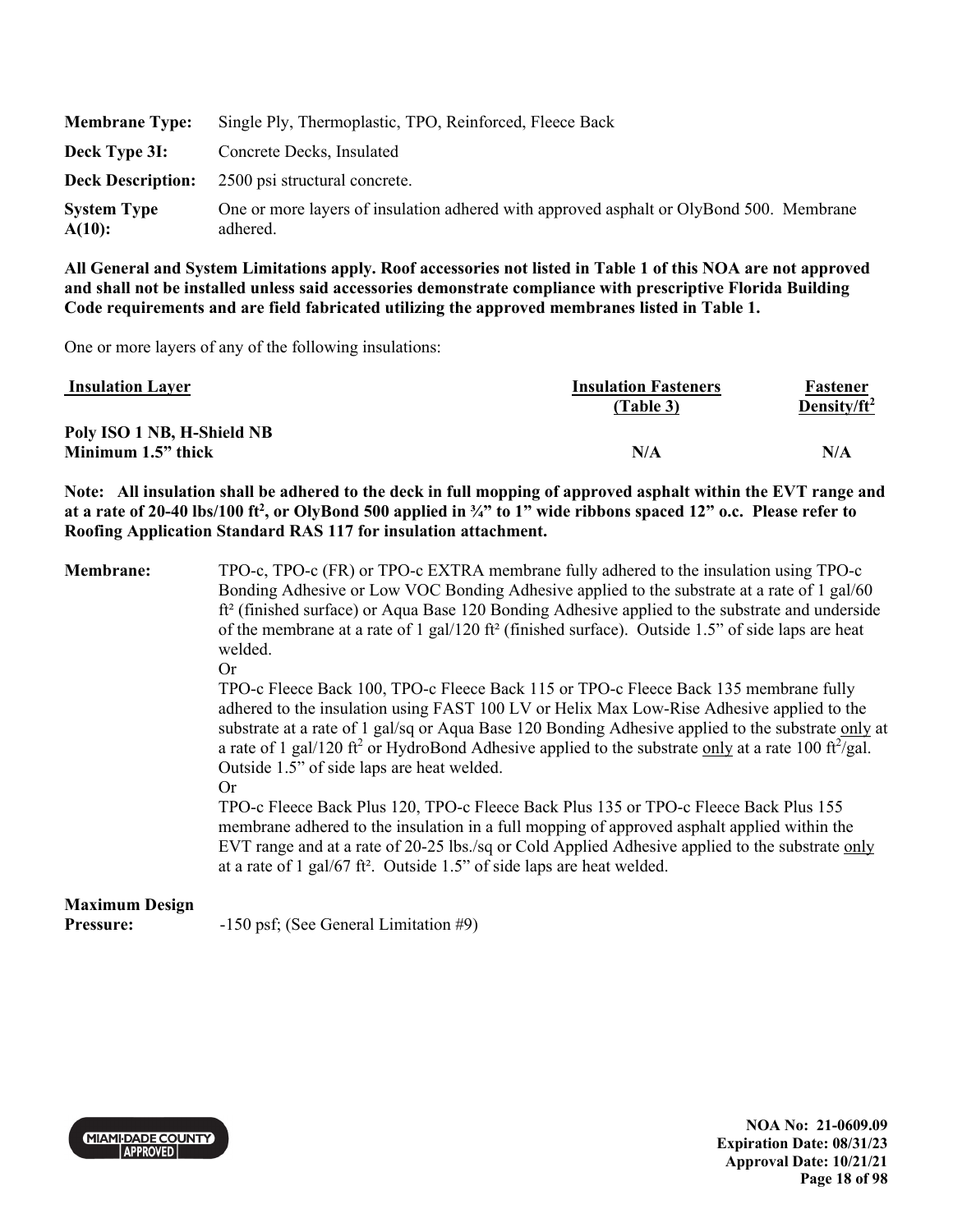| | |
|---|---|
| **Membrane Type:** | Single Ply, Thermoplastic, TPO, Reinforced, Fleece Back |
| **Deck Type 3I:** | Concrete Decks, Insulated |
| **Deck Description:** | 2500 psi structural concrete. |
| **System Type A(10):** | One or more layers of insulation adhered with approved asphalt or OlyBond 500. Membrane adhered. |

**All General and System Limitations apply. Roof accessories not listed in Table 1 of this NOA are not approved and shall not be installed unless said accessories demonstrate compliance with prescriptive Florida Building Code requirements and are field fabricated utilizing the approved membranes listed in Table 1.**

One or more layers of any of the following insulations:

| Insulation Layer | Insulation Fasteners (Table 3) | Fastener Density/ft$^2$ |
|---|---|---|
| **Poly ISO 1 NB, H-Shield NB Minimum 1.5" thick** | **N/A** | **N/A** |

**Note: All insulation shall be adhered to the deck in full mopping of approved asphalt within the EVT range and at a rate of 20-40 lbs/100 ft$^2$, or OlyBond 500 applied in ¾" to 1" wide ribbons spaced 12" o.c. Please refer to Roofing Application Standard RAS 117 for insulation attachment.**

**Membrane:** TPO-c, TPO-c (FR) or TPO-c EXTRA membrane fully adhered to the insulation using TPO-c Bonding Adhesive or Low VOC Bonding Adhesive applied to the substrate at a rate of 1 gal/60 ft² (finished surface) or Aqua Base 120 Bonding Adhesive applied to the substrate and underside of the membrane at a rate of 1 gal/120 ft² (finished surface). Outside 1.5" of side laps are heat welded.

Or

TPO-c Fleece Back 100, TPO-c Fleece Back 115 or TPO-c Fleece Back 135 membrane fully adhered to the insulation using FAST 100 LV or Helix Max Low-Rise Adhesive applied to the substrate at a rate of 1 gal/sq or Aqua Base 120 Bonding Adhesive applied to the substrate only at a rate of 1 gal/120 ft$^2$ or HydroBond Adhesive applied to the substrate only at a rate 100 ft$^2$/gal. Outside 1.5" of side laps are heat welded.

Or

TPO-c Fleece Back Plus 120, TPO-c Fleece Back Plus 135 or TPO-c Fleece Back Plus 155 membrane adhered to the insulation in a full mopping of approved asphalt applied within the EVT range and at a rate of 20-25 lbs./sq or Cold Applied Adhesive applied to the substrate only at a rate of 1 gal/67 ft². Outside 1.5" of side laps are heat welded.

**Maximum Design Pressure:** -150 psf; (See General Limitation #9)

NOA No: 21-0609.09
Expiration Date: 08/31/23
Approval Date: 10/21/21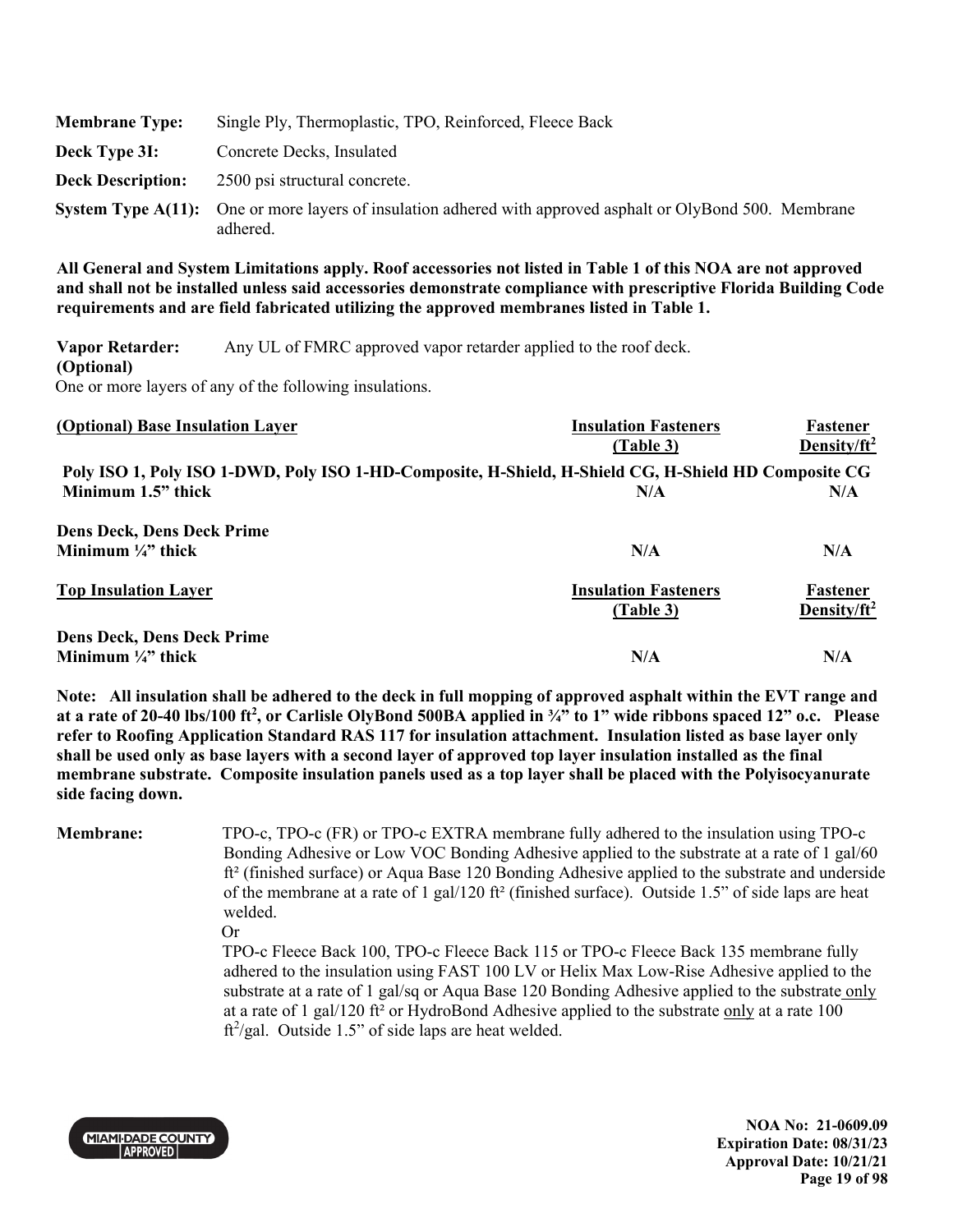**Membrane Type:** Single Ply, Thermoplastic, TPO, Reinforced, Fleece Back

**Deck Type 3I:** Concrete Decks, Insulated

**Deck Description:** 2500 psi structural concrete.

**System Type A(11):** One or more layers of insulation adhered with approved asphalt or OlyBond 500. Membrane adhered.

**All General and System Limitations apply. Roof accessories not listed in Table 1 of this NOA are not approved and shall not be installed unless said accessories demonstrate compliance with prescriptive Florida Building Code requirements and are field fabricated utilizing the approved membranes listed in Table 1.**

**Vapor Retarder: (Optional)** Any UL of FMRC approved vapor retarder applied to the roof deck.

One or more layers of any of the following insulations.

| (Optional) Base Insulation Layer | Insulation Fasteners (Table 3) | Fastener Density/ft$^2$ |
|---|---|---|
| **Poly ISO 1, Poly ISO 1-DWD, Poly ISO 1-HD-Composite, H-Shield, H-Shield CG, H-Shield HD Composite CG** | | |
| **Minimum 1.5" thick** | **N/A** | **N/A** |
| **Dens Deck, Dens Deck Prime** | | |
| **Minimum ¼" thick** | **N/A** | **N/A** |

| Top Insulation Layer | Insulation Fasteners (Table 3) | Fastener Density/ft$^2$ |
|---|---|---|
| **Dens Deck, Dens Deck Prime** | | |
| **Minimum ¼" thick** | **N/A** | **N/A** |

**Note: All insulation shall be adhered to the deck in full mopping of approved asphalt within the EVT range and at a rate of 20-40 lbs/100 ft$^2$, or Carlisle OlyBond 500BA applied in ¾" to 1" wide ribbons spaced 12" o.c. Please refer to Roofing Application Standard RAS 117 for insulation attachment. Insulation listed as base layer only shall be used only as base layers with a second layer of approved top layer insulation installed as the final membrane substrate. Composite insulation panels used as a top layer shall be placed with the Polyisocyanurate side facing down.**

**Membrane:** TPO-c, TPO-c (FR) or TPO-c EXTRA membrane fully adhered to the insulation using TPO-c Bonding Adhesive or Low VOC Bonding Adhesive applied to the substrate at a rate of 1 gal/60 ft² (finished surface) or Aqua Base 120 Bonding Adhesive applied to the substrate and underside of the membrane at a rate of 1 gal/120 ft² (finished surface). Outside 1.5" of side laps are heat welded.

Or

TPO-c Fleece Back 100, TPO-c Fleece Back 115 or TPO-c Fleece Back 135 membrane fully adhered to the insulation using FAST 100 LV or Helix Max Low-Rise Adhesive applied to the substrate at a rate of 1 gal/sq or Aqua Base 120 Bonding Adhesive applied to the substrate <u>only</u> at a rate of 1 gal/120 ft² or HydroBond Adhesive applied to the substrate <u>only</u> at a rate 100 ft$^2$/gal. Outside 1.5" of side laps are heat welded.

**NOA No: 21-0609.09**
**Expiration Date: 08/31/23**
**Approval Date: 10/21/21**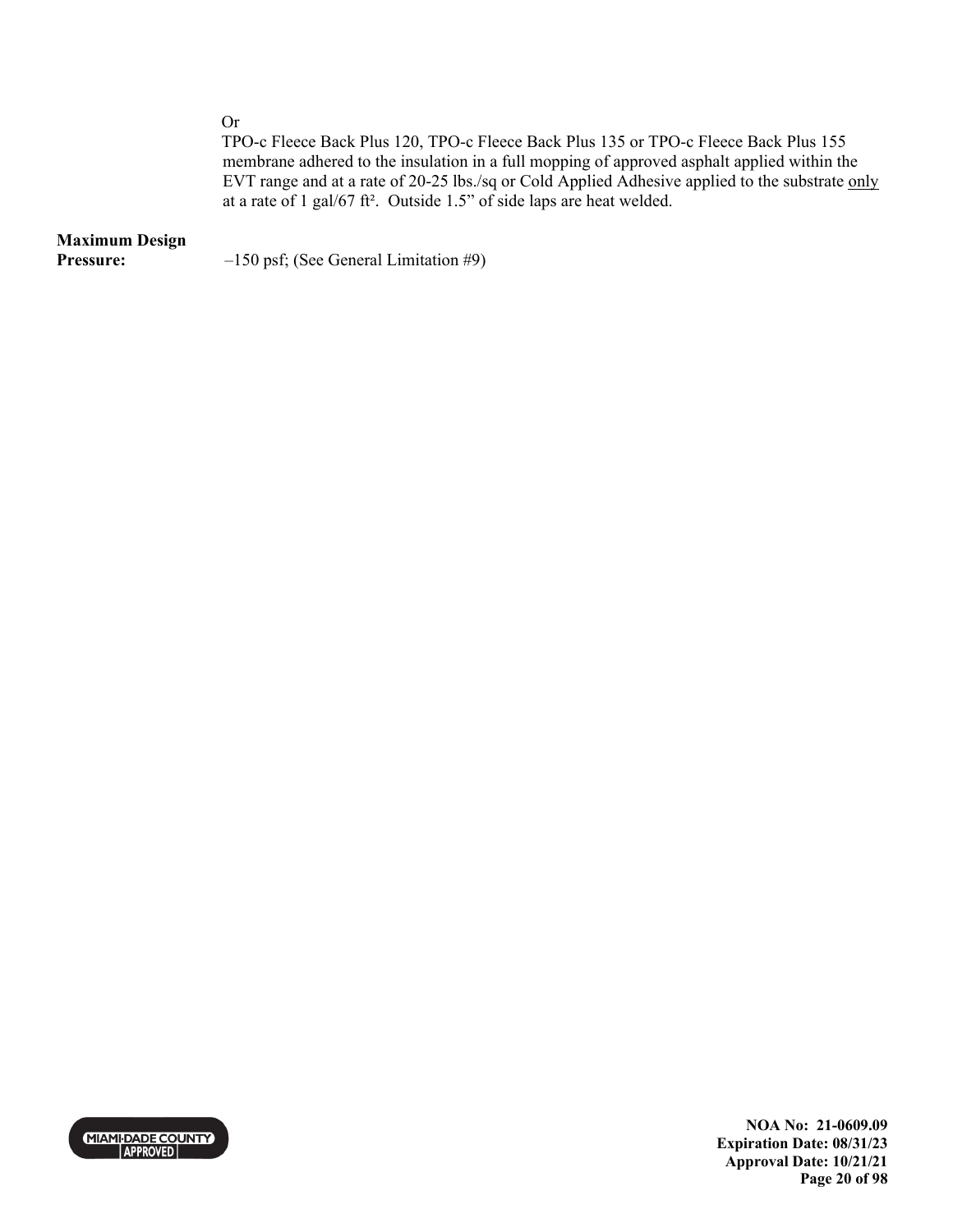Or

TPO-c Fleece Back Plus 120, TPO-c Fleece Back Plus 135 or TPO-c Fleece Back Plus 155 membrane adhered to the insulation in a full mopping of approved asphalt applied within the EVT range and at a rate of 20-25 lbs./sq or Cold Applied Adhesive applied to the substrate <u>only</u> at a rate of 1 gal/67 ft². Outside 1.5" of side laps are heat welded.

**Maximum Design Pressure:** –150 psf; (See General Limitation #9)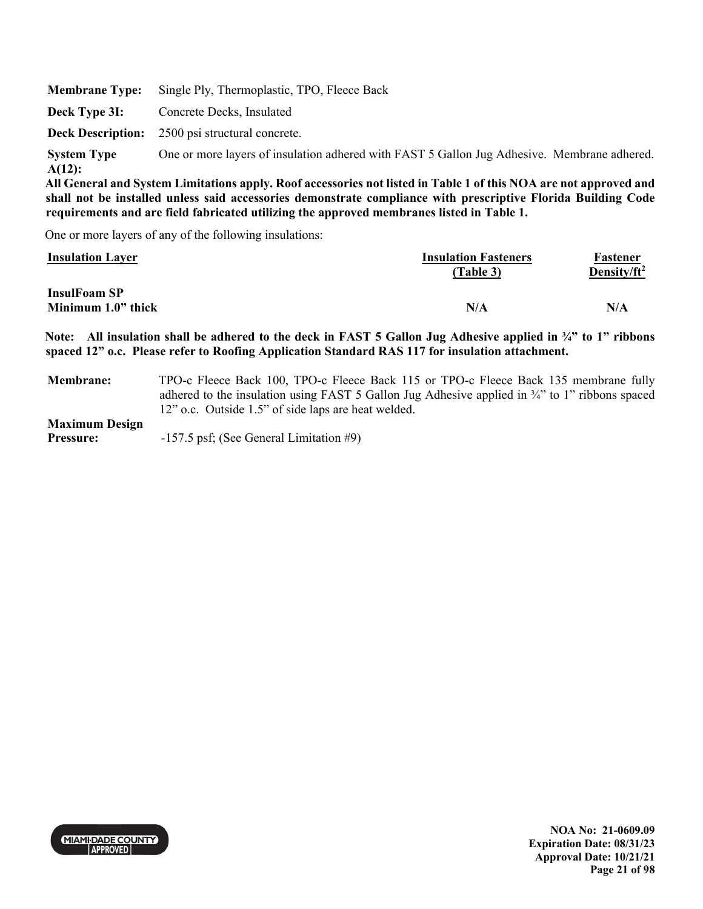**Membrane Type:** Single Ply, Thermoplastic, TPO, Fleece Back

**Deck Type 3I:** Concrete Decks, Insulated

**Deck Description:** 2500 psi structural concrete.

**System Type A(12):** One or more layers of insulation adhered with FAST 5 Gallon Jug Adhesive. Membrane adhered.

**All General and System Limitations apply. Roof accessories not listed in Table 1 of this NOA are not approved and shall not be installed unless said accessories demonstrate compliance with prescriptive Florida Building Code requirements and are field fabricated utilizing the approved membranes listed in Table 1.**

One or more layers of any of the following insulations:

| Insulation Layer | Insulation Fasteners (Table 3) | Fastener Density/ft$^2$ |
|---|---|---|
| **InsulFoam SP** <br> **Minimum 1.0" thick** | **N/A** | **N/A** |

**Note: All insulation shall be adhered to the deck in FAST 5 Gallon Jug Adhesive applied in ¾" to 1" ribbons spaced 12" o.c. Please refer to Roofing Application Standard RAS 117 for insulation attachment.**

**Membrane:** TPO-c Fleece Back 100, TPO-c Fleece Back 115 or TPO-c Fleece Back 135 membrane fully adhered to the insulation using FAST 5 Gallon Jug Adhesive applied in ¾" to 1" ribbons spaced 12" o.c. Outside 1.5" of side laps are heat welded.

**Maximum Design Pressure:** -157.5 psf; (See General Limitation #9)

**NOA No: 21-0609.09**
**Expiration Date: 08/31/23**
**Approval Date: 10/21/21**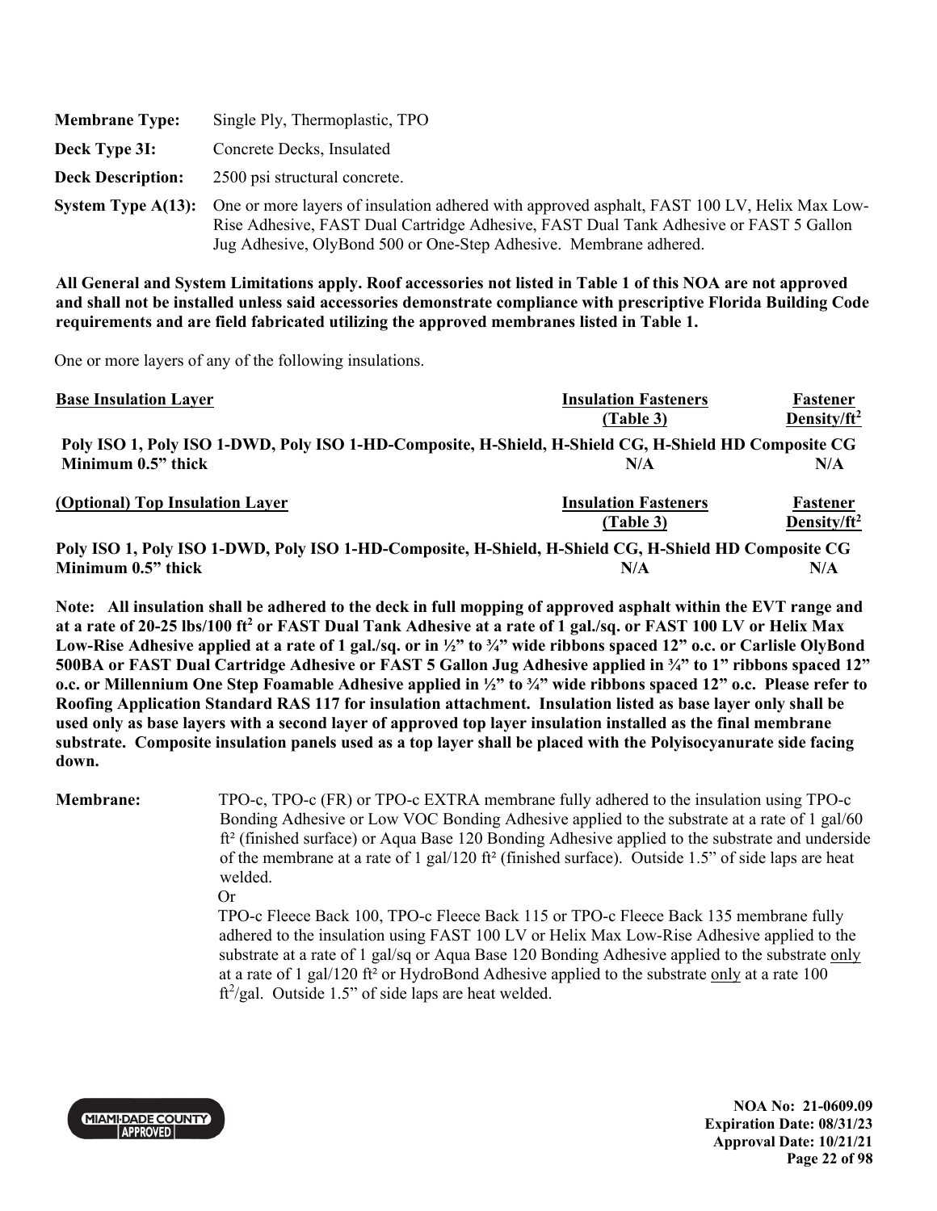**Membrane Type:** Single Ply, Thermoplastic, TPO

**Deck Type 3I:** Concrete Decks, Insulated

**Deck Description:** 2500 psi structural concrete.

**System Type A(13):** One or more layers of insulation adhered with approved asphalt, FAST 100 LV, Helix Max Low-Rise Adhesive, FAST Dual Cartridge Adhesive, FAST Dual Tank Adhesive or FAST 5 Gallon Jug Adhesive, OlyBond 500 or One-Step Adhesive. Membrane adhered.

**All General and System Limitations apply. Roof accessories not listed in Table 1 of this NOA are not approved and shall not be installed unless said accessories demonstrate compliance with prescriptive Florida Building Code requirements and are field fabricated utilizing the approved membranes listed in Table 1.**

One or more layers of any of the following insulations.

| Base Insulation Layer | Insulation Fasteners (Table 3) | Fastener Density/ft² |
|---|---|---|
| **Poly ISO 1, Poly ISO 1-DWD, Poly ISO 1-HD-Composite, H-Shield, H-Shield CG, H-Shield HD Composite CG** | | |
| **Minimum 0.5" thick** | **N/A** | **N/A** |

| (Optional) Top Insulation Layer | Insulation Fasteners (Table 3) | Fastener Density/ft² |
|---|---|---|
| **Poly ISO 1, Poly ISO 1-DWD, Poly ISO 1-HD-Composite, H-Shield, H-Shield CG, H-Shield HD Composite CG** | | |
| **Minimum 0.5" thick** | **N/A** | **N/A** |

**Note: All insulation shall be adhered to the deck in full mopping of approved asphalt within the EVT range and at a rate of 20-25 lbs/100 ft² or FAST Dual Tank Adhesive at a rate of 1 gal./sq. or FAST 100 LV or Helix Max Low-Rise Adhesive applied at a rate of 1 gal./sq. or in ½" to ¾" wide ribbons spaced 12" o.c. or Carlisle OlyBond 500BA or FAST Dual Cartridge Adhesive or FAST 5 Gallon Jug Adhesive applied in ¾" to 1" ribbons spaced 12" o.c. or Millennium One Step Foamable Adhesive applied in ½" to ¾" wide ribbons spaced 12" o.c. Please refer to Roofing Application Standard RAS 117 for insulation attachment. Insulation listed as base layer only shall be used only as base layers with a second layer of approved top layer insulation installed as the final membrane substrate. Composite insulation panels used as a top layer shall be placed with the Polyisocyanurate side facing down.**

**Membrane:** TPO-c, TPO-c (FR) or TPO-c EXTRA membrane fully adhered to the insulation using TPO-c Bonding Adhesive or Low VOC Bonding Adhesive applied to the substrate at a rate of 1 gal/60 ft² (finished surface) or Aqua Base 120 Bonding Adhesive applied to the substrate and underside of the membrane at a rate of 1 gal/120 ft² (finished surface). Outside 1.5" of side laps are heat welded.

Or

TPO-c Fleece Back 100, TPO-c Fleece Back 115 or TPO-c Fleece Back 135 membrane fully adhered to the insulation using FAST 100 LV or Helix Max Low-Rise Adhesive applied to the substrate at a rate of 1 gal/sq or Aqua Base 120 Bonding Adhesive applied to the substrate only at a rate of 1 gal/120 ft² or HydroBond Adhesive applied to the substrate only at a rate 100 ft²/gal. Outside 1.5" of side laps are heat welded.

**NOA No: 21-0609.09**
**Expiration Date: 08/31/23**
**Approval Date: 10/21/21**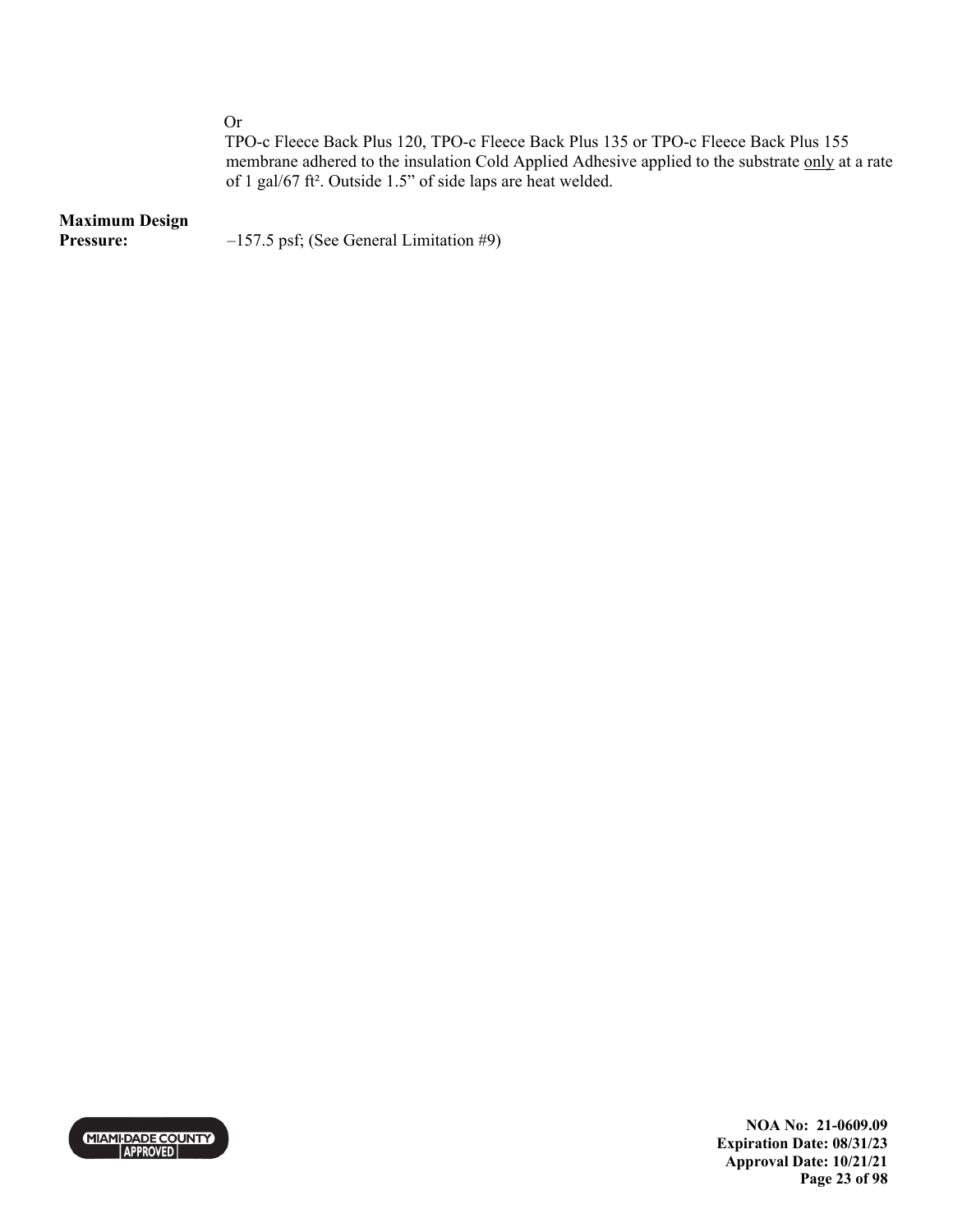Or

TPO-c Fleece Back Plus 120, TPO-c Fleece Back Plus 135 or TPO-c Fleece Back Plus 155 membrane adhered to the insulation Cold Applied Adhesive applied to the substrate only at a rate of 1 gal/67 ft². Outside 1.5" of side laps are heat welded.

**Maximum Design Pressure:** –157.5 psf; (See General Limitation #9)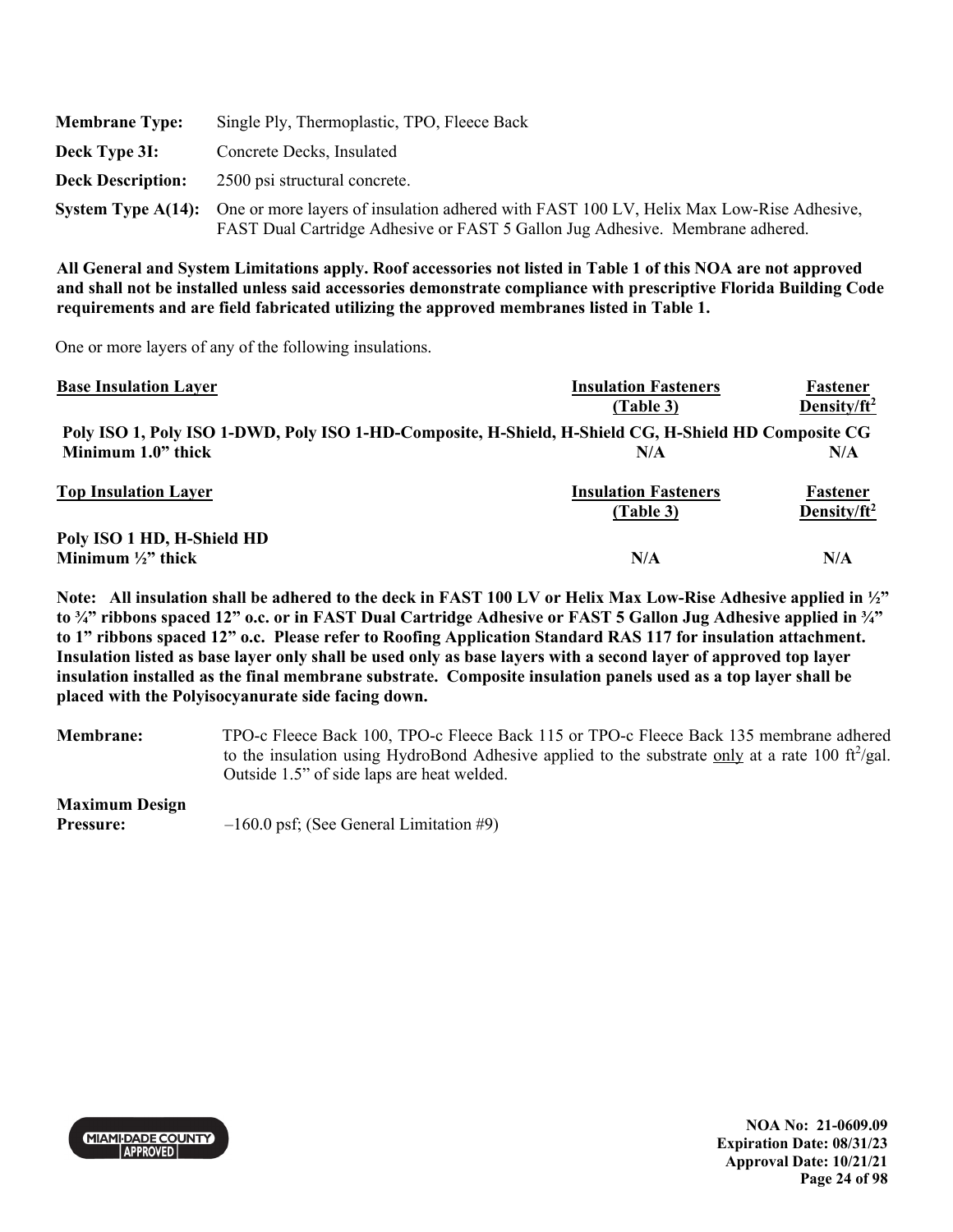**Membrane Type:** Single Ply, Thermoplastic, TPO, Fleece Back

**Deck Type 3I:** Concrete Decks, Insulated

**Deck Description:** 2500 psi structural concrete.

**System Type A(14):** One or more layers of insulation adhered with FAST 100 LV, Helix Max Low-Rise Adhesive, FAST Dual Cartridge Adhesive or FAST 5 Gallon Jug Adhesive. Membrane adhered.

**All General and System Limitations apply. Roof accessories not listed in Table 1 of this NOA are not approved and shall not be installed unless said accessories demonstrate compliance with prescriptive Florida Building Code requirements and are field fabricated utilizing the approved membranes listed in Table 1.**

One or more layers of any of the following insulations.

| Base Insulation Layer | Insulation Fasteners (Table 3) | Fastener Density/ft² |
|---|---|---|
| **Poly ISO 1, Poly ISO 1-DWD, Poly ISO 1-HD-Composite, H-Shield, H-Shield CG, H-Shield HD Composite CG** | | |
| **Minimum 1.0" thick** | **N/A** | **N/A** |

| Top Insulation Layer | Insulation Fasteners (Table 3) | Fastener Density/ft² |
|---|---|---|
| **Poly ISO 1 HD, H-Shield HD** | | |
| **Minimum ½" thick** | **N/A** | **N/A** |

**Note: All insulation shall be adhered to the deck in FAST 100 LV or Helix Max Low-Rise Adhesive applied in ½" to ¾" ribbons spaced 12" o.c. or in FAST Dual Cartridge Adhesive or FAST 5 Gallon Jug Adhesive applied in ¾" to 1" ribbons spaced 12" o.c. Please refer to Roofing Application Standard RAS 117 for insulation attachment. Insulation listed as base layer only shall be used only as base layers with a second layer of approved top layer insulation installed as the final membrane substrate. Composite insulation panels used as a top layer shall be placed with the Polyisocyanurate side facing down.**

**Membrane:** TPO-c Fleece Back 100, TPO-c Fleece Back 115 or TPO-c Fleece Back 135 membrane adhered to the insulation using HydroBond Adhesive applied to the substrate only at a rate 100 ft²/gal. Outside 1.5" of side laps are heat welded.

**Maximum Design Pressure:** –160.0 psf; (See General Limitation #9)

NOA No: 21-0609.09
Expiration Date: 08/31/23
Approval Date: 10/21/21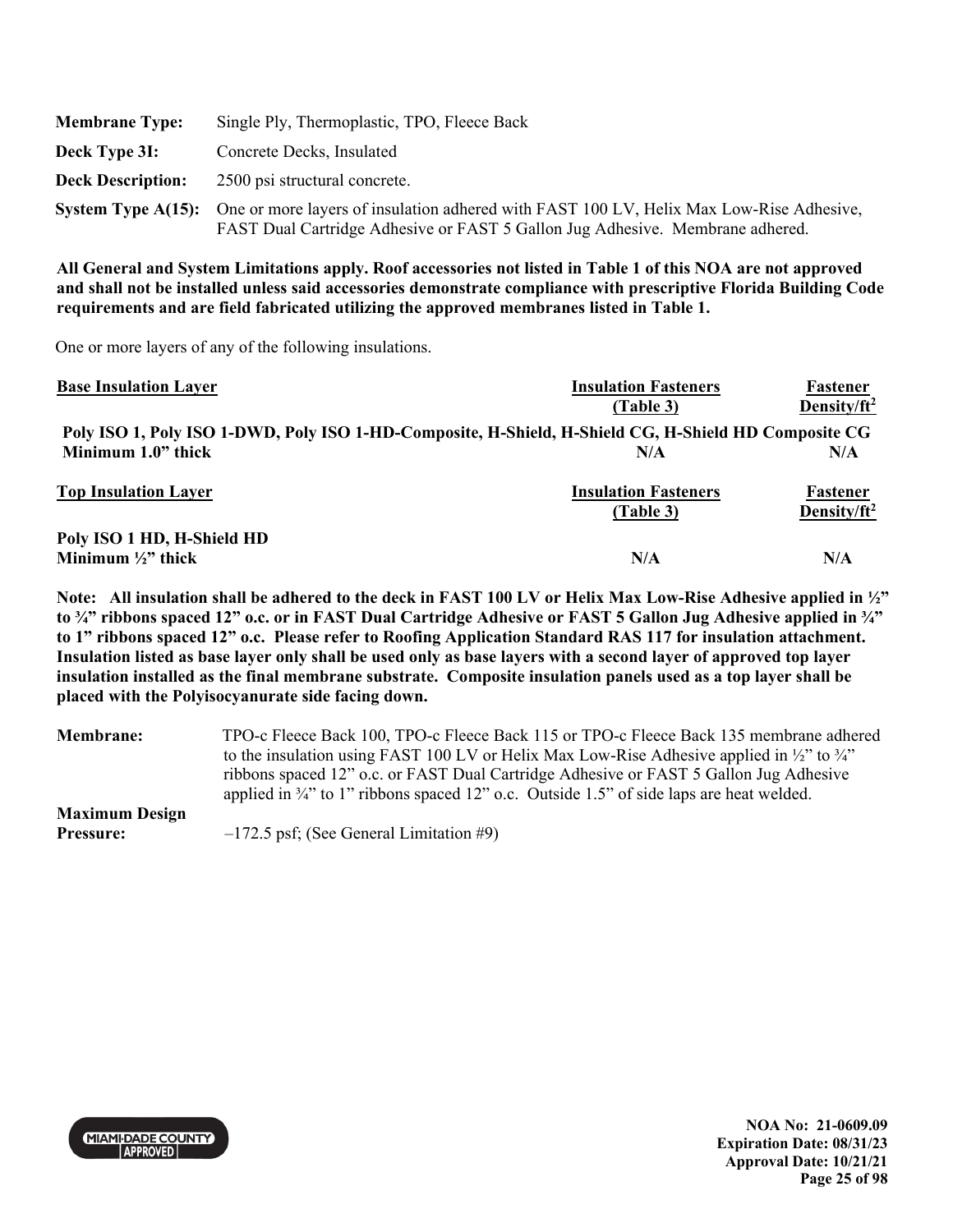**Membrane Type:** Single Ply, Thermoplastic, TPO, Fleece Back

**Deck Type 3I:** Concrete Decks, Insulated

**Deck Description:** 2500 psi structural concrete.

**System Type A(15):** One or more layers of insulation adhered with FAST 100 LV, Helix Max Low-Rise Adhesive, FAST Dual Cartridge Adhesive or FAST 5 Gallon Jug Adhesive. Membrane adhered.

**All General and System Limitations apply. Roof accessories not listed in Table 1 of this NOA are not approved and shall not be installed unless said accessories demonstrate compliance with prescriptive Florida Building Code requirements and are field fabricated utilizing the approved membranes listed in Table 1.**

One or more layers of any of the following insulations.

| Base Insulation Layer | Insulation Fasteners (Table 3) | Fastener Density/ft² |
|---|---|---|
| **Poly ISO 1, Poly ISO 1-DWD, Poly ISO 1-HD-Composite, H-Shield, H-Shield CG, H-Shield HD Composite CG** | | |
| **Minimum 1.0" thick** | **N/A** | **N/A** |

| Top Insulation Layer | Insulation Fasteners (Table 3) | Fastener Density/ft² |
|---|---|---|
| **Poly ISO 1 HD, H-Shield HD** | | |
| **Minimum ½" thick** | **N/A** | **N/A** |

**Note: All insulation shall be adhered to the deck in FAST 100 LV or Helix Max Low-Rise Adhesive applied in ½" to ¾" ribbons spaced 12" o.c. or in FAST Dual Cartridge Adhesive or FAST 5 Gallon Jug Adhesive applied in ¾" to 1" ribbons spaced 12" o.c. Please refer to Roofing Application Standard RAS 117 for insulation attachment. Insulation listed as base layer only shall be used only as base layers with a second layer of approved top layer insulation installed as the final membrane substrate. Composite insulation panels used as a top layer shall be placed with the Polyisocyanurate side facing down.**

**Membrane:** TPO-c Fleece Back 100, TPO-c Fleece Back 115 or TPO-c Fleece Back 135 membrane adhered to the insulation using FAST 100 LV or Helix Max Low-Rise Adhesive applied in ½" to ¾" ribbons spaced 12" o.c. or FAST Dual Cartridge Adhesive or FAST 5 Gallon Jug Adhesive applied in ¾" to 1" ribbons spaced 12" o.c. Outside 1.5" of side laps are heat welded.

**Maximum Design Pressure:** –172.5 psf; (See General Limitation #9)

NOA No: 21-0609.09
Expiration Date: 08/31/23
Approval Date: 10/21/21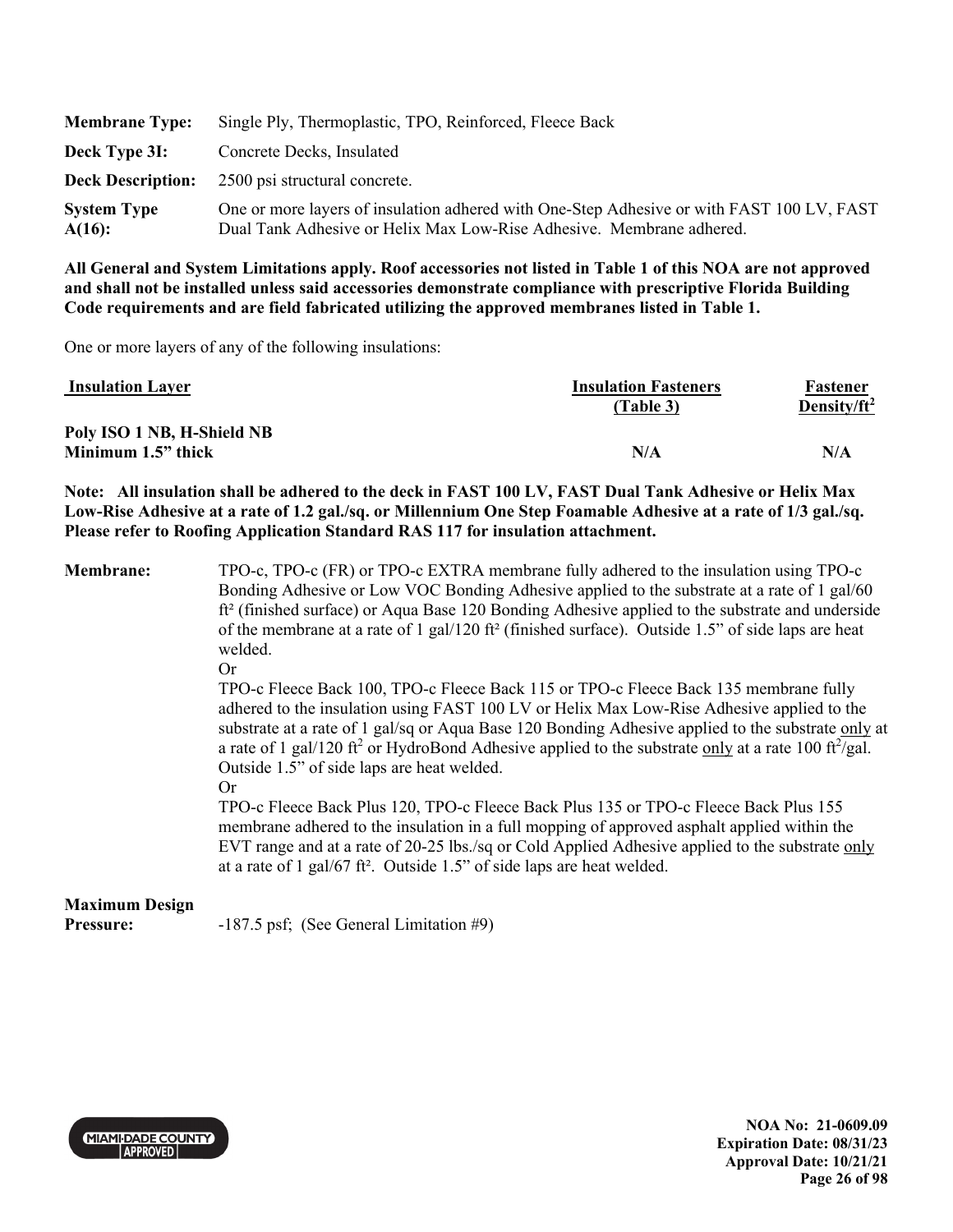| | |
|---|---|
| **Membrane Type:** | Single Ply, Thermoplastic, TPO, Reinforced, Fleece Back |
| **Deck Type 3I:** | Concrete Decks, Insulated |
| **Deck Description:** | 2500 psi structural concrete. |
| **System Type A(16):** | One or more layers of insulation adhered with One-Step Adhesive or with FAST 100 LV, FAST Dual Tank Adhesive or Helix Max Low-Rise Adhesive. Membrane adhered. |

**All General and System Limitations apply. Roof accessories not listed in Table 1 of this NOA are not approved and shall not be installed unless said accessories demonstrate compliance with prescriptive Florida Building Code requirements and are field fabricated utilizing the approved membranes listed in Table 1.**

One or more layers of any of the following insulations:

| Insulation Layer | Insulation Fasteners (Table 3) | Fastener Density/ft$^2$ |
|---|---|---|
| **Poly ISO 1 NB, H-Shield NB Minimum 1.5" thick** | **N/A** | **N/A** |

**Note: All insulation shall be adhered to the deck in FAST 100 LV, FAST Dual Tank Adhesive or Helix Max Low-Rise Adhesive at a rate of 1.2 gal./sq. or Millennium One Step Foamable Adhesive at a rate of 1/3 gal./sq. Please refer to Roofing Application Standard RAS 117 for insulation attachment.**

**Membrane:** TPO-c, TPO-c (FR) or TPO-c EXTRA membrane fully adhered to the insulation using TPO-c Bonding Adhesive or Low VOC Bonding Adhesive applied to the substrate at a rate of 1 gal/60 ft² (finished surface) or Aqua Base 120 Bonding Adhesive applied to the substrate and underside of the membrane at a rate of 1 gal/120 ft² (finished surface). Outside 1.5" of side laps are heat welded.

Or

TPO-c Fleece Back 100, TPO-c Fleece Back 115 or TPO-c Fleece Back 135 membrane fully adhered to the insulation using FAST 100 LV or Helix Max Low-Rise Adhesive applied to the substrate at a rate of 1 gal/sq or Aqua Base 120 Bonding Adhesive applied to the substrate only at a rate of 1 gal/120 ft$^2$ or HydroBond Adhesive applied to the substrate only at a rate 100 ft$^2$/gal. Outside 1.5" of side laps are heat welded.

Or

TPO-c Fleece Back Plus 120, TPO-c Fleece Back Plus 135 or TPO-c Fleece Back Plus 155 membrane adhered to the insulation in a full mopping of approved asphalt applied within the EVT range and at a rate of 20-25 lbs./sq or Cold Applied Adhesive applied to the substrate only at a rate of 1 gal/67 ft². Outside 1.5" of side laps are heat welded.

**Maximum Design Pressure:** -187.5 psf; (See General Limitation #9)

**NOA No: 21-0609.09**
**Expiration Date: 08/31/23**
**Approval Date: 10/21/21**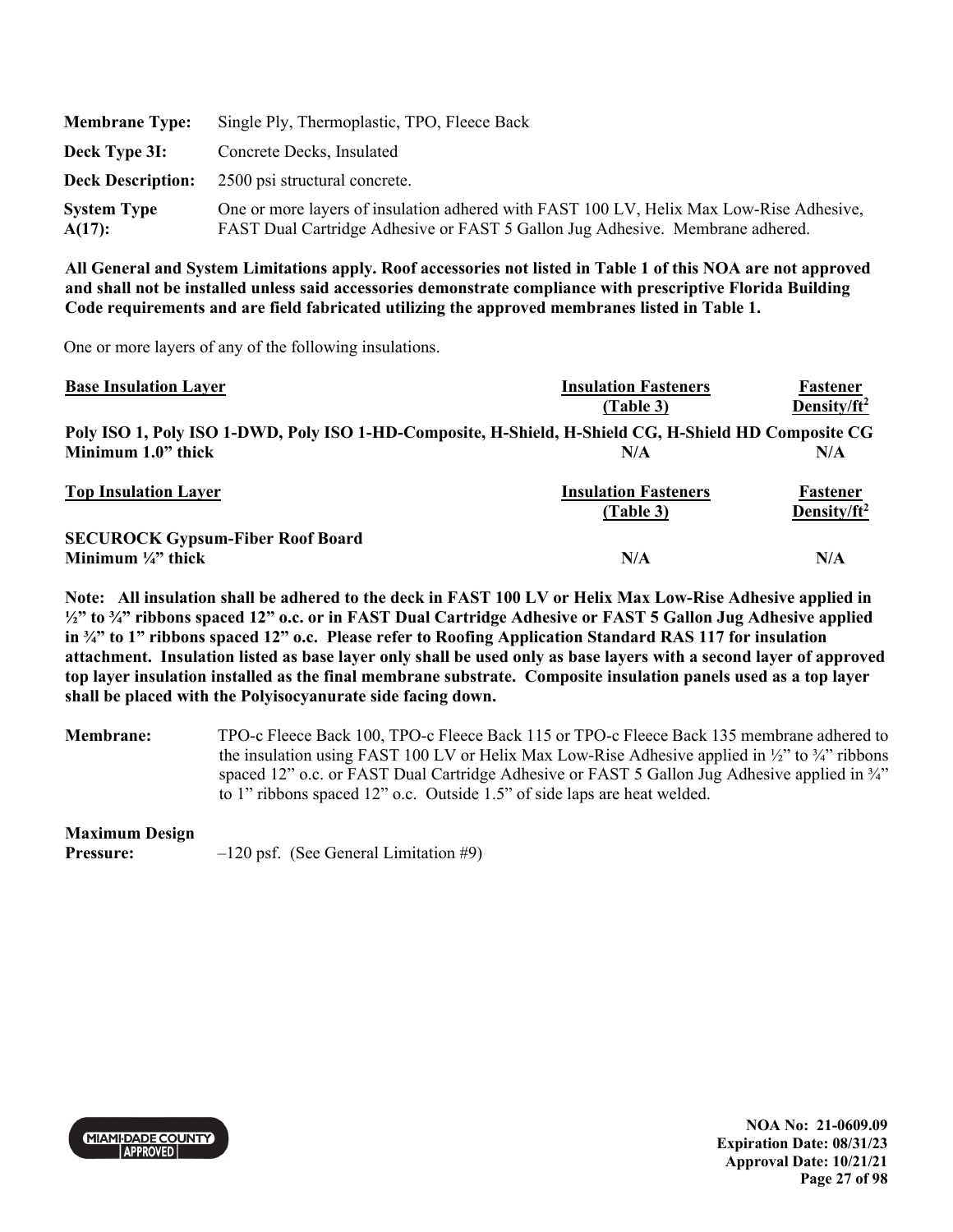**Membrane Type:** Single Ply, Thermoplastic, TPO, Fleece Back

**Deck Type 3I:** Concrete Decks, Insulated

**Deck Description:** 2500 psi structural concrete.

**System Type A(17):** One or more layers of insulation adhered with FAST 100 LV, Helix Max Low-Rise Adhesive, FAST Dual Cartridge Adhesive or FAST 5 Gallon Jug Adhesive. Membrane adhered.

**All General and System Limitations apply. Roof accessories not listed in Table 1 of this NOA are not approved and shall not be installed unless said accessories demonstrate compliance with prescriptive Florida Building Code requirements and are field fabricated utilizing the approved membranes listed in Table 1.**

One or more layers of any of the following insulations.

| Base Insulation Layer | Insulation Fasteners (Table 3) | Fastener Density/ft² |
|---|---|---|
| **Poly ISO 1, Poly ISO 1-DWD, Poly ISO 1-HD-Composite, H-Shield, H-Shield CG, H-Shield HD Composite CG** | | |
| **Minimum 1.0" thick** | **N/A** | **N/A** |

| Top Insulation Layer | Insulation Fasteners (Table 3) | Fastener Density/ft² |
|---|---|---|
| **SECUROCK Gypsum-Fiber Roof Board** | | |
| **Minimum ¼" thick** | **N/A** | **N/A** |

**Note: All insulation shall be adhered to the deck in FAST 100 LV or Helix Max Low-Rise Adhesive applied in ½" to ¾" ribbons spaced 12" o.c. or in FAST Dual Cartridge Adhesive or FAST 5 Gallon Jug Adhesive applied in ¾" to 1" ribbons spaced 12" o.c. Please refer to Roofing Application Standard RAS 117 for insulation attachment. Insulation listed as base layer only shall be used only as base layers with a second layer of approved top layer insulation installed as the final membrane substrate. Composite insulation panels used as a top layer shall be placed with the Polyisocyanurate side facing down.**

**Membrane:** TPO-c Fleece Back 100, TPO-c Fleece Back 115 or TPO-c Fleece Back 135 membrane adhered to the insulation using FAST 100 LV or Helix Max Low-Rise Adhesive applied in ½" to ¾" ribbons spaced 12" o.c. or FAST Dual Cartridge Adhesive or FAST 5 Gallon Jug Adhesive applied in ¾" to 1" ribbons spaced 12" o.c. Outside 1.5" of side laps are heat welded.

**Maximum Design Pressure:** –120 psf. (See General Limitation #9)

NOA No: 21-0609.09
Expiration Date: 08/31/23
Approval Date: 10/21/21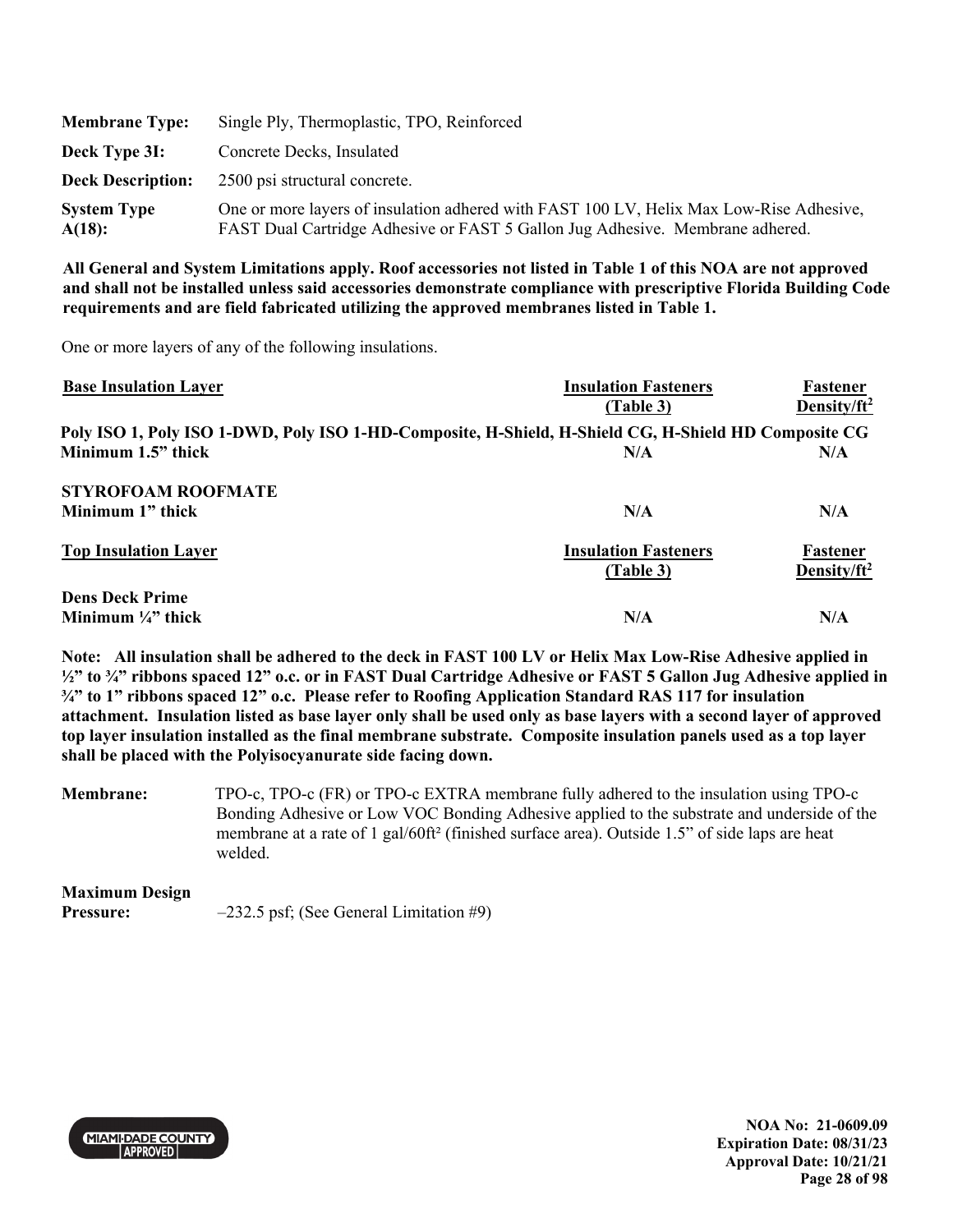| | |
|---|---|
| **Membrane Type:** | Single Ply, Thermoplastic, TPO, Reinforced |
| **Deck Type 3I:** | Concrete Decks, Insulated |
| **Deck Description:** | 2500 psi structural concrete. |
| **System Type A(18):** | One or more layers of insulation adhered with FAST 100 LV, Helix Max Low-Rise Adhesive, FAST Dual Cartridge Adhesive or FAST 5 Gallon Jug Adhesive. Membrane adhered. |

**All General and System Limitations apply. Roof accessories not listed in Table 1 of this NOA are not approved and shall not be installed unless said accessories demonstrate compliance with prescriptive Florida Building Code requirements and are field fabricated utilizing the approved membranes listed in Table 1.**

One or more layers of any of the following insulations.

| **Base Insulation Layer** | **Insulation Fasteners (Table 3)** | **Fastener Density/ft²** |
|---|---|---|
| **Poly ISO 1, Poly ISO 1-DWD, Poly ISO 1-HD-Composite, H-Shield, H-Shield CG, H-Shield HD Composite CG** | | |
| **Minimum 1.5" thick** | **N/A** | **N/A** |
| **STYROFOAM ROOFMATE** | | |
| **Minimum 1" thick** | **N/A** | **N/A** |

| **Top Insulation Layer** | **Insulation Fasteners (Table 3)** | **Fastener Density/ft²** |
|---|---|---|
| **Dens Deck Prime** | | |
| **Minimum ¼" thick** | **N/A** | **N/A** |

**Note: All insulation shall be adhered to the deck in FAST 100 LV or Helix Max Low-Rise Adhesive applied in ½" to ¾" ribbons spaced 12" o.c. or in FAST Dual Cartridge Adhesive or FAST 5 Gallon Jug Adhesive applied in ¾" to 1" ribbons spaced 12" o.c. Please refer to Roofing Application Standard RAS 117 for insulation attachment. Insulation listed as base layer only shall be used only as base layers with a second layer of approved top layer insulation installed as the final membrane substrate. Composite insulation panels used as a top layer shall be placed with the Polyisocyanurate side facing down.**

**Membrane:** TPO-c, TPO-c (FR) or TPO-c EXTRA membrane fully adhered to the insulation using TPO-c Bonding Adhesive or Low VOC Bonding Adhesive applied to the substrate and underside of the membrane at a rate of 1 gal/60ft² (finished surface area). Outside 1.5" of side laps are heat welded.

**Maximum Design Pressure:** –232.5 psf; (See General Limitation #9)

NOA No: 21-0609.09
Expiration Date: 08/31/23
Approval Date: 10/21/21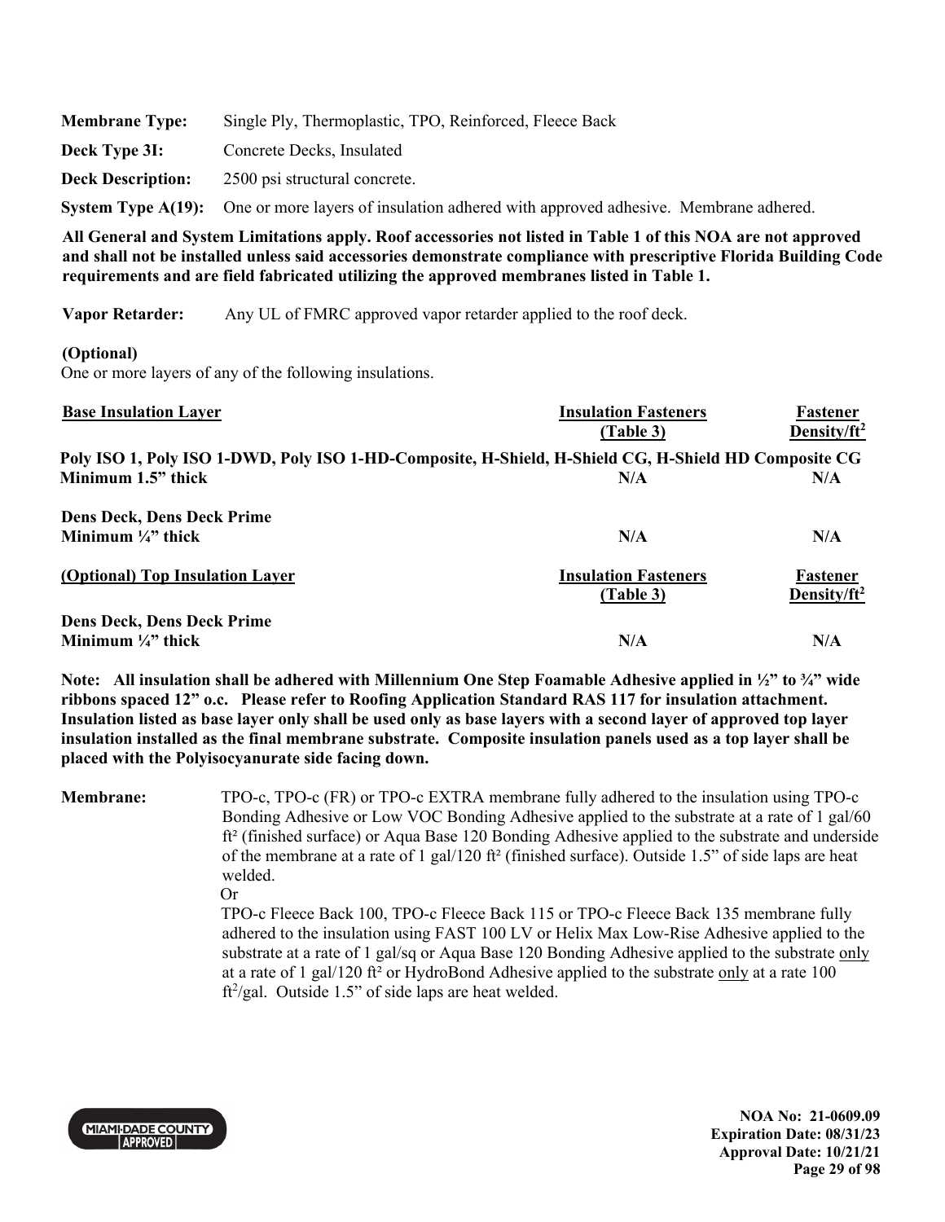**Membrane Type:** Single Ply, Thermoplastic, TPO, Reinforced, Fleece Back

**Deck Type 3I:** Concrete Decks, Insulated

**Deck Description:** 2500 psi structural concrete.

**System Type A(19):** One or more layers of insulation adhered with approved adhesive. Membrane adhered.

**All General and System Limitations apply. Roof accessories not listed in Table 1 of this NOA are not approved and shall not be installed unless said accessories demonstrate compliance with prescriptive Florida Building Code requirements and are field fabricated utilizing the approved membranes listed in Table 1.**

**Vapor Retarder:** Any UL of FMRC approved vapor retarder applied to the roof deck.

**(Optional)**

One or more layers of any of the following insulations.

| Base Insulation Layer | Insulation Fasteners (Table 3) | Fastener Density/ft$^2$ |
|---|---|---|
| **Poly ISO 1, Poly ISO 1-DWD, Poly ISO 1-HD-Composite, H-Shield, H-Shield CG, H-Shield HD Composite CG** | | |
| **Minimum 1.5" thick** | **N/A** | **N/A** |
| **Dens Deck, Dens Deck Prime** | | |
| **Minimum ¼" thick** | **N/A** | **N/A** |

| (Optional) Top Insulation Layer | Insulation Fasteners (Table 3) | Fastener Density/ft$^2$ |
|---|---|---|
| **Dens Deck, Dens Deck Prime** | | |
| **Minimum ¼" thick** | **N/A** | **N/A** |

**Note: All insulation shall be adhered with Millennium One Step Foamable Adhesive applied in ½" to ¾" wide ribbons spaced 12" o.c. Please refer to Roofing Application Standard RAS 117 for insulation attachment. Insulation listed as base layer only shall be used only as base layers with a second layer of approved top layer insulation installed as the final membrane substrate. Composite insulation panels used as a top layer shall be placed with the Polyisocyanurate side facing down.**

**Membrane:** TPO-c, TPO-c (FR) or TPO-c EXTRA membrane fully adhered to the insulation using TPO-c Bonding Adhesive or Low VOC Bonding Adhesive applied to the substrate at a rate of 1 gal/60 ft² (finished surface) or Aqua Base 120 Bonding Adhesive applied to the substrate and underside of the membrane at a rate of 1 gal/120 ft² (finished surface). Outside 1.5" of side laps are heat welded.

Or

TPO-c Fleece Back 100, TPO-c Fleece Back 115 or TPO-c Fleece Back 135 membrane fully adhered to the insulation using FAST 100 LV or Helix Max Low-Rise Adhesive applied to the substrate at a rate of 1 gal/sq or Aqua Base 120 Bonding Adhesive applied to the substrate only at a rate of 1 gal/120 ft² or HydroBond Adhesive applied to the substrate only at a rate 100 ft$^2$/gal. Outside 1.5" of side laps are heat welded.

**NOA No: 21-0609.09**
**Expiration Date: 08/31/23**
**Approval Date: 10/21/21**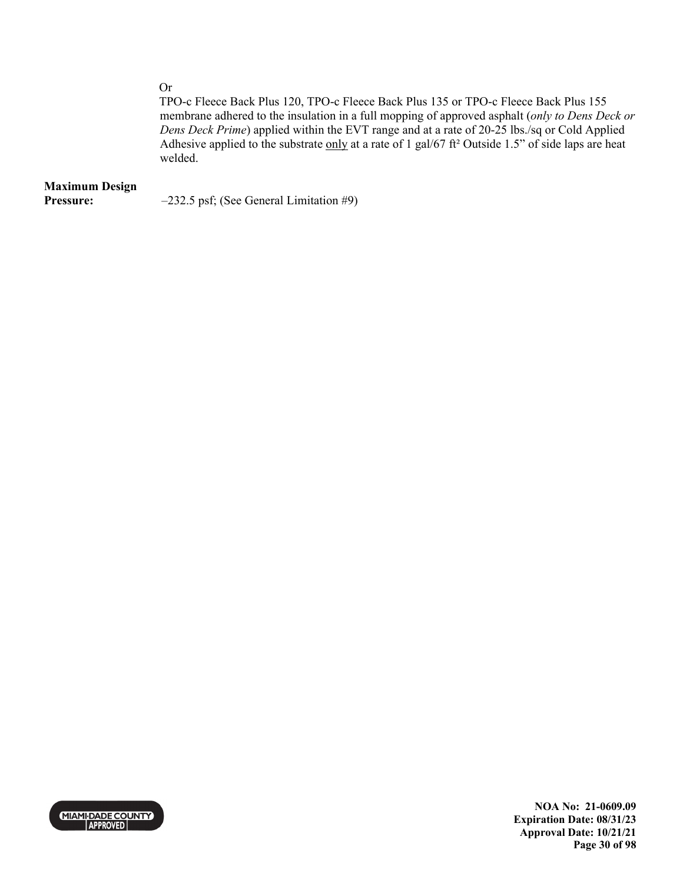Or

TPO-c Fleece Back Plus 120, TPO-c Fleece Back Plus 135 or TPO-c Fleece Back Plus 155 membrane adhered to the insulation in a full mopping of approved asphalt (*only to Dens Deck or Dens Deck Prime*) applied within the EVT range and at a rate of 20-25 lbs./sq or Cold Applied Adhesive applied to the substrate <u>only</u> at a rate of 1 gal/67 ft² Outside 1.5" of side laps are heat welded.

**Maximum Design Pressure:** –232.5 psf; (See General Limitation #9)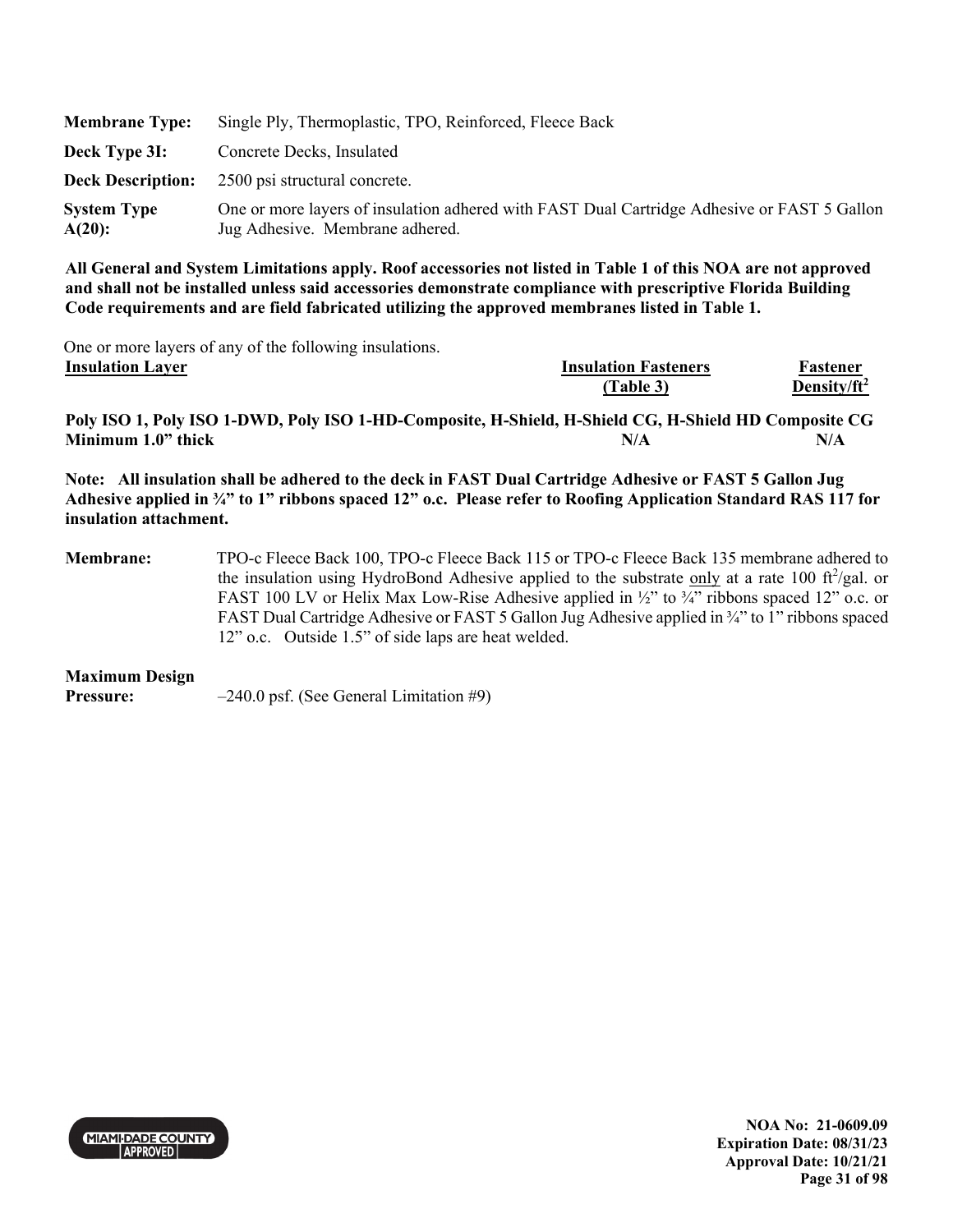**Membrane Type:** Single Ply, Thermoplastic, TPO, Reinforced, Fleece Back

**Deck Type 3I:** Concrete Decks, Insulated

**Deck Description:** 2500 psi structural concrete.

**System Type A(20):** One or more layers of insulation adhered with FAST Dual Cartridge Adhesive or FAST 5 Gallon Jug Adhesive. Membrane adhered.

**All General and System Limitations apply. Roof accessories not listed in Table 1 of this NOA are not approved and shall not be installed unless said accessories demonstrate compliance with prescriptive Florida Building Code requirements and are field fabricated utilizing the approved membranes listed in Table 1.**

One or more layers of any of the following insulations.

| Insulation Layer | Insulation Fasteners (Table 3) | Fastener Density/ft$^2$ |
|---|---|---|
| **Poly ISO 1, Poly ISO 1-DWD, Poly ISO 1-HD-Composite, H-Shield, H-Shield CG, H-Shield HD Composite CG Minimum 1.0" thick** | **N/A** | **N/A** |

**Note: All insulation shall be adhered to the deck in FAST Dual Cartridge Adhesive or FAST 5 Gallon Jug Adhesive applied in ¾" to 1" ribbons spaced 12" o.c. Please refer to Roofing Application Standard RAS 117 for insulation attachment.**

**Membrane:** TPO-c Fleece Back 100, TPO-c Fleece Back 115 or TPO-c Fleece Back 135 membrane adhered to the insulation using HydroBond Adhesive applied to the substrate only at a rate 100 ft$^2$/gal. or FAST 100 LV or Helix Max Low-Rise Adhesive applied in ½" to ¾" ribbons spaced 12" o.c. or FAST Dual Cartridge Adhesive or FAST 5 Gallon Jug Adhesive applied in ¾" to 1" ribbons spaced 12" o.c. Outside 1.5" of side laps are heat welded.

**Maximum Design Pressure:** –240.0 psf. (See General Limitation #9)

**NOA No: 21-0609.09**
**Expiration Date: 08/31/23**
**Approval Date: 10/21/21**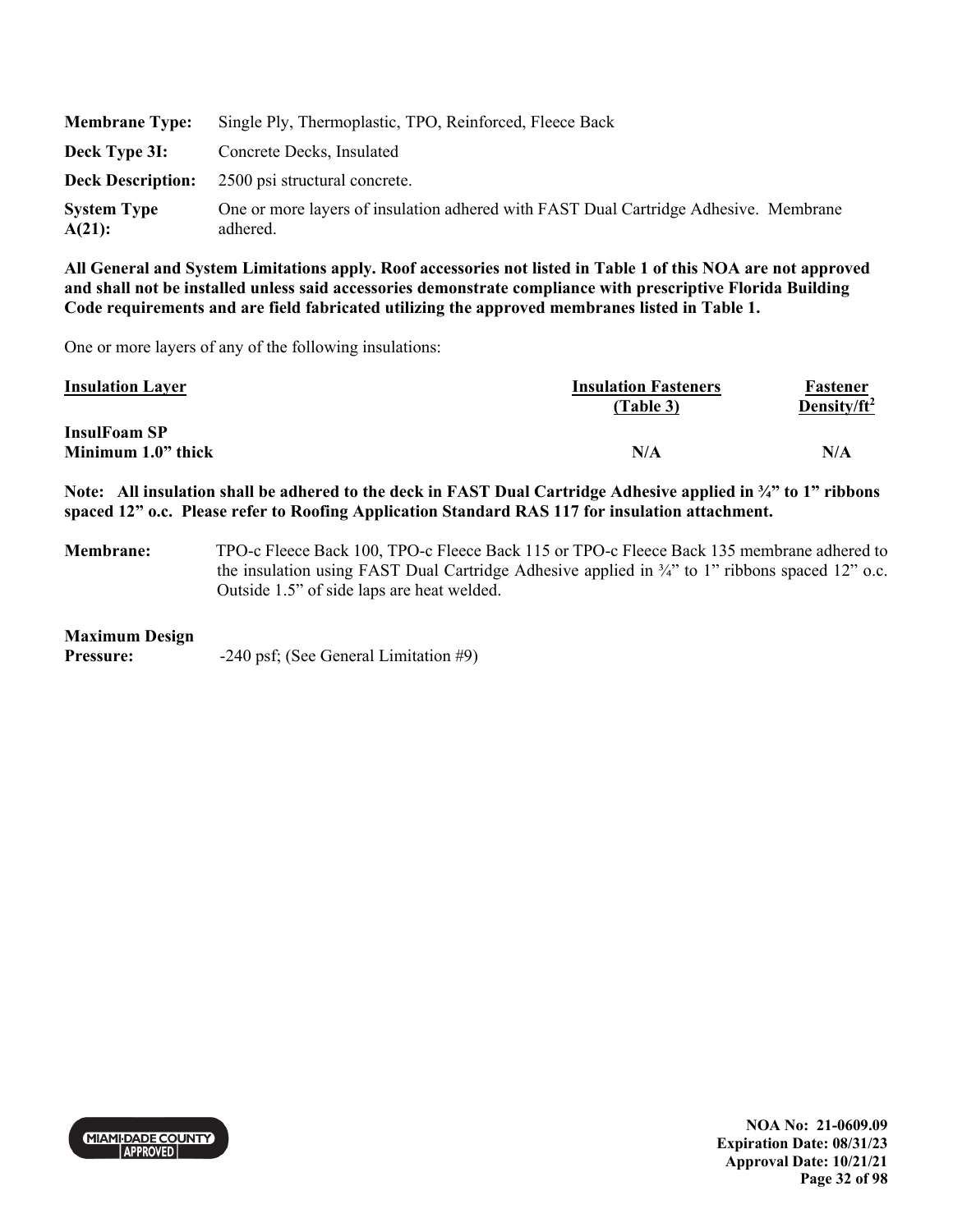| | |
|---|---|
| **Membrane Type:** | Single Ply, Thermoplastic, TPO, Reinforced, Fleece Back |
| **Deck Type 3I:** | Concrete Decks, Insulated |
| **Deck Description:** | 2500 psi structural concrete. |
| **System Type A(21):** | One or more layers of insulation adhered with FAST Dual Cartridge Adhesive. Membrane adhered. |

**All General and System Limitations apply. Roof accessories not listed in Table 1 of this NOA are not approved and shall not be installed unless said accessories demonstrate compliance with prescriptive Florida Building Code requirements and are field fabricated utilizing the approved membranes listed in Table 1.**

One or more layers of any of the following insulations:

| Insulation Layer | Insulation Fasteners (Table 3) | Fastener Density/ft$^2$ |
|---|---|---|
| **InsulFoam SP** **Minimum 1.0" thick** | **N/A** | **N/A** |

**Note: All insulation shall be adhered to the deck in FAST Dual Cartridge Adhesive applied in ¾" to 1" ribbons spaced 12" o.c. Please refer to Roofing Application Standard RAS 117 for insulation attachment.**

**Membrane:** TPO-c Fleece Back 100, TPO-c Fleece Back 115 or TPO-c Fleece Back 135 membrane adhered to the insulation using FAST Dual Cartridge Adhesive applied in ¾" to 1" ribbons spaced 12" o.c. Outside 1.5" of side laps are heat welded.

**Maximum Design Pressure:** -240 psf; (See General Limitation #9)

NOA No: 21-0609.09
Expiration Date: 08/31/23
Approval Date: 10/21/21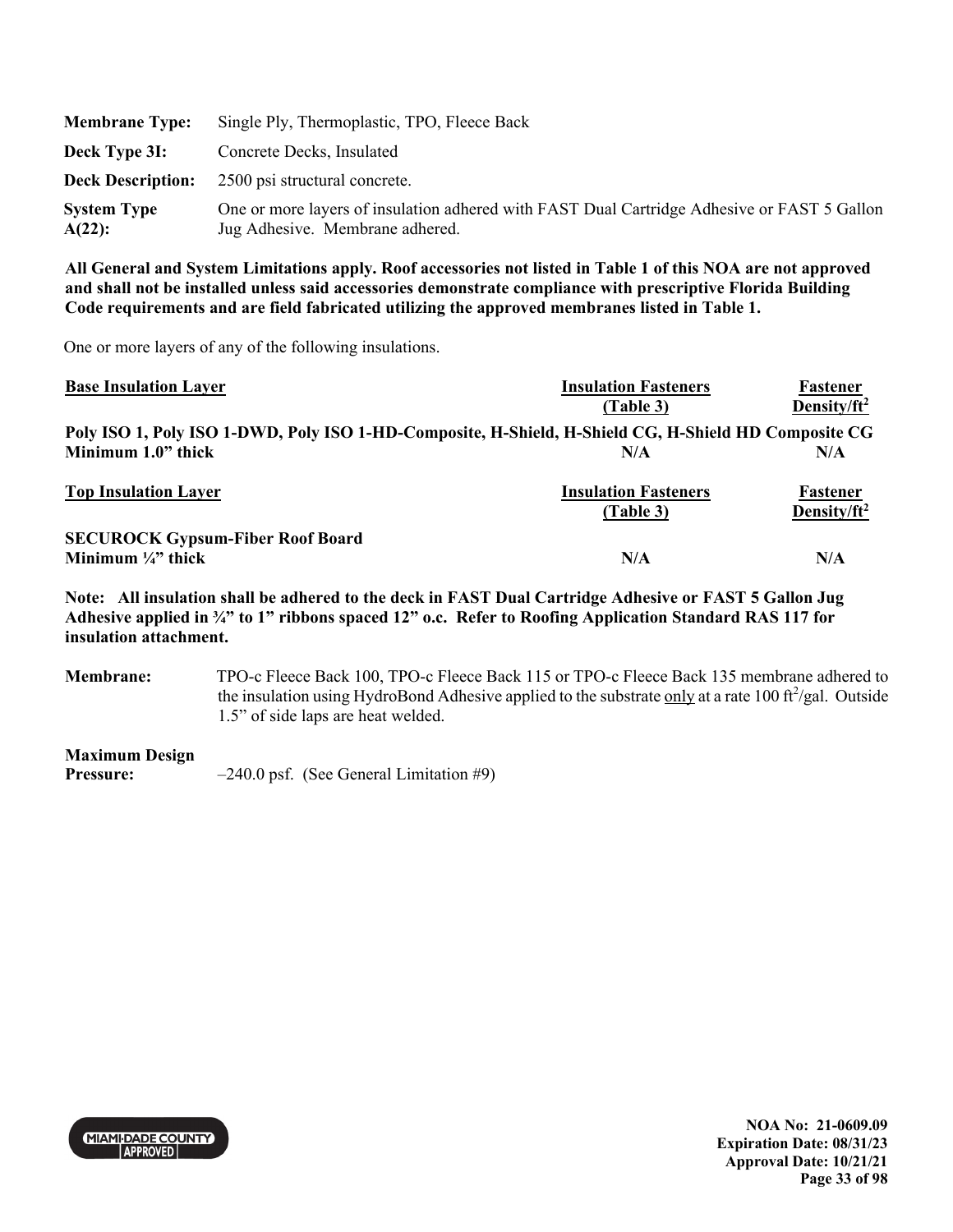| | |
|---|---|
| **Membrane Type:** | Single Ply, Thermoplastic, TPO, Fleece Back |
| **Deck Type 3I:** | Concrete Decks, Insulated |
| **Deck Description:** | 2500 psi structural concrete. |
| **System Type A(22):** | One or more layers of insulation adhered with FAST Dual Cartridge Adhesive or FAST 5 Gallon Jug Adhesive. Membrane adhered. |

**All General and System Limitations apply. Roof accessories not listed in Table 1 of this NOA are not approved and shall not be installed unless said accessories demonstrate compliance with prescriptive Florida Building Code requirements and are field fabricated utilizing the approved membranes listed in Table 1.**

One or more layers of any of the following insulations.

| **Base Insulation Layer** | **Insulation Fasteners (Table 3)** | **Fastener Density/ft²** |
|---|---|---|
| **Poly ISO 1, Poly ISO 1-DWD, Poly ISO 1-HD-Composite, H-Shield, H-Shield CG, H-Shield HD Composite CG** | | |
| **Minimum 1.0" thick** | **N/A** | **N/A** |

| **Top Insulation Layer** | **Insulation Fasteners (Table 3)** | **Fastener Density/ft²** |
|---|---|---|
| **SECUROCK Gypsum-Fiber Roof Board** | | |
| **Minimum ¼" thick** | **N/A** | **N/A** |

**Note: All insulation shall be adhered to the deck in FAST Dual Cartridge Adhesive or FAST 5 Gallon Jug Adhesive applied in ¾" to 1" ribbons spaced 12" o.c. Refer to Roofing Application Standard RAS 117 for insulation attachment.**

**Membrane:** TPO-c Fleece Back 100, TPO-c Fleece Back 115 or TPO-c Fleece Back 135 membrane adhered to the insulation using HydroBond Adhesive applied to the substrate only at a rate 100 ft²/gal. Outside 1.5" of side laps are heat welded.

**Maximum Design Pressure:** –240.0 psf. (See General Limitation #9)

NOA No: 21-0609.09
Expiration Date: 08/31/23
Approval Date: 10/21/21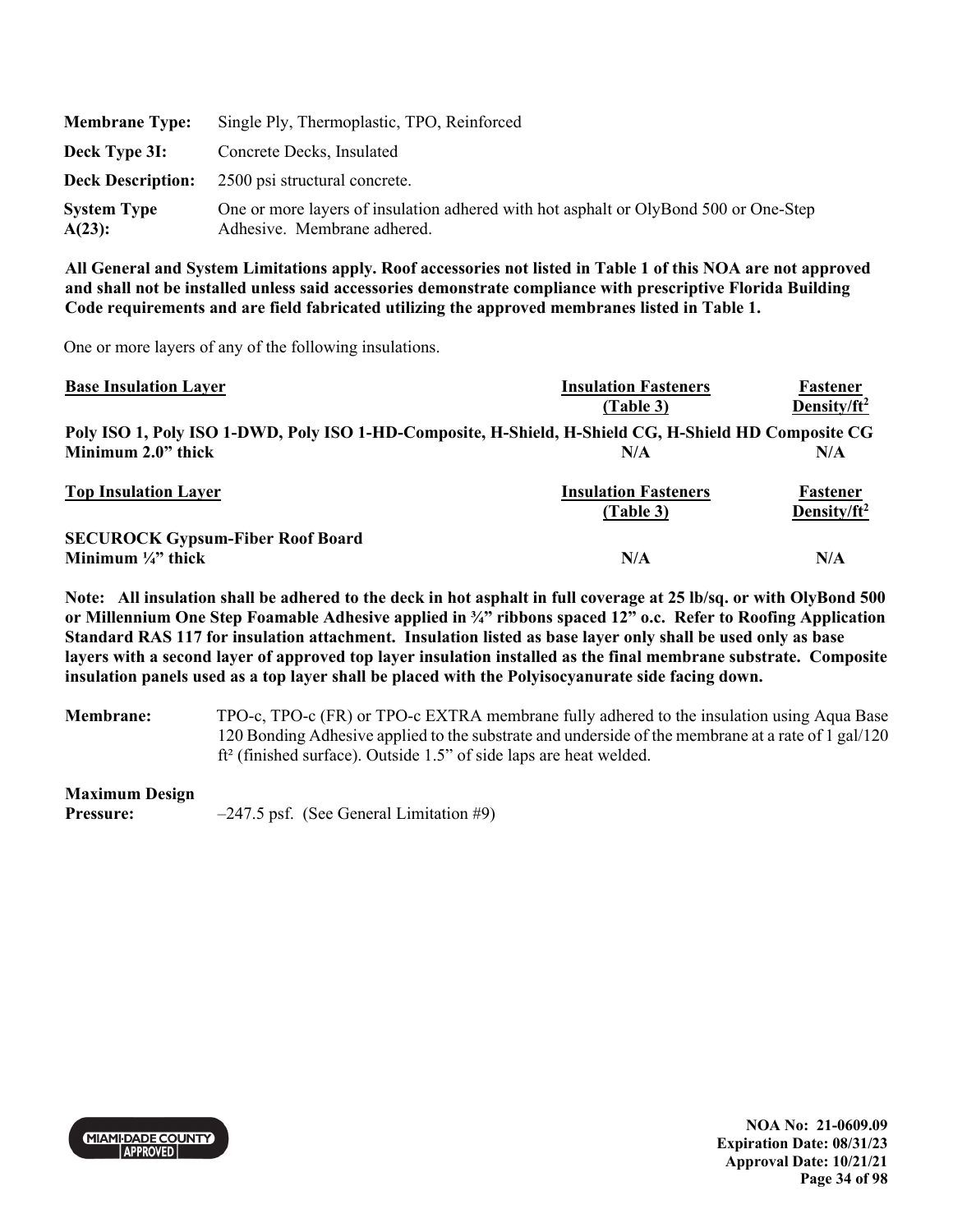| | |
|---|---|
| **Membrane Type:** | Single Ply, Thermoplastic, TPO, Reinforced |
| **Deck Type 3I:** | Concrete Decks, Insulated |
| **Deck Description:** | 2500 psi structural concrete. |
| **System Type A(23):** | One or more layers of insulation adhered with hot asphalt or OlyBond 500 or One-Step Adhesive. Membrane adhered. |

**All General and System Limitations apply. Roof accessories not listed in Table 1 of this NOA are not approved and shall not be installed unless said accessories demonstrate compliance with prescriptive Florida Building Code requirements and are field fabricated utilizing the approved membranes listed in Table 1.**

One or more layers of any of the following insulations.

| Base Insulation Layer | Insulation Fasteners (Table 3) | Fastener Density/ft$^2$ |
|---|---|---|
| **Poly ISO 1, Poly ISO 1-DWD, Poly ISO 1-HD-Composite, H-Shield, H-Shield CG, H-Shield HD Composite CG** | | |
| **Minimum 2.0" thick** | **N/A** | **N/A** |

| Top Insulation Layer | Insulation Fasteners (Table 3) | Fastener Density/ft$^2$ |
|---|---|---|
| **SECUROCK Gypsum-Fiber Roof Board** | | |
| **Minimum ¼" thick** | **N/A** | **N/A** |

**Note: All insulation shall be adhered to the deck in hot asphalt in full coverage at 25 lb/sq. or with OlyBond 500 or Millennium One Step Foamable Adhesive applied in ¾" ribbons spaced 12" o.c. Refer to Roofing Application Standard RAS 117 for insulation attachment. Insulation listed as base layer only shall be used only as base layers with a second layer of approved top layer insulation installed as the final membrane substrate. Composite insulation panels used as a top layer shall be placed with the Polyisocyanurate side facing down.**

**Membrane:** TPO-c, TPO-c (FR) or TPO-c EXTRA membrane fully adhered to the insulation using Aqua Base 120 Bonding Adhesive applied to the substrate and underside of the membrane at a rate of 1 gal/120 ft² (finished surface). Outside 1.5" of side laps are heat welded.

**Maximum Design Pressure:** –247.5 psf. (See General Limitation #9)

**NOA No: 21-0609.09**
**Expiration Date: 08/31/23**
**Approval Date: 10/21/21**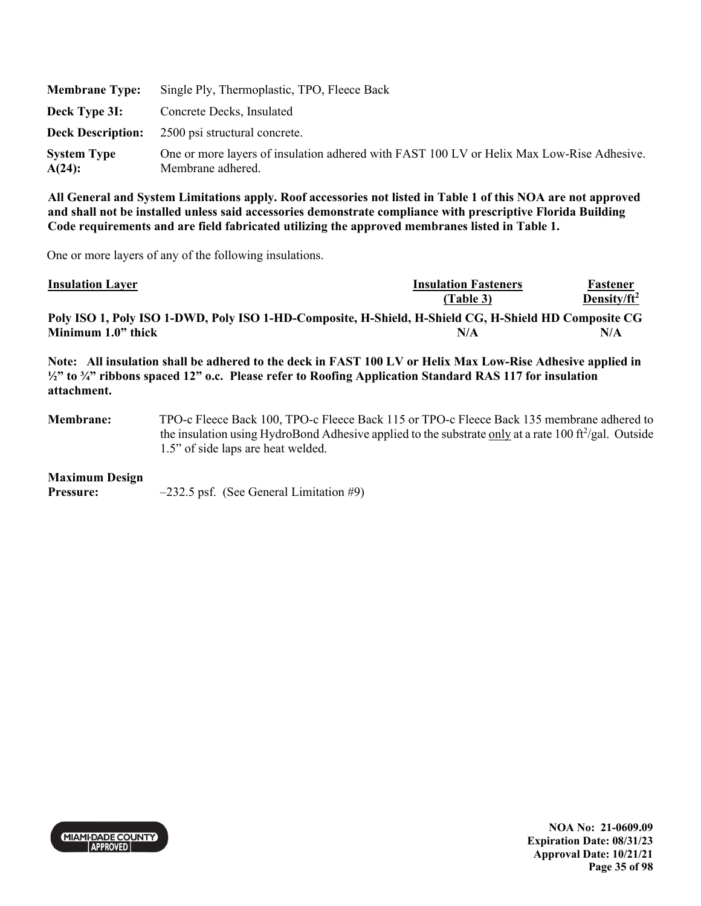**Membrane Type:** Single Ply, Thermoplastic, TPO, Fleece Back

**Deck Type 3I:** Concrete Decks, Insulated

**Deck Description:** 2500 psi structural concrete.

**System Type A(24):** One or more layers of insulation adhered with FAST 100 LV or Helix Max Low-Rise Adhesive. Membrane adhered.

**All General and System Limitations apply. Roof accessories not listed in Table 1 of this NOA are not approved and shall not be installed unless said accessories demonstrate compliance with prescriptive Florida Building Code requirements and are field fabricated utilizing the approved membranes listed in Table 1.**

One or more layers of any of the following insulations.

| Insulation Layer | Insulation Fasteners (Table 3) | Fastener Density/ft$^2$ |
|---|---|---|
| **Poly ISO 1, Poly ISO 1-DWD, Poly ISO 1-HD-Composite, H-Shield, H-Shield CG, H-Shield HD Composite CG** | | |
| **Minimum 1.0" thick** | **N/A** | **N/A** |

**Note: All insulation shall be adhered to the deck in FAST 100 LV or Helix Max Low-Rise Adhesive applied in ½" to ¾" ribbons spaced 12" o.c. Please refer to Roofing Application Standard RAS 117 for insulation attachment.**

**Membrane:** TPO-c Fleece Back 100, TPO-c Fleece Back 115 or TPO-c Fleece Back 135 membrane adhered to the insulation using HydroBond Adhesive applied to the substrate only at a rate 100 ft$^2$/gal. Outside 1.5" of side laps are heat welded.

**Maximum Design Pressure:** –232.5 psf. (See General Limitation #9)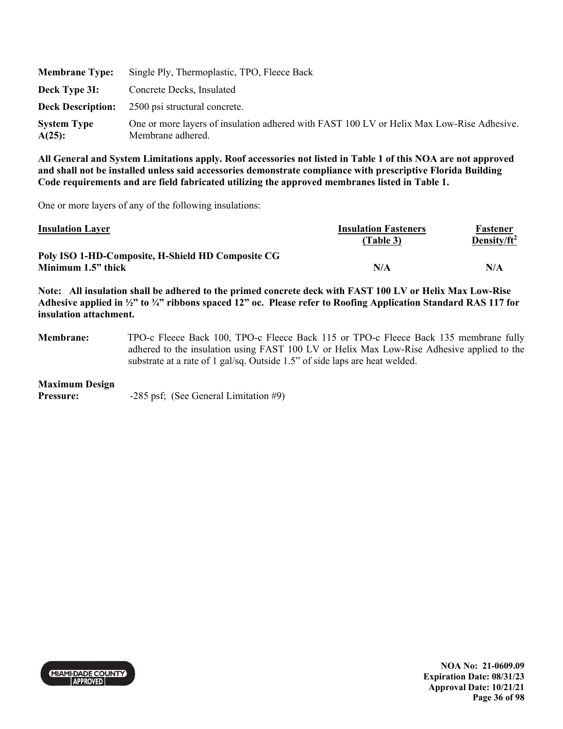**Membrane Type:** Single Ply, Thermoplastic, TPO, Fleece Back

**Deck Type 3I:** Concrete Decks, Insulated

**Deck Description:** 2500 psi structural concrete.

**System Type A(25):** One or more layers of insulation adhered with FAST 100 LV or Helix Max Low-Rise Adhesive. Membrane adhered.

**All General and System Limitations apply. Roof accessories not listed in Table 1 of this NOA are not approved and shall not be installed unless said accessories demonstrate compliance with prescriptive Florida Building Code requirements and are field fabricated utilizing the approved membranes listed in Table 1.**

One or more layers of any of the following insulations:

| Insulation Layer | Insulation Fasteners (Table 3) | Fastener Density/ft$^2$ |
|---|---|---|
| **Poly ISO 1-HD-Composite, H-Shield HD Composite CG Minimum 1.5" thick** | **N/A** | **N/A** |

**Note: All insulation shall be adhered to the primed concrete deck with FAST 100 LV or Helix Max Low-Rise Adhesive applied in ½" to ¾" ribbons spaced 12" oc. Please refer to Roofing Application Standard RAS 117 for insulation attachment.**

**Membrane:** TPO-c Fleece Back 100, TPO-c Fleece Back 115 or TPO-c Fleece Back 135 membrane fully adhered to the insulation using FAST 100 LV or Helix Max Low-Rise Adhesive applied to the substrate at a rate of 1 gal/sq. Outside 1.5" of side laps are heat welded.

**Maximum Design Pressure:** -285 psf; (See General Limitation #9)

NOA No: 21-0609.09
Expiration Date: 08/31/23
Approval Date: 10/21/21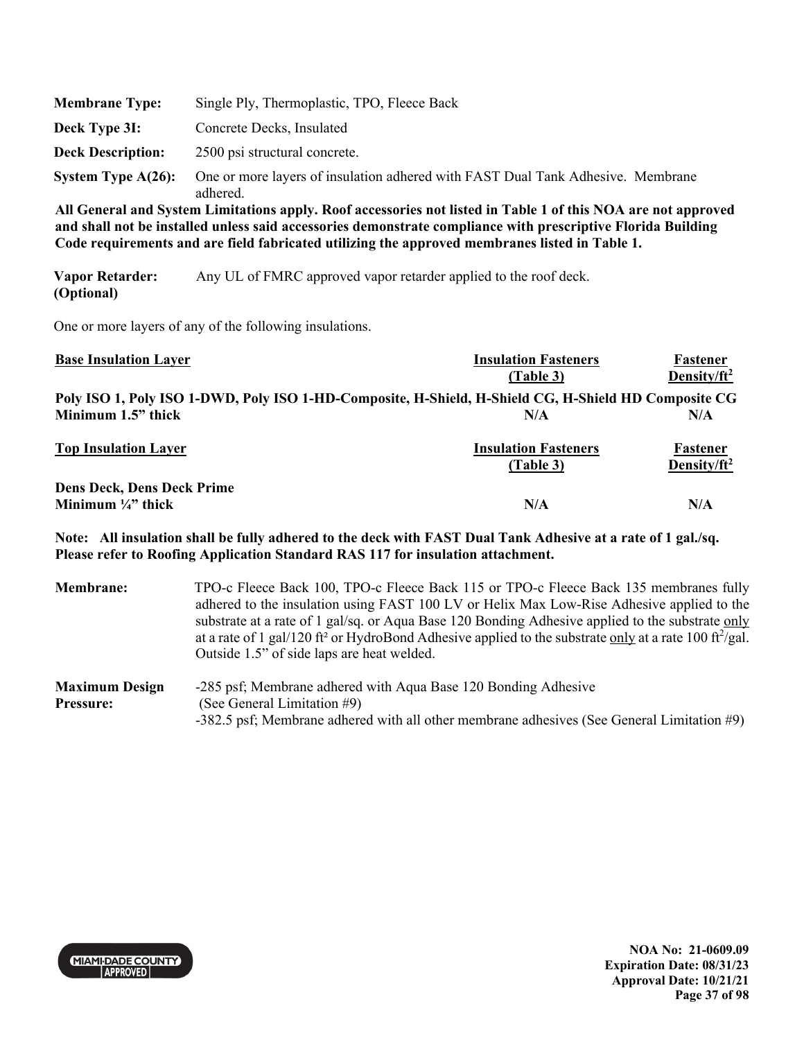**Membrane Type:** Single Ply, Thermoplastic, TPO, Fleece Back

**Deck Type 3I:** Concrete Decks, Insulated

**Deck Description:** 2500 psi structural concrete.

**System Type A(26):** One or more layers of insulation adhered with FAST Dual Tank Adhesive. Membrane adhered.

**All General and System Limitations apply. Roof accessories not listed in Table 1 of this NOA are not approved and shall not be installed unless said accessories demonstrate compliance with prescriptive Florida Building Code requirements and are field fabricated utilizing the approved membranes listed in Table 1.**

**Vapor Retarder: (Optional)** Any UL of FMRC approved vapor retarder applied to the roof deck.

One or more layers of any of the following insulations.

| Base Insulation Layer | Insulation Fasteners (Table 3) | Fastener Density/ft² |
|---|---|---|
| **Poly ISO 1, Poly ISO 1-DWD, Poly ISO 1-HD-Composite, H-Shield, H-Shield CG, H-Shield HD Composite CG** | | |
| **Minimum 1.5" thick** | **N/A** | **N/A** |

| Top Insulation Layer | Insulation Fasteners (Table 3) | Fastener Density/ft² |
|---|---|---|
| **Dens Deck, Dens Deck Prime** | | |
| **Minimum ¼" thick** | **N/A** | **N/A** |

**Note: All insulation shall be fully adhered to the deck with FAST Dual Tank Adhesive at a rate of 1 gal./sq. Please refer to Roofing Application Standard RAS 117 for insulation attachment.**

**Membrane:** TPO-c Fleece Back 100, TPO-c Fleece Back 115 or TPO-c Fleece Back 135 membranes fully adhered to the insulation using FAST 100 LV or Helix Max Low-Rise Adhesive applied to the substrate at a rate of 1 gal/sq. or Aqua Base 120 Bonding Adhesive applied to the substrate only at a rate of 1 gal/120 ft² or HydroBond Adhesive applied to the substrate only at a rate 100 ft²/gal. Outside 1.5" of side laps are heat welded.

**Maximum Design Pressure:** -285 psf; Membrane adhered with Aqua Base 120 Bonding Adhesive (See General Limitation #9)
-382.5 psf; Membrane adhered with all other membrane adhesives (See General Limitation #9)

**NOA No: 21-0609.09**
**Expiration Date: 08/31/23**
**Approval Date: 10/21/21**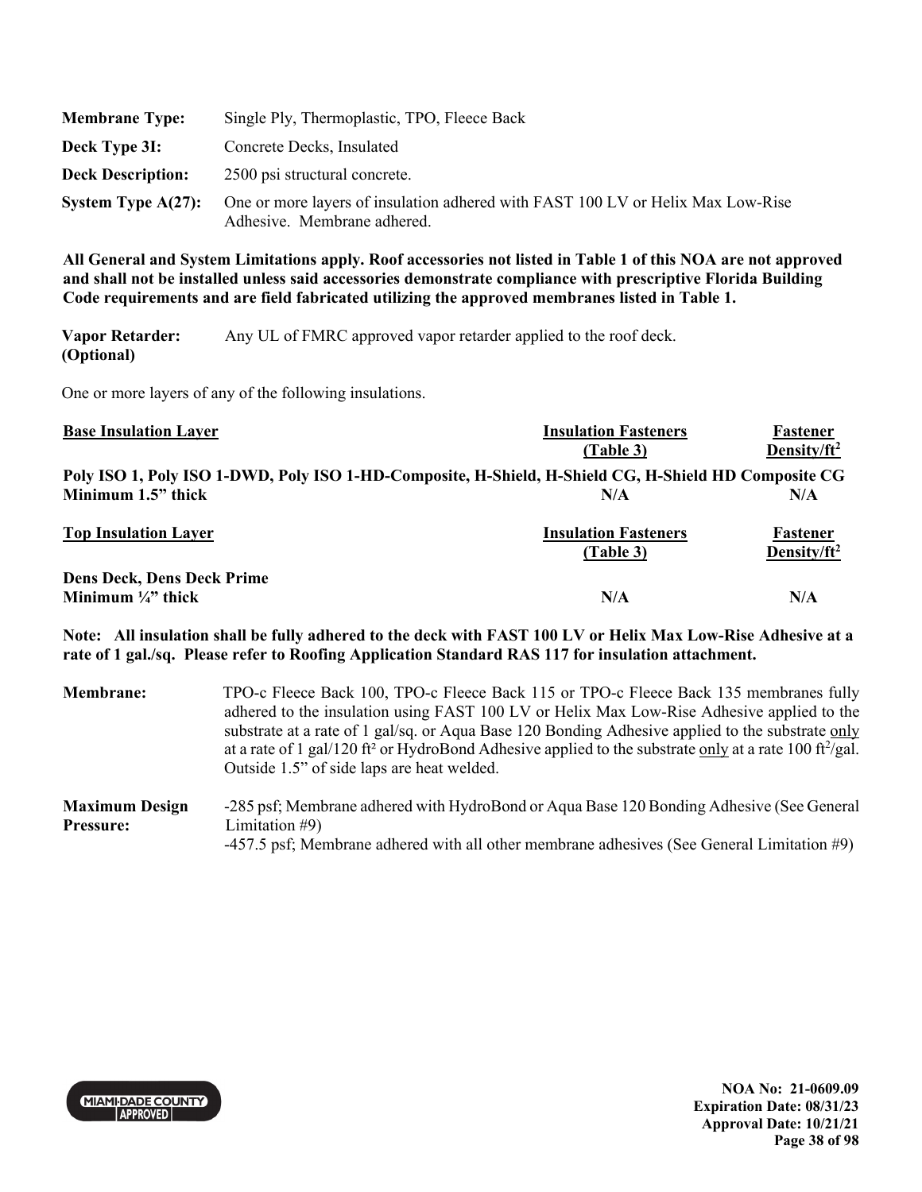**Membrane Type:** Single Ply, Thermoplastic, TPO, Fleece Back

**Deck Type 3I:** Concrete Decks, Insulated

**Deck Description:** 2500 psi structural concrete.

**System Type A(27):** One or more layers of insulation adhered with FAST 100 LV or Helix Max Low-Rise Adhesive. Membrane adhered.

**All General and System Limitations apply. Roof accessories not listed in Table 1 of this NOA are not approved and shall not be installed unless said accessories demonstrate compliance with prescriptive Florida Building Code requirements and are field fabricated utilizing the approved membranes listed in Table 1.**

**Vapor Retarder: (Optional)** Any UL of FMRC approved vapor retarder applied to the roof deck.

One or more layers of any of the following insulations.

| Base Insulation Layer | Insulation Fasteners (Table 3) | Fastener Density/ft² |
|---|---|---|
| **Poly ISO 1, Poly ISO 1-DWD, Poly ISO 1-HD-Composite, H-Shield, H-Shield CG, H-Shield HD Composite CG** | | |
| **Minimum 1.5" thick** | **N/A** | **N/A** |

| Top Insulation Layer | Insulation Fasteners (Table 3) | Fastener Density/ft² |
|---|---|---|
| **Dens Deck, Dens Deck Prime** | | |
| **Minimum ¼" thick** | **N/A** | **N/A** |

**Note: All insulation shall be fully adhered to the deck with FAST 100 LV or Helix Max Low-Rise Adhesive at a rate of 1 gal./sq. Please refer to Roofing Application Standard RAS 117 for insulation attachment.**

**Membrane:** TPO-c Fleece Back 100, TPO-c Fleece Back 115 or TPO-c Fleece Back 135 membranes fully adhered to the insulation using FAST 100 LV or Helix Max Low-Rise Adhesive applied to the substrate at a rate of 1 gal/sq. or Aqua Base 120 Bonding Adhesive applied to the substrate only at a rate of 1 gal/120 ft² or HydroBond Adhesive applied to the substrate only at a rate 100 ft²/gal. Outside 1.5" of side laps are heat welded.

**Maximum Design Pressure:** -285 psf; Membrane adhered with HydroBond or Aqua Base 120 Bonding Adhesive (See General Limitation #9)
-457.5 psf; Membrane adhered with all other membrane adhesives (See General Limitation #9)

**NOA No: 21-0609.09**
**Expiration Date: 08/31/23**
**Approval Date: 10/21/21**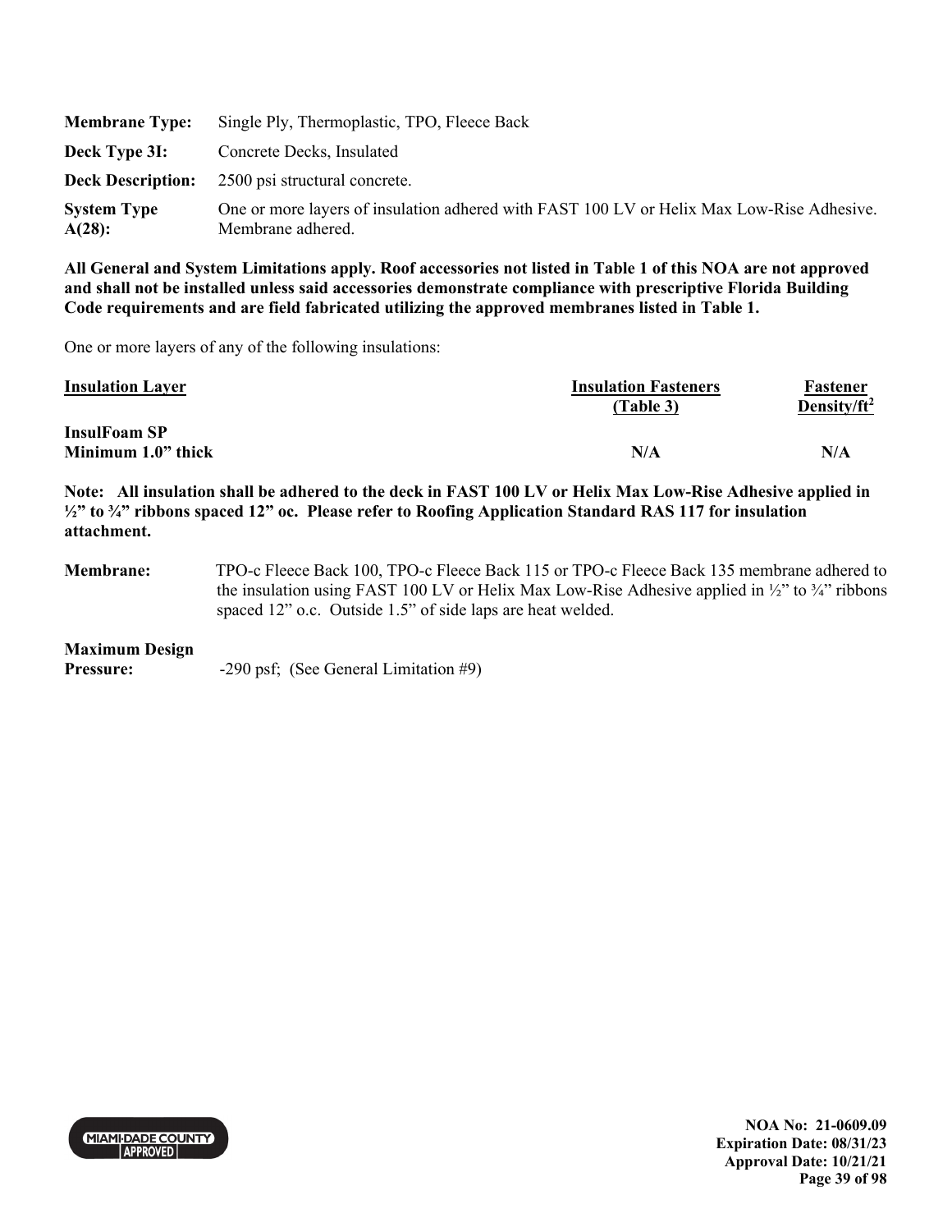**Membrane Type:** Single Ply, Thermoplastic, TPO, Fleece Back

**Deck Type 3I:** Concrete Decks, Insulated

**Deck Description:** 2500 psi structural concrete.

**System Type A(28):** One or more layers of insulation adhered with FAST 100 LV or Helix Max Low-Rise Adhesive. Membrane adhered.

**All General and System Limitations apply. Roof accessories not listed in Table 1 of this NOA are not approved and shall not be installed unless said accessories demonstrate compliance with prescriptive Florida Building Code requirements and are field fabricated utilizing the approved membranes listed in Table 1.**

One or more layers of any of the following insulations:

| Insulation Layer | Insulation Fasteners (Table 3) | Fastener Density/ft$^2$ |
|---|---|---|
| **InsulFoam SP Minimum 1.0" thick** | **N/A** | **N/A** |

**Note: All insulation shall be adhered to the deck in FAST 100 LV or Helix Max Low-Rise Adhesive applied in ½" to ¾" ribbons spaced 12" oc. Please refer to Roofing Application Standard RAS 117 for insulation attachment.**

**Membrane:** TPO-c Fleece Back 100, TPO-c Fleece Back 115 or TPO-c Fleece Back 135 membrane adhered to the insulation using FAST 100 LV or Helix Max Low-Rise Adhesive applied in ½" to ¾" ribbons spaced 12" o.c. Outside 1.5" of side laps are heat welded.

**Maximum Design Pressure:** -290 psf; (See General Limitation #9)

NOA No: 21-0609.09
Expiration Date: 08/31/23
Approval Date: 10/21/21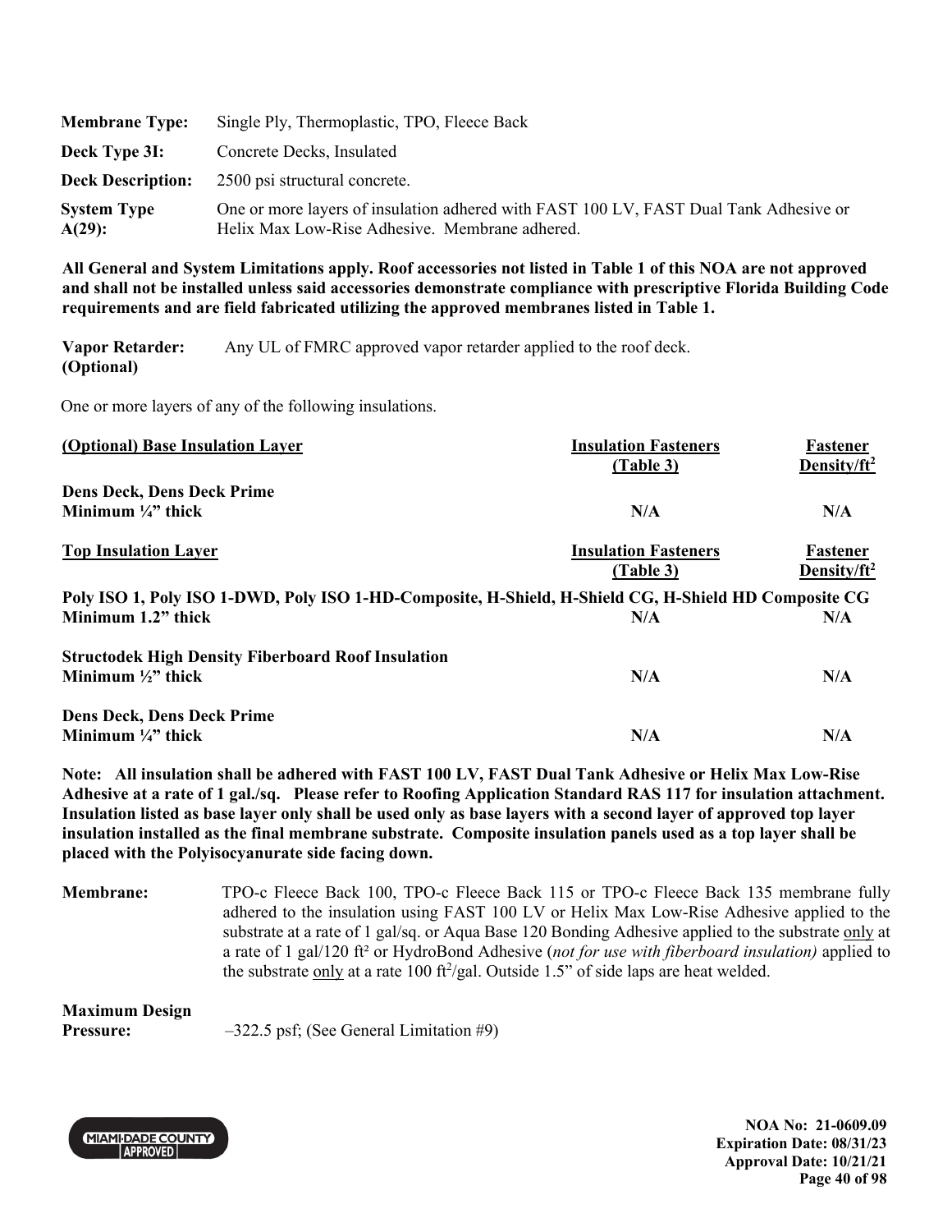| | |
|---|---|
| **Membrane Type:** | Single Ply, Thermoplastic, TPO, Fleece Back |
| **Deck Type 3I:** | Concrete Decks, Insulated |
| **Deck Description:** | 2500 psi structural concrete. |
| **System Type A(29):** | One or more layers of insulation adhered with FAST 100 LV, FAST Dual Tank Adhesive or Helix Max Low-Rise Adhesive. Membrane adhered. |

**All General and System Limitations apply. Roof accessories not listed in Table 1 of this NOA are not approved and shall not be installed unless said accessories demonstrate compliance with prescriptive Florida Building Code requirements and are field fabricated utilizing the approved membranes listed in Table 1.**

**Vapor Retarder: (Optional)** Any UL of FMRC approved vapor retarder applied to the roof deck.

One or more layers of any of the following insulations.

| <u>**(Optional) Base Insulation Layer**</u> | <u>**Insulation Fasteners (Table 3)**</u> | <u>**Fastener Density/ft$^2$**</u> |
|---|---|---|
| **Dens Deck, Dens Deck Prime** <br> **Minimum ¼" thick** | **N/A** | **N/A** |

| <u>**Top Insulation Layer**</u> | <u>**Insulation Fasteners (Table 3)**</u> | <u>**Fastener Density/ft$^2$**</u> |
|---|---|---|
| **Poly ISO 1, Poly ISO 1-DWD, Poly ISO 1-HD-Composite, H-Shield, H-Shield CG, H-Shield HD Composite CG** <br> **Minimum 1.2" thick** | **N/A** | **N/A** |
| **Structodek High Density Fiberboard Roof Insulation** <br> **Minimum ½" thick** | **N/A** | **N/A** |
| **Dens Deck, Dens Deck Prime** <br> **Minimum ¼" thick** | **N/A** | **N/A** |

**Note: All insulation shall be adhered with FAST 100 LV, FAST Dual Tank Adhesive or Helix Max Low-Rise Adhesive at a rate of 1 gal./sq. Please refer to Roofing Application Standard RAS 117 for insulation attachment. Insulation listed as base layer only shall be used only as base layers with a second layer of approved top layer insulation installed as the final membrane substrate. Composite insulation panels used as a top layer shall be placed with the Polyisocyanurate side facing down.**

**Membrane:** TPO-c Fleece Back 100, TPO-c Fleece Back 115 or TPO-c Fleece Back 135 membrane fully adhered to the insulation using FAST 100 LV or Helix Max Low-Rise Adhesive applied to the substrate at a rate of 1 gal/sq. or Aqua Base 120 Bonding Adhesive applied to the substrate <u>only</u> at a rate of 1 gal/120 ft² or HydroBond Adhesive (*not for use with fiberboard insulation)* applied to the substrate <u>only</u> at a rate 100 ft$^2$/gal. Outside 1.5" of side laps are heat welded.

**Maximum Design Pressure:** –322.5 psf; (See General Limitation #9)

**NOA No: 21-0609.09**
**Expiration Date: 08/31/23**
**Approval Date: 10/21/21**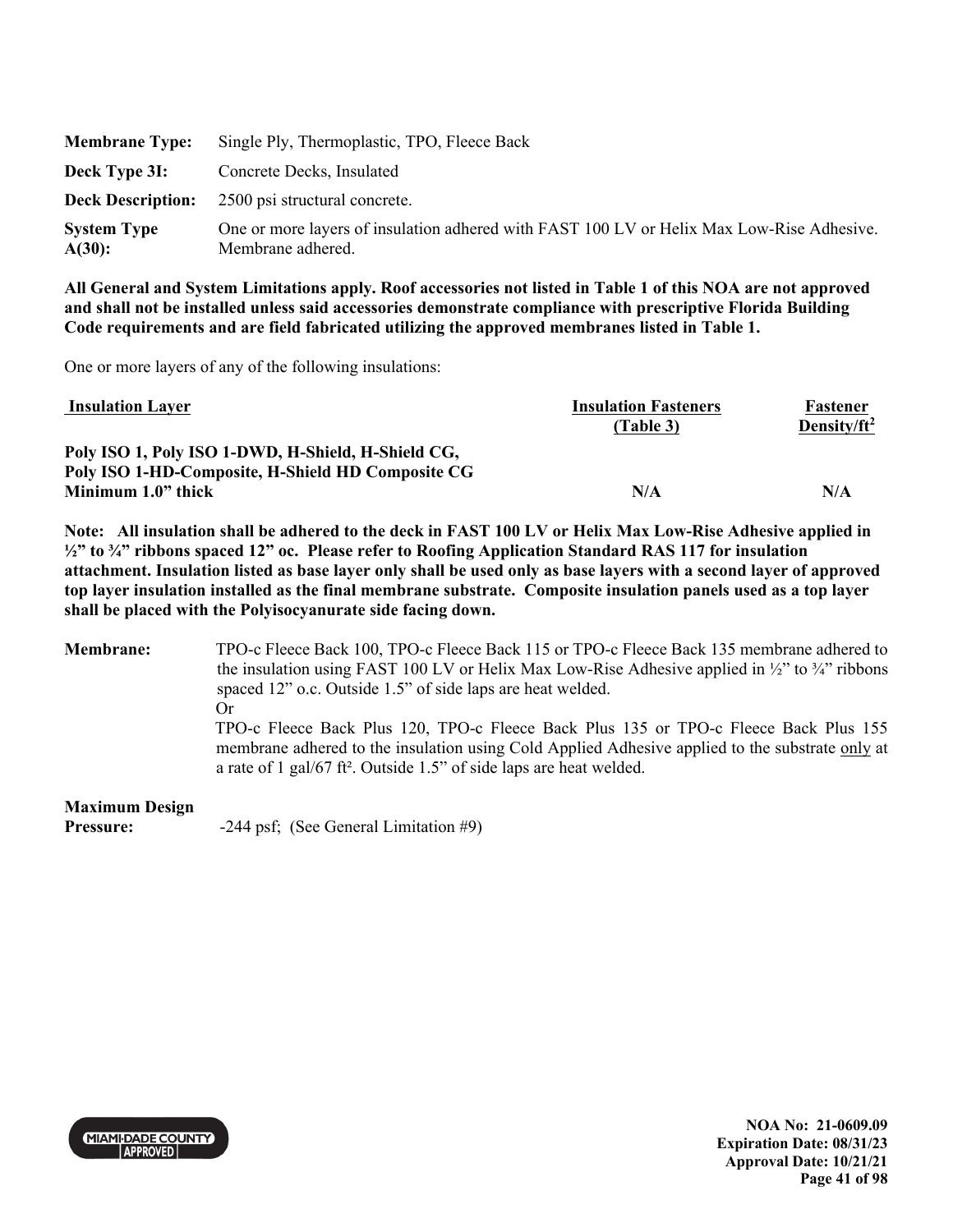| | |
|---|---|
| **Membrane Type:** | Single Ply, Thermoplastic, TPO, Fleece Back |
| **Deck Type 3I:** | Concrete Decks, Insulated |
| **Deck Description:** | 2500 psi structural concrete. |
| **System Type A(30):** | One or more layers of insulation adhered with FAST 100 LV or Helix Max Low-Rise Adhesive. Membrane adhered. |

**All General and System Limitations apply. Roof accessories not listed in Table 1 of this NOA are not approved and shall not be installed unless said accessories demonstrate compliance with prescriptive Florida Building Code requirements and are field fabricated utilizing the approved membranes listed in Table 1.**

One or more layers of any of the following insulations:

| Insulation Layer | Insulation Fasteners (Table 3) | Fastener Density/ft² |
|---|---|---|
| **Poly ISO 1, Poly ISO 1-DWD, H-Shield, H-Shield CG, Poly ISO 1-HD-Composite, H-Shield HD Composite CG Minimum 1.0" thick** | **N/A** | **N/A** |

**Note: All insulation shall be adhered to the deck in FAST 100 LV or Helix Max Low-Rise Adhesive applied in ½" to ¾" ribbons spaced 12" oc. Please refer to Roofing Application Standard RAS 117 for insulation attachment. Insulation listed as base layer only shall be used only as base layers with a second layer of approved top layer insulation installed as the final membrane substrate. Composite insulation panels used as a top layer shall be placed with the Polyisocyanurate side facing down.**

**Membrane:** TPO-c Fleece Back 100, TPO-c Fleece Back 115 or TPO-c Fleece Back 135 membrane adhered to the insulation using FAST 100 LV or Helix Max Low-Rise Adhesive applied in ½" to ¾" ribbons spaced 12" o.c. Outside 1.5" of side laps are heat welded.

Or

TPO-c Fleece Back Plus 120, TPO-c Fleece Back Plus 135 or TPO-c Fleece Back Plus 155 membrane adhered to the insulation using Cold Applied Adhesive applied to the substrate only at a rate of 1 gal/67 ft². Outside 1.5" of side laps are heat welded.

**Maximum Design Pressure:** -244 psf; (See General Limitation #9)

NOA No: 21-0609.09
Expiration Date: 08/31/23
Approval Date: 10/21/21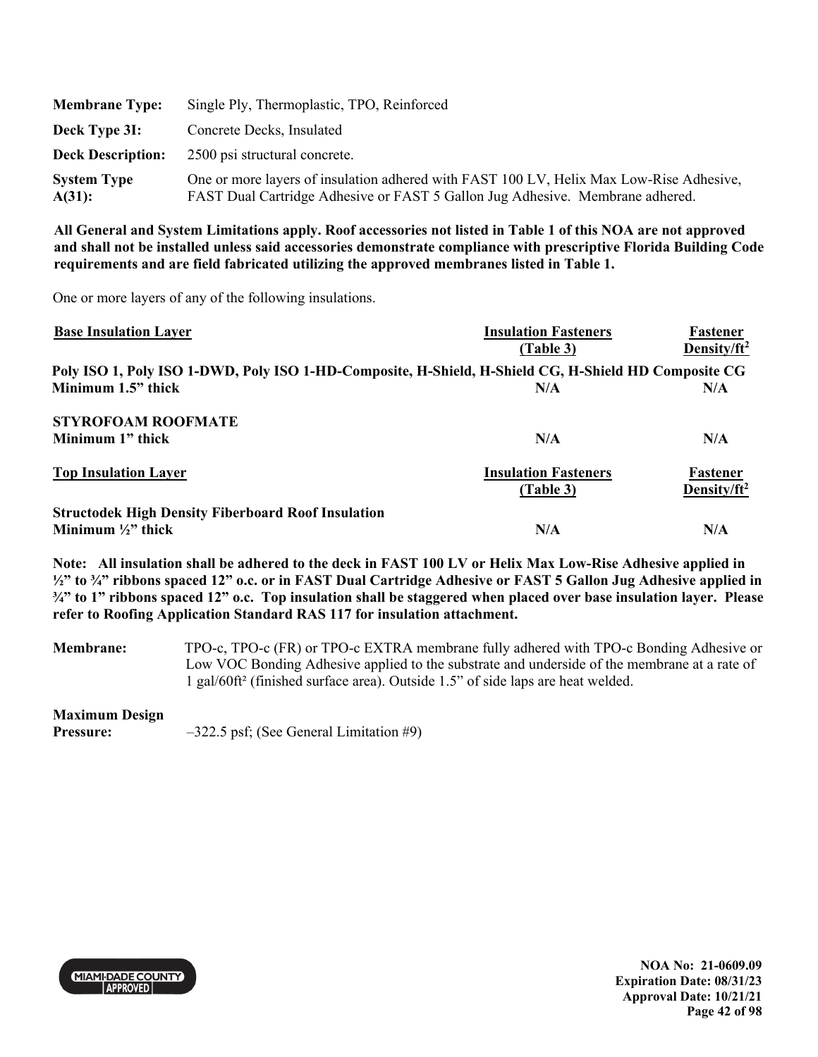| | |
|---|---|
| **Membrane Type:** | Single Ply, Thermoplastic, TPO, Reinforced |
| **Deck Type 3I:** | Concrete Decks, Insulated |
| **Deck Description:** | 2500 psi structural concrete. |
| **System Type A(31):** | One or more layers of insulation adhered with FAST 100 LV, Helix Max Low-Rise Adhesive, FAST Dual Cartridge Adhesive or FAST 5 Gallon Jug Adhesive. Membrane adhered. |

**All General and System Limitations apply. Roof accessories not listed in Table 1 of this NOA are not approved and shall not be installed unless said accessories demonstrate compliance with prescriptive Florida Building Code requirements and are field fabricated utilizing the approved membranes listed in Table 1.**

One or more layers of any of the following insulations.

| Base Insulation Layer | Insulation Fasteners (Table 3) | Fastener Density/ft² |
|---|---|---|
| **Poly ISO 1, Poly ISO 1-DWD, Poly ISO 1-HD-Composite, H-Shield, H-Shield CG, H-Shield HD Composite CG** | | |
| **Minimum 1.5" thick** | **N/A** | **N/A** |
| **STYROFOAM ROOFMATE** | | |
| **Minimum 1" thick** | **N/A** | **N/A** |

| Top Insulation Layer | Insulation Fasteners (Table 3) | Fastener Density/ft² |
|---|---|---|
| **Structodek High Density Fiberboard Roof Insulation** | | |
| **Minimum ½" thick** | **N/A** | **N/A** |

**Note: All insulation shall be adhered to the deck in FAST 100 LV or Helix Max Low-Rise Adhesive applied in ½" to ¾" ribbons spaced 12" o.c. or in FAST Dual Cartridge Adhesive or FAST 5 Gallon Jug Adhesive applied in ¾" to 1" ribbons spaced 12" o.c. Top insulation shall be staggered when placed over base insulation layer. Please refer to Roofing Application Standard RAS 117 for insulation attachment.**

**Membrane:** TPO-c, TPO-c (FR) or TPO-c EXTRA membrane fully adhered with TPO-c Bonding Adhesive or Low VOC Bonding Adhesive applied to the substrate and underside of the membrane at a rate of 1 gal/60ft² (finished surface area). Outside 1.5" of side laps are heat welded.

**Maximum Design Pressure:** –322.5 psf; (See General Limitation #9)

**NOA No: 21-0609.09**
**Expiration Date: 08/31/23**
**Approval Date: 10/21/21**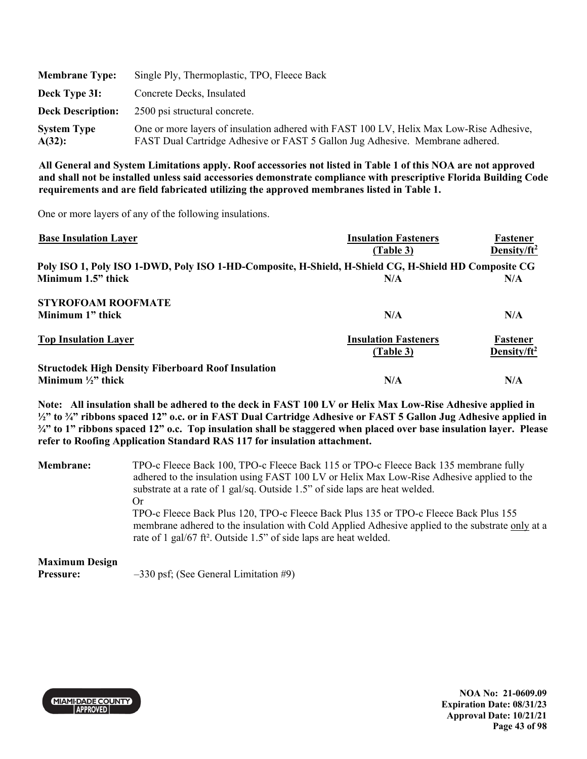| | |
|---|---|
| **Membrane Type:** | Single Ply, Thermoplastic, TPO, Fleece Back |
| **Deck Type 3I:** | Concrete Decks, Insulated |
| **Deck Description:** | 2500 psi structural concrete. |
| **System Type A(32):** | One or more layers of insulation adhered with FAST 100 LV, Helix Max Low-Rise Adhesive, FAST Dual Cartridge Adhesive or FAST 5 Gallon Jug Adhesive. Membrane adhered. |

**All General and System Limitations apply. Roof accessories not listed in Table 1 of this NOA are not approved and shall not be installed unless said accessories demonstrate compliance with prescriptive Florida Building Code requirements and are field fabricated utilizing the approved membranes listed in Table 1.**

One or more layers of any of the following insulations.

| Base Insulation Layer | Insulation Fasteners (Table 3) | Fastener Density/ft$^2$ |
|---|---|---|
| **Poly ISO 1, Poly ISO 1-DWD, Poly ISO 1-HD-Composite, H-Shield, H-Shield CG, H-Shield HD Composite CG Minimum 1.5" thick** | **N/A** | **N/A** |
| **STYROFOAM ROOFMATE Minimum 1" thick** | **N/A** | **N/A** |

| Top Insulation Layer | Insulation Fasteners (Table 3) | Fastener Density/ft$^2$ |
|---|---|---|
| **Structodek High Density Fiberboard Roof Insulation Minimum ½" thick** | **N/A** | **N/A** |

**Note: All insulation shall be adhered to the deck in FAST 100 LV or Helix Max Low-Rise Adhesive applied in ½" to ¾" ribbons spaced 12" o.c. or in FAST Dual Cartridge Adhesive or FAST 5 Gallon Jug Adhesive applied in ¾" to 1" ribbons spaced 12" o.c. Top insulation shall be staggered when placed over base insulation layer. Please refer to Roofing Application Standard RAS 117 for insulation attachment.**

**Membrane:** TPO-c Fleece Back 100, TPO-c Fleece Back 115 or TPO-c Fleece Back 135 membrane fully adhered to the insulation using FAST 100 LV or Helix Max Low-Rise Adhesive applied to the substrate at a rate of 1 gal/sq. Outside 1.5" of side laps are heat welded.
Or
TPO-c Fleece Back Plus 120, TPO-c Fleece Back Plus 135 or TPO-c Fleece Back Plus 155 membrane adhered to the insulation with Cold Applied Adhesive applied to the substrate <u>only</u> at a rate of 1 gal/67 ft². Outside 1.5" of side laps are heat welded.

**Maximum Design Pressure:** –330 psf; (See General Limitation #9)

NOA No: 21-0609.09
Expiration Date: 08/31/23
Approval Date: 10/21/21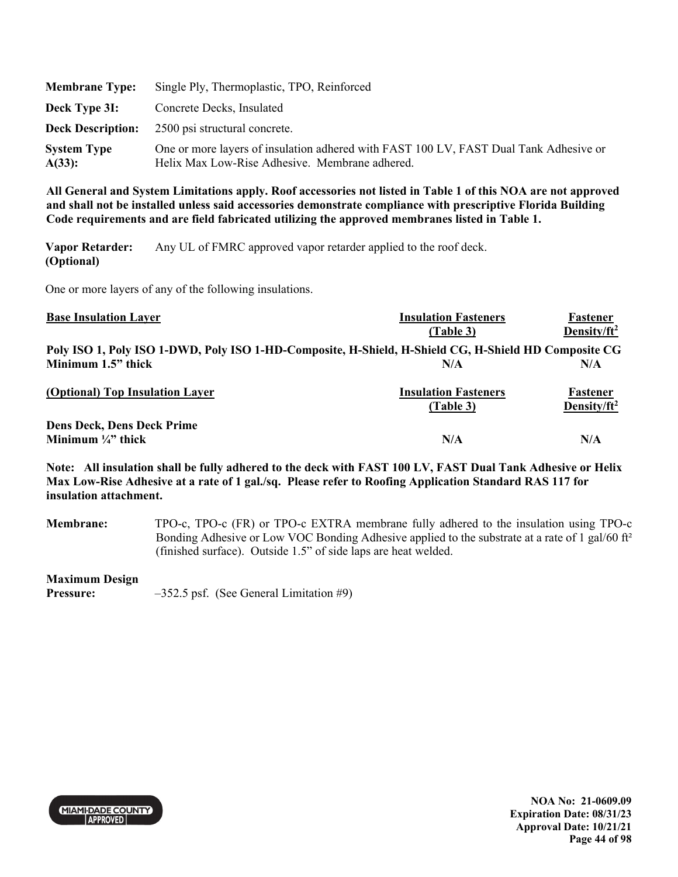**Membrane Type:** Single Ply, Thermoplastic, TPO, Reinforced

**Deck Type 3I:** Concrete Decks, Insulated

**Deck Description:** 2500 psi structural concrete.

**System Type A(33):** One or more layers of insulation adhered with FAST 100 LV, FAST Dual Tank Adhesive or Helix Max Low-Rise Adhesive. Membrane adhered.

**All General and System Limitations apply. Roof accessories not listed in Table 1 of this NOA are not approved and shall not be installed unless said accessories demonstrate compliance with prescriptive Florida Building Code requirements and are field fabricated utilizing the approved membranes listed in Table 1.**

**Vapor Retarder: (Optional)** Any UL of FMRC approved vapor retarder applied to the roof deck.

One or more layers of any of the following insulations.

| Base Insulation Layer | Insulation Fasteners (Table 3) | Fastener Density/ft² |
|---|---|---|
| **Poly ISO 1, Poly ISO 1-DWD, Poly ISO 1-HD-Composite, H-Shield, H-Shield CG, H-Shield HD Composite CG** | | |
| **Minimum 1.5" thick** | **N/A** | **N/A** |

| (Optional) Top Insulation Layer | Insulation Fasteners (Table 3) | Fastener Density/ft² |
|---|---|---|
| **Dens Deck, Dens Deck Prime** | | |
| **Minimum ¼" thick** | **N/A** | **N/A** |

**Note: All insulation shall be fully adhered to the deck with FAST 100 LV, FAST Dual Tank Adhesive or Helix Max Low-Rise Adhesive at a rate of 1 gal./sq. Please refer to Roofing Application Standard RAS 117 for insulation attachment.**

**Membrane:** TPO-c, TPO-c (FR) or TPO-c EXTRA membrane fully adhered to the insulation using TPO-c Bonding Adhesive or Low VOC Bonding Adhesive applied to the substrate at a rate of 1 gal/60 ft² (finished surface). Outside 1.5" of side laps are heat welded.

**Maximum Design Pressure:** –352.5 psf. (See General Limitation #9)

NOA No: 21-0609.09
Expiration Date: 08/31/23
Approval Date: 10/21/21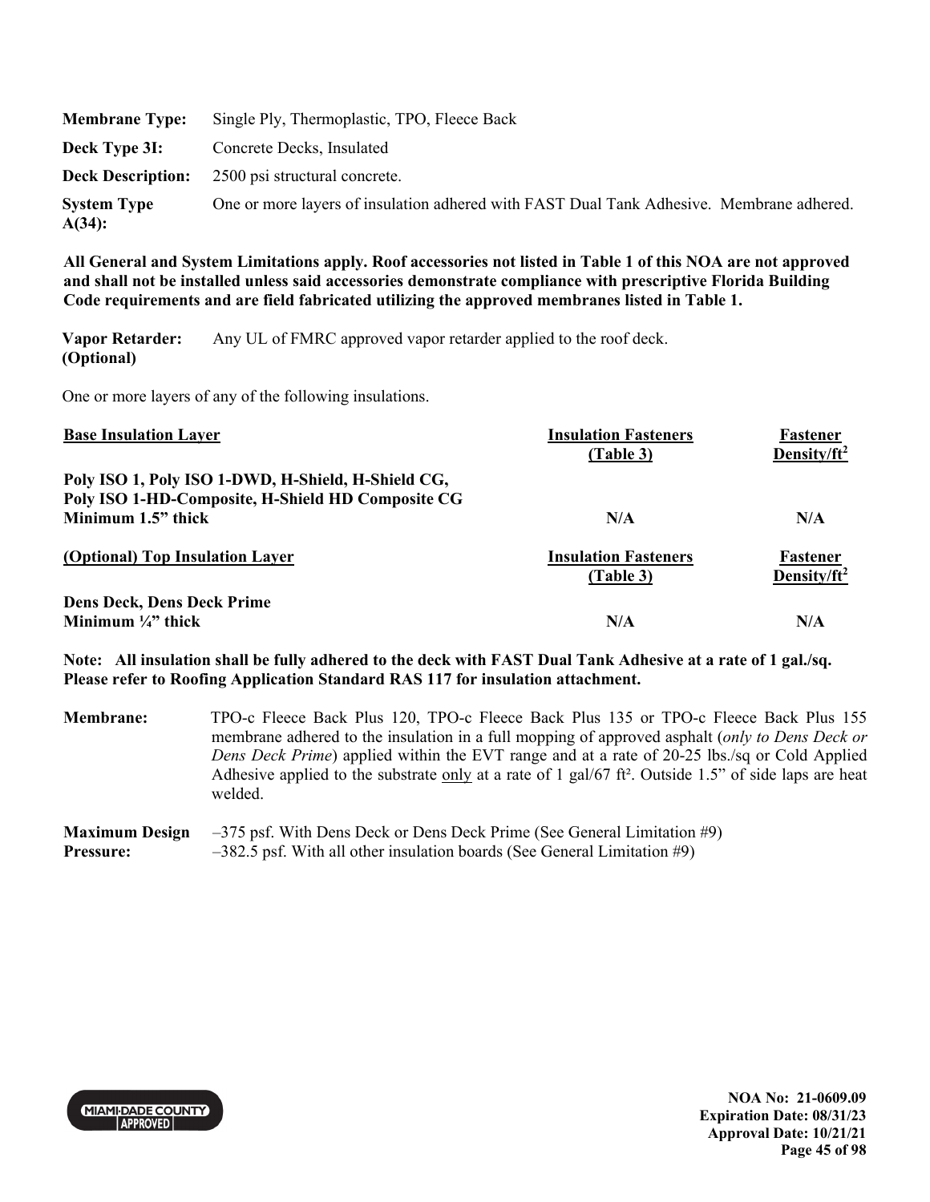**Membrane Type:** Single Ply, Thermoplastic, TPO, Fleece Back

**Deck Type 3I:** Concrete Decks, Insulated

**Deck Description:** 2500 psi structural concrete.

**System Type A(34):** One or more layers of insulation adhered with FAST Dual Tank Adhesive. Membrane adhered.

**All General and System Limitations apply. Roof accessories not listed in Table 1 of this NOA are not approved and shall not be installed unless said accessories demonstrate compliance with prescriptive Florida Building Code requirements and are field fabricated utilizing the approved membranes listed in Table 1.**

**Vapor Retarder: (Optional)** Any UL of FMRC approved vapor retarder applied to the roof deck.

One or more layers of any of the following insulations.

| Base Insulation Layer | Insulation Fasteners (Table 3) | Fastener Density/ft² |
|---|---|---|
| **Poly ISO 1, Poly ISO 1-DWD, H-Shield, H-Shield CG, Poly ISO 1-HD-Composite, H-Shield HD Composite CG Minimum 1.5" thick** | **N/A** | **N/A** |
| **(Optional) Top Insulation Layer** | **Insulation Fasteners (Table 3)** | **Fastener Density/ft²** |
| **Dens Deck, Dens Deck Prime Minimum ¼" thick** | **N/A** | **N/A** |

**Note: All insulation shall be fully adhered to the deck with FAST Dual Tank Adhesive at a rate of 1 gal./sq. Please refer to Roofing Application Standard RAS 117 for insulation attachment.**

**Membrane:** TPO-c Fleece Back Plus 120, TPO-c Fleece Back Plus 135 or TPO-c Fleece Back Plus 155 membrane adhered to the insulation in a full mopping of approved asphalt (*only to Dens Deck or Dens Deck Prime*) applied within the EVT range and at a rate of 20-25 lbs./sq or Cold Applied Adhesive applied to the substrate only at a rate of 1 gal/67 ft². Outside 1.5" of side laps are heat welded.

**Maximum Design Pressure:** –375 psf. With Dens Deck or Dens Deck Prime (See General Limitation #9)
–382.5 psf. With all other insulation boards (See General Limitation #9)

NOA No: 21-0609.09
Expiration Date: 08/31/23
Approval Date: 10/21/21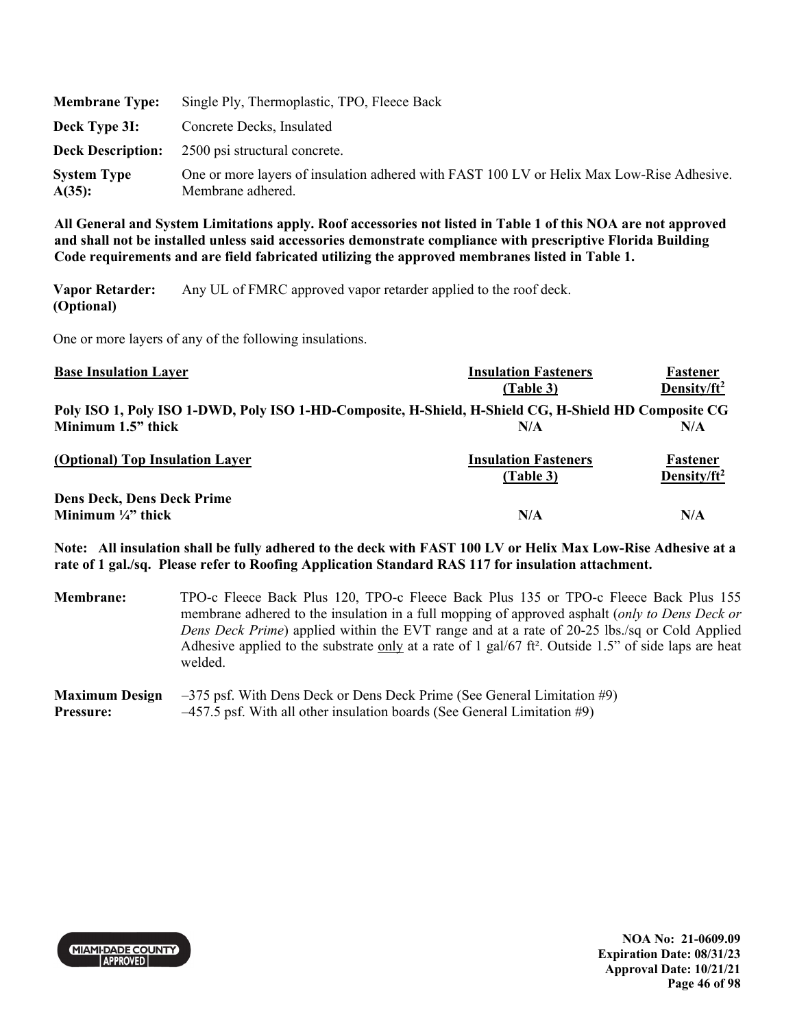**Membrane Type:** Single Ply, Thermoplastic, TPO, Fleece Back

**Deck Type 3I:** Concrete Decks, Insulated

**Deck Description:** 2500 psi structural concrete.

**System Type A(35):** One or more layers of insulation adhered with FAST 100 LV or Helix Max Low-Rise Adhesive. Membrane adhered.

**All General and System Limitations apply. Roof accessories not listed in Table 1 of this NOA are not approved and shall not be installed unless said accessories demonstrate compliance with prescriptive Florida Building Code requirements and are field fabricated utilizing the approved membranes listed in Table 1.**

**Vapor Retarder: (Optional)** Any UL of FMRC approved vapor retarder applied to the roof deck.

One or more layers of any of the following insulations.

| Base Insulation Layer | Insulation Fasteners (Table 3) | Fastener Density/ft² |
|---|---|---|
| **Poly ISO 1, Poly ISO 1-DWD, Poly ISO 1-HD-Composite, H-Shield, H-Shield CG, H-Shield HD Composite CG** | | |
| **Minimum 1.5" thick** | **N/A** | **N/A** |

| (Optional) Top Insulation Layer | Insulation Fasteners (Table 3) | Fastener Density/ft² |
|---|---|---|
| **Dens Deck, Dens Deck Prime** | | |
| **Minimum ¼" thick** | **N/A** | **N/A** |

**Note: All insulation shall be fully adhered to the deck with FAST 100 LV or Helix Max Low-Rise Adhesive at a rate of 1 gal./sq. Please refer to Roofing Application Standard RAS 117 for insulation attachment.**

**Membrane:** TPO-c Fleece Back Plus 120, TPO-c Fleece Back Plus 135 or TPO-c Fleece Back Plus 155 membrane adhered to the insulation in a full mopping of approved asphalt (*only to Dens Deck or Dens Deck Prime*) applied within the EVT range and at a rate of 20-25 lbs./sq or Cold Applied Adhesive applied to the substrate only at a rate of 1 gal/67 ft². Outside 1.5" of side laps are heat welded.

**Maximum Design Pressure:** –375 psf. With Dens Deck or Dens Deck Prime (See General Limitation #9)
–457.5 psf. With all other insulation boards (See General Limitation #9)

NOA No: 21-0609.09
Expiration Date: 08/31/23
Approval Date: 10/21/21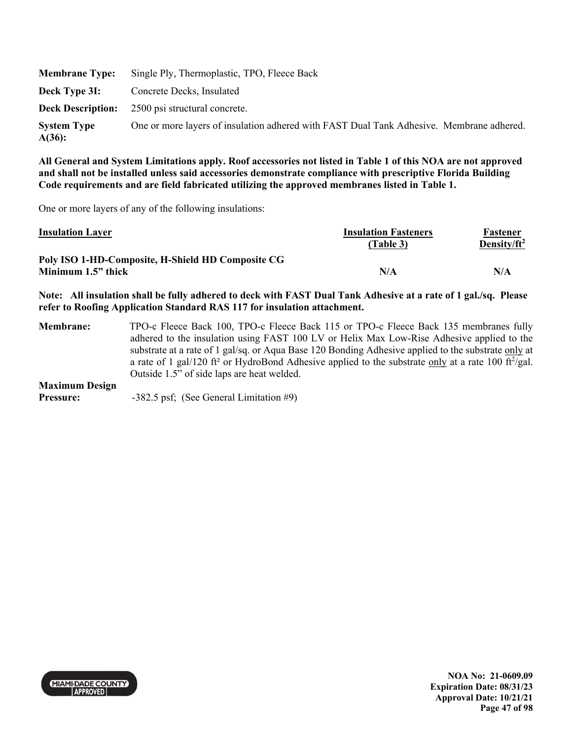**Membrane Type:** Single Ply, Thermoplastic, TPO, Fleece Back

**Deck Type 3I:** Concrete Decks, Insulated

**Deck Description:** 2500 psi structural concrete.

**System Type A(36):** One or more layers of insulation adhered with FAST Dual Tank Adhesive. Membrane adhered.

**All General and System Limitations apply. Roof accessories not listed in Table 1 of this NOA are not approved and shall not be installed unless said accessories demonstrate compliance with prescriptive Florida Building Code requirements and are field fabricated utilizing the approved membranes listed in Table 1.**

One or more layers of any of the following insulations:

| Insulation Layer | Insulation Fasteners (Table 3) | Fastener Density/ft$^2$ |
|---|---|---|
| **Poly ISO 1-HD-Composite, H-Shield HD Composite CG Minimum 1.5" thick** | **N/A** | **N/A** |

**Note: All insulation shall be fully adhered to deck with FAST Dual Tank Adhesive at a rate of 1 gal./sq. Please refer to Roofing Application Standard RAS 117 for insulation attachment.**

**Membrane:** TPO-c Fleece Back 100, TPO-c Fleece Back 115 or TPO-c Fleece Back 135 membranes fully adhered to the insulation using FAST 100 LV or Helix Max Low-Rise Adhesive applied to the substrate at a rate of 1 gal/sq. or Aqua Base 120 Bonding Adhesive applied to the substrate only at a rate of 1 gal/120 ft$^2$ or HydroBond Adhesive applied to the substrate only at a rate 100 ft$^2$/gal. Outside 1.5" of side laps are heat welded.

**Maximum Design Pressure:** -382.5 psf; (See General Limitation #9)

NOA No: 21-0609.09
Expiration Date: 08/31/23
Approval Date: 10/21/21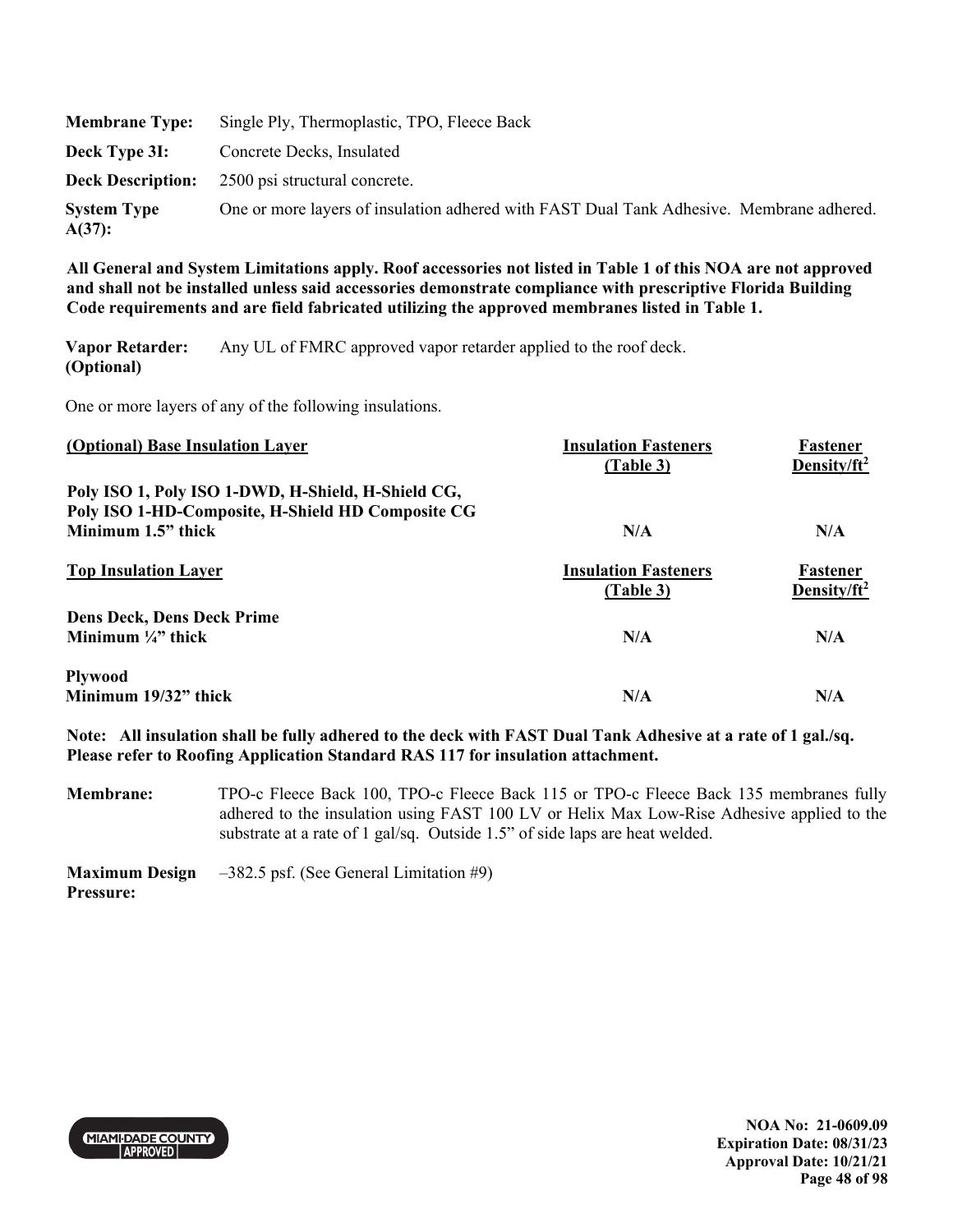| | |
|---|---|
| **Membrane Type:** | Single Ply, Thermoplastic, TPO, Fleece Back |
| **Deck Type 3I:** | Concrete Decks, Insulated |
| **Deck Description:** | 2500 psi structural concrete. |
| **System Type A(37):** | One or more layers of insulation adhered with FAST Dual Tank Adhesive. Membrane adhered. |

**All General and System Limitations apply. Roof accessories not listed in Table 1 of this NOA are not approved and shall not be installed unless said accessories demonstrate compliance with prescriptive Florida Building Code requirements and are field fabricated utilizing the approved membranes listed in Table 1.**

**Vapor Retarder: (Optional)** Any UL of FMRC approved vapor retarder applied to the roof deck.

One or more layers of any of the following insulations.

| <u>(Optional) Base Insulation Layer</u> | <u>Insulation Fasteners (Table 3)</u> | <u>Fastener Density/ft$^2$</u> |
|---|---|---|
| **Poly ISO 1, Poly ISO 1-DWD, H-Shield, H-Shield CG, Poly ISO 1-HD-Composite, H-Shield HD Composite CG Minimum 1.5" thick** | **N/A** | **N/A** |
| <u>**Top Insulation Layer**</u> | <u>**Insulation Fasteners (Table 3)**</u> | <u>**Fastener Density/ft$^2$**</u> |
| **Dens Deck, Dens Deck Prime Minimum ¼" thick** | **N/A** | **N/A** |
| **Plywood Minimum 19/32" thick** | **N/A** | **N/A** |

**Note: All insulation shall be fully adhered to the deck with FAST Dual Tank Adhesive at a rate of 1 gal./sq. Please refer to Roofing Application Standard RAS 117 for insulation attachment.**

**Membrane:** TPO-c Fleece Back 100, TPO-c Fleece Back 115 or TPO-c Fleece Back 135 membranes fully adhered to the insulation using FAST 100 LV or Helix Max Low-Rise Adhesive applied to the substrate at a rate of 1 gal/sq. Outside 1.5" of side laps are heat welded.

**Maximum Design Pressure:** –382.5 psf. (See General Limitation #9)

NOA No: 21-0609.09
Expiration Date: 08/31/23
Approval Date: 10/21/21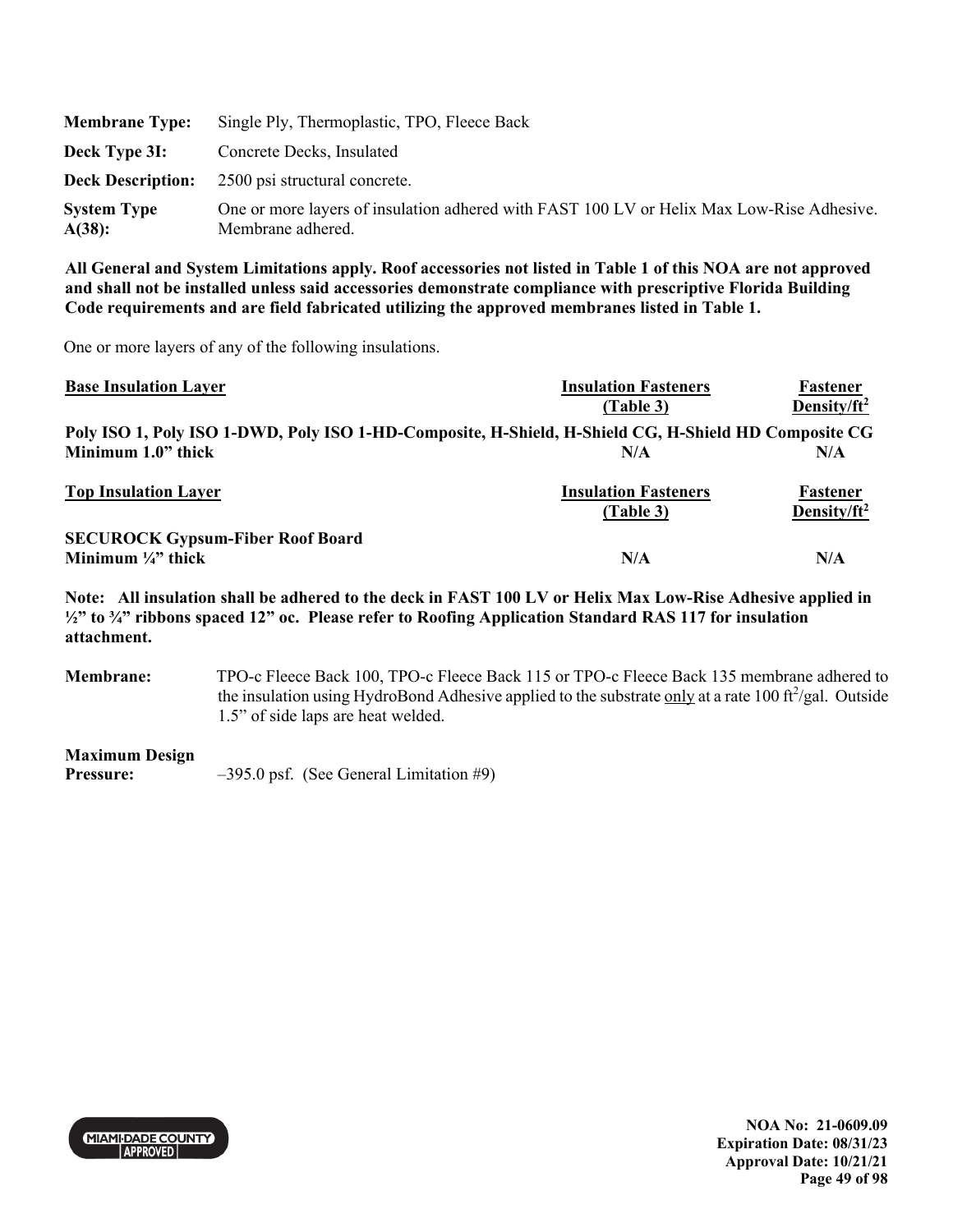| | |
|---|---|
| **Membrane Type:** | Single Ply, Thermoplastic, TPO, Fleece Back |
| **Deck Type 3I:** | Concrete Decks, Insulated |
| **Deck Description:** | 2500 psi structural concrete. |
| **System Type A(38):** | One or more layers of insulation adhered with FAST 100 LV or Helix Max Low-Rise Adhesive. Membrane adhered. |

**All General and System Limitations apply. Roof accessories not listed in Table 1 of this NOA are not approved and shall not be installed unless said accessories demonstrate compliance with prescriptive Florida Building Code requirements and are field fabricated utilizing the approved membranes listed in Table 1.**

One or more layers of any of the following insulations.

| **Base Insulation Layer** | **Insulation Fasteners (Table 3)** | **Fastener Density/ft²** |
|---|---|---|
| **Poly ISO 1, Poly ISO 1-DWD, Poly ISO 1-HD-Composite, H-Shield, H-Shield CG, H-Shield HD Composite CG** | | |
| **Minimum 1.0" thick** | **N/A** | **N/A** |

| **Top Insulation Layer** | **Insulation Fasteners (Table 3)** | **Fastener Density/ft²** |
|---|---|---|
| **SECUROCK Gypsum-Fiber Roof Board** | | |
| **Minimum ¼" thick** | **N/A** | **N/A** |

**Note: All insulation shall be adhered to the deck in FAST 100 LV or Helix Max Low-Rise Adhesive applied in ½" to ¾" ribbons spaced 12" oc. Please refer to Roofing Application Standard RAS 117 for insulation attachment.**

**Membrane:** TPO-c Fleece Back 100, TPO-c Fleece Back 115 or TPO-c Fleece Back 135 membrane adhered to the insulation using HydroBond Adhesive applied to the substrate only at a rate 100 ft²/gal. Outside 1.5" of side laps are heat welded.

**Maximum Design Pressure:** –395.0 psf. (See General Limitation #9)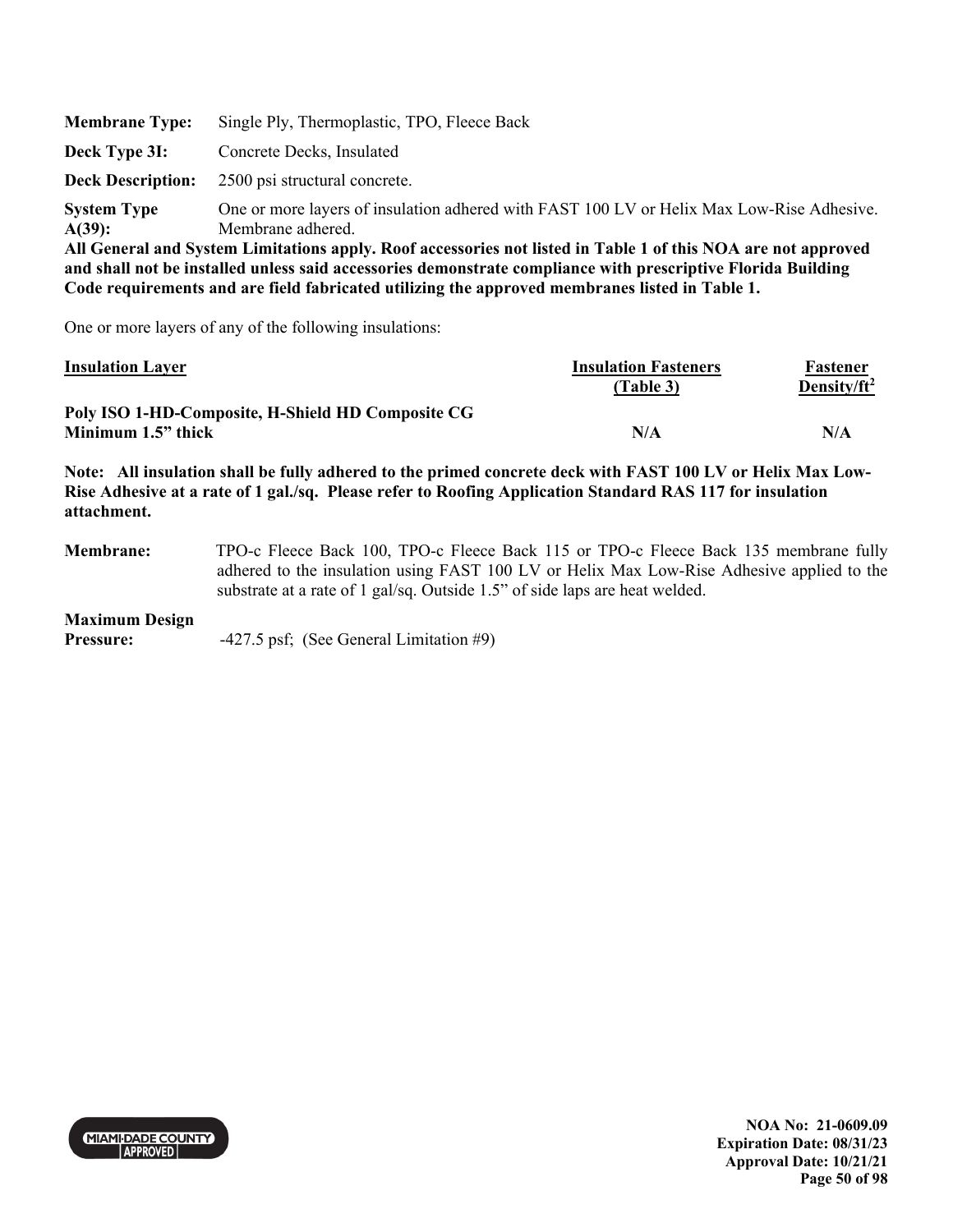**Membrane Type:** Single Ply, Thermoplastic, TPO, Fleece Back

**Deck Type 3I:** Concrete Decks, Insulated

**Deck Description:** 2500 psi structural concrete.

**System Type A(39):** One or more layers of insulation adhered with FAST 100 LV or Helix Max Low-Rise Adhesive. Membrane adhered.

**All General and System Limitations apply. Roof accessories not listed in Table 1 of this NOA are not approved and shall not be installed unless said accessories demonstrate compliance with prescriptive Florida Building Code requirements and are field fabricated utilizing the approved membranes listed in Table 1.**

One or more layers of any of the following insulations:

| Insulation Layer | Insulation Fasteners (Table 3) | Fastener Density/ft$^2$ |
|---|---|---|
| **Poly ISO 1-HD-Composite, H-Shield HD Composite CG Minimum 1.5" thick** | **N/A** | **N/A** |

**Note: All insulation shall be fully adhered to the primed concrete deck with FAST 100 LV or Helix Max Low-Rise Adhesive at a rate of 1 gal./sq. Please refer to Roofing Application Standard RAS 117 for insulation attachment.**

**Membrane:** TPO-c Fleece Back 100, TPO-c Fleece Back 115 or TPO-c Fleece Back 135 membrane fully adhered to the insulation using FAST 100 LV or Helix Max Low-Rise Adhesive applied to the substrate at a rate of 1 gal/sq. Outside 1.5" of side laps are heat welded.

**Maximum Design Pressure:** -427.5 psf; (See General Limitation #9)

**NOA No: 21-0609.09**
**Expiration Date: 08/31/23**
**Approval Date: 10/21/21**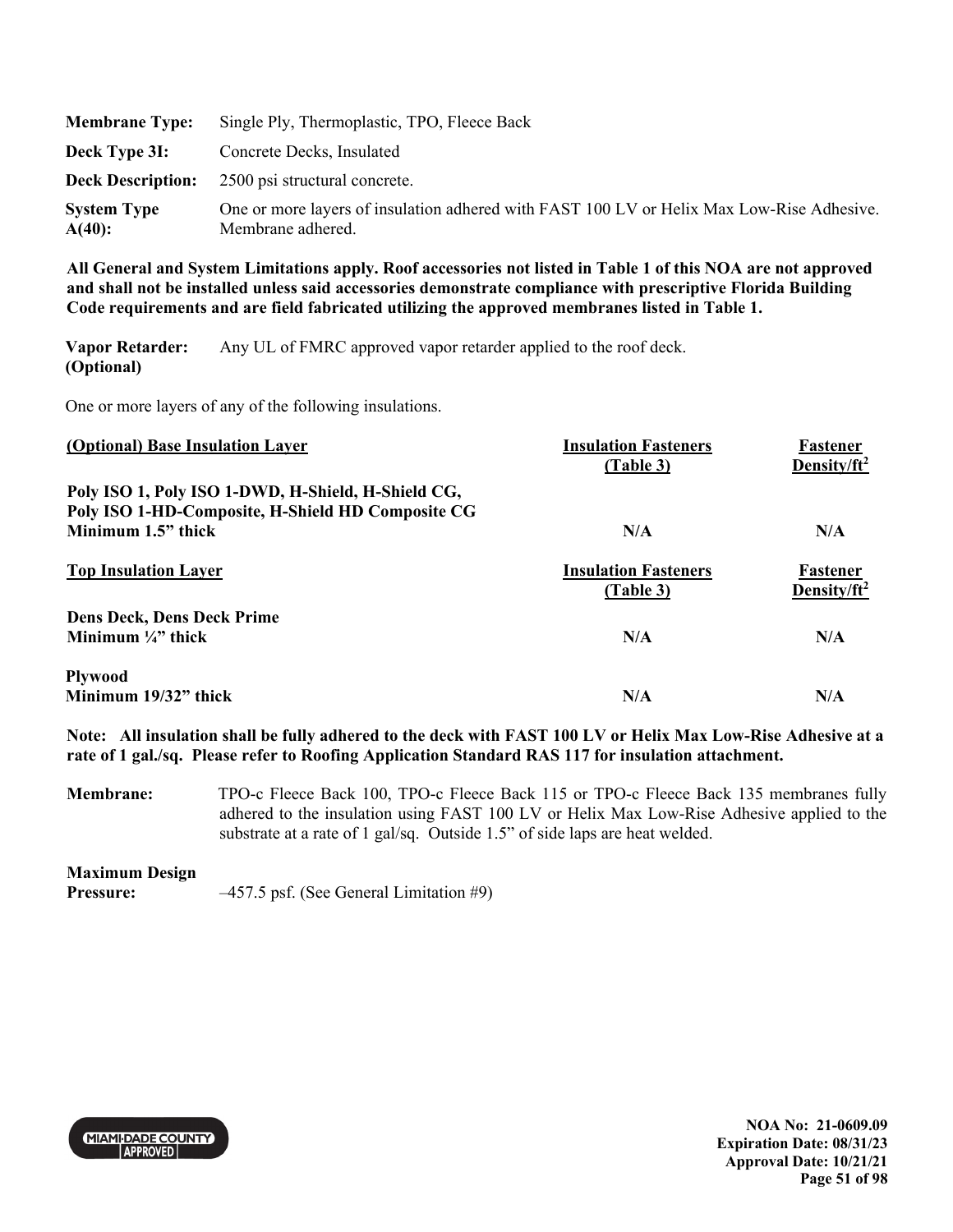| | |
|---|---|
| **Membrane Type:** | Single Ply, Thermoplastic, TPO, Fleece Back |
| **Deck Type 3I:** | Concrete Decks, Insulated |
| **Deck Description:** | 2500 psi structural concrete. |
| **System Type A(40):** | One or more layers of insulation adhered with FAST 100 LV or Helix Max Low-Rise Adhesive. Membrane adhered. |

**All General and System Limitations apply. Roof accessories not listed in Table 1 of this NOA are not approved and shall not be installed unless said accessories demonstrate compliance with prescriptive Florida Building Code requirements and are field fabricated utilizing the approved membranes listed in Table 1.**

**Vapor Retarder: (Optional)** Any UL of FMRC approved vapor retarder applied to the roof deck.

One or more layers of any of the following insulations.

| **(Optional) Base Insulation Layer** | **Insulation Fasteners (Table 3)** | **Fastener Density/ft²** |
|---|---|---|
| **Poly ISO 1, Poly ISO 1-DWD, H-Shield, H-Shield CG, Poly ISO 1-HD-Composite, H-Shield HD Composite CG Minimum 1.5" thick** | **N/A** | **N/A** |
| **Top Insulation Layer** | **Insulation Fasteners (Table 3)** | **Fastener Density/ft²** |
| **Dens Deck, Dens Deck Prime Minimum ¼" thick** | **N/A** | **N/A** |
| **Plywood Minimum 19/32" thick** | **N/A** | **N/A** |

**Note: All insulation shall be fully adhered to the deck with FAST 100 LV or Helix Max Low-Rise Adhesive at a rate of 1 gal./sq. Please refer to Roofing Application Standard RAS 117 for insulation attachment.**

**Membrane:** TPO-c Fleece Back 100, TPO-c Fleece Back 115 or TPO-c Fleece Back 135 membranes fully adhered to the insulation using FAST 100 LV or Helix Max Low-Rise Adhesive applied to the substrate at a rate of 1 gal/sq. Outside 1.5" of side laps are heat welded.

**Maximum Design Pressure:** –457.5 psf. (See General Limitation #9)

NOA No: 21-0609.09
Expiration Date: 08/31/23
Approval Date: 10/21/21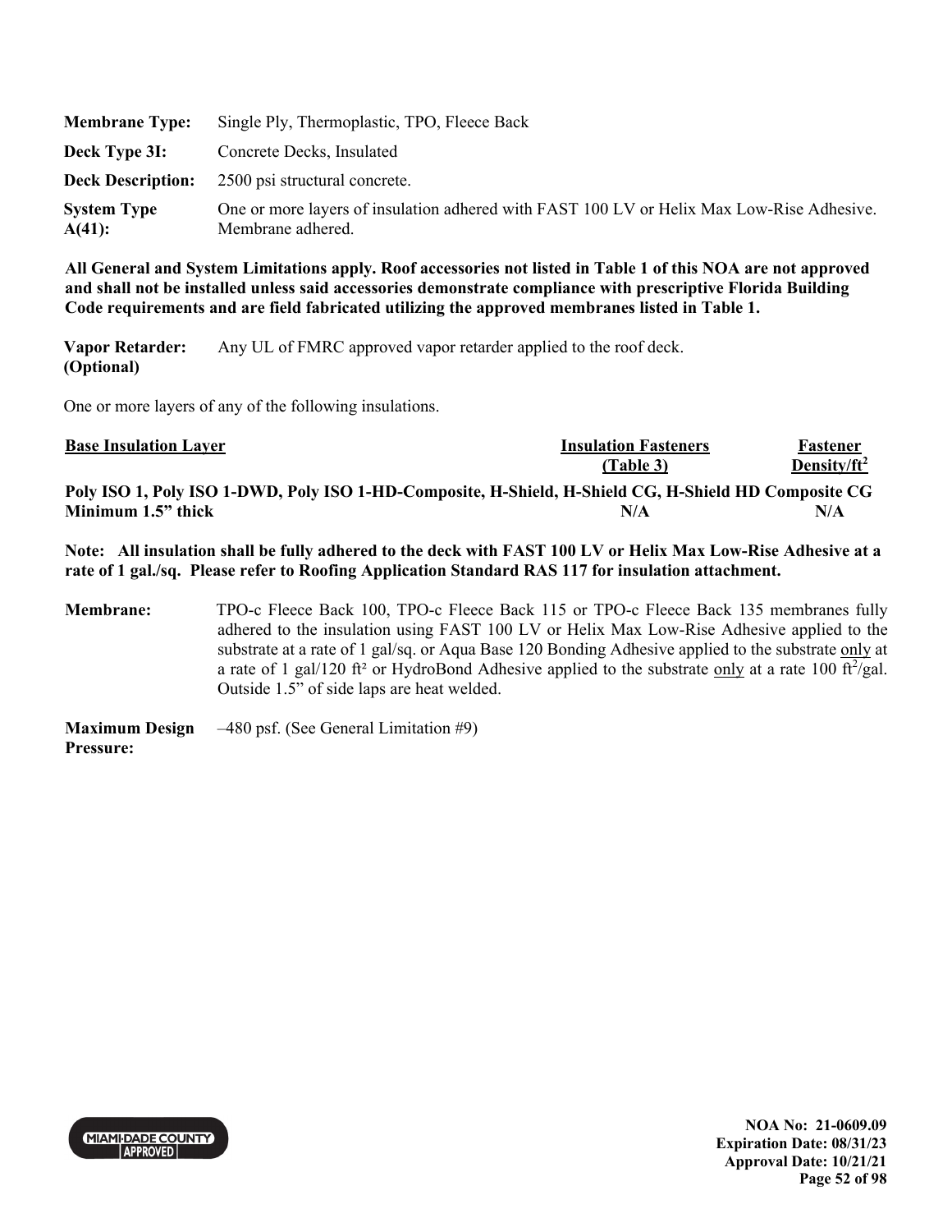**Membrane Type:** Single Ply, Thermoplastic, TPO, Fleece Back

**Deck Type 3I:** Concrete Decks, Insulated

**Deck Description:** 2500 psi structural concrete.

**System Type A(41):** One or more layers of insulation adhered with FAST 100 LV or Helix Max Low-Rise Adhesive. Membrane adhered.

**All General and System Limitations apply. Roof accessories not listed in Table 1 of this NOA are not approved and shall not be installed unless said accessories demonstrate compliance with prescriptive Florida Building Code requirements and are field fabricated utilizing the approved membranes listed in Table 1.**

**Vapor Retarder: (Optional)** Any UL of FMRC approved vapor retarder applied to the roof deck.

One or more layers of any of the following insulations.

| Base Insulation Layer | Insulation Fasteners (Table 3) | Fastener Density/ft$^2$ |
|---|---|---|
| **Poly ISO 1, Poly ISO 1-DWD, Poly ISO 1-HD-Composite, H-Shield, H-Shield CG, H-Shield HD Composite CG** | | |
| **Minimum 1.5" thick** | **N/A** | **N/A** |

**Note: All insulation shall be fully adhered to the deck with FAST 100 LV or Helix Max Low-Rise Adhesive at a rate of 1 gal./sq. Please refer to Roofing Application Standard RAS 117 for insulation attachment.**

**Membrane:** TPO-c Fleece Back 100, TPO-c Fleece Back 115 or TPO-c Fleece Back 135 membranes fully adhered to the insulation using FAST 100 LV or Helix Max Low-Rise Adhesive applied to the substrate at a rate of 1 gal/sq. or Aqua Base 120 Bonding Adhesive applied to the substrate only at a rate of 1 gal/120 ft² or HydroBond Adhesive applied to the substrate only at a rate 100 ft$^2$/gal. Outside 1.5" of side laps are heat welded.

**Maximum Design Pressure:** –480 psf. (See General Limitation #9)

NOA No: 21-0609.09
Expiration Date: 08/31/23
Approval Date: 10/21/21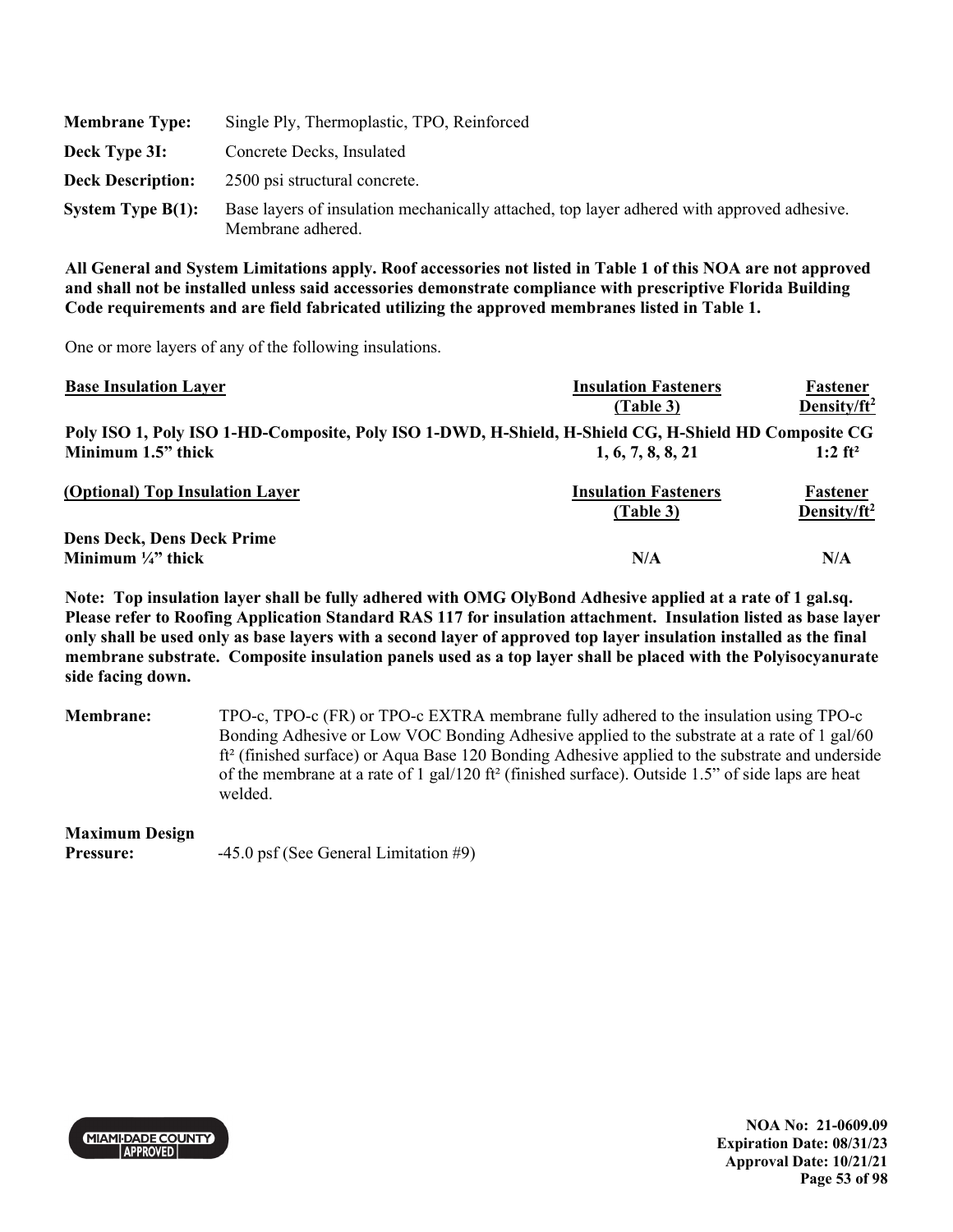| | |
|---|---|
| **Membrane Type:** | Single Ply, Thermoplastic, TPO, Reinforced |
| **Deck Type 3I:** | Concrete Decks, Insulated |
| **Deck Description:** | 2500 psi structural concrete. |
| **System Type B(1):** | Base layers of insulation mechanically attached, top layer adhered with approved adhesive. Membrane adhered. |

**All General and System Limitations apply. Roof accessories not listed in Table 1 of this NOA are not approved and shall not be installed unless said accessories demonstrate compliance with prescriptive Florida Building Code requirements and are field fabricated utilizing the approved membranes listed in Table 1.**

One or more layers of any of the following insulations.

| Base Insulation Layer | Insulation Fasteners (Table 3) | Fastener Density/ft$^2$ |
|---|---|---|
| **Poly ISO 1, Poly ISO 1-HD-Composite, Poly ISO 1-DWD, H-Shield, H-Shield CG, H-Shield HD Composite CG** | | |
| **Minimum 1.5" thick** | **1, 6, 7, 8, 8, 21** | **1:2 ft²** |

| (Optional) Top Insulation Layer | Insulation Fasteners (Table 3) | Fastener Density/ft$^2$ |
|---|---|---|
| **Dens Deck, Dens Deck Prime** | | |
| **Minimum ¼" thick** | **N/A** | **N/A** |

**Note: Top insulation layer shall be fully adhered with OMG OlyBond Adhesive applied at a rate of 1 gal.sq. Please refer to Roofing Application Standard RAS 117 for insulation attachment. Insulation listed as base layer only shall be used only as base layers with a second layer of approved top layer insulation installed as the final membrane substrate. Composite insulation panels used as a top layer shall be placed with the Polyisocyanurate side facing down.**

**Membrane:** TPO-c, TPO-c (FR) or TPO-c EXTRA membrane fully adhered to the insulation using TPO-c Bonding Adhesive or Low VOC Bonding Adhesive applied to the substrate at a rate of 1 gal/60 ft² (finished surface) or Aqua Base 120 Bonding Adhesive applied to the substrate and underside of the membrane at a rate of 1 gal/120 ft² (finished surface). Outside 1.5" of side laps are heat welded.

**Maximum Design Pressure:** -45.0 psf (See General Limitation #9)

NOA No: 21-0609.09
Expiration Date: 08/31/23
Approval Date: 10/21/21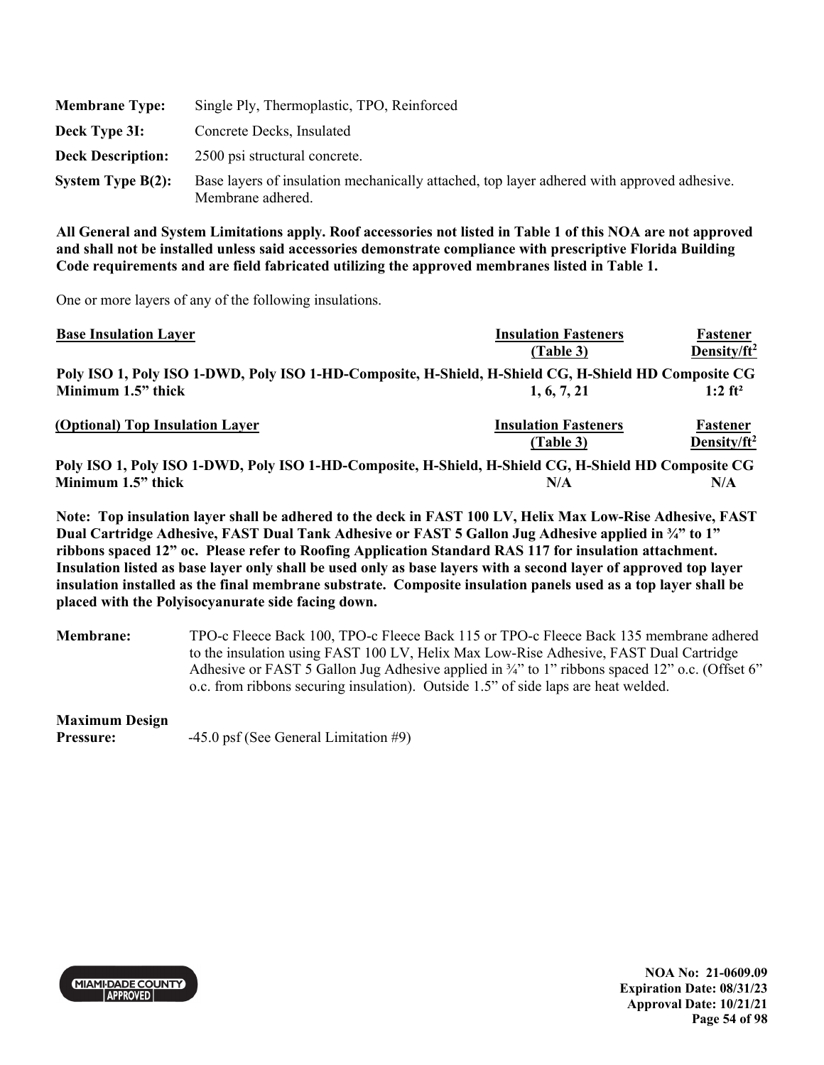| | |
|---|---|
| **Membrane Type:** | Single Ply, Thermoplastic, TPO, Reinforced |
| **Deck Type 3I:** | Concrete Decks, Insulated |
| **Deck Description:** | 2500 psi structural concrete. |
| **System Type B(2):** | Base layers of insulation mechanically attached, top layer adhered with approved adhesive. Membrane adhered. |

**All General and System Limitations apply. Roof accessories not listed in Table 1 of this NOA are not approved and shall not be installed unless said accessories demonstrate compliance with prescriptive Florida Building Code requirements and are field fabricated utilizing the approved membranes listed in Table 1.**

One or more layers of any of the following insulations.

| Base Insulation Layer | Insulation Fasteners (Table 3) | Fastener Density/ft$^2$ |
|---|---|---|
| **Poly ISO 1, Poly ISO 1-DWD, Poly ISO 1-HD-Composite, H-Shield, H-Shield CG, H-Shield HD Composite CG** | | |
| **Minimum 1.5" thick** | **1, 6, 7, 21** | **1:2 ft²** |

| (Optional) Top Insulation Layer | Insulation Fasteners (Table 3) | Fastener Density/ft$^2$ |
|---|---|---|
| **Poly ISO 1, Poly ISO 1-DWD, Poly ISO 1-HD-Composite, H-Shield, H-Shield CG, H-Shield HD Composite CG** | | |
| **Minimum 1.5" thick** | **N/A** | **N/A** |

**Note: Top insulation layer shall be adhered to the deck in FAST 100 LV, Helix Max Low-Rise Adhesive, FAST Dual Cartridge Adhesive, FAST Dual Tank Adhesive or FAST 5 Gallon Jug Adhesive applied in ¾" to 1" ribbons spaced 12" oc. Please refer to Roofing Application Standard RAS 117 for insulation attachment. Insulation listed as base layer only shall be used only as base layers with a second layer of approved top layer insulation installed as the final membrane substrate. Composite insulation panels used as a top layer shall be placed with the Polyisocyanurate side facing down.**

**Membrane:** TPO-c Fleece Back 100, TPO-c Fleece Back 115 or TPO-c Fleece Back 135 membrane adhered to the insulation using FAST 100 LV, Helix Max Low-Rise Adhesive, FAST Dual Cartridge Adhesive or FAST 5 Gallon Jug Adhesive applied in ¾" to 1" ribbons spaced 12" o.c. (Offset 6" o.c. from ribbons securing insulation). Outside 1.5" of side laps are heat welded.

**Maximum Design Pressure:** -45.0 psf (See General Limitation #9)

NOA No: 21-0609.09
Expiration Date: 08/31/23
Approval Date: 10/21/21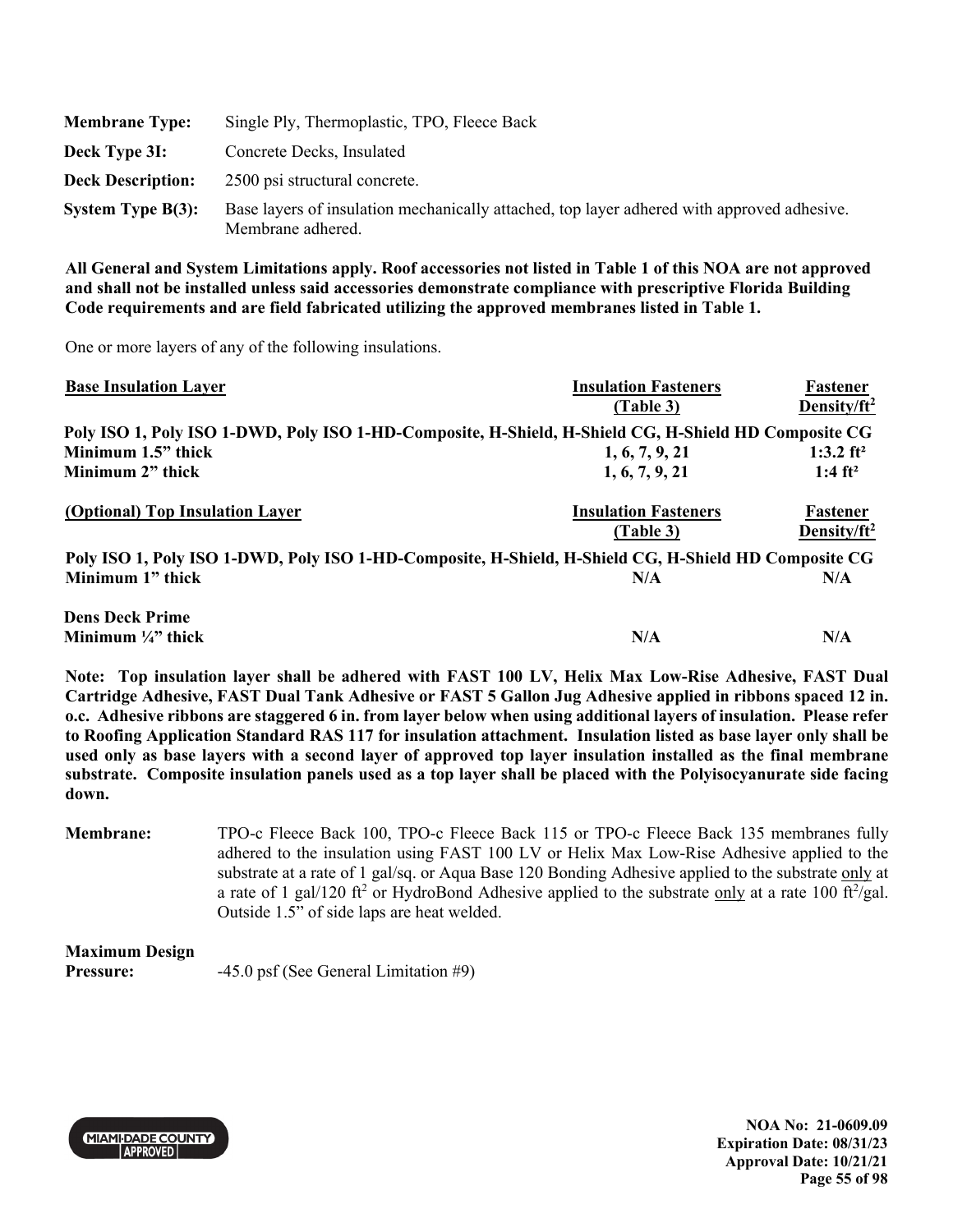| | |
|---|---|
| **Membrane Type:** | Single Ply, Thermoplastic, TPO, Fleece Back |
| **Deck Type 3I:** | Concrete Decks, Insulated |
| **Deck Description:** | 2500 psi structural concrete. |
| **System Type B(3):** | Base layers of insulation mechanically attached, top layer adhered with approved adhesive. Membrane adhered. |

**All General and System Limitations apply. Roof accessories not listed in Table 1 of this NOA are not approved and shall not be installed unless said accessories demonstrate compliance with prescriptive Florida Building Code requirements and are field fabricated utilizing the approved membranes listed in Table 1.**

One or more layers of any of the following insulations.

| **Base Insulation Layer** | **Insulation Fasteners (Table 3)** | **Fastener Density/ft²** |
|---|---|---|
| **Poly ISO 1, Poly ISO 1-DWD, Poly ISO 1-HD-Composite, H-Shield, H-Shield CG, H-Shield HD Composite CG** | | |
| **Minimum 1.5" thick** | **1, 6, 7, 9, 21** | **1:3.2 ft²** |
| **Minimum 2" thick** | **1, 6, 7, 9, 21** | **1:4 ft²** |

| **(Optional) Top Insulation Layer** | **Insulation Fasteners (Table 3)** | **Fastener Density/ft²** |
|---|---|---|
| **Poly ISO 1, Poly ISO 1-DWD, Poly ISO 1-HD-Composite, H-Shield, H-Shield CG, H-Shield HD Composite CG** | | |
| **Minimum 1" thick** | **N/A** | **N/A** |
| **Dens Deck Prime** | | |
| **Minimum ¼" thick** | **N/A** | **N/A** |

**Note: Top insulation layer shall be adhered with FAST 100 LV, Helix Max Low-Rise Adhesive, FAST Dual Cartridge Adhesive, FAST Dual Tank Adhesive or FAST 5 Gallon Jug Adhesive applied in ribbons spaced 12 in. o.c. Adhesive ribbons are staggered 6 in. from layer below when using additional layers of insulation. Please refer to Roofing Application Standard RAS 117 for insulation attachment. Insulation listed as base layer only shall be used only as base layers with a second layer of approved top layer insulation installed as the final membrane substrate. Composite insulation panels used as a top layer shall be placed with the Polyisocyanurate side facing down.**

**Membrane:** TPO-c Fleece Back 100, TPO-c Fleece Back 115 or TPO-c Fleece Back 135 membranes fully adhered to the insulation using FAST 100 LV or Helix Max Low-Rise Adhesive applied to the substrate at a rate of 1 gal/sq. or Aqua Base 120 Bonding Adhesive applied to the substrate only at a rate of 1 gal/120 ft² or HydroBond Adhesive applied to the substrate only at a rate 100 ft²/gal. Outside 1.5" of side laps are heat welded.

**Maximum Design Pressure:** -45.0 psf (See General Limitation #9)

NOA No: 21-0609.09
Expiration Date: 08/31/23
Approval Date: 10/21/21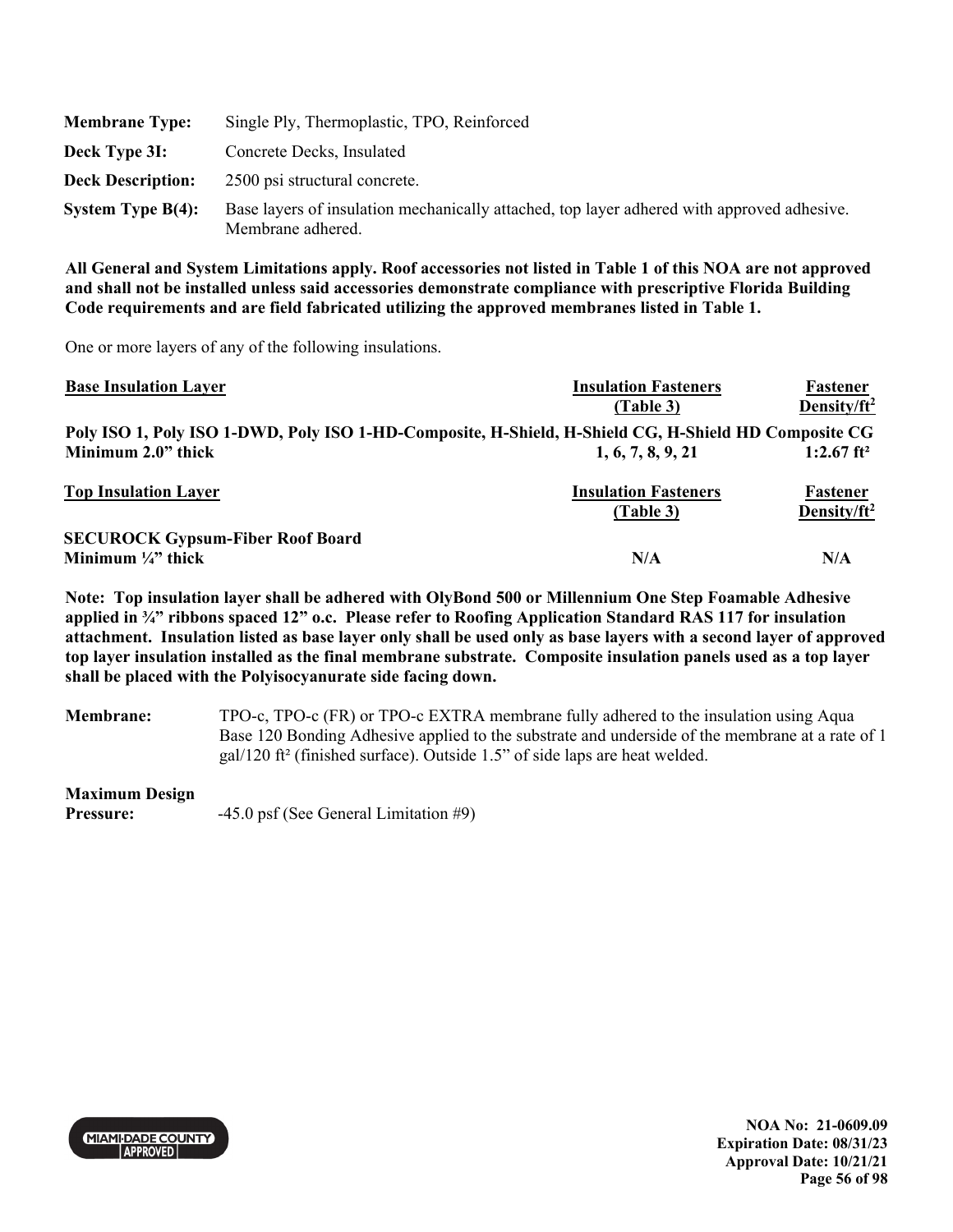| | |
|---|---|
| **Membrane Type:** | Single Ply, Thermoplastic, TPO, Reinforced |
| **Deck Type 3I:** | Concrete Decks, Insulated |
| **Deck Description:** | 2500 psi structural concrete. |
| **System Type B(4):** | Base layers of insulation mechanically attached, top layer adhered with approved adhesive. Membrane adhered. |

**All General and System Limitations apply. Roof accessories not listed in Table 1 of this NOA are not approved and shall not be installed unless said accessories demonstrate compliance with prescriptive Florida Building Code requirements and are field fabricated utilizing the approved membranes listed in Table 1.**

One or more layers of any of the following insulations.

| Base Insulation Layer | Insulation Fasteners (Table 3) | Fastener Density/ft$^2$ |
|---|---|---|
| **Poly ISO 1, Poly ISO 1-DWD, Poly ISO 1-HD-Composite, H-Shield, H-Shield CG, H-Shield HD Composite CG** | | |
| **Minimum 2.0" thick** | **1, 6, 7, 8, 9, 21** | **1:2.67 ft²** |

| Top Insulation Layer | Insulation Fasteners (Table 3) | Fastener Density/ft$^2$ |
|---|---|---|
| **SECUROCK Gypsum-Fiber Roof Board** | | |
| **Minimum ¼" thick** | **N/A** | **N/A** |

**Note: Top insulation layer shall be adhered with OlyBond 500 or Millennium One Step Foamable Adhesive applied in ¾" ribbons spaced 12" o.c. Please refer to Roofing Application Standard RAS 117 for insulation attachment. Insulation listed as base layer only shall be used only as base layers with a second layer of approved top layer insulation installed as the final membrane substrate. Composite insulation panels used as a top layer shall be placed with the Polyisocyanurate side facing down.**

| | |
|---|---|
| **Membrane:** | TPO-c, TPO-c (FR) or TPO-c EXTRA membrane fully adhered to the insulation using Aqua Base 120 Bonding Adhesive applied to the substrate and underside of the membrane at a rate of 1 gal/120 ft² (finished surface). Outside 1.5" of side laps are heat welded. |
| **Maximum Design Pressure:** | -45.0 psf (See General Limitation #9) |

NOA No: 21-0609.09
Expiration Date: 08/31/23
Approval Date: 10/21/21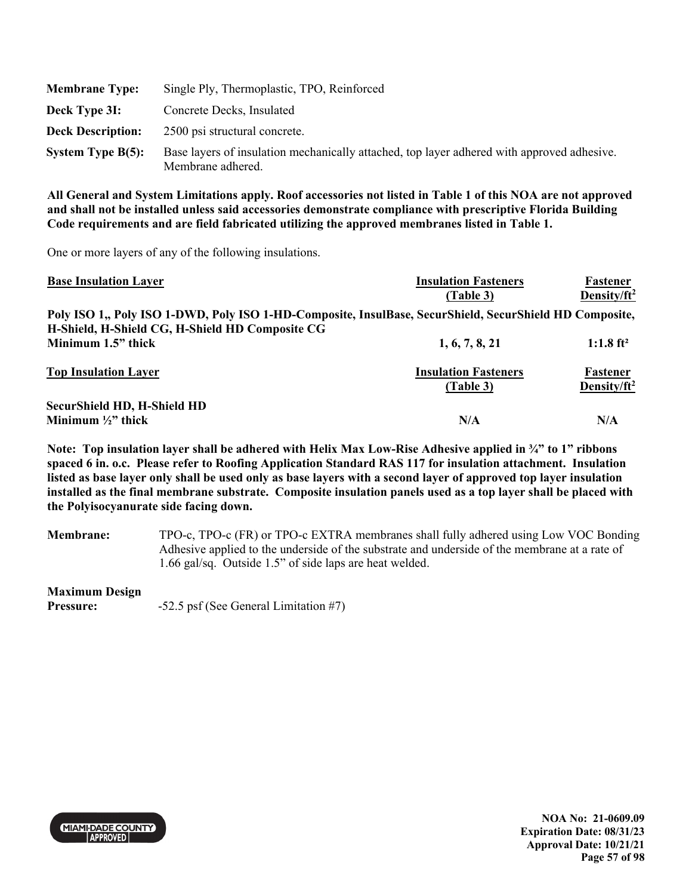**Membrane Type:** Single Ply, Thermoplastic, TPO, Reinforced

**Deck Type 3I:** Concrete Decks, Insulated

**Deck Description:** 2500 psi structural concrete.

**System Type B(5):** Base layers of insulation mechanically attached, top layer adhered with approved adhesive. Membrane adhered.

**All General and System Limitations apply. Roof accessories not listed in Table 1 of this NOA are not approved and shall not be installed unless said accessories demonstrate compliance with prescriptive Florida Building Code requirements and are field fabricated utilizing the approved membranes listed in Table 1.**

One or more layers of any of the following insulations.

| Base Insulation Layer | Insulation Fasteners (Table 3) | Fastener Density/ft² |
|---|---|---|
| **Poly ISO 1,, Poly ISO 1-DWD, Poly ISO 1-HD-Composite, InsulBase, SecurShield, SecurShield HD Composite, H-Shield, H-Shield CG, H-Shield HD Composite CG** | | |
| **Minimum 1.5" thick** | **1, 6, 7, 8, 21** | **1:1.8 ft²** |

| Top Insulation Layer | Insulation Fasteners (Table 3) | Fastener Density/ft² |
|---|---|---|
| **SecurShield HD, H-Shield HD** | | |
| **Minimum ½" thick** | **N/A** | **N/A** |

**Note: Top insulation layer shall be adhered with Helix Max Low-Rise Adhesive applied in ¾" to 1" ribbons spaced 6 in. o.c. Please refer to Roofing Application Standard RAS 117 for insulation attachment. Insulation listed as base layer only shall be used only as base layers with a second layer of approved top layer insulation installed as the final membrane substrate. Composite insulation panels used as a top layer shall be placed with the Polyisocyanurate side facing down.**

**Membrane:** TPO-c, TPO-c (FR) or TPO-c EXTRA membranes shall fully adhered using Low VOC Bonding Adhesive applied to the underside of the substrate and underside of the membrane at a rate of 1.66 gal/sq. Outside 1.5" of side laps are heat welded.

**Maximum Design Pressure:** -52.5 psf (See General Limitation #7)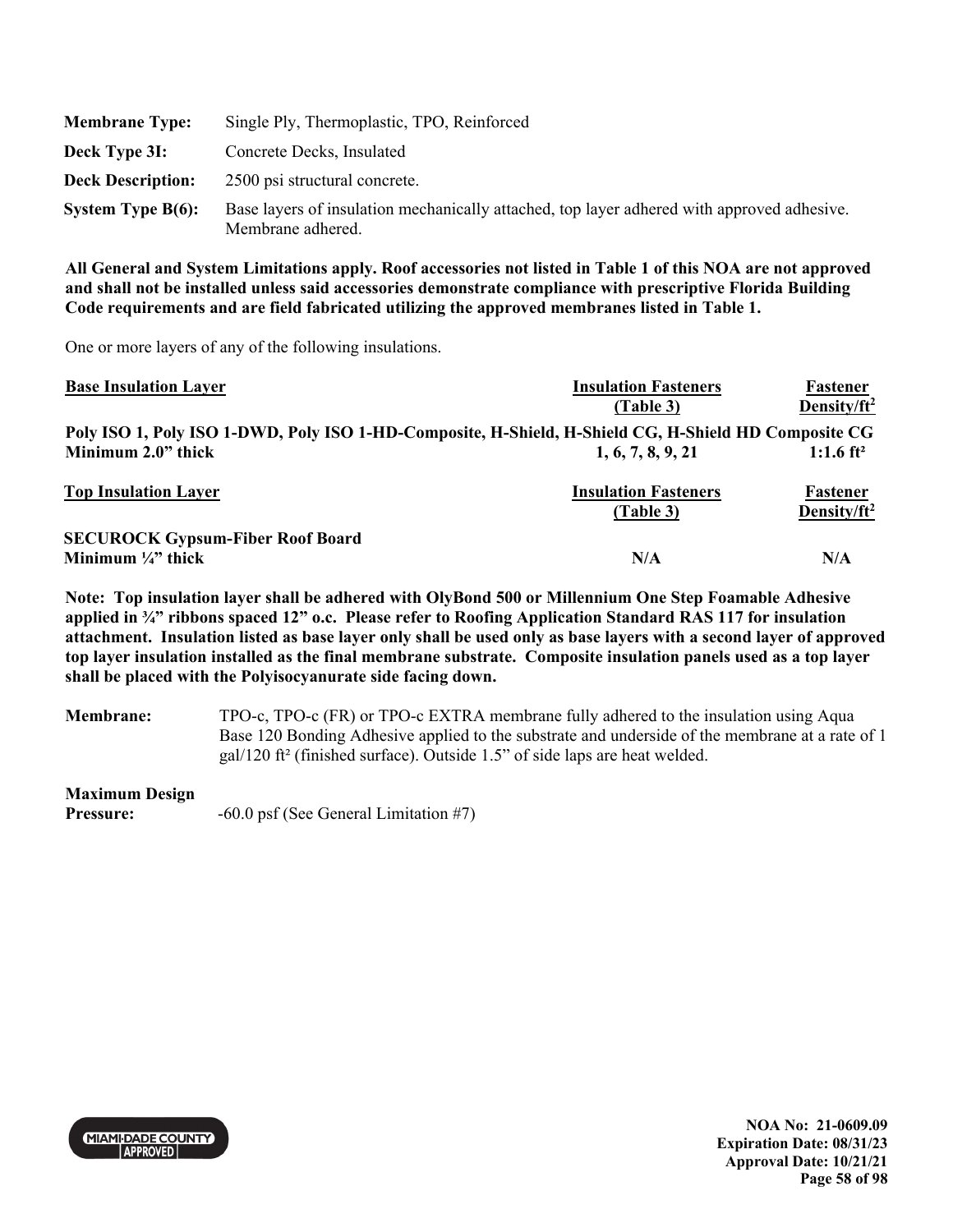| | |
|---|---|
| **Membrane Type:** | Single Ply, Thermoplastic, TPO, Reinforced |
| **Deck Type 3I:** | Concrete Decks, Insulated |
| **Deck Description:** | 2500 psi structural concrete. |
| **System Type B(6):** | Base layers of insulation mechanically attached, top layer adhered with approved adhesive. Membrane adhered. |

**All General and System Limitations apply. Roof accessories not listed in Table 1 of this NOA are not approved and shall not be installed unless said accessories demonstrate compliance with prescriptive Florida Building Code requirements and are field fabricated utilizing the approved membranes listed in Table 1.**

One or more layers of any of the following insulations.

| Base Insulation Layer | Insulation Fasteners (Table 3) | Fastener Density/ft² |
|---|---|---|
| **Poly ISO 1, Poly ISO 1-DWD, Poly ISO 1-HD-Composite, H-Shield, H-Shield CG, H-Shield HD Composite CG** | | |
| **Minimum 2.0" thick** | **1, 6, 7, 8, 9, 21** | **1:1.6 ft²** |

| Top Insulation Layer | Insulation Fasteners (Table 3) | Fastener Density/ft² |
|---|---|---|
| **SECUROCK Gypsum-Fiber Roof Board** | | |
| **Minimum ¼" thick** | **N/A** | **N/A** |

**Note: Top insulation layer shall be adhered with OlyBond 500 or Millennium One Step Foamable Adhesive applied in ¾" ribbons spaced 12" o.c. Please refer to Roofing Application Standard RAS 117 for insulation attachment. Insulation listed as base layer only shall be used only as base layers with a second layer of approved top layer insulation installed as the final membrane substrate. Composite insulation panels used as a top layer shall be placed with the Polyisocyanurate side facing down.**

| | |
|---|---|
| **Membrane:** | TPO-c, TPO-c (FR) or TPO-c EXTRA membrane fully adhered to the insulation using Aqua Base 120 Bonding Adhesive applied to the substrate and underside of the membrane at a rate of 1 gal/120 ft² (finished surface). Outside 1.5" of side laps are heat welded. |
| **Maximum Design Pressure:** | -60.0 psf (See General Limitation #7) |

**NOA No: 21-0609.09**
**Expiration Date: 08/31/23**
**Approval Date: 10/21/21**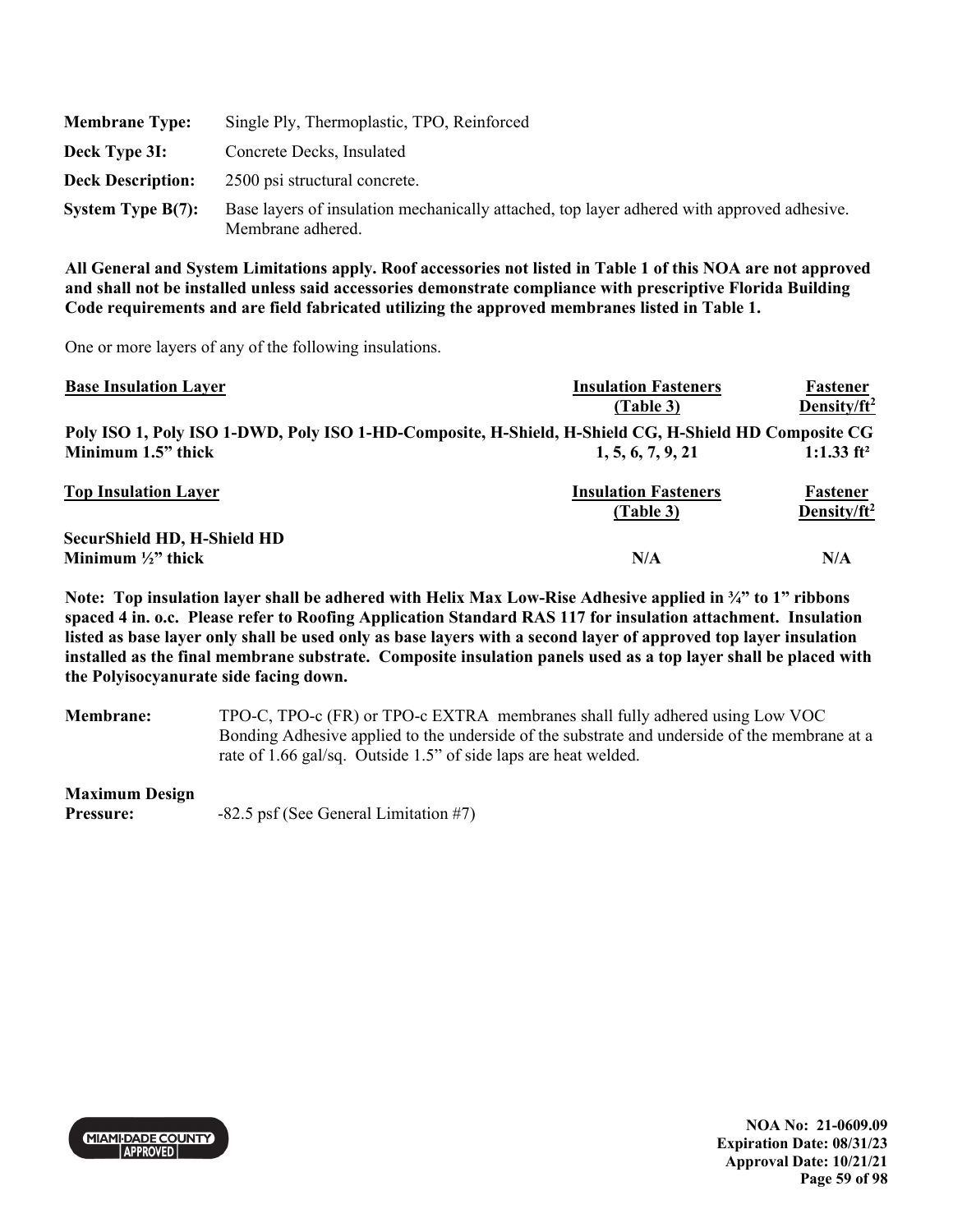**Membrane Type:** Single Ply, Thermoplastic, TPO, Reinforced

**Deck Type 3I:** Concrete Decks, Insulated

**Deck Description:** 2500 psi structural concrete.

**System Type B(7):** Base layers of insulation mechanically attached, top layer adhered with approved adhesive. Membrane adhered.

**All General and System Limitations apply. Roof accessories not listed in Table 1 of this NOA are not approved and shall not be installed unless said accessories demonstrate compliance with prescriptive Florida Building Code requirements and are field fabricated utilizing the approved membranes listed in Table 1.**

One or more layers of any of the following insulations.

| Base Insulation Layer | Insulation Fasteners (Table 3) | Fastener Density/ft² |
|---|---|---|
| **Poly ISO 1, Poly ISO 1-DWD, Poly ISO 1-HD-Composite, H-Shield, H-Shield CG, H-Shield HD Composite CG Minimum 1.5" thick** | **1, 5, 6, 7, 9, 21** | **1:1.33 ft²** |

| Top Insulation Layer | Insulation Fasteners (Table 3) | Fastener Density/ft² |
|---|---|---|
| **SecurShield HD, H-Shield HD Minimum ½" thick** | **N/A** | **N/A** |

**Note: Top insulation layer shall be adhered with Helix Max Low-Rise Adhesive applied in ¾" to 1" ribbons spaced 4 in. o.c. Please refer to Roofing Application Standard RAS 117 for insulation attachment. Insulation listed as base layer only shall be used only as base layers with a second layer of approved top layer insulation installed as the final membrane substrate. Composite insulation panels used as a top layer shall be placed with the Polyisocyanurate side facing down.**

**Membrane:** TPO-C, TPO-c (FR) or TPO-c EXTRA membranes shall fully adhered using Low VOC Bonding Adhesive applied to the underside of the substrate and underside of the membrane at a rate of 1.66 gal/sq. Outside 1.5" of side laps are heat welded.

**Maximum Design Pressure:** -82.5 psf (See General Limitation #7)

NOA No: 21-0609.09
Expiration Date: 08/31/23
Approval Date: 10/21/21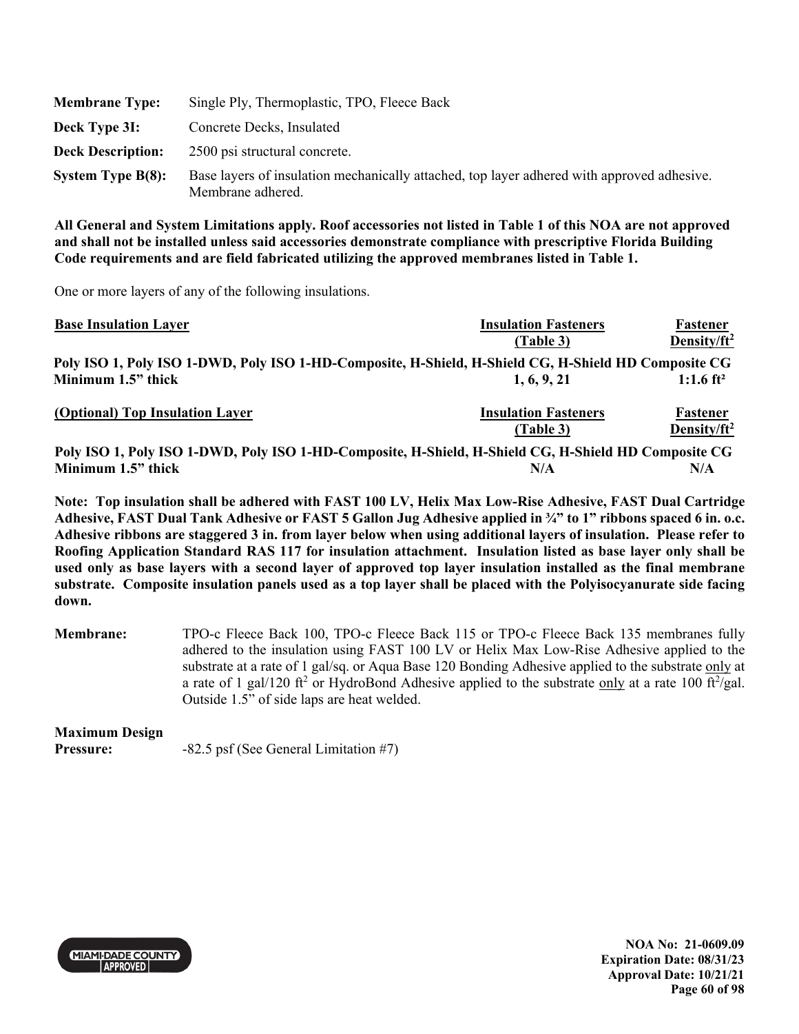| | |
|---|---|
| **Membrane Type:** | Single Ply, Thermoplastic, TPO, Fleece Back |
| **Deck Type 3I:** | Concrete Decks, Insulated |
| **Deck Description:** | 2500 psi structural concrete. |
| **System Type B(8):** | Base layers of insulation mechanically attached, top layer adhered with approved adhesive. Membrane adhered. |

**All General and System Limitations apply. Roof accessories not listed in Table 1 of this NOA are not approved and shall not be installed unless said accessories demonstrate compliance with prescriptive Florida Building Code requirements and are field fabricated utilizing the approved membranes listed in Table 1.**

One or more layers of any of the following insulations.

| Base Insulation Layer | Insulation Fasteners (Table 3) | Fastener Density/ft² |
|---|---|---|
| **Poly ISO 1, Poly ISO 1-DWD, Poly ISO 1-HD-Composite, H-Shield, H-Shield CG, H-Shield HD Composite CG Minimum 1.5" thick** | **1, 6, 9, 21** | **1:1.6 ft²** |

| (Optional) Top Insulation Layer | Insulation Fasteners (Table 3) | Fastener Density/ft² |
|---|---|---|
| **Poly ISO 1, Poly ISO 1-DWD, Poly ISO 1-HD-Composite, H-Shield, H-Shield CG, H-Shield HD Composite CG Minimum 1.5" thick** | **N/A** | **N/A** |

**Note: Top insulation shall be adhered with FAST 100 LV, Helix Max Low-Rise Adhesive, FAST Dual Cartridge Adhesive, FAST Dual Tank Adhesive or FAST 5 Gallon Jug Adhesive applied in ¾" to 1" ribbons spaced 6 in. o.c. Adhesive ribbons are staggered 3 in. from layer below when using additional layers of insulation. Please refer to Roofing Application Standard RAS 117 for insulation attachment. Insulation listed as base layer only shall be used only as base layers with a second layer of approved top layer insulation installed as the final membrane substrate. Composite insulation panels used as a top layer shall be placed with the Polyisocyanurate side facing down.**

**Membrane:** TPO-c Fleece Back 100, TPO-c Fleece Back 115 or TPO-c Fleece Back 135 membranes fully adhered to the insulation using FAST 100 LV or Helix Max Low-Rise Adhesive applied to the substrate at a rate of 1 gal/sq. or Aqua Base 120 Bonding Adhesive applied to the substrate only at a rate of 1 gal/120 ft² or HydroBond Adhesive applied to the substrate only at a rate 100 ft²/gal. Outside 1.5" of side laps are heat welded.

**Maximum Design Pressure:** -82.5 psf (See General Limitation #7)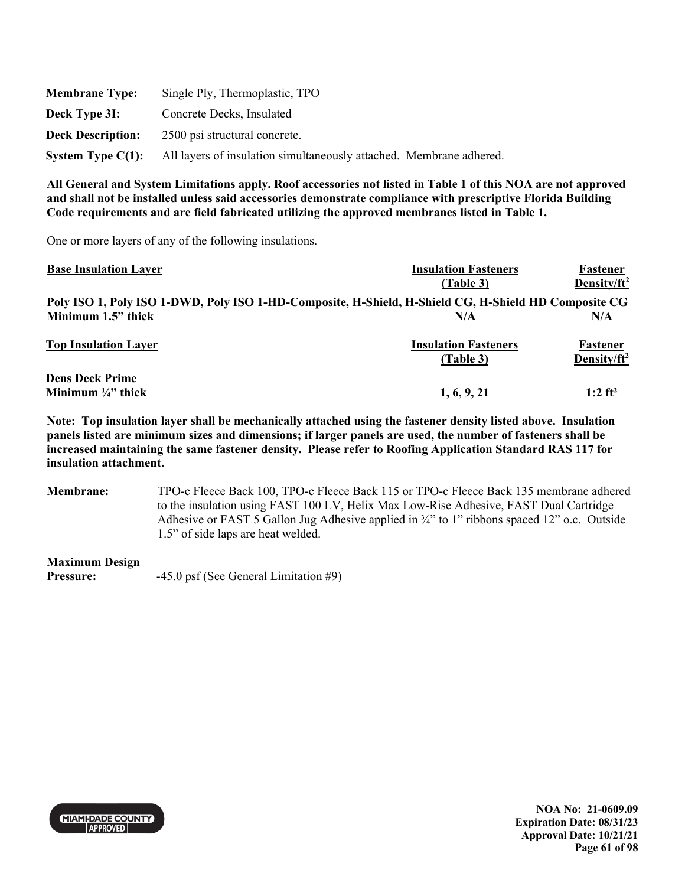**Membrane Type:** Single Ply, Thermoplastic, TPO

**Deck Type 3I:** Concrete Decks, Insulated

**Deck Description:** 2500 psi structural concrete.

**System Type C(1):** All layers of insulation simultaneously attached. Membrane adhered.

**All General and System Limitations apply. Roof accessories not listed in Table 1 of this NOA are not approved and shall not be installed unless said accessories demonstrate compliance with prescriptive Florida Building Code requirements and are field fabricated utilizing the approved membranes listed in Table 1.**

One or more layers of any of the following insulations.

| Base Insulation Layer | Insulation Fasteners (Table 3) | Fastener Density/ft² |
|---|---|---|
| **Poly ISO 1, Poly ISO 1-DWD, Poly ISO 1-HD-Composite, H-Shield, H-Shield CG, H-Shield HD Composite CG Minimum 1.5" thick** | **N/A** | **N/A** |

| Top Insulation Layer | Insulation Fasteners (Table 3) | Fastener Density/ft² |
|---|---|---|
| **Dens Deck Prime Minimum ¼" thick** | **1, 6, 9, 21** | **1:2 ft²** |

**Note: Top insulation layer shall be mechanically attached using the fastener density listed above. Insulation panels listed are minimum sizes and dimensions; if larger panels are used, the number of fasteners shall be increased maintaining the same fastener density. Please refer to Roofing Application Standard RAS 117 for insulation attachment.**

**Membrane:** TPO-c Fleece Back 100, TPO-c Fleece Back 115 or TPO-c Fleece Back 135 membrane adhered to the insulation using FAST 100 LV, Helix Max Low-Rise Adhesive, FAST Dual Cartridge Adhesive or FAST 5 Gallon Jug Adhesive applied in ¾" to 1" ribbons spaced 12" o.c. Outside 1.5" of side laps are heat welded.

**Maximum Design Pressure:** -45.0 psf (See General Limitation #9)

NOA No: 21-0609.09
Expiration Date: 08/31/23
Approval Date: 10/21/21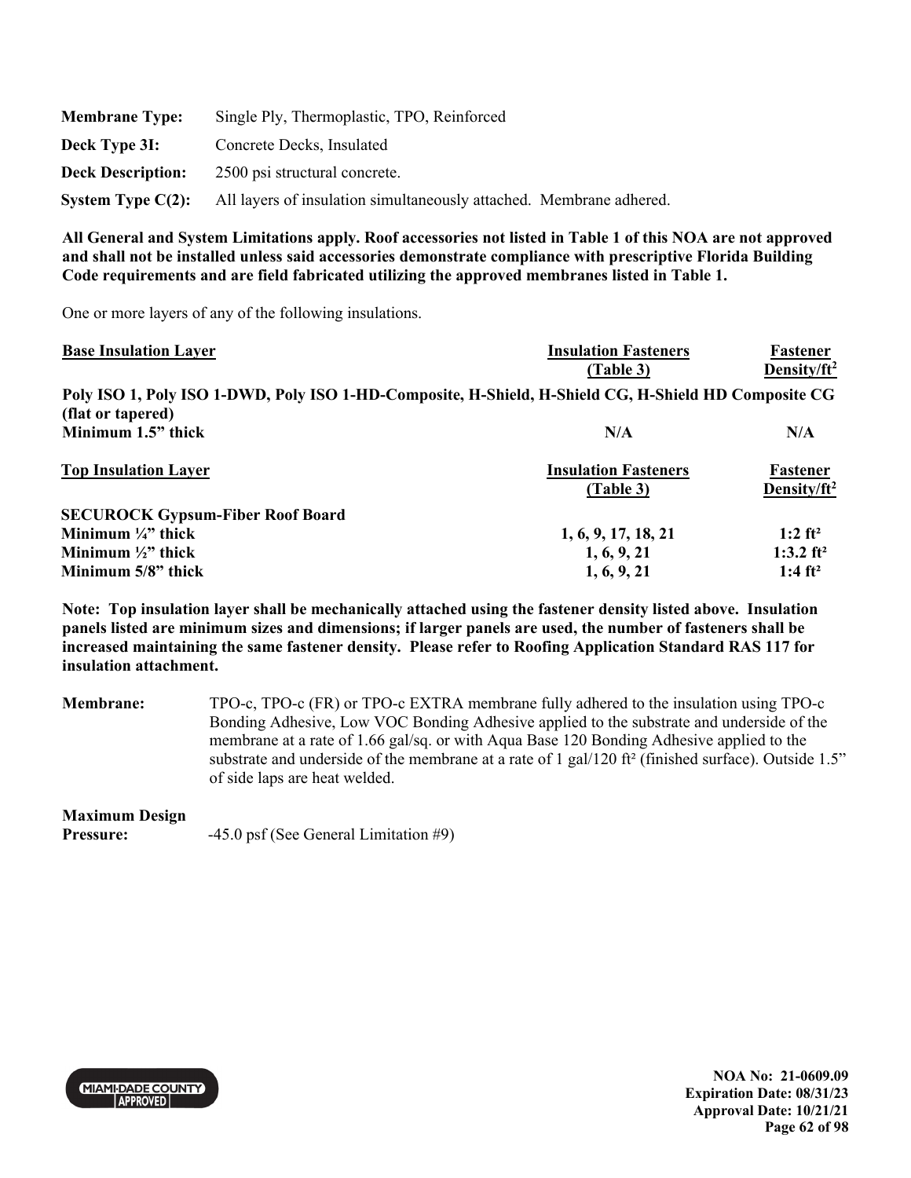**Membrane Type:** Single Ply, Thermoplastic, TPO, Reinforced

**Deck Type 3I:** Concrete Decks, Insulated

**Deck Description:** 2500 psi structural concrete.

**System Type C(2):** All layers of insulation simultaneously attached. Membrane adhered.

**All General and System Limitations apply. Roof accessories not listed in Table 1 of this NOA are not approved and shall not be installed unless said accessories demonstrate compliance with prescriptive Florida Building Code requirements and are field fabricated utilizing the approved membranes listed in Table 1.**

One or more layers of any of the following insulations.

| Base Insulation Layer | Insulation Fasteners (Table 3) | Fastener Density/ft² |
|---|---|---|
| **Poly ISO 1, Poly ISO 1-DWD, Poly ISO 1-HD-Composite, H-Shield, H-Shield CG, H-Shield HD Composite CG (flat or tapered)** | | |
| **Minimum 1.5" thick** | **N/A** | **N/A** |

| Top Insulation Layer | Insulation Fasteners (Table 3) | Fastener Density/ft² |
|---|---|---|
| **SECUROCK Gypsum-Fiber Roof Board** | | |
| **Minimum ¼" thick** | **1, 6, 9, 17, 18, 21** | **1:2 ft²** |
| **Minimum ½" thick** | **1, 6, 9, 21** | **1:3.2 ft²** |
| **Minimum 5/8" thick** | **1, 6, 9, 21** | **1:4 ft²** |

**Note: Top insulation layer shall be mechanically attached using the fastener density listed above. Insulation panels listed are minimum sizes and dimensions; if larger panels are used, the number of fasteners shall be increased maintaining the same fastener density. Please refer to Roofing Application Standard RAS 117 for insulation attachment.**

**Membrane:** TPO-c, TPO-c (FR) or TPO-c EXTRA membrane fully adhered to the insulation using TPO-c Bonding Adhesive, Low VOC Bonding Adhesive applied to the substrate and underside of the membrane at a rate of 1.66 gal/sq. or with Aqua Base 120 Bonding Adhesive applied to the substrate and underside of the membrane at a rate of 1 gal/120 ft² (finished surface). Outside 1.5" of side laps are heat welded.

**Maximum Design Pressure:** -45.0 psf (See General Limitation #9)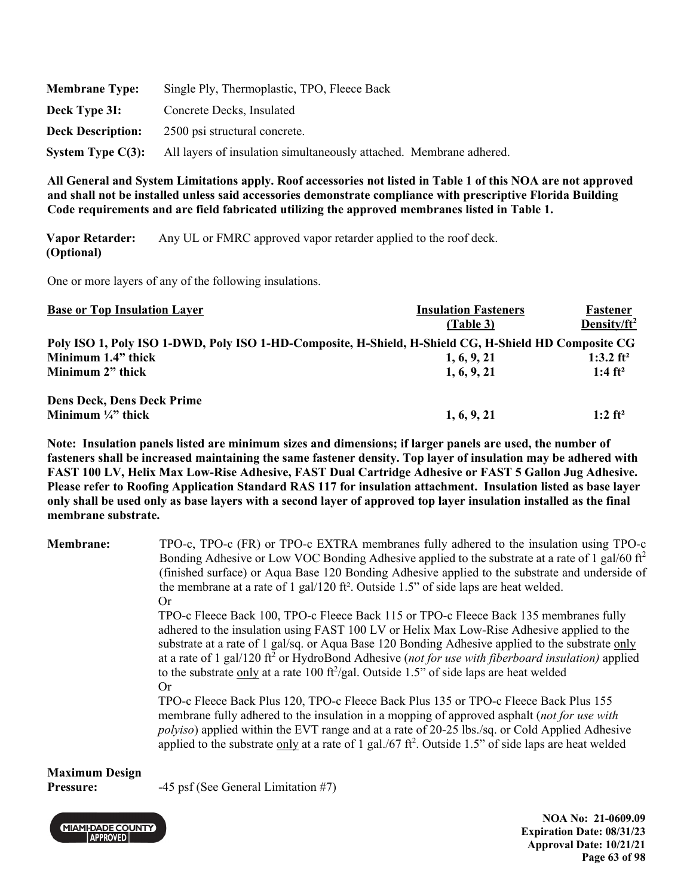| | |
|---|---|
| **Membrane Type:** | Single Ply, Thermoplastic, TPO, Fleece Back |
| **Deck Type 3I:** | Concrete Decks, Insulated |
| **Deck Description:** | 2500 psi structural concrete. |
| **System Type C(3):** | All layers of insulation simultaneously attached. Membrane adhered. |

**All General and System Limitations apply. Roof accessories not listed in Table 1 of this NOA are not approved and shall not be installed unless said accessories demonstrate compliance with prescriptive Florida Building Code requirements and are field fabricated utilizing the approved membranes listed in Table 1.**

**Vapor Retarder: (Optional)** Any UL or FMRC approved vapor retarder applied to the roof deck.

One or more layers of any of the following insulations.

| Base or Top Insulation Layer | Insulation Fasteners (Table 3) | Fastener Density/ft$^2$ |
|---|---|---|
| **Poly ISO 1, Poly ISO 1-DWD, Poly ISO 1-HD-Composite, H-Shield, H-Shield CG, H-Shield HD Composite CG** | | |
| **Minimum 1.4" thick** | **1, 6, 9, 21** | **1:3.2 ft²** |
| **Minimum 2" thick** | **1, 6, 9, 21** | **1:4 ft²** |
| **Dens Deck, Dens Deck Prime** | | |
| **Minimum ¼" thick** | **1, 6, 9, 21** | **1:2 ft²** |

**Note: Insulation panels listed are minimum sizes and dimensions; if larger panels are used, the number of fasteners shall be increased maintaining the same fastener density. Top layer of insulation may be adhered with FAST 100 LV, Helix Max Low-Rise Adhesive, FAST Dual Cartridge Adhesive or FAST 5 Gallon Jug Adhesive. Please refer to Roofing Application Standard RAS 117 for insulation attachment. Insulation listed as base layer only shall be used only as base layers with a second layer of approved top layer insulation installed as the final membrane substrate.**

**Membrane:** TPO-c, TPO-c (FR) or TPO-c EXTRA membranes fully adhered to the insulation using TPO-c Bonding Adhesive or Low VOC Bonding Adhesive applied to the substrate at a rate of 1 gal/60 ft$^2$ (finished surface) or Aqua Base 120 Bonding Adhesive applied to the substrate and underside of the membrane at a rate of 1 gal/120 ft². Outside 1.5" of side laps are heat welded.

Or

TPO-c Fleece Back 100, TPO-c Fleece Back 115 or TPO-c Fleece Back 135 membranes fully adhered to the insulation using FAST 100 LV or Helix Max Low-Rise Adhesive applied to the substrate at a rate of 1 gal/sq. or Aqua Base 120 Bonding Adhesive applied to the substrate <u>only</u> at a rate of 1 gal/120 ft$^2$ or HydroBond Adhesive (*not for use with fiberboard insulation)* applied to the substrate <u>only</u> at a rate 100 ft$^2$/gal. Outside 1.5" of side laps are heat welded

Or

TPO-c Fleece Back Plus 120, TPO-c Fleece Back Plus 135 or TPO-c Fleece Back Plus 155 membrane fully adhered to the insulation in a mopping of approved asphalt (*not for use with polyiso*) applied within the EVT range and at a rate of 20-25 lbs./sq. or Cold Applied Adhesive applied to the substrate <u>only</u> at a rate of 1 gal./67 ft$^2$. Outside 1.5" of side laps are heat welded

**Maximum Design Pressure:** -45 psf (See General Limitation #7)

**NOA No: 21-0609.09**
**Expiration Date: 08/31/23**
**Approval Date: 10/21/21**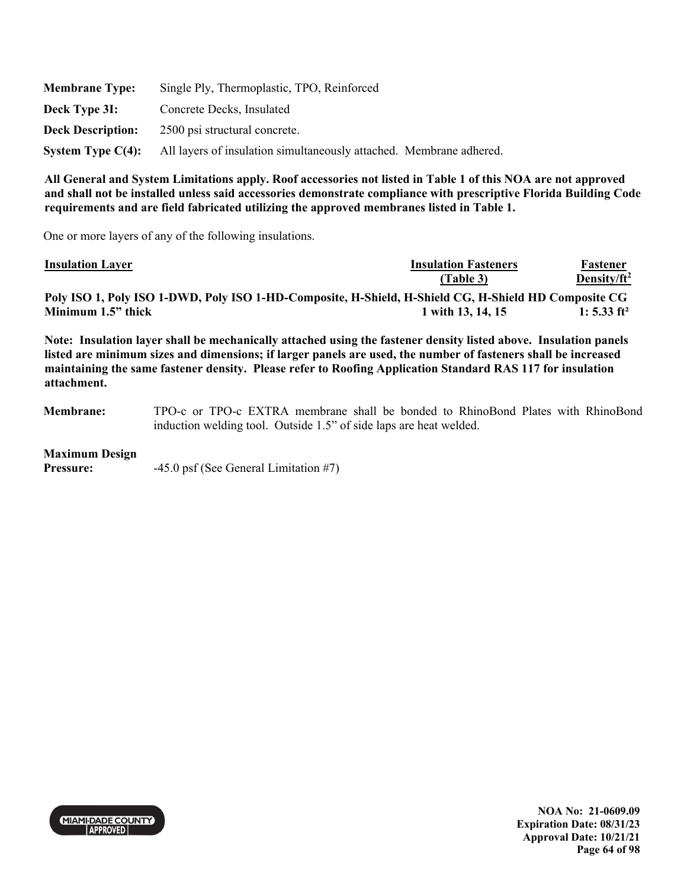**Membrane Type:** Single Ply, Thermoplastic, TPO, Reinforced

**Deck Type 3I:** Concrete Decks, Insulated

**Deck Description:** 2500 psi structural concrete.

**System Type C(4):** All layers of insulation simultaneously attached. Membrane adhered.

**All General and System Limitations apply. Roof accessories not listed in Table 1 of this NOA are not approved and shall not be installed unless said accessories demonstrate compliance with prescriptive Florida Building Code requirements and are field fabricated utilizing the approved membranes listed in Table 1.**

One or more layers of any of the following insulations.

| Insulation Layer | Insulation Fasteners (Table 3) | Fastener Density/ft$^2$ |
|---|---|---|
| **Poly ISO 1, Poly ISO 1-DWD, Poly ISO 1-HD-Composite, H-Shield, H-Shield CG, H-Shield HD Composite CG Minimum 1.5" thick** | **1 with 13, 14, 15** | **1: 5.33 ft²** |

**Note: Insulation layer shall be mechanically attached using the fastener density listed above. Insulation panels listed are minimum sizes and dimensions; if larger panels are used, the number of fasteners shall be increased maintaining the same fastener density. Please refer to Roofing Application Standard RAS 117 for insulation attachment.**

**Membrane:** TPO-c or TPO-c EXTRA membrane shall be bonded to RhinoBond Plates with RhinoBond induction welding tool. Outside 1.5" of side laps are heat welded.

**Maximum Design Pressure:** -45.0 psf (See General Limitation #7)

NOA No: 21-0609.09
Expiration Date: 08/31/23
Approval Date: 10/21/21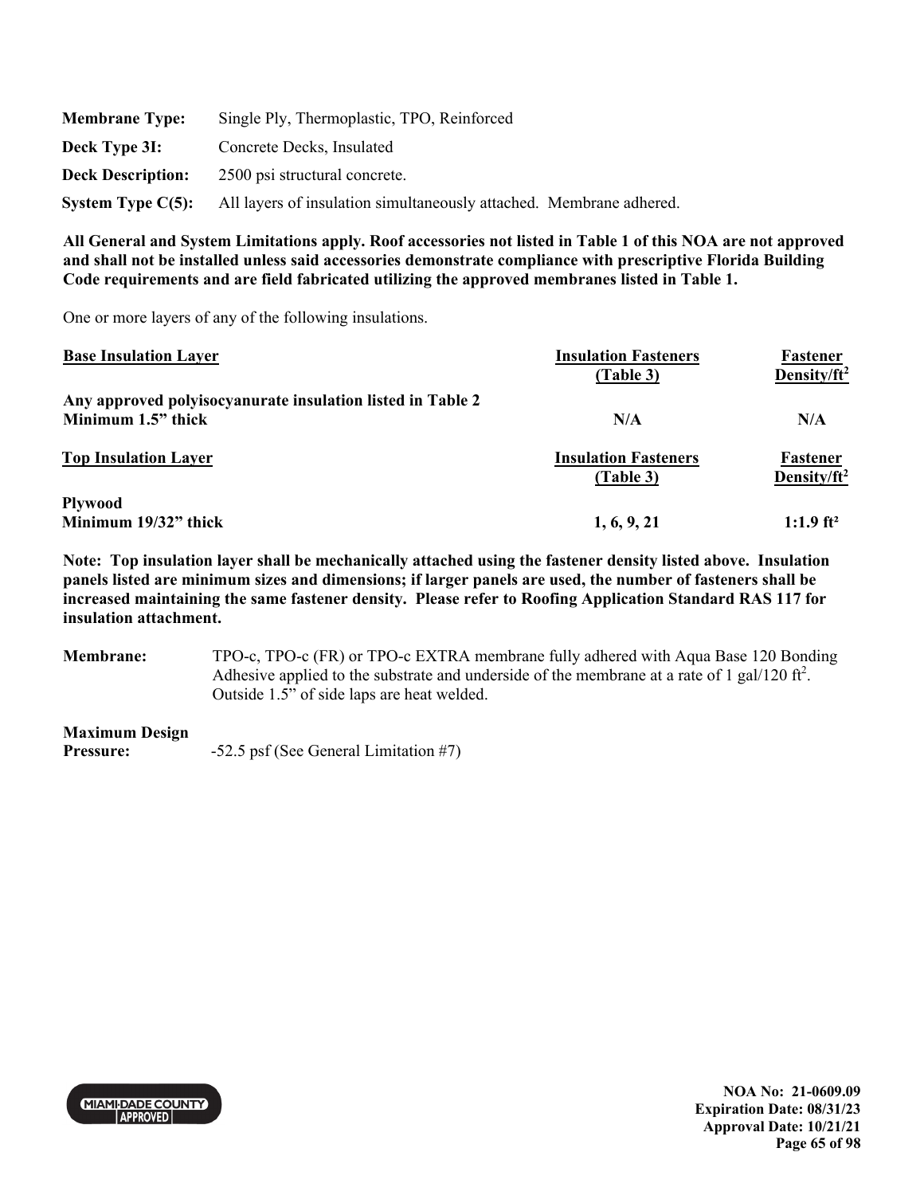| | |
|---|---|
| **Membrane Type:** | Single Ply, Thermoplastic, TPO, Reinforced |
| **Deck Type 3I:** | Concrete Decks, Insulated |
| **Deck Description:** | 2500 psi structural concrete. |
| **System Type C(5):** | All layers of insulation simultaneously attached. Membrane adhered. |

**All General and System Limitations apply. Roof accessories not listed in Table 1 of this NOA are not approved and shall not be installed unless said accessories demonstrate compliance with prescriptive Florida Building Code requirements and are field fabricated utilizing the approved membranes listed in Table 1.**

One or more layers of any of the following insulations.

| Base Insulation Layer | Insulation Fasteners (Table 3) | Fastener Density/ft$^2$ |
|---|---|---|
| **Any approved polyisocyanurate insulation listed in Table 2 Minimum 1.5" thick** | **N/A** | **N/A** |

| Top Insulation Layer | Insulation Fasteners (Table 3) | Fastener Density/ft$^2$ |
|---|---|---|
| **Plywood Minimum 19/32" thick** | **1, 6, 9, 21** | **1:1.9 ft²** |

**Note: Top insulation layer shall be mechanically attached using the fastener density listed above. Insulation panels listed are minimum sizes and dimensions; if larger panels are used, the number of fasteners shall be increased maintaining the same fastener density. Please refer to Roofing Application Standard RAS 117 for insulation attachment.**

**Membrane:** TPO-c, TPO-c (FR) or TPO-c EXTRA membrane fully adhered with Aqua Base 120 Bonding Adhesive applied to the substrate and underside of the membrane at a rate of 1 gal/120 ft$^2$. Outside 1.5" of side laps are heat welded.

**Maximum Design Pressure:** -52.5 psf (See General Limitation #7)

**NOA No: 21-0609.09**
**Expiration Date: 08/31/23**
**Approval Date: 10/21/21**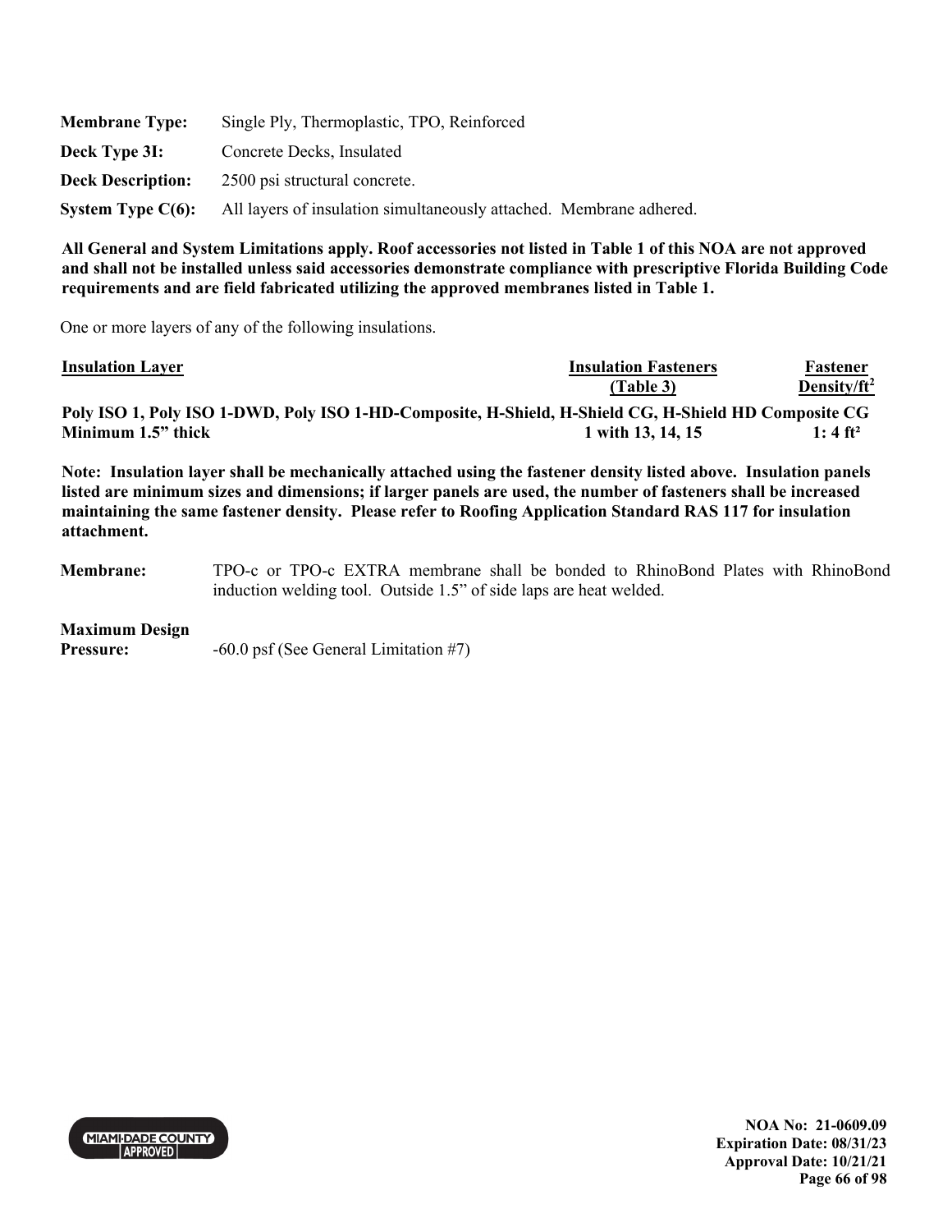**Membrane Type:** Single Ply, Thermoplastic, TPO, Reinforced

**Deck Type 3I:** Concrete Decks, Insulated

**Deck Description:** 2500 psi structural concrete.

**System Type C(6):** All layers of insulation simultaneously attached. Membrane adhered.

**All General and System Limitations apply. Roof accessories not listed in Table 1 of this NOA are not approved and shall not be installed unless said accessories demonstrate compliance with prescriptive Florida Building Code requirements and are field fabricated utilizing the approved membranes listed in Table 1.**

One or more layers of any of the following insulations.

| Insulation Layer | Insulation Fasteners (Table 3) | Fastener Density/ft$^2$ |
|---|---|---|
| **Poly ISO 1, Poly ISO 1-DWD, Poly ISO 1-HD-Composite, H-Shield, H-Shield CG, H-Shield HD Composite CG Minimum 1.5" thick** | **1 with 13, 14, 15** | **1: 4 ft²** |

**Note: Insulation layer shall be mechanically attached using the fastener density listed above. Insulation panels listed are minimum sizes and dimensions; if larger panels are used, the number of fasteners shall be increased maintaining the same fastener density. Please refer to Roofing Application Standard RAS 117 for insulation attachment.**

**Membrane:** TPO-c or TPO-c EXTRA membrane shall be bonded to RhinoBond Plates with RhinoBond induction welding tool. Outside 1.5" of side laps are heat welded.

**Maximum Design Pressure:** -60.0 psf (See General Limitation #7)

NOA No: 21-0609.09
Expiration Date: 08/31/23
Approval Date: 10/21/21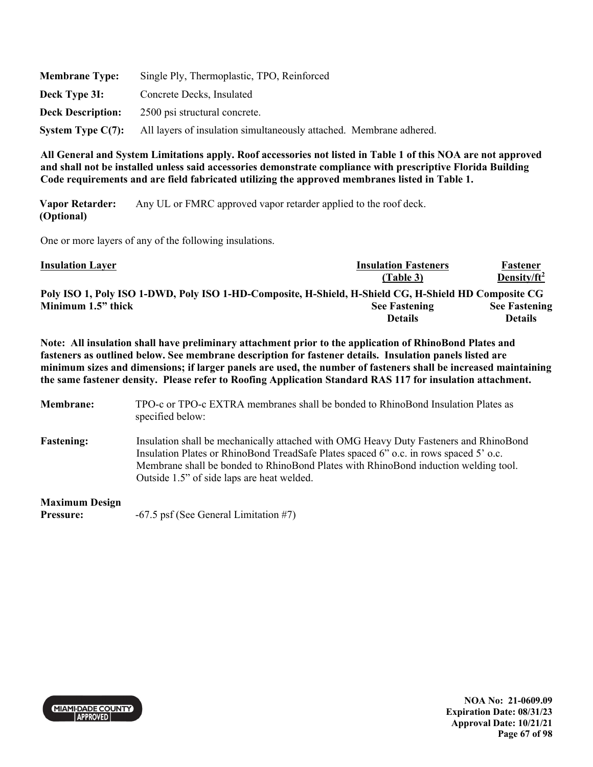**Membrane Type:** Single Ply, Thermoplastic, TPO, Reinforced

**Deck Type 3I:** Concrete Decks, Insulated

**Deck Description:** 2500 psi structural concrete.

**System Type C(7):** All layers of insulation simultaneously attached. Membrane adhered.

**All General and System Limitations apply. Roof accessories not listed in Table 1 of this NOA are not approved and shall not be installed unless said accessories demonstrate compliance with prescriptive Florida Building Code requirements and are field fabricated utilizing the approved membranes listed in Table 1.**

**Vapor Retarder: (Optional)** Any UL or FMRC approved vapor retarder applied to the roof deck.

One or more layers of any of the following insulations.

| Insulation Layer | Insulation Fasteners (Table 3) | Fastener Density/ft$^2$ |
|---|---|---|
| **Poly ISO 1, Poly ISO 1-DWD, Poly ISO 1-HD-Composite, H-Shield, H-Shield CG, H-Shield HD Composite CG** | | |
| **Minimum 1.5" thick** | **See Fastening Details** | **See Fastening Details** |

**Note: All insulation shall have preliminary attachment prior to the application of RhinoBond Plates and fasteners as outlined below. See membrane description for fastener details. Insulation panels listed are minimum sizes and dimensions; if larger panels are used, the number of fasteners shall be increased maintaining the same fastener density. Please refer to Roofing Application Standard RAS 117 for insulation attachment.**

**Membrane:** TPO-c or TPO-c EXTRA membranes shall be bonded to RhinoBond Insulation Plates as specified below:

**Fastening:** Insulation shall be mechanically attached with OMG Heavy Duty Fasteners and RhinoBond Insulation Plates or RhinoBond TreadSafe Plates spaced 6" o.c. in rows spaced 5' o.c. Membrane shall be bonded to RhinoBond Plates with RhinoBond induction welding tool. Outside 1.5" of side laps are heat welded.

**Maximum Design Pressure:** -67.5 psf (See General Limitation #7)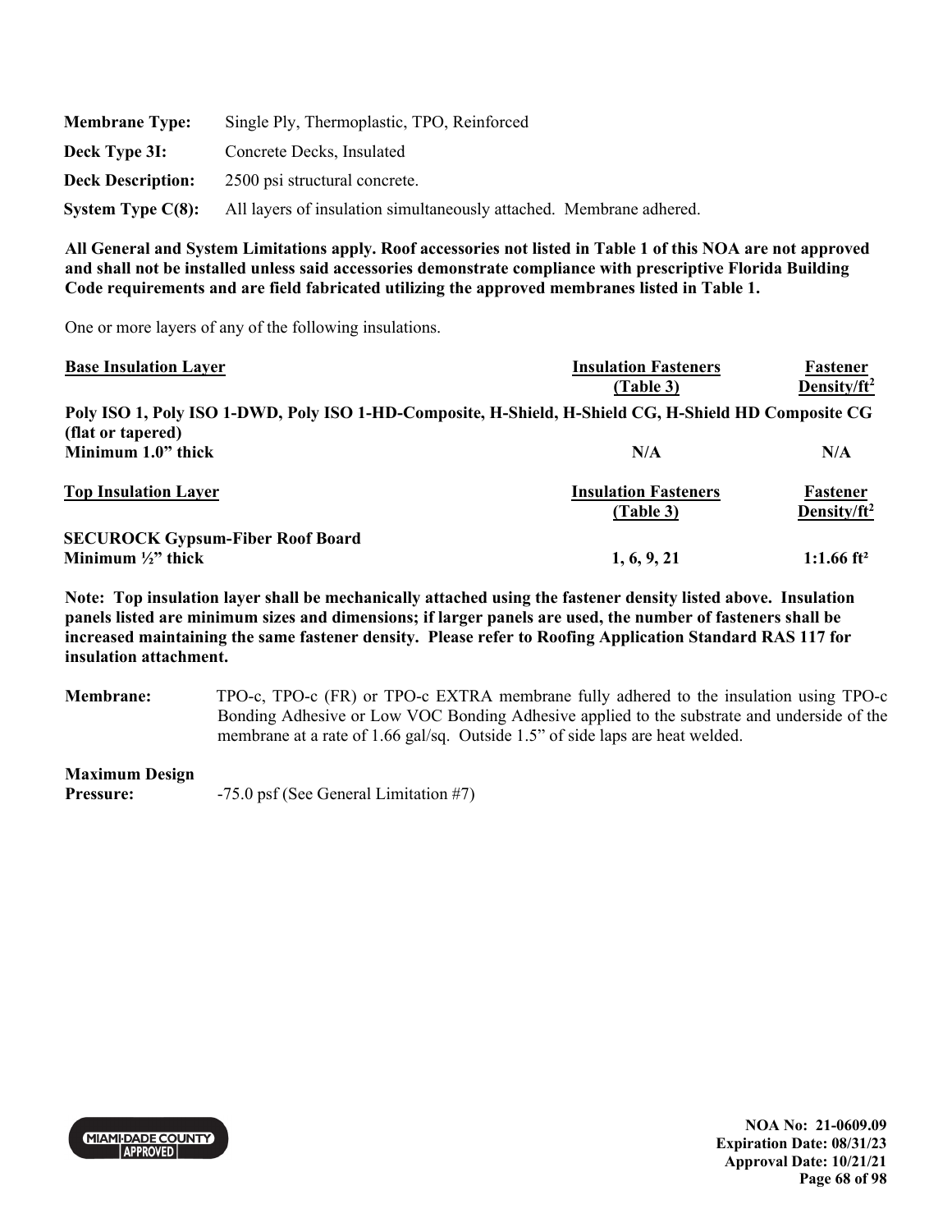**Membrane Type:** Single Ply, Thermoplastic, TPO, Reinforced

**Deck Type 3I:** Concrete Decks, Insulated

**Deck Description:** 2500 psi structural concrete.

**System Type C(8):** All layers of insulation simultaneously attached. Membrane adhered.

**All General and System Limitations apply. Roof accessories not listed in Table 1 of this NOA are not approved and shall not be installed unless said accessories demonstrate compliance with prescriptive Florida Building Code requirements and are field fabricated utilizing the approved membranes listed in Table 1.**

One or more layers of any of the following insulations.

| Base Insulation Layer | Insulation Fasteners (Table 3) | Fastener Density/ft² |
|---|---|---|
| **Poly ISO 1, Poly ISO 1-DWD, Poly ISO 1-HD-Composite, H-Shield, H-Shield CG, H-Shield HD Composite CG (flat or tapered)** | | |
| **Minimum 1.0" thick** | **N/A** | **N/A** |

| Top Insulation Layer | Insulation Fasteners (Table 3) | Fastener Density/ft² |
|---|---|---|
| **SECUROCK Gypsum-Fiber Roof Board** | | |
| **Minimum ½" thick** | **1, 6, 9, 21** | **1:1.66 ft²** |

**Note: Top insulation layer shall be mechanically attached using the fastener density listed above. Insulation panels listed are minimum sizes and dimensions; if larger panels are used, the number of fasteners shall be increased maintaining the same fastener density. Please refer to Roofing Application Standard RAS 117 for insulation attachment.**

**Membrane:** TPO-c, TPO-c (FR) or TPO-c EXTRA membrane fully adhered to the insulation using TPO-c Bonding Adhesive or Low VOC Bonding Adhesive applied to the substrate and underside of the membrane at a rate of 1.66 gal/sq. Outside 1.5" of side laps are heat welded.

**Maximum Design Pressure:** -75.0 psf (See General Limitation #7)

NOA No: 21-0609.09
Expiration Date: 08/31/23
Approval Date: 10/21/21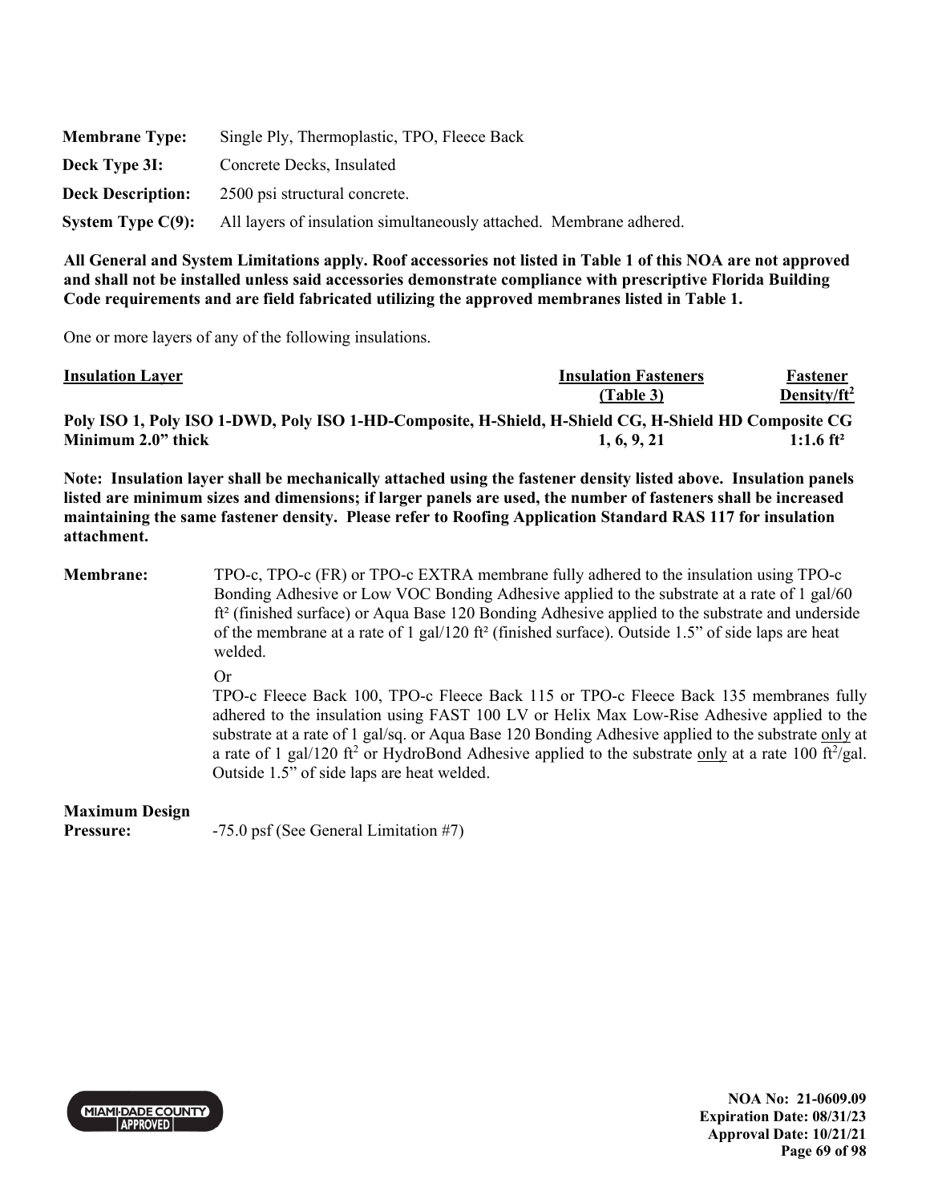| | |
|---|---|
| **Membrane Type:** | Single Ply, Thermoplastic, TPO, Fleece Back |
| **Deck Type 3I:** | Concrete Decks, Insulated |
| **Deck Description:** | 2500 psi structural concrete. |
| **System Type C(9):** | All layers of insulation simultaneously attached. Membrane adhered. |

**All General and System Limitations apply. Roof accessories not listed in Table 1 of this NOA are not approved and shall not be installed unless said accessories demonstrate compliance with prescriptive Florida Building Code requirements and are field fabricated utilizing the approved membranes listed in Table 1.**

One or more layers of any of the following insulations.

| Insulation Layer | Insulation Fasteners (Table 3) | Fastener Density/ft$^2$ |
|---|---|---|
| **Poly ISO 1, Poly ISO 1-DWD, Poly ISO 1-HD-Composite, H-Shield, H-Shield CG, H-Shield HD Composite CG** | | |
| **Minimum 2.0" thick** | **1, 6, 9, 21** | **1:1.6 ft²** |

**Note: Insulation layer shall be mechanically attached using the fastener density listed above. Insulation panels listed are minimum sizes and dimensions; if larger panels are used, the number of fasteners shall be increased maintaining the same fastener density. Please refer to Roofing Application Standard RAS 117 for insulation attachment.**

**Membrane:** TPO-c, TPO-c (FR) or TPO-c EXTRA membrane fully adhered to the insulation using TPO-c Bonding Adhesive or Low VOC Bonding Adhesive applied to the substrate at a rate of 1 gal/60 ft² (finished surface) or Aqua Base 120 Bonding Adhesive applied to the substrate and underside of the membrane at a rate of 1 gal/120 ft² (finished surface). Outside 1.5" of side laps are heat welded.

Or

TPO-c Fleece Back 100, TPO-c Fleece Back 115 or TPO-c Fleece Back 135 membranes fully adhered to the insulation using FAST 100 LV or Helix Max Low-Rise Adhesive applied to the substrate at a rate of 1 gal/sq. or Aqua Base 120 Bonding Adhesive applied to the substrate only at a rate of 1 gal/120 ft$^2$ or HydroBond Adhesive applied to the substrate only at a rate 100 ft$^2$/gal. Outside 1.5" of side laps are heat welded.

**Maximum Design Pressure:** -75.0 psf (See General Limitation #7)

**NOA No: 21-0609.09**
**Expiration Date: 08/31/23**
**Approval Date: 10/21/21**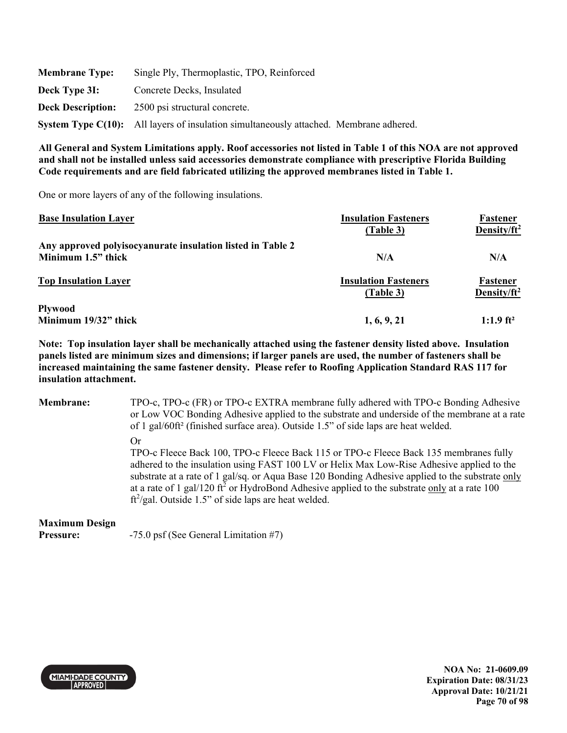**Membrane Type:** Single Ply, Thermoplastic, TPO, Reinforced

**Deck Type 3I:** Concrete Decks, Insulated

**Deck Description:** 2500 psi structural concrete.

**System Type C(10):** All layers of insulation simultaneously attached. Membrane adhered.

**All General and System Limitations apply. Roof accessories not listed in Table 1 of this NOA are not approved and shall not be installed unless said accessories demonstrate compliance with prescriptive Florida Building Code requirements and are field fabricated utilizing the approved membranes listed in Table 1.**

One or more layers of any of the following insulations.

| <u>Base Insulation Layer</u> | <u>Insulation Fasteners (Table 3)</u> | <u>Fastener Density/ft²</u> |
|---|---|---|
| **Any approved polyisocyanurate insulation listed in Table 2 Minimum 1.5" thick** | **N/A** | **N/A** |
| <u>**Top Insulation Layer**</u> | <u>**Insulation Fasteners (Table 3)**</u> | <u>**Fastener Density/ft²**</u> |
| **Plywood Minimum 19/32" thick** | **1, 6, 9, 21** | **1:1.9 ft²** |

**Note: Top insulation layer shall be mechanically attached using the fastener density listed above. Insulation panels listed are minimum sizes and dimensions; if larger panels are used, the number of fasteners shall be increased maintaining the same fastener density. Please refer to Roofing Application Standard RAS 117 for insulation attachment.**

**Membrane:** TPO-c, TPO-c (FR) or TPO-c EXTRA membrane fully adhered with TPO-c Bonding Adhesive or Low VOC Bonding Adhesive applied to the substrate and underside of the membrane at a rate of 1 gal/60ft² (finished surface area). Outside 1.5" of side laps are heat welded.

Or

TPO-c Fleece Back 100, TPO-c Fleece Back 115 or TPO-c Fleece Back 135 membranes fully adhered to the insulation using FAST 100 LV or Helix Max Low-Rise Adhesive applied to the substrate at a rate of 1 gal/sq. or Aqua Base 120 Bonding Adhesive applied to the substrate <u>only</u> at a rate of 1 gal/120 ft² or HydroBond Adhesive applied to the substrate <u>only</u> at a rate 100 ft²/gal. Outside 1.5" of side laps are heat welded.

**Maximum Design Pressure:** -75.0 psf (See General Limitation #7)

NOA No: 21-0609.09
Expiration Date: 08/31/23
Approval Date: 10/21/21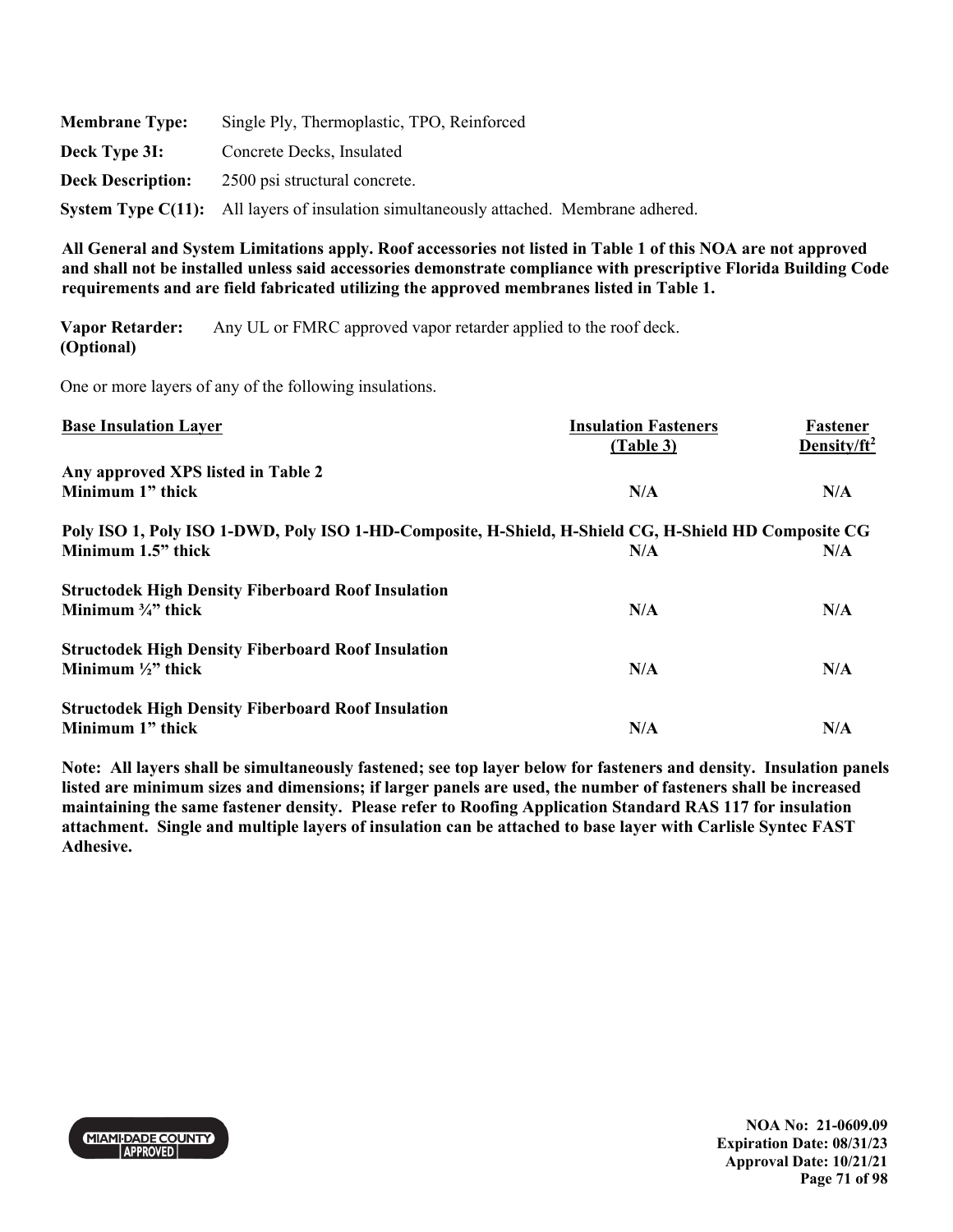**Membrane Type:** Single Ply, Thermoplastic, TPO, Reinforced

**Deck Type 3I:** Concrete Decks, Insulated

**Deck Description:** 2500 psi structural concrete.

**System Type C(11):** All layers of insulation simultaneously attached. Membrane adhered.

**All General and System Limitations apply. Roof accessories not listed in Table 1 of this NOA are not approved and shall not be installed unless said accessories demonstrate compliance with prescriptive Florida Building Code requirements and are field fabricated utilizing the approved membranes listed in Table 1.**

**Vapor Retarder: (Optional)** Any UL or FMRC approved vapor retarder applied to the roof deck.

One or more layers of any of the following insulations.

| Base Insulation Layer | Insulation Fasteners (Table 3) | Fastener Density/ft$^2$ |
|---|---|---|
| **Any approved XPS listed in Table 2** **Minimum 1" thick** | **N/A** | **N/A** |
| **Poly ISO 1, Poly ISO 1-DWD, Poly ISO 1-HD-Composite, H-Shield, H-Shield CG, H-Shield HD Composite CG** **Minimum 1.5" thick** | **N/A** | **N/A** |
| **Structodek High Density Fiberboard Roof Insulation** **Minimum ¾" thick** | **N/A** | **N/A** |
| **Structodek High Density Fiberboard Roof Insulation** **Minimum ½" thick** | **N/A** | **N/A** |
| **Structodek High Density Fiberboard Roof Insulation** **Minimum 1" thick** | **N/A** | **N/A** |

**Note: All layers shall be simultaneously fastened; see top layer below for fasteners and density. Insulation panels listed are minimum sizes and dimensions; if larger panels are used, the number of fasteners shall be increased maintaining the same fastener density. Please refer to Roofing Application Standard RAS 117 for insulation attachment. Single and multiple layers of insulation can be attached to base layer with Carlisle Syntec FAST Adhesive.**

**NOA No: 21-0609.09**
**Expiration Date: 08/31/23**
**Approval Date: 10/21/21**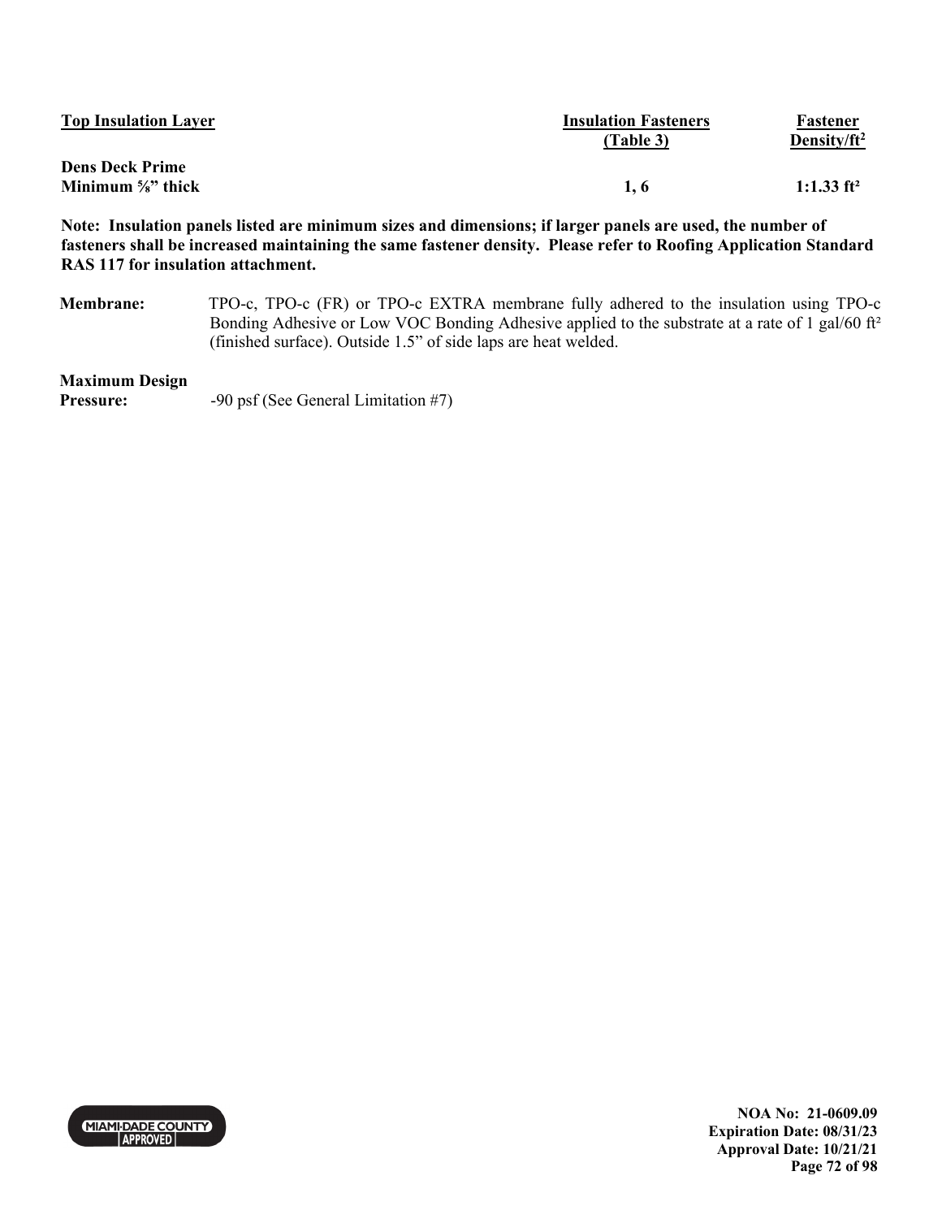| Top Insulation Layer | Insulation Fasteners (Table 3) | Fastener Density/ft$^2$ |
|---|---|---|
| **Dens Deck Prime** Minimum ⅝" thick | **1, 6** | **1:1.33 ft²** |

**Note: Insulation panels listed are minimum sizes and dimensions; if larger panels are used, the number of fasteners shall be increased maintaining the same fastener density. Please refer to Roofing Application Standard RAS 117 for insulation attachment.**

**Membrane:** TPO-c, TPO-c (FR) or TPO-c EXTRA membrane fully adhered to the insulation using TPO-c Bonding Adhesive or Low VOC Bonding Adhesive applied to the substrate at a rate of 1 gal/60 ft² (finished surface). Outside 1.5" of side laps are heat welded.

**Maximum Design Pressure:** -90 psf (See General Limitation #7)

**NOA No: 21-0609.09**
**Expiration Date: 08/31/23**
**Approval Date: 10/21/21**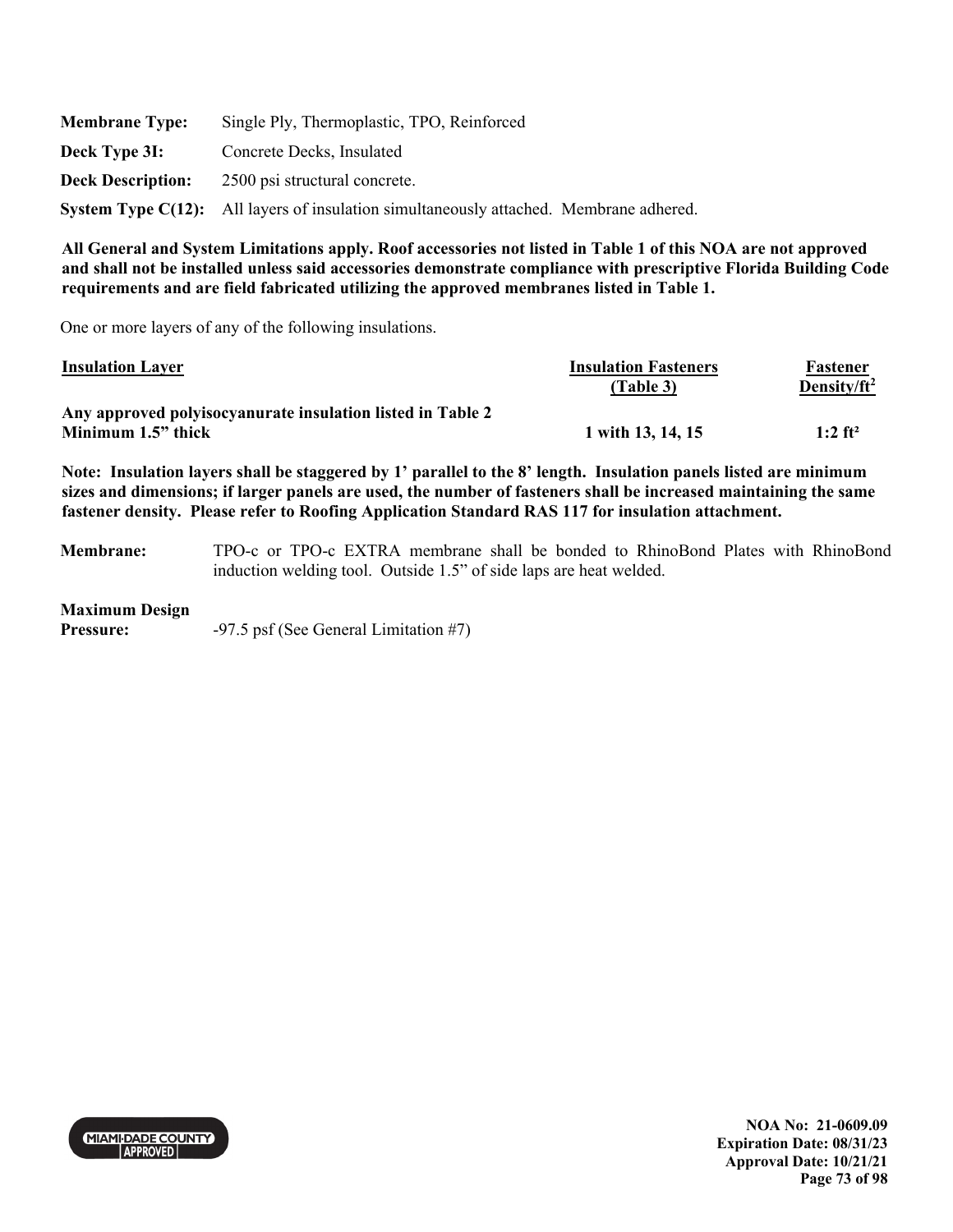**Membrane Type:** Single Ply, Thermoplastic, TPO, Reinforced

**Deck Type 3I:** Concrete Decks, Insulated

**Deck Description:** 2500 psi structural concrete.

**System Type C(12):** All layers of insulation simultaneously attached. Membrane adhered.

**All General and System Limitations apply. Roof accessories not listed in Table 1 of this NOA are not approved and shall not be installed unless said accessories demonstrate compliance with prescriptive Florida Building Code requirements and are field fabricated utilizing the approved membranes listed in Table 1.**

One or more layers of any of the following insulations.

| Insulation Layer | Insulation Fasteners (Table 3) | Fastener Density/ft$^2$ |
|---|---|---|
| **Any approved polyisocyanurate insulation listed in Table 2 Minimum 1.5" thick** | **1 with 13, 14, 15** | **1:2 ft²** |

**Note: Insulation layers shall be staggered by 1' parallel to the 8' length. Insulation panels listed are minimum sizes and dimensions; if larger panels are used, the number of fasteners shall be increased maintaining the same fastener density. Please refer to Roofing Application Standard RAS 117 for insulation attachment.**

**Membrane:** TPO-c or TPO-c EXTRA membrane shall be bonded to RhinoBond Plates with RhinoBond induction welding tool. Outside 1.5" of side laps are heat welded.

**Maximum Design Pressure:** -97.5 psf (See General Limitation #7)

**NOA No: 21-0609.09**
**Expiration Date: 08/31/23**
**Approval Date: 10/21/21**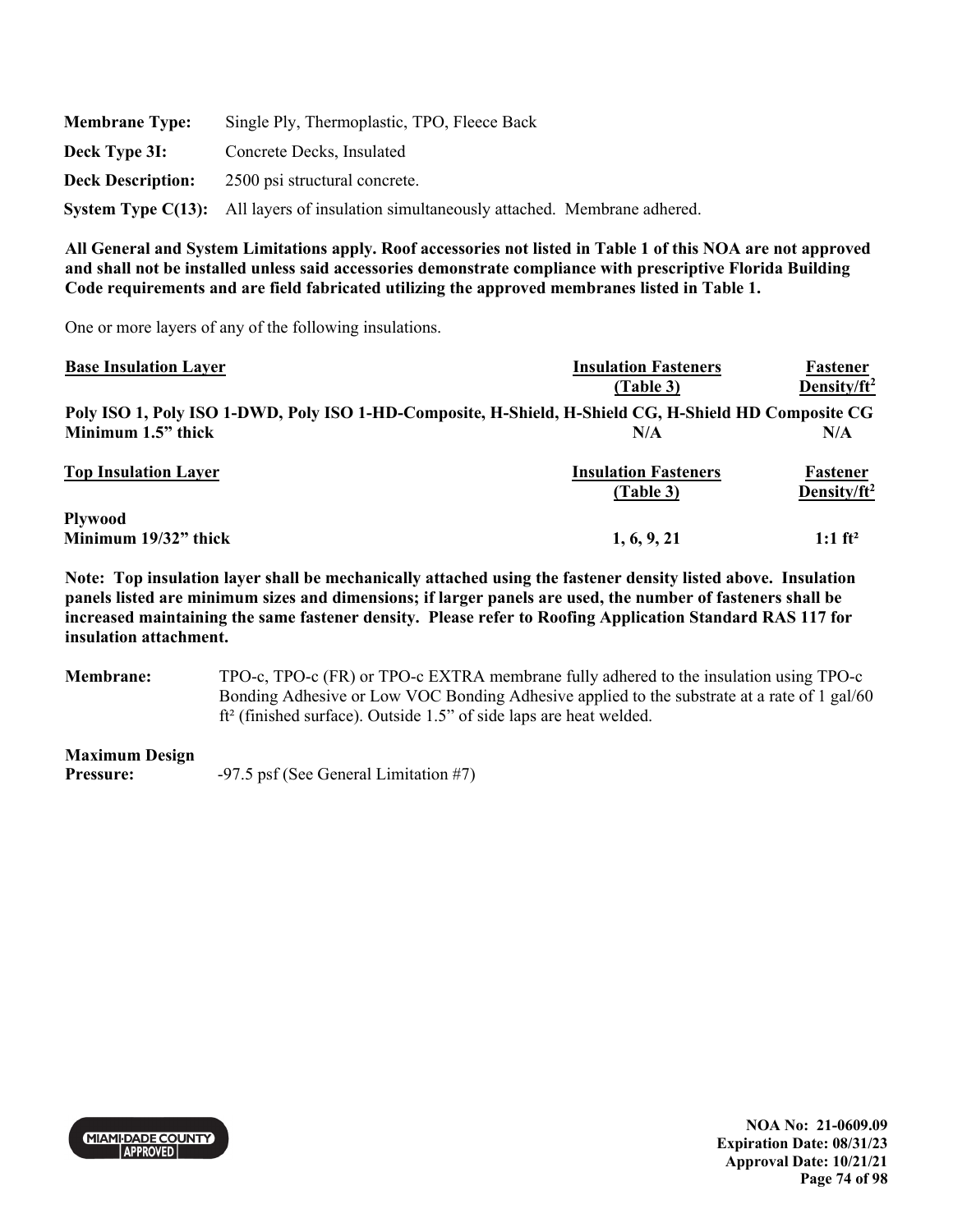**Membrane Type:** Single Ply, Thermoplastic, TPO, Fleece Back

**Deck Type 3I:** Concrete Decks, Insulated

**Deck Description:** 2500 psi structural concrete.

**System Type C(13):** All layers of insulation simultaneously attached. Membrane adhered.

**All General and System Limitations apply. Roof accessories not listed in Table 1 of this NOA are not approved and shall not be installed unless said accessories demonstrate compliance with prescriptive Florida Building Code requirements and are field fabricated utilizing the approved membranes listed in Table 1.**

One or more layers of any of the following insulations.

| Base Insulation Layer | Insulation Fasteners (Table 3) | Fastener Density/ft² |
|---|---|---|
| **Poly ISO 1, Poly ISO 1-DWD, Poly ISO 1-HD-Composite, H-Shield, H-Shield CG, H-Shield HD Composite CG** | | |
| **Minimum 1.5" thick** | **N/A** | **N/A** |

| Top Insulation Layer | Insulation Fasteners (Table 3) | Fastener Density/ft² |
|---|---|---|
| **Plywood** | | |
| **Minimum 19/32" thick** | **1, 6, 9, 21** | **1:1 ft²** |

**Note: Top insulation layer shall be mechanically attached using the fastener density listed above. Insulation panels listed are minimum sizes and dimensions; if larger panels are used, the number of fasteners shall be increased maintaining the same fastener density. Please refer to Roofing Application Standard RAS 117 for insulation attachment.**

**Membrane:** TPO-c, TPO-c (FR) or TPO-c EXTRA membrane fully adhered to the insulation using TPO-c Bonding Adhesive or Low VOC Bonding Adhesive applied to the substrate at a rate of 1 gal/60 ft² (finished surface). Outside 1.5" of side laps are heat welded.

**Maximum Design Pressure:** -97.5 psf (See General Limitation #7)

**NOA No: 21-0609.09**
**Expiration Date: 08/31/23**
**Approval Date: 10/21/21**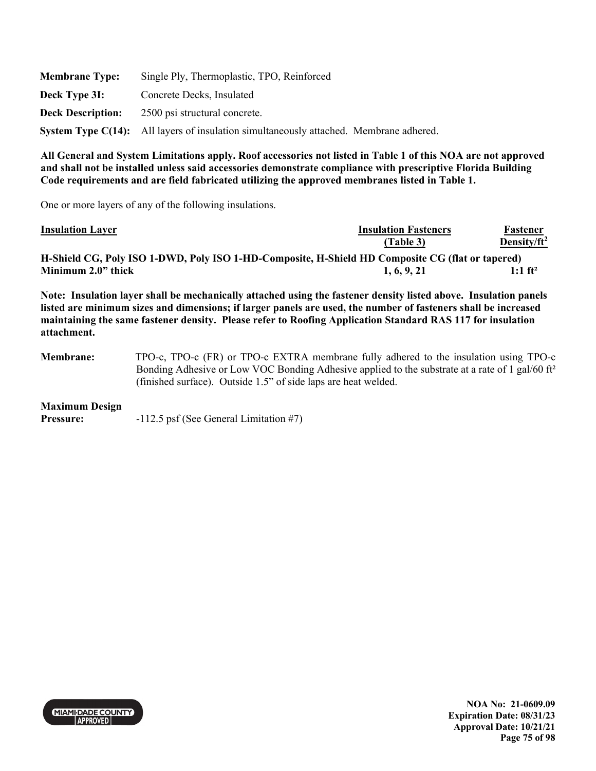**Membrane Type:** Single Ply, Thermoplastic, TPO, Reinforced

**Deck Type 3I:** Concrete Decks, Insulated

**Deck Description:** 2500 psi structural concrete.

**System Type C(14):** All layers of insulation simultaneously attached. Membrane adhered.

**All General and System Limitations apply. Roof accessories not listed in Table 1 of this NOA are not approved and shall not be installed unless said accessories demonstrate compliance with prescriptive Florida Building Code requirements and are field fabricated utilizing the approved membranes listed in Table 1.**

One or more layers of any of the following insulations.

| Insulation Layer | Insulation Fasteners (Table 3) | Fastener Density/ft² |
|---|---|---|
| **H-Shield CG, Poly ISO 1-DWD, Poly ISO 1-HD-Composite, H-Shield HD Composite CG (flat or tapered)** | | |
| **Minimum 2.0" thick** | **1, 6, 9, 21** | **1:1 ft²** |

**Note: Insulation layer shall be mechanically attached using the fastener density listed above. Insulation panels listed are minimum sizes and dimensions; if larger panels are used, the number of fasteners shall be increased maintaining the same fastener density. Please refer to Roofing Application Standard RAS 117 for insulation attachment.**

**Membrane:** TPO-c, TPO-c (FR) or TPO-c EXTRA membrane fully adhered to the insulation using TPO-c Bonding Adhesive or Low VOC Bonding Adhesive applied to the substrate at a rate of 1 gal/60 ft² (finished surface). Outside 1.5" of side laps are heat welded.

**Maximum Design Pressure:** -112.5 psf (See General Limitation #7)

NOA No: 21-0609.09
Expiration Date: 08/31/23
Approval Date: 10/21/21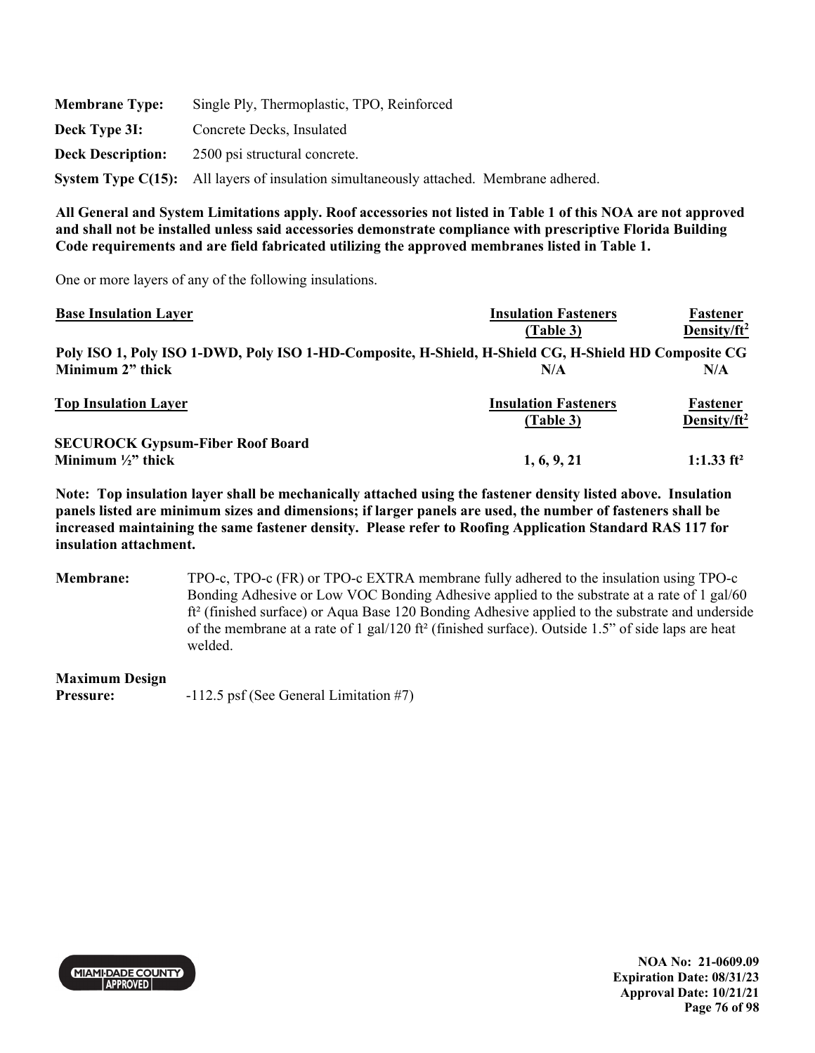**Membrane Type:** Single Ply, Thermoplastic, TPO, Reinforced

**Deck Type 3I:** Concrete Decks, Insulated

**Deck Description:** 2500 psi structural concrete.

**System Type C(15):** All layers of insulation simultaneously attached. Membrane adhered.

**All General and System Limitations apply. Roof accessories not listed in Table 1 of this NOA are not approved and shall not be installed unless said accessories demonstrate compliance with prescriptive Florida Building Code requirements and are field fabricated utilizing the approved membranes listed in Table 1.**

One or more layers of any of the following insulations.

| Base Insulation Layer | Insulation Fasteners (Table 3) | Fastener Density/ft² |
|---|---|---|
| **Poly ISO 1, Poly ISO 1-DWD, Poly ISO 1-HD-Composite, H-Shield, H-Shield CG, H-Shield HD Composite CG** | | |
| **Minimum 2" thick** | **N/A** | **N/A** |

| Top Insulation Layer | Insulation Fasteners (Table 3) | Fastener Density/ft² |
|---|---|---|
| **SECUROCK Gypsum-Fiber Roof Board** | | |
| **Minimum ½" thick** | **1, 6, 9, 21** | **1:1.33 ft²** |

**Note: Top insulation layer shall be mechanically attached using the fastener density listed above. Insulation panels listed are minimum sizes and dimensions; if larger panels are used, the number of fasteners shall be increased maintaining the same fastener density. Please refer to Roofing Application Standard RAS 117 for insulation attachment.**

**Membrane:** TPO-c, TPO-c (FR) or TPO-c EXTRA membrane fully adhered to the insulation using TPO-c Bonding Adhesive or Low VOC Bonding Adhesive applied to the substrate at a rate of 1 gal/60 ft² (finished surface) or Aqua Base 120 Bonding Adhesive applied to the substrate and underside of the membrane at a rate of 1 gal/120 ft² (finished surface). Outside 1.5" of side laps are heat welded.

**Maximum Design Pressure:** -112.5 psf (See General Limitation #7)

NOA No: 21-0609.09
Expiration Date: 08/31/23
Approval Date: 10/21/21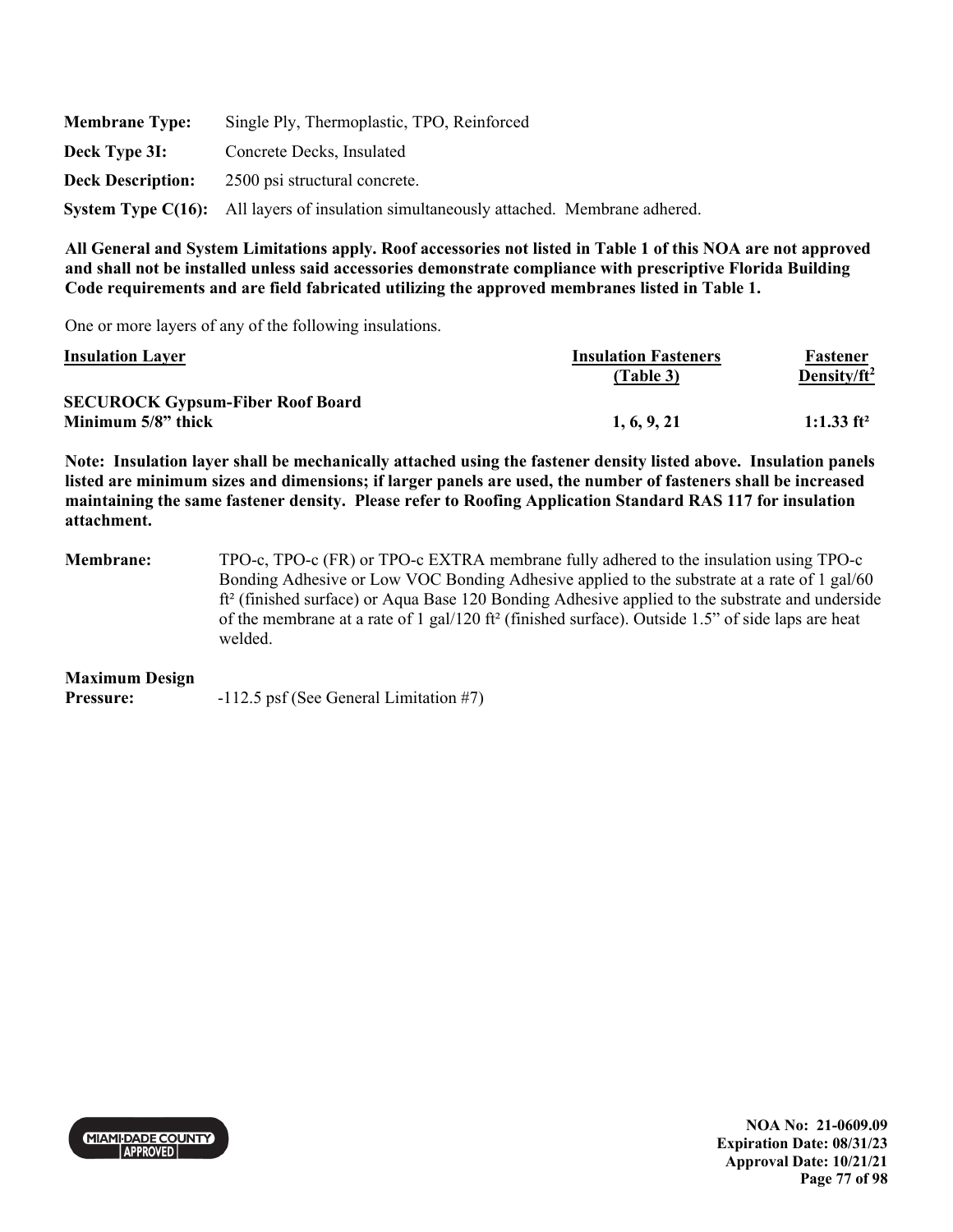**Membrane Type:** Single Ply, Thermoplastic, TPO, Reinforced

**Deck Type 3I:** Concrete Decks, Insulated

**Deck Description:** 2500 psi structural concrete.

**System Type C(16):** All layers of insulation simultaneously attached. Membrane adhered.

**All General and System Limitations apply. Roof accessories not listed in Table 1 of this NOA are not approved and shall not be installed unless said accessories demonstrate compliance with prescriptive Florida Building Code requirements and are field fabricated utilizing the approved membranes listed in Table 1.**

One or more layers of any of the following insulations.

| Insulation Layer | Insulation Fasteners (Table 3) | Fastener Density/ft$^2$ |
|---|---|---|
| **SECUROCK Gypsum-Fiber Roof Board Minimum 5/8" thick** | **1, 6, 9, 21** | **1:1.33 ft²** |

**Note: Insulation layer shall be mechanically attached using the fastener density listed above. Insulation panels listed are minimum sizes and dimensions; if larger panels are used, the number of fasteners shall be increased maintaining the same fastener density. Please refer to Roofing Application Standard RAS 117 for insulation attachment.**

**Membrane:** TPO-c, TPO-c (FR) or TPO-c EXTRA membrane fully adhered to the insulation using TPO-c Bonding Adhesive or Low VOC Bonding Adhesive applied to the substrate at a rate of 1 gal/60 ft² (finished surface) or Aqua Base 120 Bonding Adhesive applied to the substrate and underside of the membrane at a rate of 1 gal/120 ft² (finished surface). Outside 1.5" of side laps are heat welded.

**Maximum Design Pressure:** -112.5 psf (See General Limitation #7)

**NOA No: 21-0609.09**
**Expiration Date: 08/31/23**
**Approval Date: 10/21/21**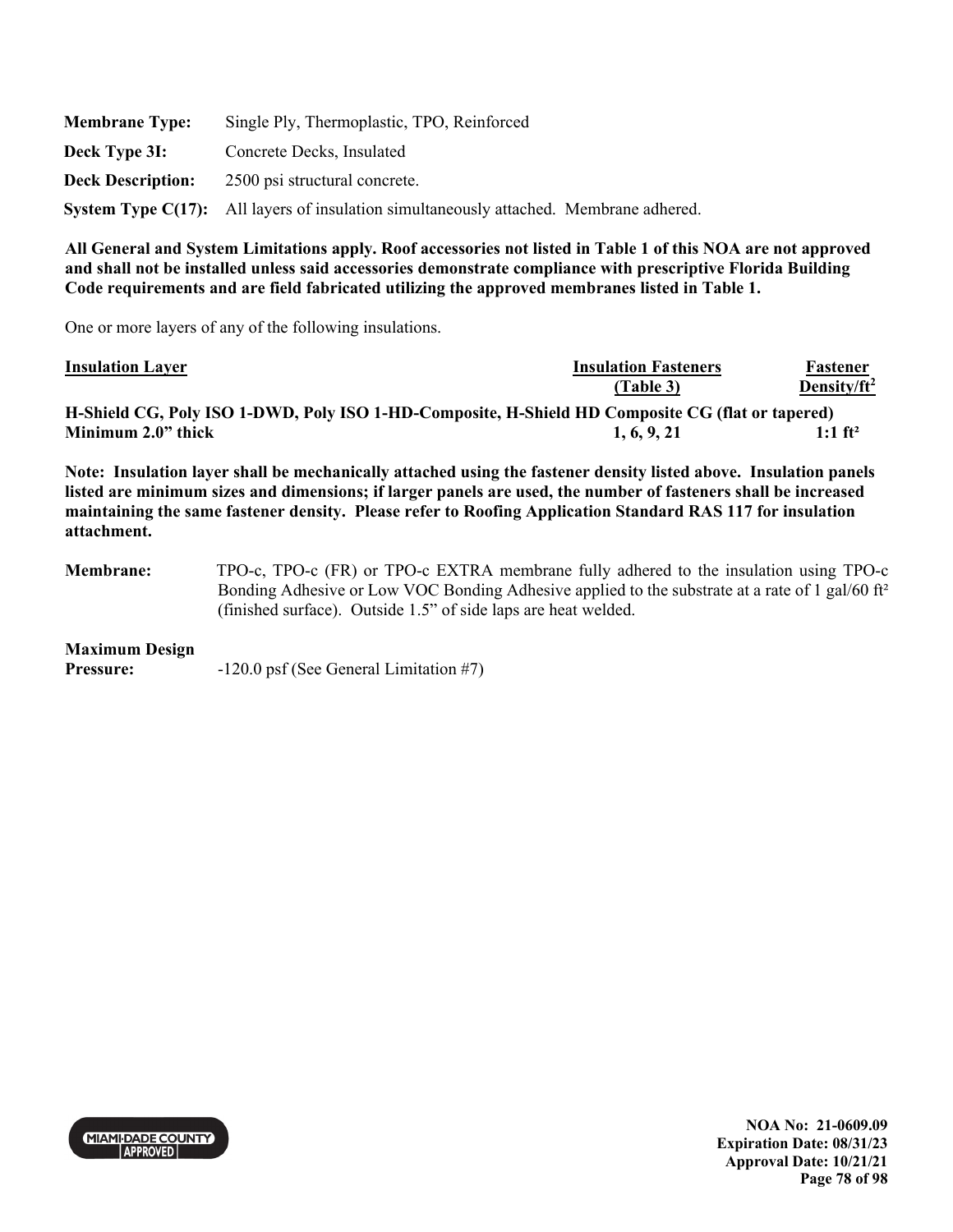**Membrane Type:** Single Ply, Thermoplastic, TPO, Reinforced

**Deck Type 3I:** Concrete Decks, Insulated

**Deck Description:** 2500 psi structural concrete.

**System Type C(17):** All layers of insulation simultaneously attached. Membrane adhered.

**All General and System Limitations apply. Roof accessories not listed in Table 1 of this NOA are not approved and shall not be installed unless said accessories demonstrate compliance with prescriptive Florida Building Code requirements and are field fabricated utilizing the approved membranes listed in Table 1.**

One or more layers of any of the following insulations.

| Insulation Layer | Insulation Fasteners (Table 3) | Fastener Density/ft² |
|---|---|---|
| **H-Shield CG, Poly ISO 1-DWD, Poly ISO 1-HD-Composite, H-Shield HD Composite CG (flat or tapered)** | | |
| **Minimum 2.0” thick** | **1, 6, 9, 21** | **1:1 ft²** |

**Note: Insulation layer shall be mechanically attached using the fastener density listed above. Insulation panels listed are minimum sizes and dimensions; if larger panels are used, the number of fasteners shall be increased maintaining the same fastener density. Please refer to Roofing Application Standard RAS 117 for insulation attachment.**

**Membrane:** TPO-c, TPO-c (FR) or TPO-c EXTRA membrane fully adhered to the insulation using TPO-c Bonding Adhesive or Low VOC Bonding Adhesive applied to the substrate at a rate of 1 gal/60 ft² (finished surface). Outside 1.5” of side laps are heat welded.

**Maximum Design Pressure:** -120.0 psf (See General Limitation #7)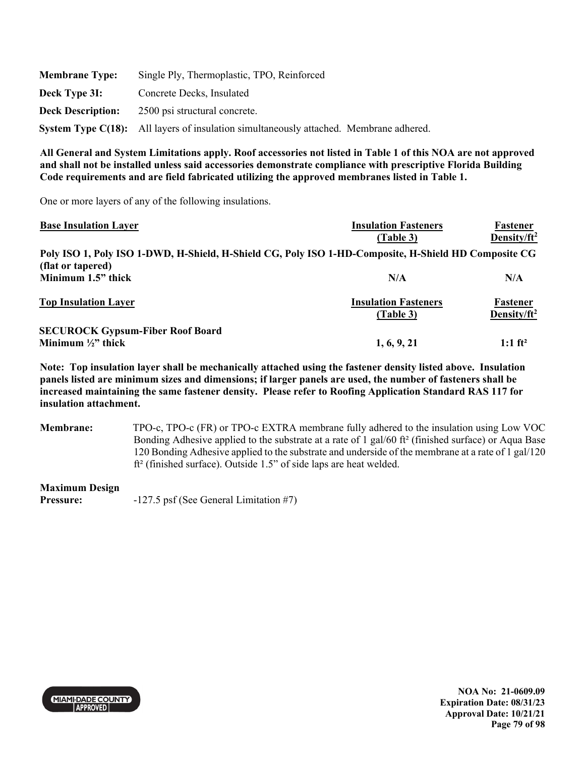**Membrane Type:** Single Ply, Thermoplastic, TPO, Reinforced

**Deck Type 3I:** Concrete Decks, Insulated

**Deck Description:** 2500 psi structural concrete.

**System Type C(18):** All layers of insulation simultaneously attached. Membrane adhered.

**All General and System Limitations apply. Roof accessories not listed in Table 1 of this NOA are not approved and shall not be installed unless said accessories demonstrate compliance with prescriptive Florida Building Code requirements and are field fabricated utilizing the approved membranes listed in Table 1.**

One or more layers of any of the following insulations.

| Base Insulation Layer | Insulation Fasteners (Table 3) | Fastener Density/ft² |
|---|---|---|
| **Poly ISO 1, Poly ISO 1-DWD, H-Shield, H-Shield CG, Poly ISO 1-HD-Composite, H-Shield HD Composite CG (flat or tapered)** | | |
| **Minimum 1.5" thick** | **N/A** | **N/A** |

| Top Insulation Layer | Insulation Fasteners (Table 3) | Fastener Density/ft² |
|---|---|---|
| **SECUROCK Gypsum-Fiber Roof Board** | | |
| **Minimum ½" thick** | **1, 6, 9, 21** | **1:1 ft²** |

**Note: Top insulation layer shall be mechanically attached using the fastener density listed above. Insulation panels listed are minimum sizes and dimensions; if larger panels are used, the number of fasteners shall be increased maintaining the same fastener density. Please refer to Roofing Application Standard RAS 117 for insulation attachment.**

**Membrane:** TPO-c, TPO-c (FR) or TPO-c EXTRA membrane fully adhered to the insulation using Low VOC Bonding Adhesive applied to the substrate at a rate of 1 gal/60 ft² (finished surface) or Aqua Base 120 Bonding Adhesive applied to the substrate and underside of the membrane at a rate of 1 gal/120 ft² (finished surface). Outside 1.5" of side laps are heat welded.

**Maximum Design Pressure:** -127.5 psf (See General Limitation #7)

NOA No: 21-0609.09
Expiration Date: 08/31/23
Approval Date: 10/21/21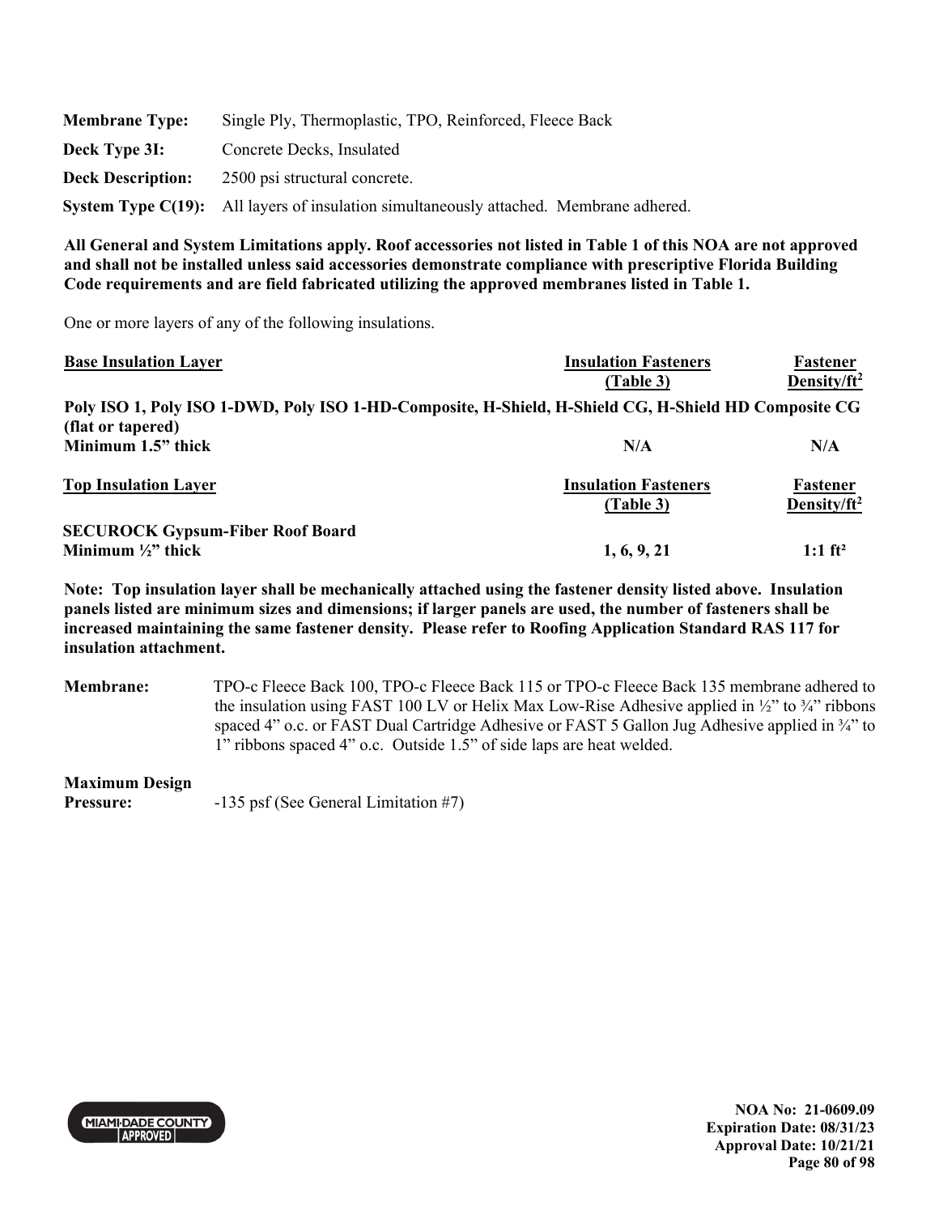**Membrane Type:** Single Ply, Thermoplastic, TPO, Reinforced, Fleece Back

**Deck Type 3I:** Concrete Decks, Insulated

**Deck Description:** 2500 psi structural concrete.

**System Type C(19):** All layers of insulation simultaneously attached. Membrane adhered.

**All General and System Limitations apply. Roof accessories not listed in Table 1 of this NOA are not approved and shall not be installed unless said accessories demonstrate compliance with prescriptive Florida Building Code requirements and are field fabricated utilizing the approved membranes listed in Table 1.**

One or more layers of any of the following insulations.

| Base Insulation Layer | Insulation Fasteners (Table 3) | Fastener Density/ft$^2$ |
|---|---|---|
| **Poly ISO 1, Poly ISO 1-DWD, Poly ISO 1-HD-Composite, H-Shield, H-Shield CG, H-Shield HD Composite CG (flat or tapered)** | | |
| **Minimum 1.5" thick** | **N/A** | **N/A** |

| Top Insulation Layer | Insulation Fasteners (Table 3) | Fastener Density/ft$^2$ |
|---|---|---|
| **SECUROCK Gypsum-Fiber Roof Board** | | |
| **Minimum ½" thick** | **1, 6, 9, 21** | **1:1 ft²** |

**Note: Top insulation layer shall be mechanically attached using the fastener density listed above. Insulation panels listed are minimum sizes and dimensions; if larger panels are used, the number of fasteners shall be increased maintaining the same fastener density. Please refer to Roofing Application Standard RAS 117 for insulation attachment.**

**Membrane:** TPO-c Fleece Back 100, TPO-c Fleece Back 115 or TPO-c Fleece Back 135 membrane adhered to the insulation using FAST 100 LV or Helix Max Low-Rise Adhesive applied in ½" to ¾" ribbons spaced 4" o.c. or FAST Dual Cartridge Adhesive or FAST 5 Gallon Jug Adhesive applied in ¾" to 1" ribbons spaced 4" o.c. Outside 1.5" of side laps are heat welded.

**Maximum Design Pressure:** -135 psf (See General Limitation #7)

NOA No: 21-0609.09
Expiration Date: 08/31/23
Approval Date: 10/21/21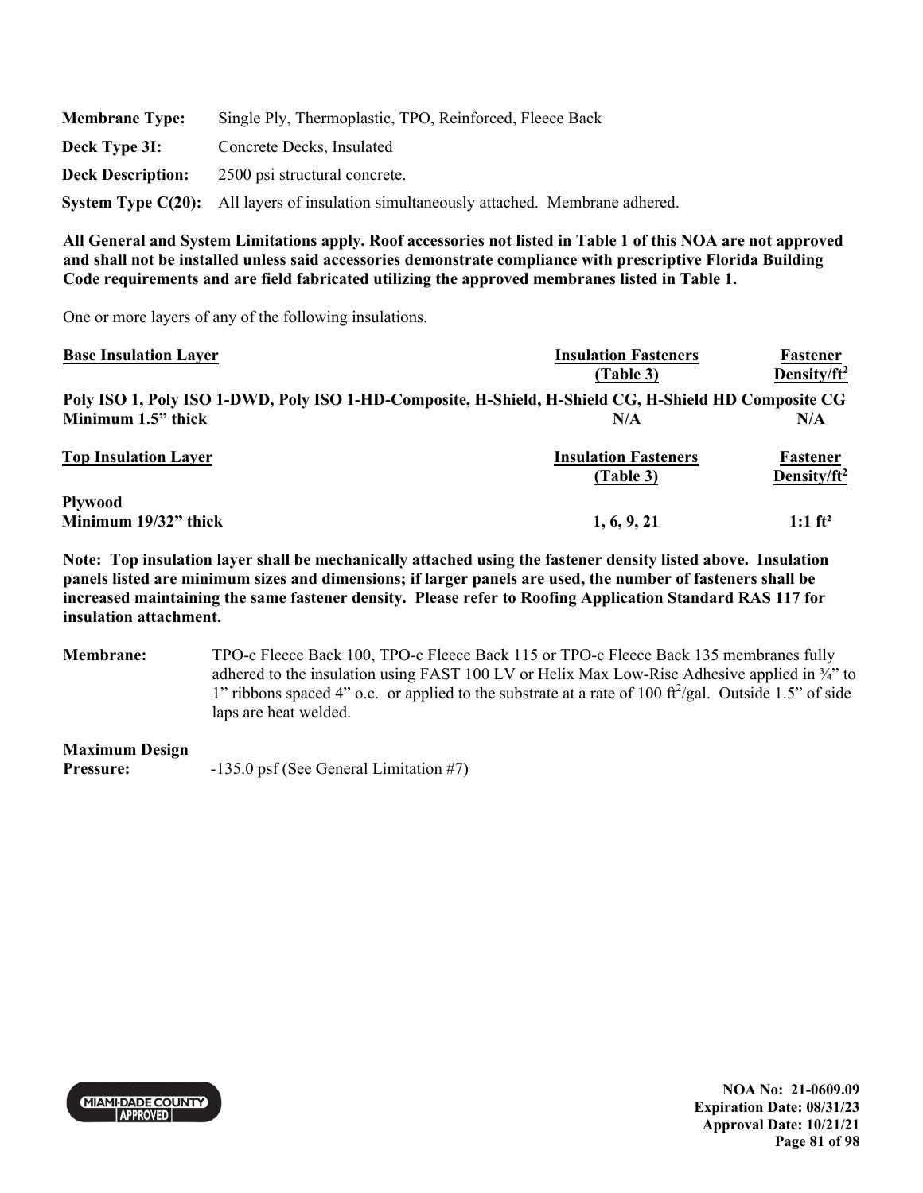| | |
|---|---|
| **Membrane Type:** | Single Ply, Thermoplastic, TPO, Reinforced, Fleece Back |
| **Deck Type 3I:** | Concrete Decks, Insulated |
| **Deck Description:** | 2500 psi structural concrete. |
| **System Type C(20):** | All layers of insulation simultaneously attached. Membrane adhered. |

**All General and System Limitations apply. Roof accessories not listed in Table 1 of this NOA are not approved and shall not be installed unless said accessories demonstrate compliance with prescriptive Florida Building Code requirements and are field fabricated utilizing the approved membranes listed in Table 1.**

One or more layers of any of the following insulations.

| **Base Insulation Layer** | **Insulation Fasteners (Table 3)** | **Fastener Density/ft²** |
|---|---|---|
| **Poly ISO 1, Poly ISO 1-DWD, Poly ISO 1-HD-Composite, H-Shield, H-Shield CG, H-Shield HD Composite CG** | | |
| **Minimum 1.5" thick** | **N/A** | **N/A** |

| **Top Insulation Layer** | **Insulation Fasteners (Table 3)** | **Fastener Density/ft²** |
|---|---|---|
| **Plywood** | | |
| **Minimum 19/32" thick** | **1, 6, 9, 21** | **1:1 ft²** |

**Note: Top insulation layer shall be mechanically attached using the fastener density listed above. Insulation panels listed are minimum sizes and dimensions; if larger panels are used, the number of fasteners shall be increased maintaining the same fastener density. Please refer to Roofing Application Standard RAS 117 for insulation attachment.**

**Membrane:** TPO-c Fleece Back 100, TPO-c Fleece Back 115 or TPO-c Fleece Back 135 membranes fully adhered to the insulation using FAST 100 LV or Helix Max Low-Rise Adhesive applied in ¾" to 1" ribbons spaced 4" o.c. or applied to the substrate at a rate of 100 ft²/gal. Outside 1.5" of side laps are heat welded.

**Maximum Design Pressure:** -135.0 psf (See General Limitation #7)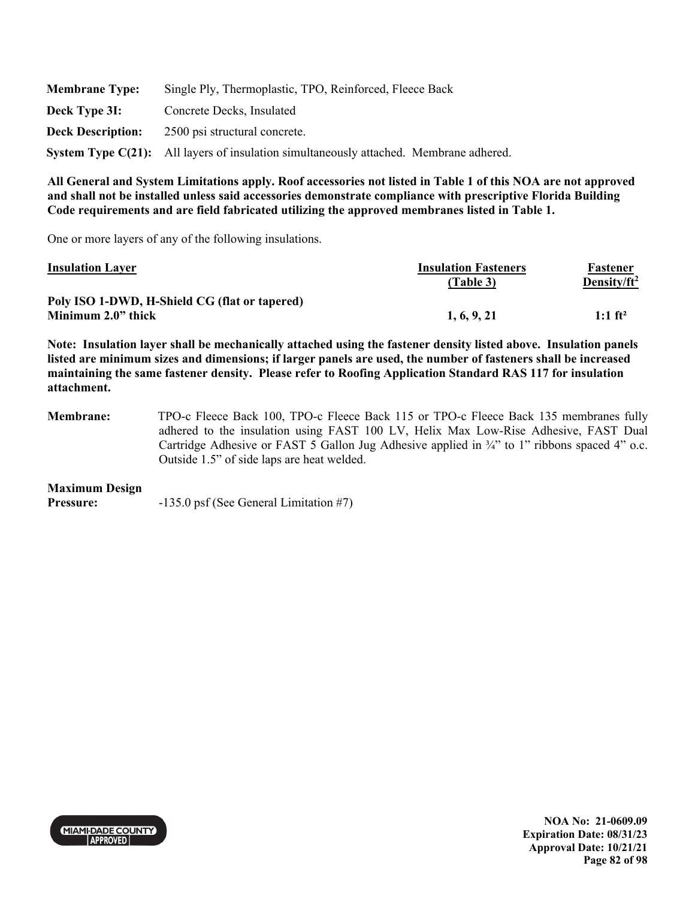**Membrane Type:** Single Ply, Thermoplastic, TPO, Reinforced, Fleece Back

**Deck Type 3I:** Concrete Decks, Insulated

**Deck Description:** 2500 psi structural concrete.

**System Type C(21):** All layers of insulation simultaneously attached. Membrane adhered.

**All General and System Limitations apply. Roof accessories not listed in Table 1 of this NOA are not approved and shall not be installed unless said accessories demonstrate compliance with prescriptive Florida Building Code requirements and are field fabricated utilizing the approved membranes listed in Table 1.**

One or more layers of any of the following insulations.

| Insulation Layer | Insulation Fasteners (Table 3) | Fastener Density/ft$^2$ |
|---|---|---|
| **Poly ISO 1-DWD, H-Shield CG (flat or tapered) Minimum 2.0" thick** | **1, 6, 9, 21** | **1:1 ft²** |

**Note: Insulation layer shall be mechanically attached using the fastener density listed above. Insulation panels listed are minimum sizes and dimensions; if larger panels are used, the number of fasteners shall be increased maintaining the same fastener density. Please refer to Roofing Application Standard RAS 117 for insulation attachment.**

**Membrane:** TPO-c Fleece Back 100, TPO-c Fleece Back 115 or TPO-c Fleece Back 135 membranes fully adhered to the insulation using FAST 100 LV, Helix Max Low-Rise Adhesive, FAST Dual Cartridge Adhesive or FAST 5 Gallon Jug Adhesive applied in ¾" to 1" ribbons spaced 4" o.c. Outside 1.5" of side laps are heat welded.

**Maximum Design Pressure:** -135.0 psf (See General Limitation #7)

**NOA No: 21-0609.09**
**Expiration Date: 08/31/23**
**Approval Date: 10/21/21**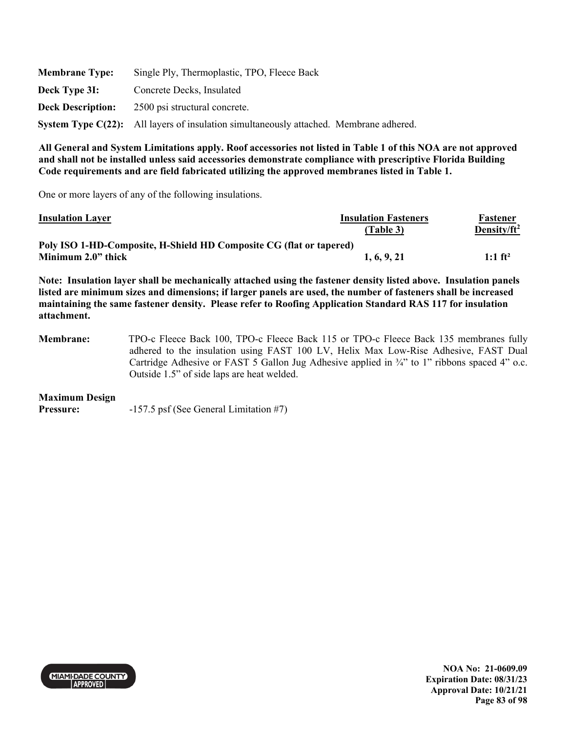**Membrane Type:** Single Ply, Thermoplastic, TPO, Fleece Back

**Deck Type 3I:** Concrete Decks, Insulated

**Deck Description:** 2500 psi structural concrete.

**System Type C(22):** All layers of insulation simultaneously attached. Membrane adhered.

**All General and System Limitations apply. Roof accessories not listed in Table 1 of this NOA are not approved and shall not be installed unless said accessories demonstrate compliance with prescriptive Florida Building Code requirements and are field fabricated utilizing the approved membranes listed in Table 1.**

One or more layers of any of the following insulations.

| Insulation Layer | Insulation Fasteners (Table 3) | Fastener Density/ft$^2$ |
|---|---|---|
| **Poly ISO 1-HD-Composite, H-Shield HD Composite CG (flat or tapered) Minimum 2.0" thick** | **1, 6, 9, 21** | **1:1 ft²** |

**Note: Insulation layer shall be mechanically attached using the fastener density listed above. Insulation panels listed are minimum sizes and dimensions; if larger panels are used, the number of fasteners shall be increased maintaining the same fastener density. Please refer to Roofing Application Standard RAS 117 for insulation attachment.**

**Membrane:** TPO-c Fleece Back 100, TPO-c Fleece Back 115 or TPO-c Fleece Back 135 membranes fully adhered to the insulation using FAST 100 LV, Helix Max Low-Rise Adhesive, FAST Dual Cartridge Adhesive or FAST 5 Gallon Jug Adhesive applied in ¾" to 1" ribbons spaced 4" o.c. Outside 1.5" of side laps are heat welded.

**Maximum Design Pressure:** -157.5 psf (See General Limitation #7)

**NOA No: 21-0609.09**
**Expiration Date: 08/31/23**
**Approval Date: 10/21/21**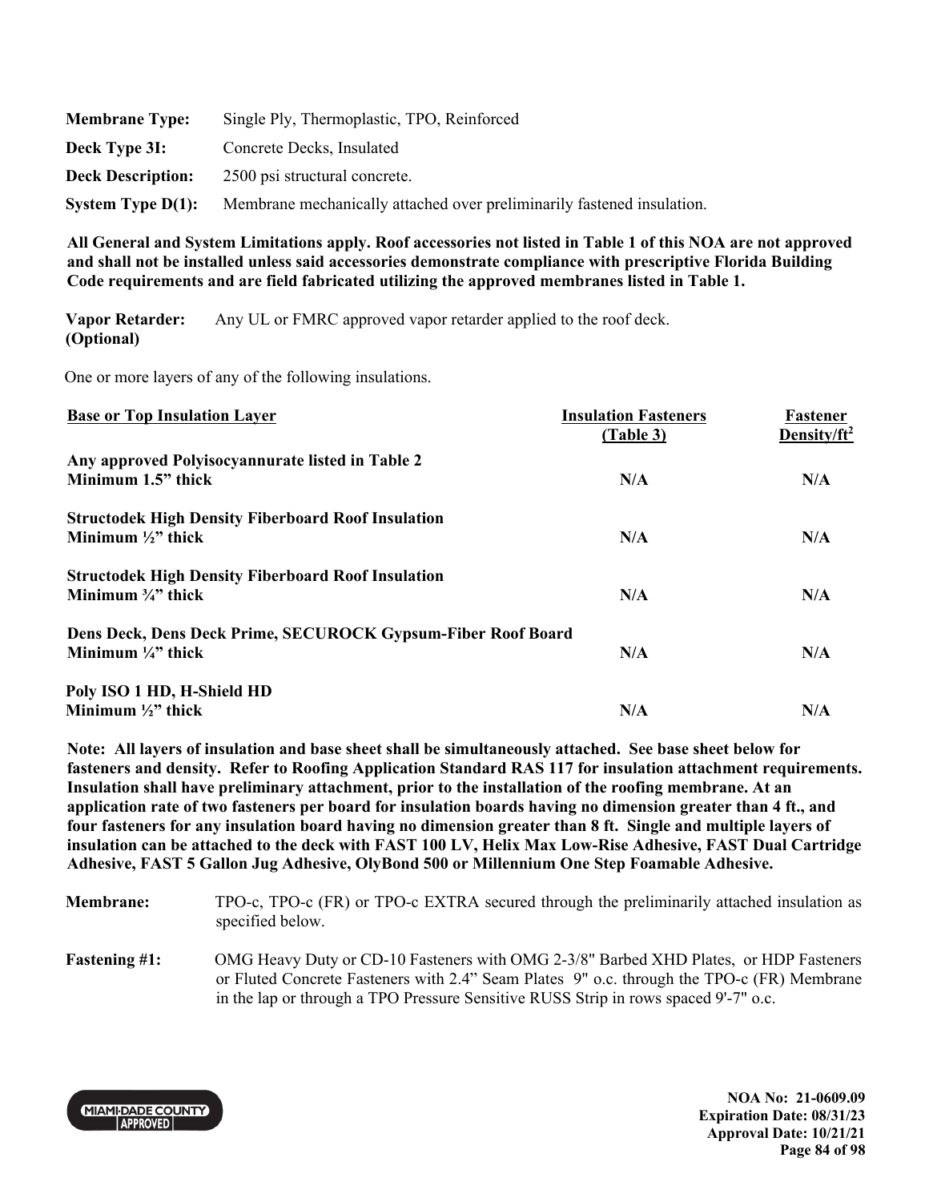**Membrane Type:** Single Ply, Thermoplastic, TPO, Reinforced

**Deck Type 3I:** Concrete Decks, Insulated

**Deck Description:** 2500 psi structural concrete.

**System Type D(1):** Membrane mechanically attached over preliminarily fastened insulation.

**All General and System Limitations apply. Roof accessories not listed in Table 1 of this NOA are not approved and shall not be installed unless said accessories demonstrate compliance with prescriptive Florida Building Code requirements and are field fabricated utilizing the approved membranes listed in Table 1.**

**Vapor Retarder: (Optional)** Any UL or FMRC approved vapor retarder applied to the roof deck.

One or more layers of any of the following insulations.

| Base or Top Insulation Layer | Insulation Fasteners (Table 3) | Fastener Density/ft$^2$ |
|---|---|---|
| **Any approved Polyisocyannurate listed in Table 2 Minimum 1.5" thick** | **N/A** | **N/A** |
| **Structodek High Density Fiberboard Roof Insulation Minimum ½" thick** | **N/A** | **N/A** |
| **Structodek High Density Fiberboard Roof Insulation Minimum ¾" thick** | **N/A** | **N/A** |
| **Dens Deck, Dens Deck Prime, SECUROCK Gypsum-Fiber Roof Board Minimum ¼" thick** | **N/A** | **N/A** |
| **Poly ISO 1 HD, H-Shield HD Minimum ½" thick** | **N/A** | **N/A** |

**Note: All layers of insulation and base sheet shall be simultaneously attached. See base sheet below for fasteners and density. Refer to Roofing Application Standard RAS 117 for insulation attachment requirements. Insulation shall have preliminary attachment, prior to the installation of the roofing membrane. At an application rate of two fasteners per board for insulation boards having no dimension greater than 4 ft., and four fasteners for any insulation board having no dimension greater than 8 ft. Single and multiple layers of insulation can be attached to the deck with FAST 100 LV, Helix Max Low-Rise Adhesive, FAST Dual Cartridge Adhesive, FAST 5 Gallon Jug Adhesive, OlyBond 500 or Millennium One Step Foamable Adhesive.**

**Membrane:** TPO-c, TPO-c (FR) or TPO-c EXTRA secured through the preliminarily attached insulation as specified below.

**Fastening #1:** OMG Heavy Duty or CD-10 Fasteners with OMG 2-3/8" Barbed XHD Plates, or HDP Fasteners or Fluted Concrete Fasteners with 2.4" Seam Plates 9" o.c. through the TPO-c (FR) Membrane in the lap or through a TPO Pressure Sensitive RUSS Strip in rows spaced 9'-7" o.c.

**NOA No: 21-0609.09**
**Expiration Date: 08/31/23**
**Approval Date: 10/21/21**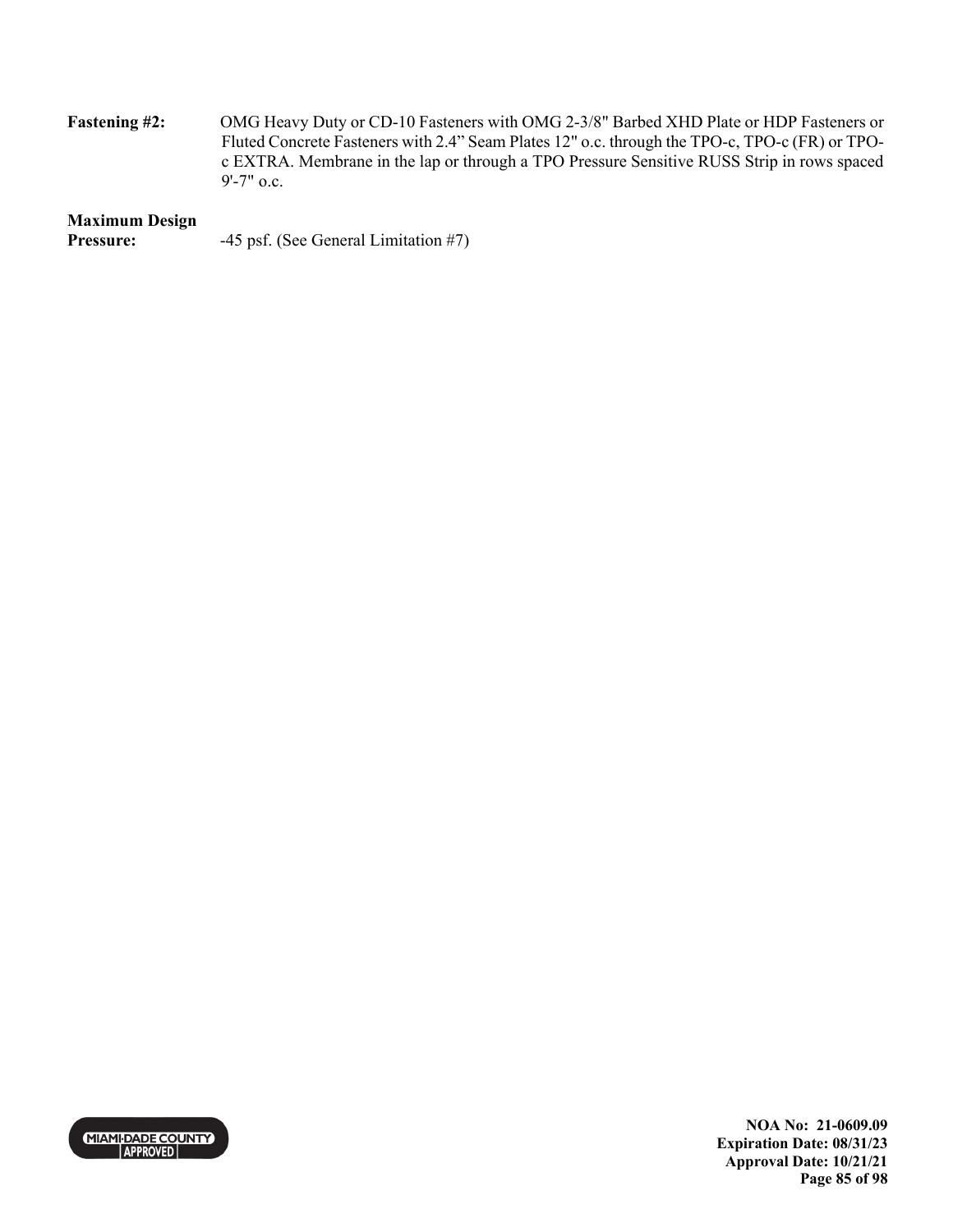**Fastening #2:** OMG Heavy Duty or CD-10 Fasteners with OMG 2-3/8" Barbed XHD Plate or HDP Fasteners or Fluted Concrete Fasteners with 2.4" Seam Plates 12" o.c. through the TPO-c, TPO-c (FR) or TPO-c EXTRA. Membrane in the lap or through a TPO Pressure Sensitive RUSS Strip in rows spaced 9'-7" o.c.

**Maximum Design Pressure:** -45 psf. (See General Limitation #7)

**NOA No: 21-0609.09**
**Expiration Date: 08/31/23**
**Approval Date: 10/21/21**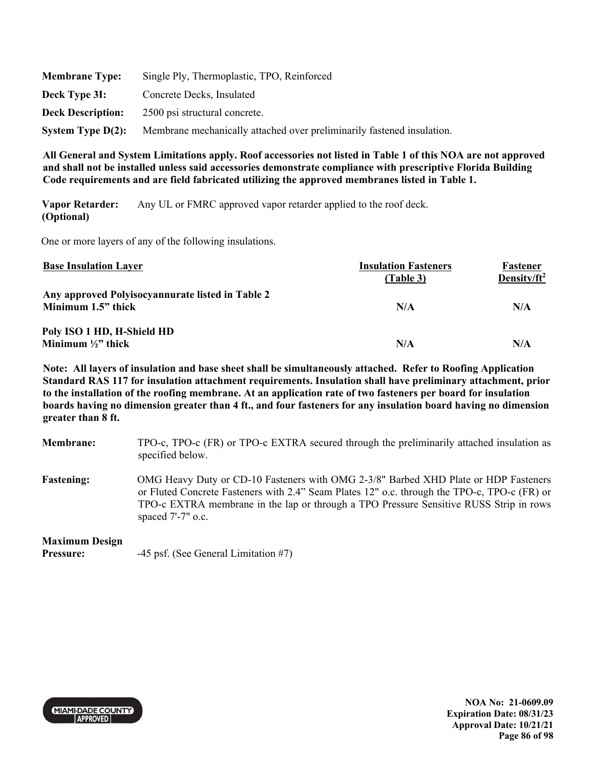**Membrane Type:** Single Ply, Thermoplastic, TPO, Reinforced

**Deck Type 3I:** Concrete Decks, Insulated

**Deck Description:** 2500 psi structural concrete.

**System Type D(2):** Membrane mechanically attached over preliminarily fastened insulation.

**All General and System Limitations apply. Roof accessories not listed in Table 1 of this NOA are not approved and shall not be installed unless said accessories demonstrate compliance with prescriptive Florida Building Code requirements and are field fabricated utilizing the approved membranes listed in Table 1.**

**Vapor Retarder: (Optional)** Any UL or FMRC approved vapor retarder applied to the roof deck.

One or more layers of any of the following insulations.

| Base Insulation Layer | Insulation Fasteners (Table 3) | Fastener Density/ft$^2$ |
|---|---|---|
| **Any approved Polyisocyannurate listed in Table 2 Minimum 1.5" thick** | **N/A** | **N/A** |
| **Poly ISO 1 HD, H-Shield HD Minimum ½" thick** | **N/A** | **N/A** |

**Note: All layers of insulation and base sheet shall be simultaneously attached. Refer to Roofing Application Standard RAS 117 for insulation attachment requirements. Insulation shall have preliminary attachment, prior to the installation of the roofing membrane. At an application rate of two fasteners per board for insulation boards having no dimension greater than 4 ft., and four fasteners for any insulation board having no dimension greater than 8 ft.**

**Membrane:** TPO-c, TPO-c (FR) or TPO-c EXTRA secured through the preliminarily attached insulation as specified below.

**Fastening:** OMG Heavy Duty or CD-10 Fasteners with OMG 2-3/8" Barbed XHD Plate or HDP Fasteners or Fluted Concrete Fasteners with 2.4" Seam Plates 12" o.c. through the TPO-c, TPO-c (FR) or TPO-c EXTRA membrane in the lap or through a TPO Pressure Sensitive RUSS Strip in rows spaced 7'-7" o.c.

**Maximum Design Pressure:** -45 psf. (See General Limitation #7)

**NOA No: 21-0609.09**
**Expiration Date: 08/31/23**
**Approval Date: 10/21/21**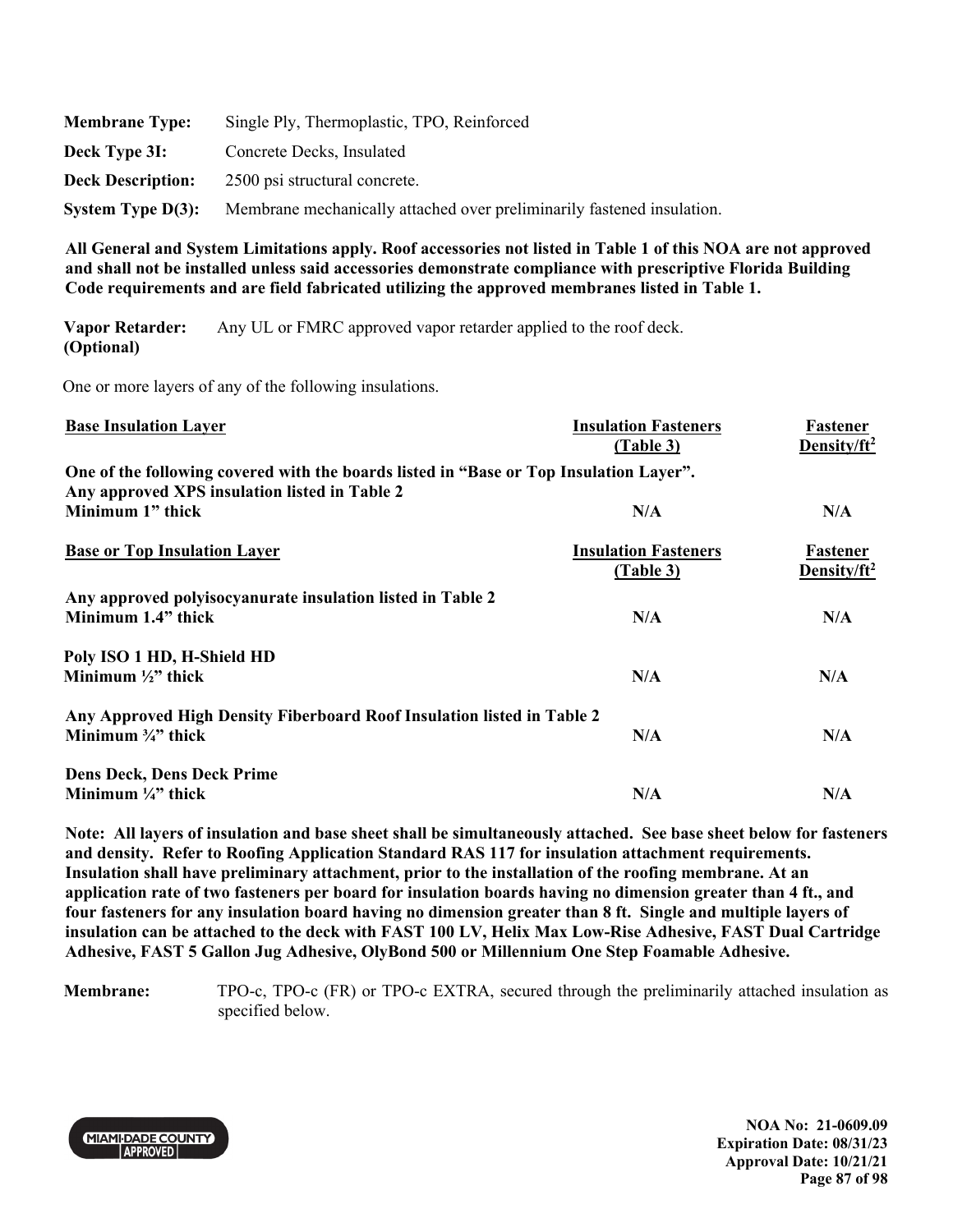**Membrane Type:** Single Ply, Thermoplastic, TPO, Reinforced

**Deck Type 3I:** Concrete Decks, Insulated

**Deck Description:** 2500 psi structural concrete.

**System Type D(3):** Membrane mechanically attached over preliminarily fastened insulation.

**All General and System Limitations apply. Roof accessories not listed in Table 1 of this NOA are not approved and shall not be installed unless said accessories demonstrate compliance with prescriptive Florida Building Code requirements and are field fabricated utilizing the approved membranes listed in Table 1.**

**Vapor Retarder: (Optional)** Any UL or FMRC approved vapor retarder applied to the roof deck.

One or more layers of any of the following insulations.

| Base Insulation Layer | Insulation Fasteners (Table 3) | Fastener Density/ft² |
|---|---|---|
| **One of the following covered with the boards listed in "Base or Top Insulation Layer". Any approved XPS insulation listed in Table 2 Minimum 1" thick** | **N/A** | **N/A** |

| Base or Top Insulation Layer | Insulation Fasteners (Table 3) | Fastener Density/ft² |
|---|---|---|
| **Any approved polyisocyanurate insulation listed in Table 2 Minimum 1.4" thick** | **N/A** | **N/A** |
| **Poly ISO 1 HD, H-Shield HD Minimum ½" thick** | **N/A** | **N/A** |
| **Any Approved High Density Fiberboard Roof Insulation listed in Table 2 Minimum ¾" thick** | **N/A** | **N/A** |
| **Dens Deck, Dens Deck Prime Minimum ¼" thick** | **N/A** | **N/A** |

**Note: All layers of insulation and base sheet shall be simultaneously attached. See base sheet below for fasteners and density. Refer to Roofing Application Standard RAS 117 for insulation attachment requirements. Insulation shall have preliminary attachment, prior to the installation of the roofing membrane. At an application rate of two fasteners per board for insulation boards having no dimension greater than 4 ft., and four fasteners for any insulation board having no dimension greater than 8 ft. Single and multiple layers of insulation can be attached to the deck with FAST 100 LV, Helix Max Low-Rise Adhesive, FAST Dual Cartridge Adhesive, FAST 5 Gallon Jug Adhesive, OlyBond 500 or Millennium One Step Foamable Adhesive.**

**Membrane:** TPO-c, TPO-c (FR) or TPO-c EXTRA, secured through the preliminarily attached insulation as specified below.

**NOA No: 21-0609.09**
**Expiration Date: 08/31/23**
**Approval Date: 10/21/21**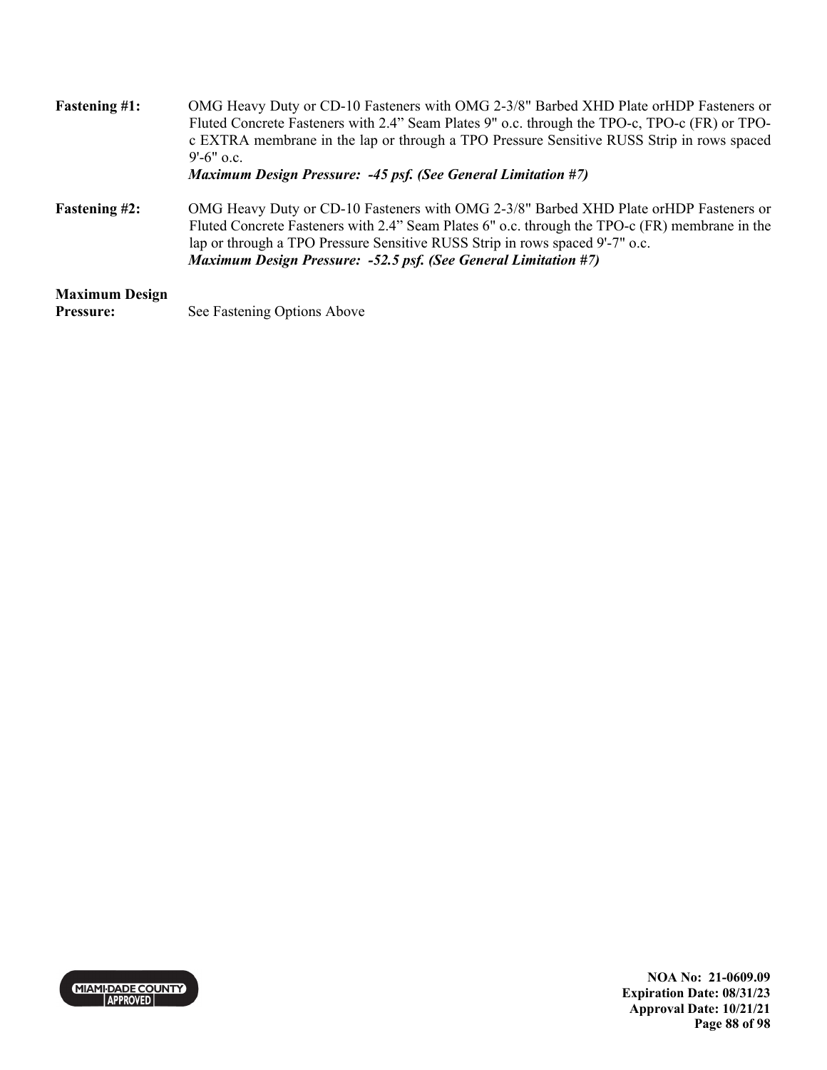**Fastening #1:** OMG Heavy Duty or CD-10 Fasteners with OMG 2-3/8" Barbed XHD Plate orHDP Fasteners or Fluted Concrete Fasteners with 2.4" Seam Plates 9" o.c. through the TPO-c, TPO-c (FR) or TPO-c EXTRA membrane in the lap or through a TPO Pressure Sensitive RUSS Strip in rows spaced 9'-6" o.c.
***Maximum Design Pressure: -45 psf. (See General Limitation #7)***

**Fastening #2:** OMG Heavy Duty or CD-10 Fasteners with OMG 2-3/8" Barbed XHD Plate orHDP Fasteners or Fluted Concrete Fasteners with 2.4" Seam Plates 6" o.c. through the TPO-c (FR) membrane in the lap or through a TPO Pressure Sensitive RUSS Strip in rows spaced 9'-7" o.c.
***Maximum Design Pressure: -52.5 psf. (See General Limitation #7)***

**Maximum Design Pressure:** See Fastening Options Above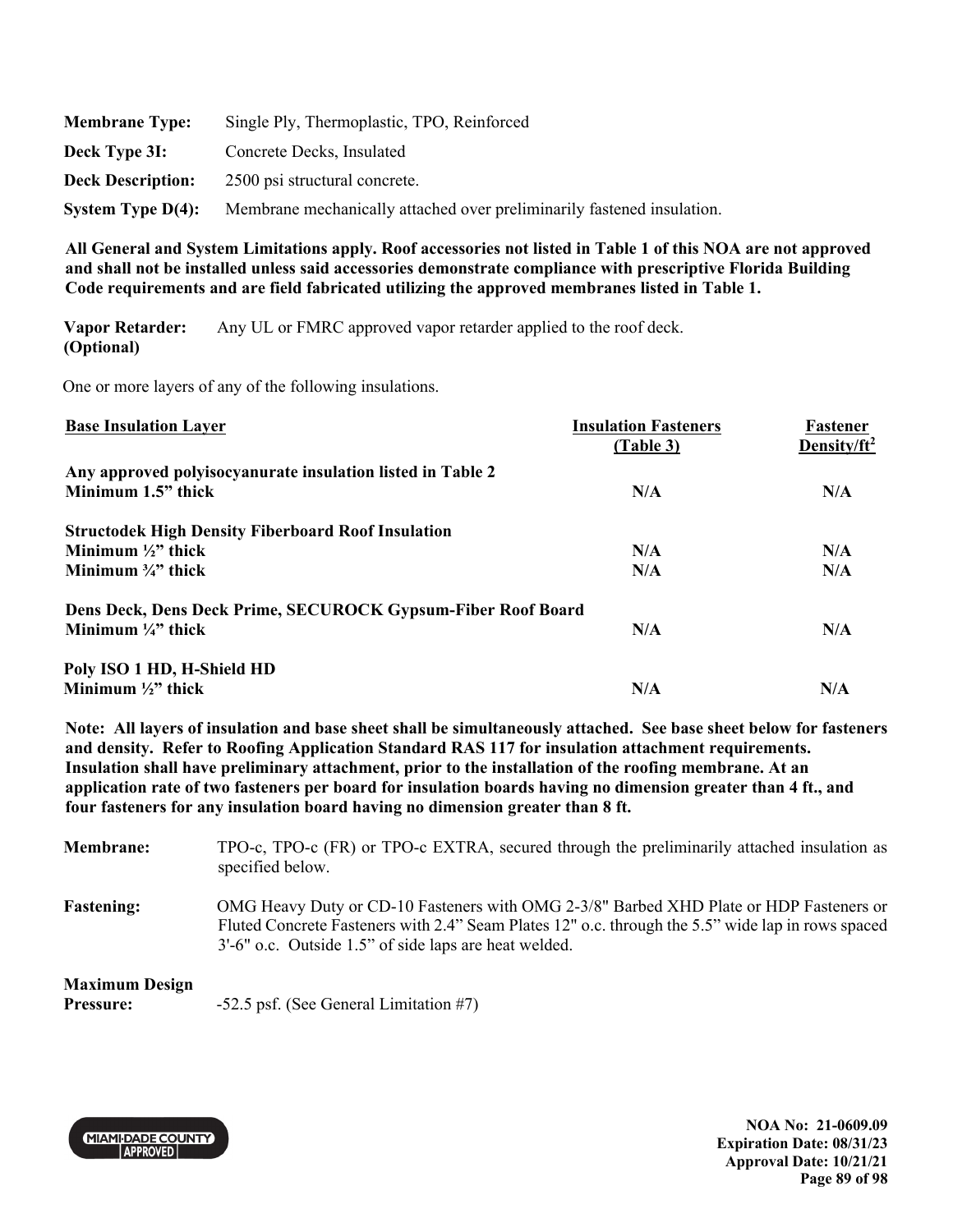**Membrane Type:** Single Ply, Thermoplastic, TPO, Reinforced

**Deck Type 3I:** Concrete Decks, Insulated

**Deck Description:** 2500 psi structural concrete.

**System Type D(4):** Membrane mechanically attached over preliminarily fastened insulation.

**All General and System Limitations apply. Roof accessories not listed in Table 1 of this NOA are not approved and shall not be installed unless said accessories demonstrate compliance with prescriptive Florida Building Code requirements and are field fabricated utilizing the approved membranes listed in Table 1.**

**Vapor Retarder: (Optional)** Any UL or FMRC approved vapor retarder applied to the roof deck.

One or more layers of any of the following insulations.

| Base Insulation Layer | Insulation Fasteners (Table 3) | Fastener Density/ft² |
|---|---|---|
| **Any approved polyisocyanurate insulation listed in Table 2** | | |
| **Minimum 1.5" thick** | **N/A** | **N/A** |
| **Structodek High Density Fiberboard Roof Insulation** | | |
| **Minimum ½" thick** | **N/A** | **N/A** |
| **Minimum ¾" thick** | **N/A** | **N/A** |
| **Dens Deck, Dens Deck Prime, SECUROCK Gypsum-Fiber Roof Board** | | |
| **Minimum ¼" thick** | **N/A** | **N/A** |
| **Poly ISO 1 HD, H-Shield HD** | | |
| **Minimum ½" thick** | **N/A** | **N/A** |

**Note: All layers of insulation and base sheet shall be simultaneously attached. See base sheet below for fasteners and density. Refer to Roofing Application Standard RAS 117 for insulation attachment requirements. Insulation shall have preliminary attachment, prior to the installation of the roofing membrane. At an application rate of two fasteners per board for insulation boards having no dimension greater than 4 ft., and four fasteners for any insulation board having no dimension greater than 8 ft.**

**Membrane:** TPO-c, TPO-c (FR) or TPO-c EXTRA, secured through the preliminarily attached insulation as specified below.

**Fastening:** OMG Heavy Duty or CD-10 Fasteners with OMG 2-3/8" Barbed XHD Plate or HDP Fasteners or Fluted Concrete Fasteners with 2.4" Seam Plates 12" o.c. through the 5.5" wide lap in rows spaced 3'-6" o.c. Outside 1.5" of side laps are heat welded.

**Maximum Design Pressure:** -52.5 psf. (See General Limitation #7)

NOA No: 21-0609.09
Expiration Date: 08/31/23
Approval Date: 10/21/21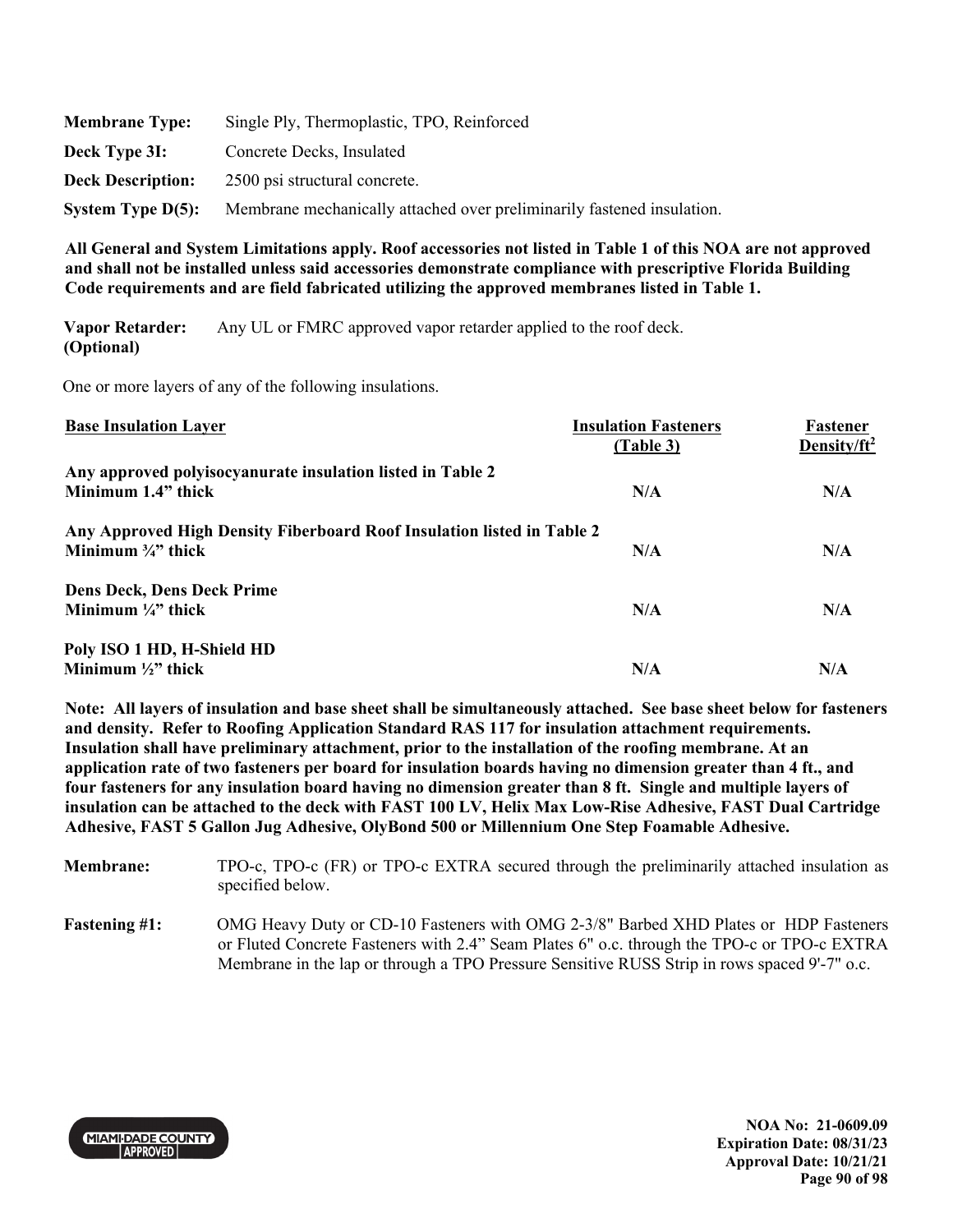**Membrane Type:** Single Ply, Thermoplastic, TPO, Reinforced

**Deck Type 3I:** Concrete Decks, Insulated

**Deck Description:** 2500 psi structural concrete.

**System Type D(5):** Membrane mechanically attached over preliminarily fastened insulation.

**All General and System Limitations apply. Roof accessories not listed in Table 1 of this NOA are not approved and shall not be installed unless said accessories demonstrate compliance with prescriptive Florida Building Code requirements and are field fabricated utilizing the approved membranes listed in Table 1.**

**Vapor Retarder: (Optional)** Any UL or FMRC approved vapor retarder applied to the roof deck.

One or more layers of any of the following insulations.

| Base Insulation Layer | Insulation Fasteners (Table 3) | Fastener Density/ft$^2$ |
|---|---|---|
| **Any approved polyisocyanurate insulation listed in Table 2 Minimum 1.4" thick** | **N/A** | **N/A** |
| **Any Approved High Density Fiberboard Roof Insulation listed in Table 2 Minimum ¾" thick** | **N/A** | **N/A** |
| **Dens Deck, Dens Deck Prime Minimum ¼" thick** | **N/A** | **N/A** |
| **Poly ISO 1 HD, H-Shield HD Minimum ½" thick** | **N/A** | **N/A** |

**Note: All layers of insulation and base sheet shall be simultaneously attached. See base sheet below for fasteners and density. Refer to Roofing Application Standard RAS 117 for insulation attachment requirements. Insulation shall have preliminary attachment, prior to the installation of the roofing membrane. At an application rate of two fasteners per board for insulation boards having no dimension greater than 4 ft., and four fasteners for any insulation board having no dimension greater than 8 ft. Single and multiple layers of insulation can be attached to the deck with FAST 100 LV, Helix Max Low-Rise Adhesive, FAST Dual Cartridge Adhesive, FAST 5 Gallon Jug Adhesive, OlyBond 500 or Millennium One Step Foamable Adhesive.**

**Membrane:** TPO-c, TPO-c (FR) or TPO-c EXTRA secured through the preliminarily attached insulation as specified below.

**Fastening #1:** OMG Heavy Duty or CD-10 Fasteners with OMG 2-3/8" Barbed XHD Plates or HDP Fasteners or Fluted Concrete Fasteners with 2.4" Seam Plates 6" o.c. through the TPO-c or TPO-c EXTRA Membrane in the lap or through a TPO Pressure Sensitive RUSS Strip in rows spaced 9'-7" o.c.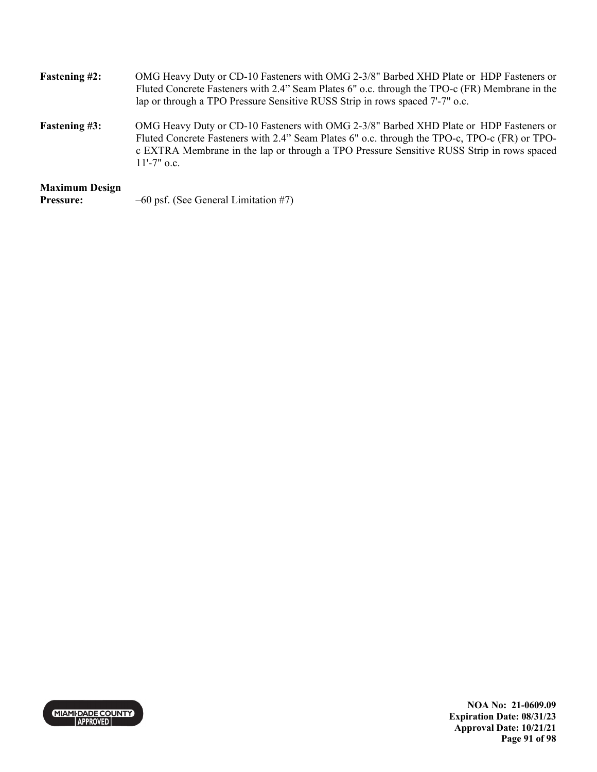**Fastening #2:** OMG Heavy Duty or CD-10 Fasteners with OMG 2-3/8" Barbed XHD Plate or HDP Fasteners or Fluted Concrete Fasteners with 2.4" Seam Plates 6" o.c. through the TPO-c (FR) Membrane in the lap or through a TPO Pressure Sensitive RUSS Strip in rows spaced 7'-7" o.c.

**Fastening #3:** OMG Heavy Duty or CD-10 Fasteners with OMG 2-3/8" Barbed XHD Plate or HDP Fasteners or Fluted Concrete Fasteners with 2.4" Seam Plates 6" o.c. through the TPO-c, TPO-c (FR) or TPO-c EXTRA Membrane in the lap or through a TPO Pressure Sensitive RUSS Strip in rows spaced 11'-7" o.c.

**Maximum Design Pressure:** –60 psf. (See General Limitation #7)

NOA No: 21-0609.09
Expiration Date: 08/31/23
Approval Date: 10/21/21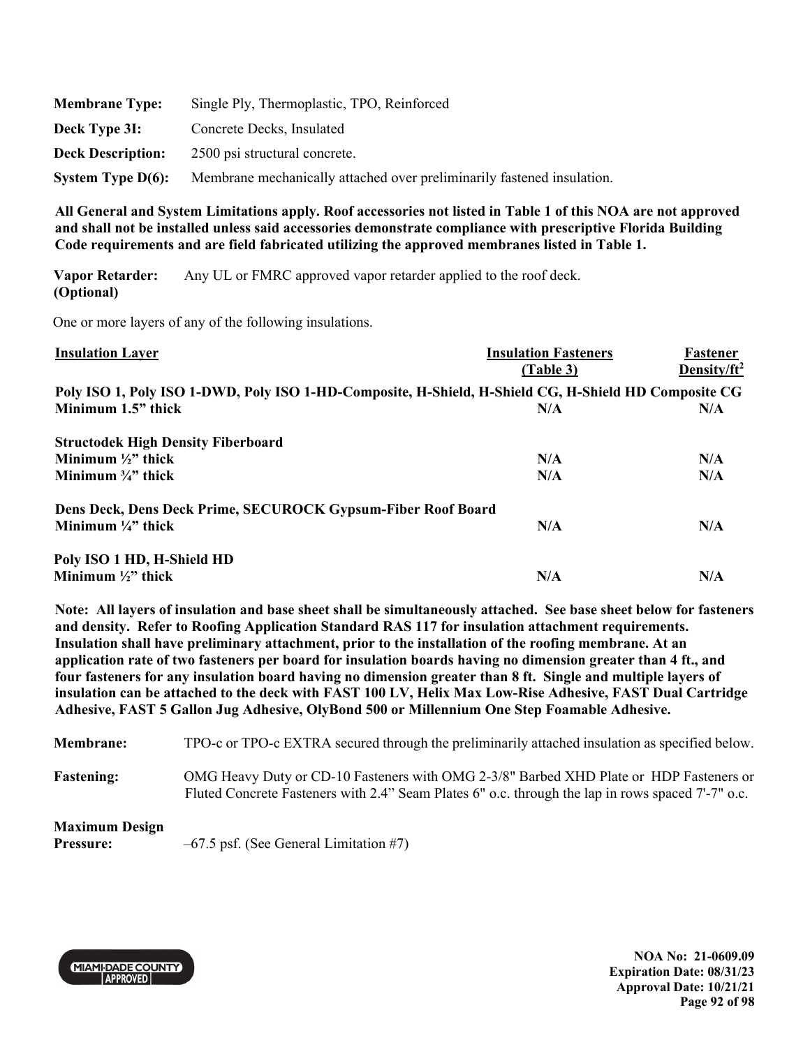**Membrane Type:** Single Ply, Thermoplastic, TPO, Reinforced

**Deck Type 3I:** Concrete Decks, Insulated

**Deck Description:** 2500 psi structural concrete.

**System Type D(6):** Membrane mechanically attached over preliminarily fastened insulation.

**All General and System Limitations apply. Roof accessories not listed in Table 1 of this NOA are not approved and shall not be installed unless said accessories demonstrate compliance with prescriptive Florida Building Code requirements and are field fabricated utilizing the approved membranes listed in Table 1.**

**Vapor Retarder: (Optional)** Any UL or FMRC approved vapor retarder applied to the roof deck.

One or more layers of any of the following insulations.

| Insulation Layer | Insulation Fasteners (Table 3) | Fastener Density/ft$^2$ |
|---|---|---|
| **Poly ISO 1, Poly ISO 1-DWD, Poly ISO 1-HD-Composite, H-Shield, H-Shield CG, H-Shield HD Composite CG** | | |
| **Minimum 1.5" thick** | **N/A** | **N/A** |
| **Structodek High Density Fiberboard** | | |
| **Minimum ½" thick** | **N/A** | **N/A** |
| **Minimum ¾" thick** | **N/A** | **N/A** |
| **Dens Deck, Dens Deck Prime, SECUROCK Gypsum-Fiber Roof Board** | | |
| **Minimum ¼" thick** | **N/A** | **N/A** |
| **Poly ISO 1 HD, H-Shield HD** | | |
| **Minimum ½" thick** | **N/A** | **N/A** |

**Note: All layers of insulation and base sheet shall be simultaneously attached. See base sheet below for fasteners and density. Refer to Roofing Application Standard RAS 117 for insulation attachment requirements. Insulation shall have preliminary attachment, prior to the installation of the roofing membrane. At an application rate of two fasteners per board for insulation boards having no dimension greater than 4 ft., and four fasteners for any insulation board having no dimension greater than 8 ft. Single and multiple layers of insulation can be attached to the deck with FAST 100 LV, Helix Max Low-Rise Adhesive, FAST Dual Cartridge Adhesive, FAST 5 Gallon Jug Adhesive, OlyBond 500 or Millennium One Step Foamable Adhesive.**

**Membrane:** TPO-c or TPO-c EXTRA secured through the preliminarily attached insulation as specified below.

**Fastening:** OMG Heavy Duty or CD-10 Fasteners with OMG 2-3/8" Barbed XHD Plate or HDP Fasteners or Fluted Concrete Fasteners with 2.4" Seam Plates 6" o.c. through the lap in rows spaced 7'-7" o.c.

**Maximum Design Pressure:** –67.5 psf. (See General Limitation #7)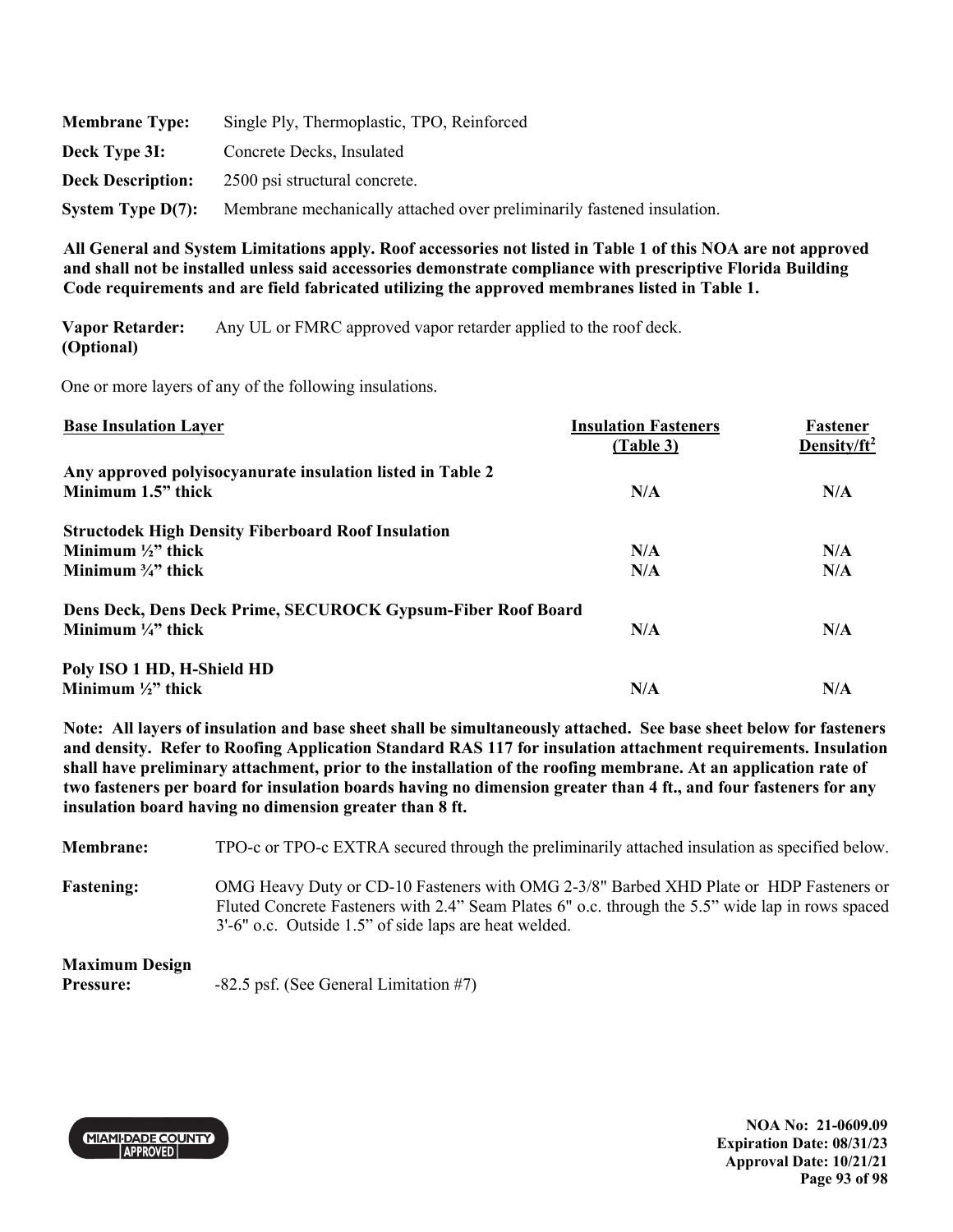**Membrane Type:** Single Ply, Thermoplastic, TPO, Reinforced

**Deck Type 3I:** Concrete Decks, Insulated

**Deck Description:** 2500 psi structural concrete.

**System Type D(7):** Membrane mechanically attached over preliminarily fastened insulation.

**All General and System Limitations apply. Roof accessories not listed in Table 1 of this NOA are not approved and shall not be installed unless said accessories demonstrate compliance with prescriptive Florida Building Code requirements and are field fabricated utilizing the approved membranes listed in Table 1.**

**Vapor Retarder: (Optional)** Any UL or FMRC approved vapor retarder applied to the roof deck.

One or more layers of any of the following insulations.

| Base Insulation Layer | Insulation Fasteners (Table 3) | Fastener Density/ft$^2$ |
|---|---|---|
| **Any approved polyisocyanurate insulation listed in Table 2** | | |
| **Minimum 1.5" thick** | **N/A** | **N/A** |
| **Structodek High Density Fiberboard Roof Insulation** | | |
| **Minimum ½" thick** | **N/A** | **N/A** |
| **Minimum ¾" thick** | **N/A** | **N/A** |
| **Dens Deck, Dens Deck Prime, SECUROCK Gypsum-Fiber Roof Board** | | |
| **Minimum ¼" thick** | **N/A** | **N/A** |
| **Poly ISO 1 HD, H-Shield HD** | | |
| **Minimum ½" thick** | **N/A** | **N/A** |

**Note: All layers of insulation and base sheet shall be simultaneously attached. See base sheet below for fasteners and density. Refer to Roofing Application Standard RAS 117 for insulation attachment requirements. Insulation shall have preliminary attachment, prior to the installation of the roofing membrane. At an application rate of two fasteners per board for insulation boards having no dimension greater than 4 ft., and four fasteners for any insulation board having no dimension greater than 8 ft.**

**Membrane:** TPO-c or TPO-c EXTRA secured through the preliminarily attached insulation as specified below.

**Fastening:** OMG Heavy Duty or CD-10 Fasteners with OMG 2-3/8" Barbed XHD Plate or HDP Fasteners or Fluted Concrete Fasteners with 2.4" Seam Plates 6" o.c. through the 5.5" wide lap in rows spaced 3'-6" o.c. Outside 1.5" of side laps are heat welded.

**Maximum Design Pressure:** -82.5 psf. (See General Limitation #7)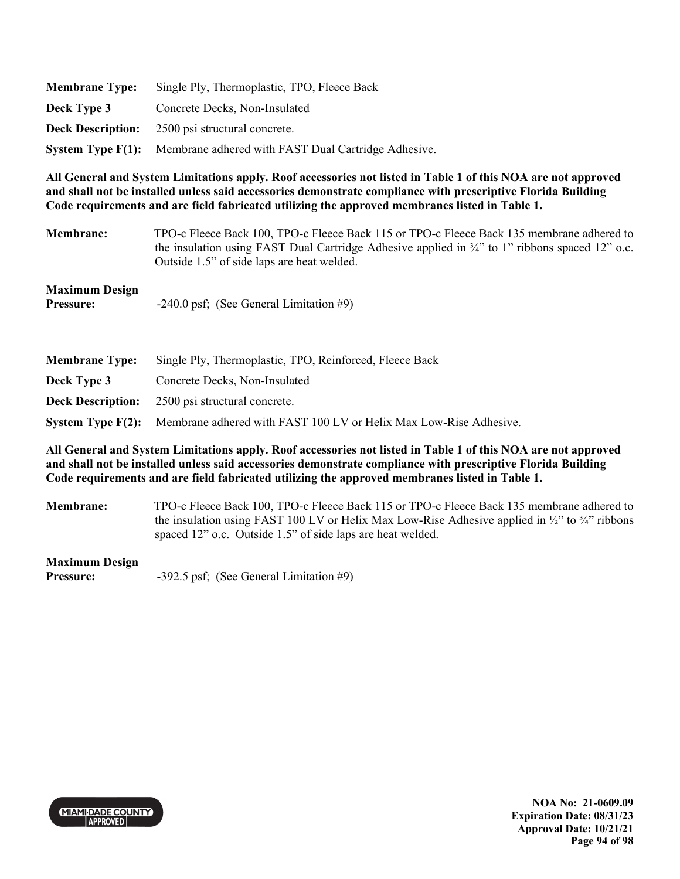**Membrane Type:** Single Ply, Thermoplastic, TPO, Fleece Back

**Deck Type 3** Concrete Decks, Non-Insulated

**Deck Description:** 2500 psi structural concrete.

**System Type F(1):** Membrane adhered with FAST Dual Cartridge Adhesive.

**All General and System Limitations apply. Roof accessories not listed in Table 1 of this NOA are not approved and shall not be installed unless said accessories demonstrate compliance with prescriptive Florida Building Code requirements and are field fabricated utilizing the approved membranes listed in Table 1.**

**Membrane:** TPO-c Fleece Back 100, TPO-c Fleece Back 115 or TPO-c Fleece Back 135 membrane adhered to the insulation using FAST Dual Cartridge Adhesive applied in ¾" to 1" ribbons spaced 12" o.c. Outside 1.5" of side laps are heat welded.

**Maximum Design Pressure:** -240.0 psf; (See General Limitation #9)

**Membrane Type:** Single Ply, Thermoplastic, TPO, Reinforced, Fleece Back

**Deck Type 3** Concrete Decks, Non-Insulated

**Deck Description:** 2500 psi structural concrete.

**System Type F(2):** Membrane adhered with FAST 100 LV or Helix Max Low-Rise Adhesive.

**All General and System Limitations apply. Roof accessories not listed in Table 1 of this NOA are not approved and shall not be installed unless said accessories demonstrate compliance with prescriptive Florida Building Code requirements and are field fabricated utilizing the approved membranes listed in Table 1.**

**Membrane:** TPO-c Fleece Back 100, TPO-c Fleece Back 115 or TPO-c Fleece Back 135 membrane adhered to the insulation using FAST 100 LV or Helix Max Low-Rise Adhesive applied in ½" to ¾" ribbons spaced 12" o.c. Outside 1.5" of side laps are heat welded.

**Maximum Design Pressure:** -392.5 psf; (See General Limitation #9)

**NOA No: 21-0609.09**
**Expiration Date: 08/31/23**
**Approval Date: 10/21/21**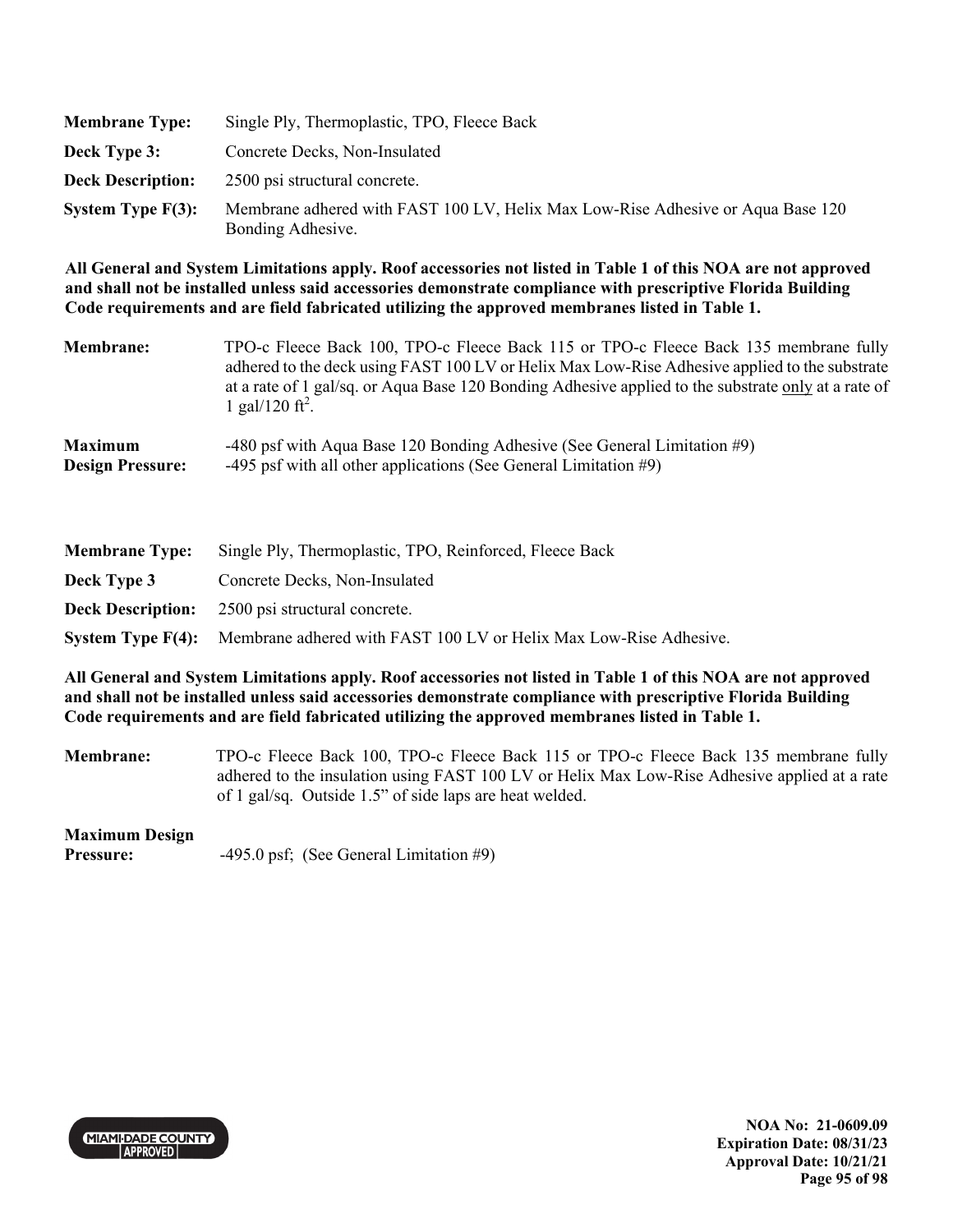**Membrane Type:** Single Ply, Thermoplastic, TPO, Fleece Back

**Deck Type 3:** Concrete Decks, Non-Insulated

**Deck Description:** 2500 psi structural concrete.

**System Type F(3):** Membrane adhered with FAST 100 LV, Helix Max Low-Rise Adhesive or Aqua Base 120 Bonding Adhesive.

**All General and System Limitations apply. Roof accessories not listed in Table 1 of this NOA are not approved and shall not be installed unless said accessories demonstrate compliance with prescriptive Florida Building Code requirements and are field fabricated utilizing the approved membranes listed in Table 1.**

**Membrane:** TPO-c Fleece Back 100, TPO-c Fleece Back 115 or TPO-c Fleece Back 135 membrane fully adhered to the deck using FAST 100 LV or Helix Max Low-Rise Adhesive applied to the substrate at a rate of 1 gal/sq. or Aqua Base 120 Bonding Adhesive applied to the substrate <u>only</u> at a rate of 1 gal/120 ft$^2$.

**Maximum Design Pressure:** -480 psf with Aqua Base 120 Bonding Adhesive (See General Limitation #9)
-495 psf with all other applications (See General Limitation #9)

**Membrane Type:** Single Ply, Thermoplastic, TPO, Reinforced, Fleece Back

**Deck Type 3** Concrete Decks, Non-Insulated

**Deck Description:** 2500 psi structural concrete.

**System Type F(4):** Membrane adhered with FAST 100 LV or Helix Max Low-Rise Adhesive.

**All General and System Limitations apply. Roof accessories not listed in Table 1 of this NOA are not approved and shall not be installed unless said accessories demonstrate compliance with prescriptive Florida Building Code requirements and are field fabricated utilizing the approved membranes listed in Table 1.**

**Membrane:** TPO-c Fleece Back 100, TPO-c Fleece Back 115 or TPO-c Fleece Back 135 membrane fully adhered to the insulation using FAST 100 LV or Helix Max Low-Rise Adhesive applied at a rate of 1 gal/sq. Outside 1.5" of side laps are heat welded.

**Maximum Design Pressure:** -495.0 psf; (See General Limitation #9)

NOA No: 21-0609.09
Expiration Date: 08/31/23
Approval Date: 10/21/21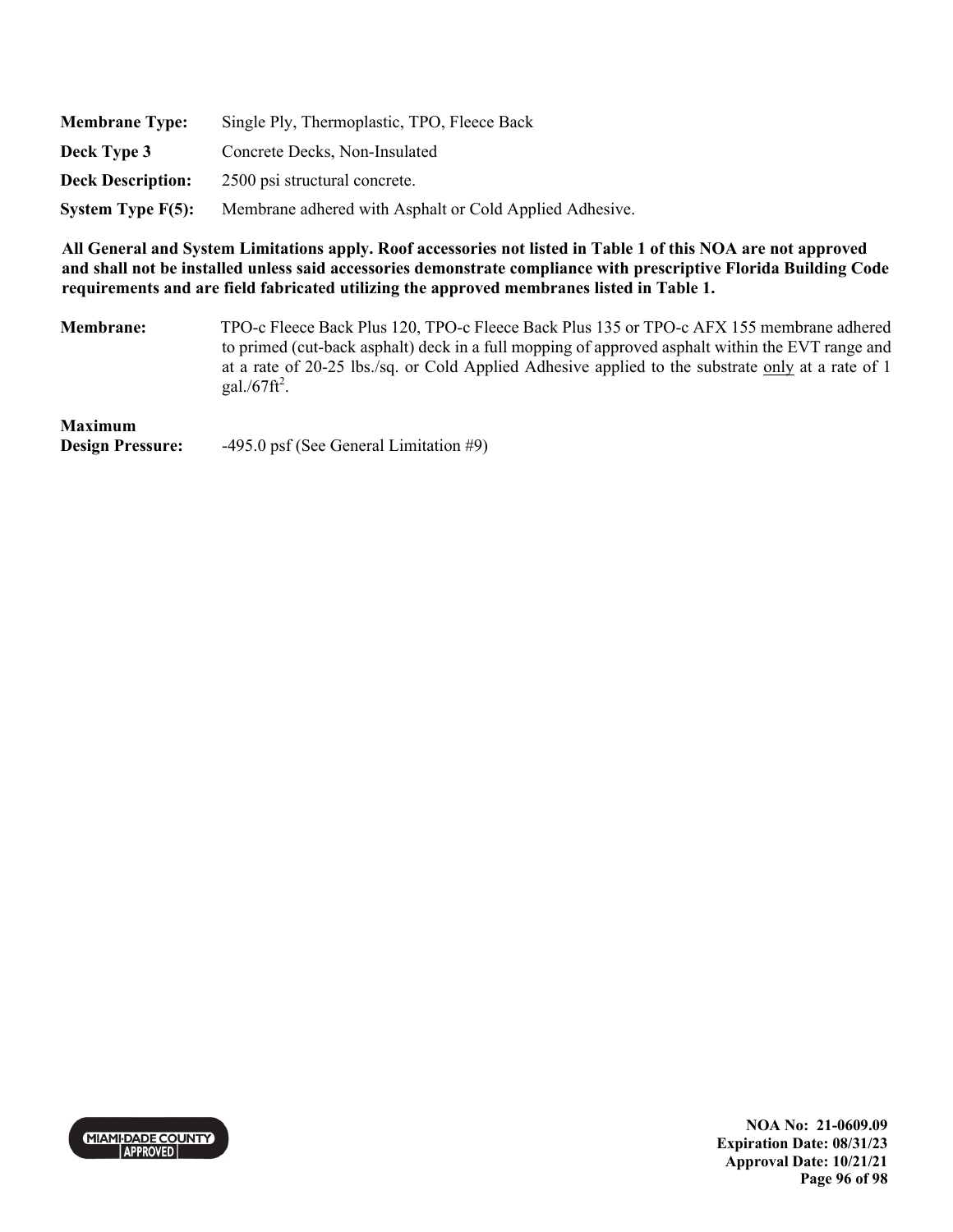**Membrane Type:** Single Ply, Thermoplastic, TPO, Fleece Back

**Deck Type 3** Concrete Decks, Non-Insulated

**Deck Description:** 2500 psi structural concrete.

**System Type F(5):** Membrane adhered with Asphalt or Cold Applied Adhesive.

**All General and System Limitations apply. Roof accessories not listed in Table 1 of this NOA are not approved and shall not be installed unless said accessories demonstrate compliance with prescriptive Florida Building Code requirements and are field fabricated utilizing the approved membranes listed in Table 1.**

**Membrane:** TPO-c Fleece Back Plus 120, TPO-c Fleece Back Plus 135 or TPO-c AFX 155 membrane adhered to primed (cut-back asphalt) deck in a full mopping of approved asphalt within the EVT range and at a rate of 20-25 lbs./sq. or Cold Applied Adhesive applied to the substrate only at a rate of 1 gal./67ft$^2$.

**Maximum Design Pressure:** -495.0 psf (See General Limitation #9)

NOA No: 21-0609.09
Expiration Date: 08/31/23
Approval Date: 10/21/21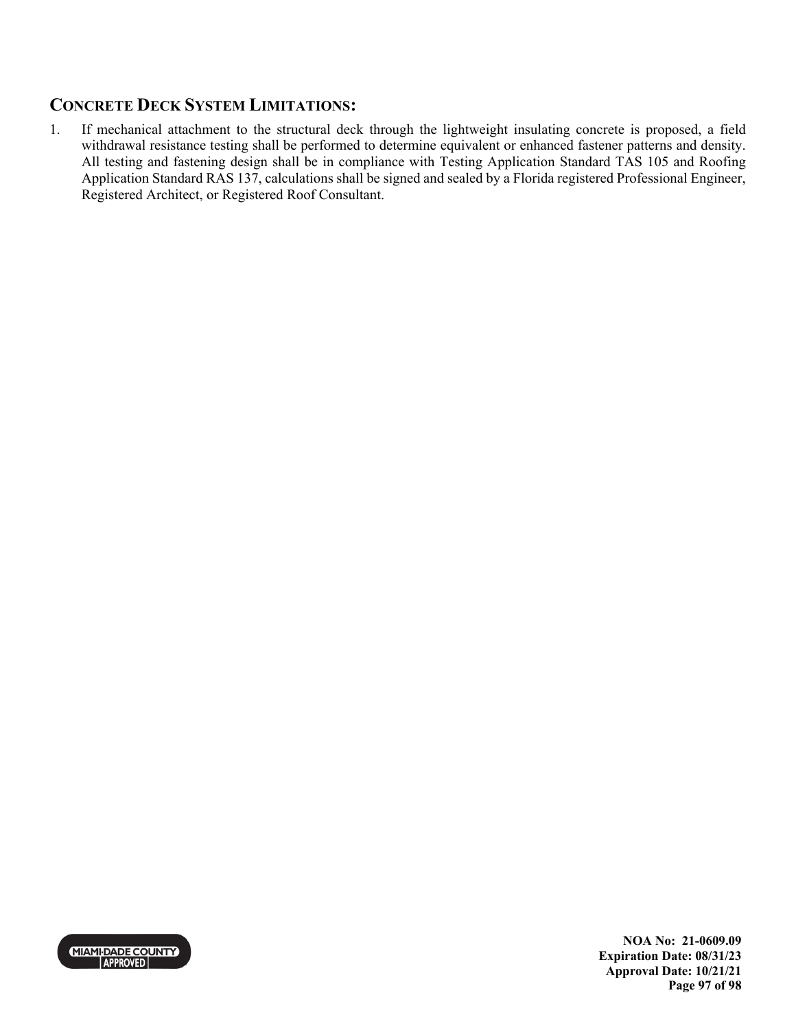## CONCRETE DECK SYSTEM LIMITATIONS:

1. If mechanical attachment to the structural deck through the lightweight insulating concrete is proposed, a field withdrawal resistance testing shall be performed to determine equivalent or enhanced fastener patterns and density. All testing and fastening design shall be in compliance with Testing Application Standard TAS 105 and Roofing Application Standard RAS 137, calculations shall be signed and sealed by a Florida registered Professional Engineer, Registered Architect, or Registered Roof Consultant.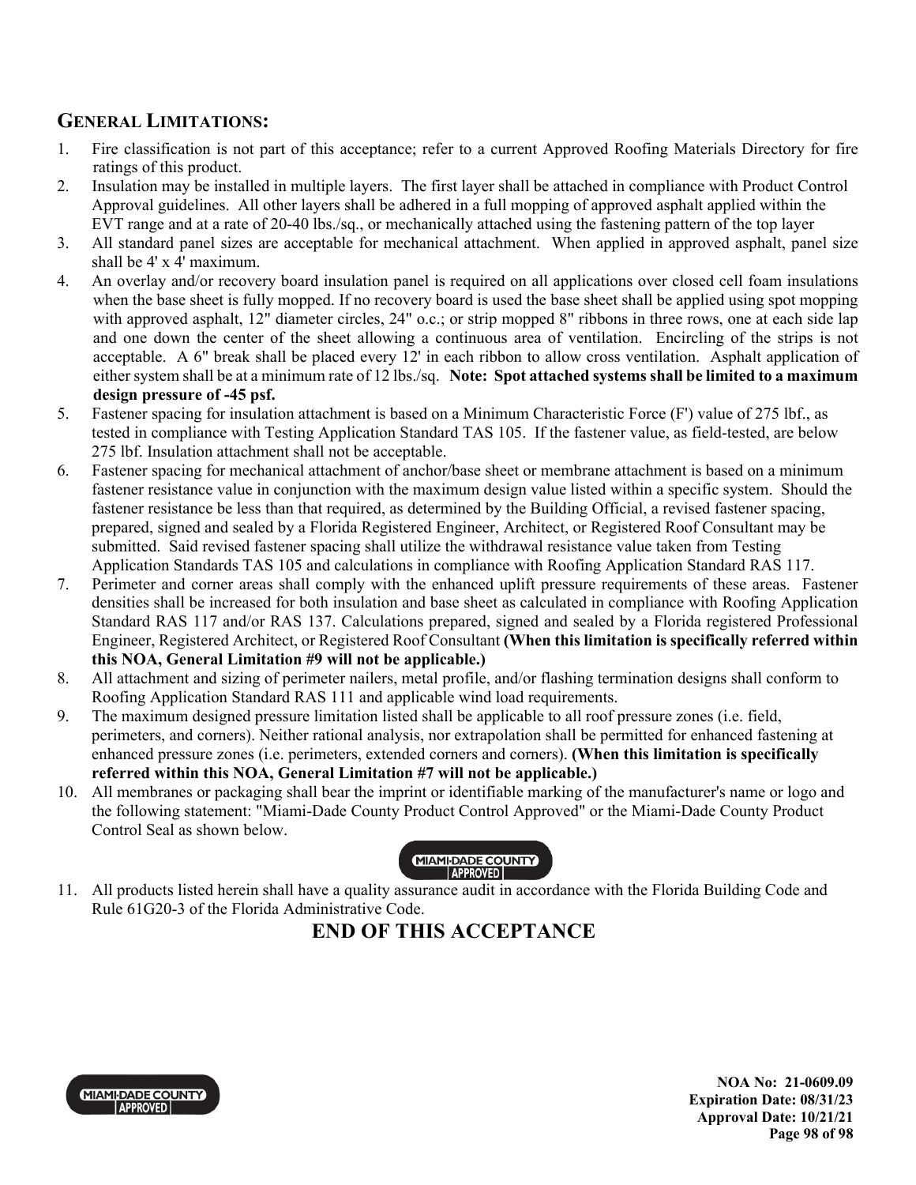## GENERAL LIMITATIONS:

1. Fire classification is not part of this acceptance; refer to a current Approved Roofing Materials Directory for fire ratings of this product.
2. Insulation may be installed in multiple layers. The first layer shall be attached in compliance with Product Control Approval guidelines. All other layers shall be adhered in a full mopping of approved asphalt applied within the EVT range and at a rate of 20-40 lbs./sq., or mechanically attached using the fastening pattern of the top layer
3. All standard panel sizes are acceptable for mechanical attachment. When applied in approved asphalt, panel size shall be 4' x 4' maximum.
4. An overlay and/or recovery board insulation panel is required on all applications over closed cell foam insulations when the base sheet is fully mopped. If no recovery board is used the base sheet shall be applied using spot mopping with approved asphalt, 12" diameter circles, 24" o.c.; or strip mopped 8" ribbons in three rows, one at each side lap and one down the center of the sheet allowing a continuous area of ventilation. Encircling of the strips is not acceptable. A 6" break shall be placed every 12' in each ribbon to allow cross ventilation. Asphalt application of either system shall be at a minimum rate of 12 lbs./sq. **Note: Spot attached systems shall be limited to a maximum design pressure of -45 psf.**
5. Fastener spacing for insulation attachment is based on a Minimum Characteristic Force (F') value of 275 lbf., as tested in compliance with Testing Application Standard TAS 105. If the fastener value, as field-tested, are below 275 lbf. Insulation attachment shall not be acceptable.
6. Fastener spacing for mechanical attachment of anchor/base sheet or membrane attachment is based on a minimum fastener resistance value in conjunction with the maximum design value listed within a specific system. Should the fastener resistance be less than that required, as determined by the Building Official, a revised fastener spacing, prepared, signed and sealed by a Florida Registered Engineer, Architect, or Registered Roof Consultant may be submitted. Said revised fastener spacing shall utilize the withdrawal resistance value taken from Testing Application Standards TAS 105 and calculations in compliance with Roofing Application Standard RAS 117.
7. Perimeter and corner areas shall comply with the enhanced uplift pressure requirements of these areas. Fastener densities shall be increased for both insulation and base sheet as calculated in compliance with Roofing Application Standard RAS 117 and/or RAS 137. Calculations prepared, signed and sealed by a Florida registered Professional Engineer, Registered Architect, or Registered Roof Consultant **(When this limitation is specifically referred within this NOA, General Limitation #9 will not be applicable.)**
8. All attachment and sizing of perimeter nailers, metal profile, and/or flashing termination designs shall conform to Roofing Application Standard RAS 111 and applicable wind load requirements.
9. The maximum designed pressure limitation listed shall be applicable to all roof pressure zones (i.e. field, perimeters, and corners). Neither rational analysis, nor extrapolation shall be permitted for enhanced fastening at enhanced pressure zones (i.e. perimeters, extended corners and corners). **(When this limitation is specifically referred within this NOA, General Limitation #7 will not be applicable.)**
10. All membranes or packaging shall bear the imprint or identifiable marking of the manufacturer's name or logo and the following statement: "Miami-Dade County Product Control Approved" or the Miami-Dade County Product Control Seal as shown below.

MIAMI-DADE COUNTY APPROVED

11. All products listed herein shall have a quality assurance audit in accordance with the Florida Building Code and Rule 61G20-3 of the Florida Administrative Code.

# END OF THIS ACCEPTANCE

**NOA No: 21-0609.09**
**Expiration Date: 08/31/23**
**Approval Date: 10/21/21**